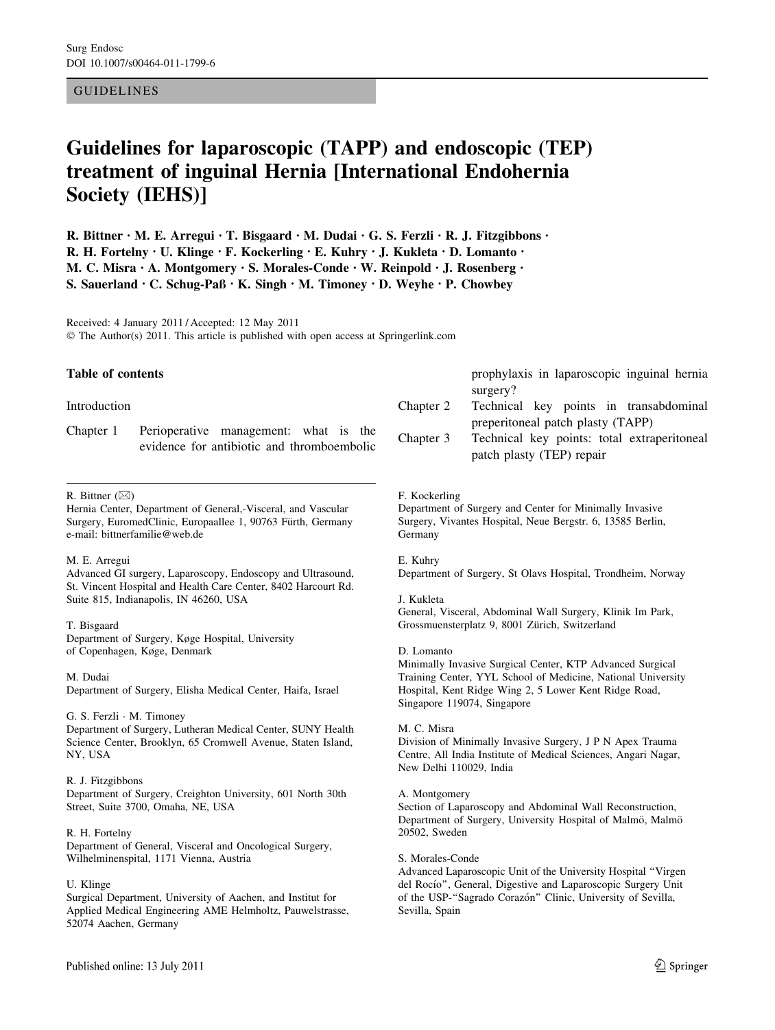GUIDELINES

# Guidelines for laparoscopic (TAPP) and endoscopic (TEP) treatment of inguinal Hernia [International Endohernia Society (IEHS)]

**R. Bittner · M. E. Arregui · T. Bisgaard · M. Dudai · G. S. Ferzli · R. J. Fitzgibbons · R. H. Fortelny · U. Klinge · F. Kockerling · E. Kuhry · J. Kukleta · D. Lomanto · M. C. Misra · A. Montgomery · S. Morales-Conde · W. Reinpold · J. Rosenberg · S. Sauerland · C. Schug-Paß · K. Singh · M. Timoney · D. Weyhe · P. Chowbey**

Received: 4 January 2011 / Accepted: 12 May 2011
© The Author(s) 2011. This article is published with open access at Springerlink.com

**Table of contents**

Introduction

Chapter 1 Perioperative management: what is the evidence for antibiotic and thromboembolic prophylaxis in laparoscopic inguinal hernia surgery?

Chapter 2 Technical key points in transabdominal preperitoneal patch plasty (TAPP)

Chapter 3 Technical key points: total extraperitoneal patch plasty (TEP) repair

---

R. Bittner (✉)
Hernia Center, Department of General,-Visceral, and Vascular Surgery, EuromedClinic, Europaallee 1, 90763 Fürth, Germany
e-mail: bittnerfamilie@web.de

M. E. Arregui
Advanced GI surgery, Laparoscopy, Endoscopy and Ultrasound, St. Vincent Hospital and Health Care Center, 8402 Harcourt Rd. Suite 815, Indianapolis, IN 46260, USA

T. Bisgaard
Department of Surgery, Køge Hospital, University of Copenhagen, Køge, Denmark

M. Dudai
Department of Surgery, Elisha Medical Center, Haifa, Israel

G. S. Ferzli · M. Timoney
Department of Surgery, Lutheran Medical Center, SUNY Health Science Center, Brooklyn, 65 Cromwell Avenue, Staten Island, NY, USA

R. J. Fitzgibbons
Department of Surgery, Creighton University, 601 North 30th Street, Suite 3700, Omaha, NE, USA

R. H. Fortelny
Department of General, Visceral and Oncological Surgery, Wilhelminenspital, 1171 Vienna, Austria

U. Klinge
Surgical Department, University of Aachen, and Institut for Applied Medical Engineering AME Helmholtz, Pauwelstrasse, 52074 Aachen, Germany

F. Kockerling
Department of Surgery and Center for Minimally Invasive Surgery, Vivantes Hospital, Neue Bergstr. 6, 13585 Berlin, Germany

E. Kuhry
Department of Surgery, St Olavs Hospital, Trondheim, Norway

J. Kukleta
General, Visceral, Abdominal Wall Surgery, Klinik Im Park, Grossmuensterplatz 9, 8001 Zürich, Switzerland

D. Lomanto
Minimally Invasive Surgical Center, KTP Advanced Surgical Training Center, YYL School of Medicine, National University Hospital, Kent Ridge Wing 2, 5 Lower Kent Ridge Road, Singapore 119074, Singapore

M. C. Misra
Division of Minimally Invasive Surgery, J P N Apex Trauma Centre, All India Institute of Medical Sciences, Angari Nagar, New Delhi 110029, India

A. Montgomery
Section of Laparoscopy and Abdominal Wall Reconstruction, Department of Surgery, University Hospital of Malmö, Malmö 20502, Sweden

S. Morales-Conde
Advanced Laparoscopic Unit of the University Hospital "Virgen del Rocío", General, Digestive and Laparoscopic Surgery Unit of the USP-"Sagrado Corazón" Clinic, University of Sevilla, Sevilla, Spain

Published online: 13 July 2011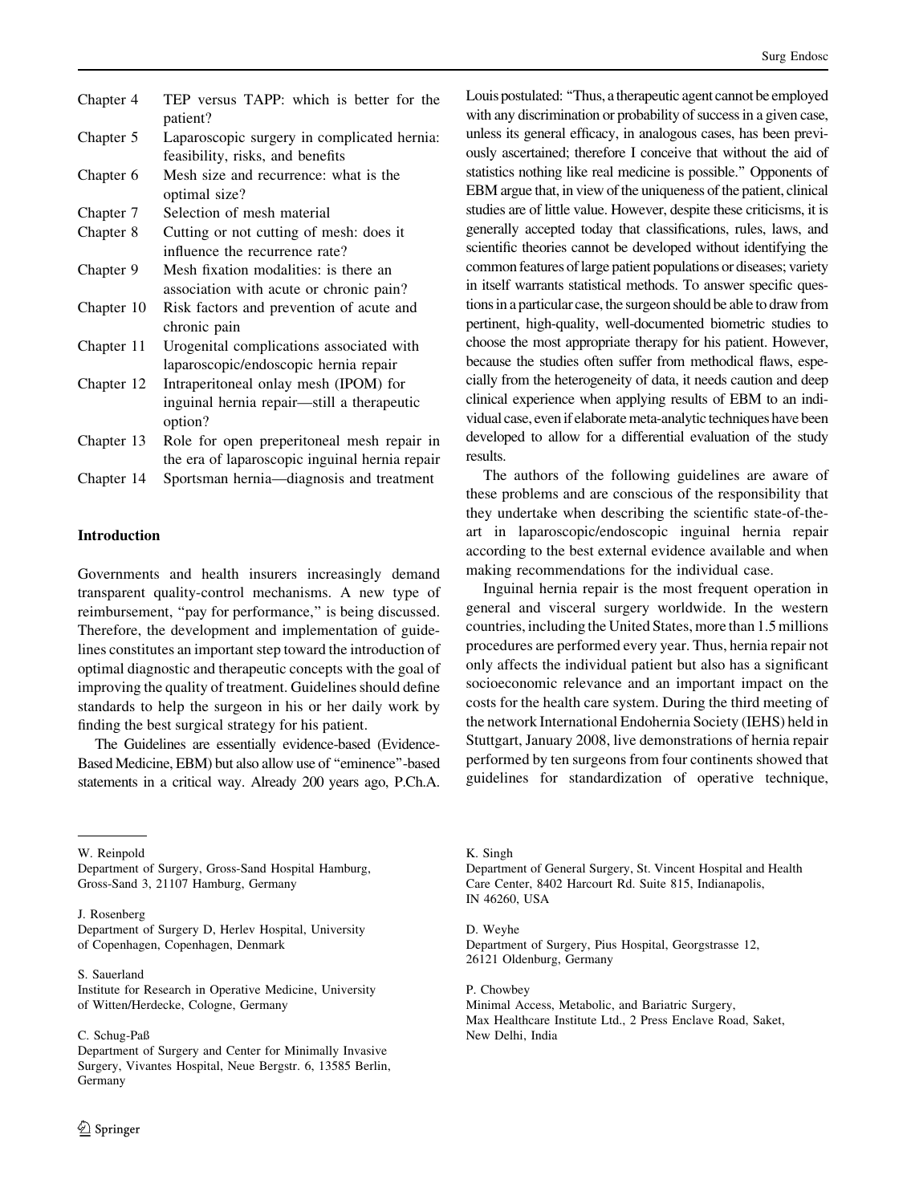| | |
|---|---|
| Chapter 4 | TEP versus TAPP: which is better for the patient? |
| Chapter 5 | Laparoscopic surgery in complicated hernia: feasibility, risks, and benefits |
| Chapter 6 | Mesh size and recurrence: what is the optimal size? |
| Chapter 7 | Selection of mesh material |
| Chapter 8 | Cutting or not cutting of mesh: does it influence the recurrence rate? |
| Chapter 9 | Mesh fixation modalities: is there an association with acute or chronic pain? |
| Chapter 10 | Risk factors and prevention of acute and chronic pain |
| Chapter 11 | Urogenital complications associated with laparoscopic/endoscopic hernia repair |
| Chapter 12 | Intraperitoneal onlay mesh (IPOM) for inguinal hernia repair—still a therapeutic option? |
| Chapter 13 | Role for open preperitoneal mesh repair in the era of laparoscopic inguinal hernia repair |
| Chapter 14 | Sportsman hernia—diagnosis and treatment |

## Introduction

Governments and health insurers increasingly demand transparent quality-control mechanisms. A new type of reimbursement, "pay for performance," is being discussed. Therefore, the development and implementation of guidelines constitutes an important step toward the introduction of optimal diagnostic and therapeutic concepts with the goal of improving the quality of treatment. Guidelines should define standards to help the surgeon in his or her daily work by finding the best surgical strategy for his patient.

The Guidelines are essentially evidence-based (Evidence-Based Medicine, EBM) but also allow use of "eminence"-based statements in a critical way. Already 200 years ago, P.Ch.A. Louis postulated: "Thus, a therapeutic agent cannot be employed with any discrimination or probability of success in a given case, unless its general efficacy, in analogous cases, has been previously ascertained; therefore I conceive that without the aid of statistics nothing like real medicine is possible." Opponents of EBM argue that, in view of the uniqueness of the patient, clinical studies are of little value. However, despite these criticisms, it is generally accepted today that classifications, rules, laws, and scientific theories cannot be developed without identifying the common features of large patient populations or diseases; variety in itself warrants statistical methods. To answer specific questions in a particular case, the surgeon should be able to draw from pertinent, high-quality, well-documented biometric studies to choose the most appropriate therapy for his patient. However, because the studies often suffer from methodical flaws, especially from the heterogeneity of data, it needs caution and deep clinical experience when applying results of EBM to an individual case, even if elaborate meta-analytic techniques have been developed to allow for a differential evaluation of the study results.

The authors of the following guidelines are aware of these problems and are conscious of the responsibility that they undertake when describing the scientific state-of-the-art in laparoscopic/endoscopic inguinal hernia repair according to the best external evidence available and when making recommendations for the individual case.

Inguinal hernia repair is the most frequent operation in general and visceral surgery worldwide. In the western countries, including the United States, more than 1.5 millions procedures are performed every year. Thus, hernia repair not only affects the individual patient but also has a significant socioeconomic relevance and an important impact on the costs for the health care system. During the third meeting of the network International Endohernia Society (IEHS) held in Stuttgart, January 2008, live demonstrations of hernia repair performed by ten surgeons from four continents showed that guidelines for standardization of operative technique,

W. Reinpold
Department of Surgery, Gross-Sand Hospital Hamburg, Gross-Sand 3, 21107 Hamburg, Germany

J. Rosenberg
Department of Surgery D, Herlev Hospital, University of Copenhagen, Copenhagen, Denmark

S. Sauerland
Institute for Research in Operative Medicine, University of Witten/Herdecke, Cologne, Germany

C. Schug-Paß
Department of Surgery and Center for Minimally Invasive Surgery, Vivantes Hospital, Neue Bergstr. 6, 13585 Berlin, Germany

K. Singh
Department of General Surgery, St. Vincent Hospital and Health Care Center, 8402 Harcourt Rd. Suite 815, Indianapolis, IN 46260, USA

D. Weyhe
Department of Surgery, Pius Hospital, Georgstrasse 12, 26121 Oldenburg, Germany

P. Chowbey
Minimal Access, Metabolic, and Bariatric Surgery, Max Healthcare Institute Ltd., 2 Press Enclave Road, Saket, New Delhi, India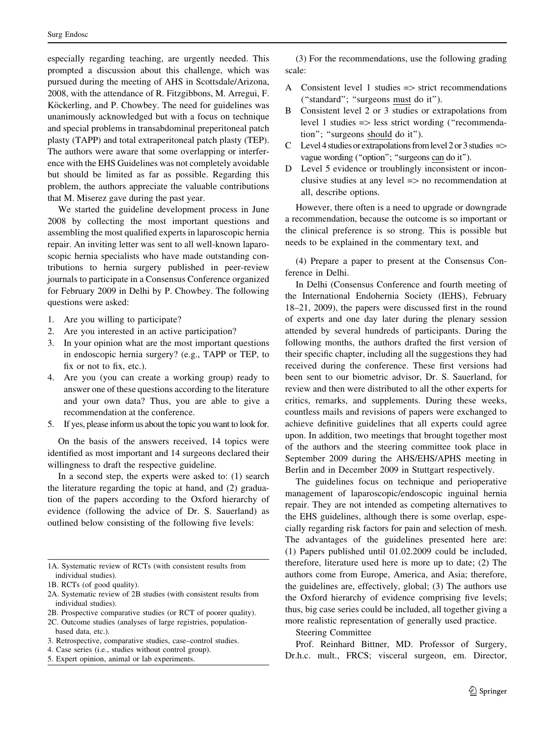especially regarding teaching, are urgently needed. This prompted a discussion about this challenge, which was pursued during the meeting of AHS in Scottsdale/Arizona, 2008, with the attendance of R. Fitzgibbons, M. Arregui, F. Köckerling, and P. Chowbey. The need for guidelines was unanimously acknowledged but with a focus on technique and special problems in transabdominal preperitoneal patch plasty (TAPP) and total extraperitoneal patch plasty (TEP). The authors were aware that some overlapping or interference with the EHS Guidelines was not completely avoidable but should be limited as far as possible. Regarding this problem, the authors appreciate the valuable contributions that M. Miserez gave during the past year.

We started the guideline development process in June 2008 by collecting the most important questions and assembling the most qualified experts in laparoscopic hernia repair. An inviting letter was sent to all well-known laparoscopic hernia specialists who have made outstanding contributions to hernia surgery published in peer-review journals to participate in a Consensus Conference organized for February 2009 in Delhi by P. Chowbey. The following questions were asked:

1. Are you willing to participate?
2. Are you interested in an active participation?
3. In your opinion what are the most important questions in endoscopic hernia surgery? (e.g., TAPP or TEP, to fix or not to fix, etc.).
4. Are you (you can create a working group) ready to answer one of these questions according to the literature and your own data? Thus, you are able to give a recommendation at the conference.
5. If yes, please inform us about the topic you want to look for.

On the basis of the answers received, 14 topics were identified as most important and 14 surgeons declared their willingness to draft the respective guideline.

In a second step, the experts were asked to: (1) search the literature regarding the topic at hand, and (2) graduation of the papers according to the Oxford hierarchy of evidence (following the advice of Dr. S. Sauerland) as outlined below consisting of the following five levels:

1A. Systematic review of RCTs (with consistent results from individual studies).
1B. RCTs (of good quality).
2A. Systematic review of 2B studies (with consistent results from individual studies).
2B. Prospective comparative studies (or RCT of poorer quality).
2C. Outcome studies (analyses of large registries, population-based data, etc.).
3. Retrospective, comparative studies, case–control studies.
4. Case series (i.e., studies without control group).
5. Expert opinion, animal or lab experiments.

(3) For the recommendations, use the following grading scale:

A Consistent level 1 studies => strict recommendations ("standard"; "surgeons must do it").
B Consistent level 2 or 3 studies or extrapolations from level 1 studies => less strict wording ("recommendation"; "surgeons should do it").
C Level 4 studies or extrapolations from level 2 or 3 studies => vague wording ("option"; "surgeons can do it").
D Level 5 evidence or troublingly inconsistent or inconclusive studies at any level => no recommendation at all, describe options.

However, there often is a need to upgrade or downgrade a recommendation, because the outcome is so important or the clinical preference is so strong. This is possible but needs to be explained in the commentary text, and

(4) Prepare a paper to present at the Consensus Conference in Delhi.

In Delhi (Consensus Conference and fourth meeting of the International Endohernia Society (IEHS), February 18–21, 2009), the papers were discussed first in the round of experts and one day later during the plenary session attended by several hundreds of participants. During the following months, the authors drafted the first version of their specific chapter, including all the suggestions they had received during the conference. These first versions had been sent to our biometric advisor, Dr. S. Sauerland, for review and then were distributed to all the other experts for critics, remarks, and supplements. During these weeks, countless mails and revisions of papers were exchanged to achieve definitive guidelines that all experts could agree upon. In addition, two meetings that brought together most of the authors and the steering committee took place in September 2009 during the AHS/EHS/APHS meeting in Berlin and in December 2009 in Stuttgart respectively.

The guidelines focus on technique and perioperative management of laparoscopic/endoscopic inguinal hernia repair. They are not intended as competing alternatives to the EHS guidelines, although there is some overlap, especially regarding risk factors for pain and selection of mesh. The advantages of the guidelines presented here are: (1) Papers published until 01.02.2009 could be included, therefore, literature used here is more up to date; (2) The authors come from Europe, America, and Asia; therefore, the guidelines are, effectively, global; (3) The authors use the Oxford hierarchy of evidence comprising five levels; thus, big case series could be included, all together giving a more realistic representation of generally used practice.

Steering Committee

Prof. Reinhard Bittner, MD. Professor of Surgery, Dr.h.c. mult., FRCS; visceral surgeon, em. Director,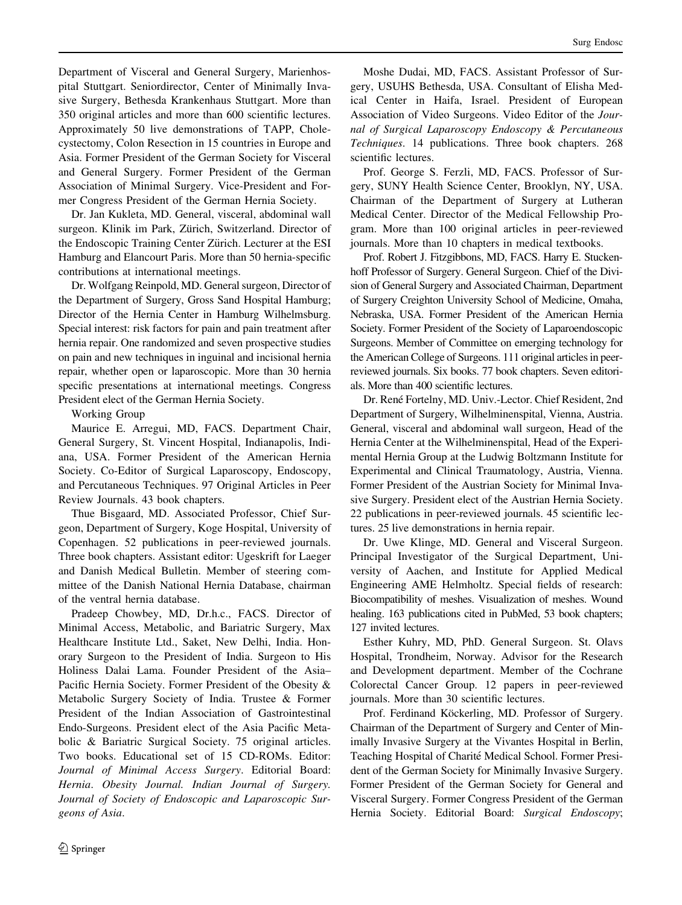Department of Visceral and General Surgery, Marienhospital Stuttgart. Seniordirector, Center of Minimally Invasive Surgery, Bethesda Krankenhaus Stuttgart. More than 350 original articles and more than 600 scientific lectures. Approximately 50 live demonstrations of TAPP, Cholecystectomy, Colon Resection in 15 countries in Europe and Asia. Former President of the German Society for Visceral and General Surgery. Former President of the German Association of Minimal Surgery. Vice-President and Former Congress President of the German Hernia Society.

Dr. Jan Kukleta, MD. General, visceral, abdominal wall surgeon. Klinik im Park, Zürich, Switzerland. Director of the Endoscopic Training Center Zürich. Lecturer at the ESI Hamburg and Elancourt Paris. More than 50 hernia-specific contributions at international meetings.

Dr. Wolfgang Reinpold, MD. General surgeon, Director of the Department of Surgery, Gross Sand Hospital Hamburg; Director of the Hernia Center in Hamburg Wilhelmsburg. Special interest: risk factors for pain and pain treatment after hernia repair. One randomized and seven prospective studies on pain and new techniques in inguinal and incisional hernia repair, whether open or laparoscopic. More than 30 hernia specific presentations at international meetings. Congress President elect of the German Hernia Society.

Working Group

Maurice E. Arregui, MD, FACS. Department Chair, General Surgery, St. Vincent Hospital, Indianapolis, Indiana, USA. Former President of the American Hernia Society. Co-Editor of Surgical Laparoscopy, Endoscopy, and Percutaneous Techniques. 97 Original Articles in Peer Review Journals. 43 book chapters.

Thue Bisgaard, MD. Associated Professor, Chief Surgeon, Department of Surgery, Koge Hospital, University of Copenhagen. 52 publications in peer-reviewed journals. Three book chapters. Assistant editor: Ugeskrift for Laeger and Danish Medical Bulletin. Member of steering committee of the Danish National Hernia Database, chairman of the ventral hernia database.

Pradeep Chowbey, MD, Dr.h.c., FACS. Director of Minimal Access, Metabolic, and Bariatric Surgery, Max Healthcare Institute Ltd., Saket, New Delhi, India. Honorary Surgeon to the President of India. Surgeon to His Holiness Dalai Lama. Founder President of the Asia–Pacific Hernia Society. Former President of the Obesity & Metabolic Surgery Society of India. Trustee & Former President of the Indian Association of Gastrointestinal Endo-Surgeons. President elect of the Asia Pacific Metabolic & Bariatric Surgical Society. 75 original articles. Two books. Educational set of 15 CD-ROMs. Editor: *Journal of Minimal Access Surgery*. Editorial Board: *Hernia*. *Obesity Journal. Indian Journal of Surgery. Journal of Society of Endoscopic and Laparoscopic Surgeons of Asia*.

Moshe Dudai, MD, FACS. Assistant Professor of Surgery, USUHS Bethesda, USA. Consultant of Elisha Medical Center in Haifa, Israel. President of European Association of Video Surgeons. Video Editor of the *Journal of Surgical Laparoscopy Endoscopy & Percutaneous Techniques*. 14 publications. Three book chapters. 268 scientific lectures.

Prof. George S. Ferzli, MD, FACS. Professor of Surgery, SUNY Health Science Center, Brooklyn, NY, USA. Chairman of the Department of Surgery at Lutheran Medical Center. Director of the Medical Fellowship Program. More than 100 original articles in peer-reviewed journals. More than 10 chapters in medical textbooks.

Prof. Robert J. Fitzgibbons, MD, FACS. Harry E. Stuckenhoff Professor of Surgery. General Surgeon. Chief of the Division of General Surgery and Associated Chairman, Department of Surgery Creighton University School of Medicine, Omaha, Nebraska, USA. Former President of the American Hernia Society. Former President of the Society of Laparoendoscopic Surgeons. Member of Committee on emerging technology for the American College of Surgeons. 111 original articles in peer-reviewed journals. Six books. 77 book chapters. Seven editorials. More than 400 scientific lectures.

Dr. René Fortelny, MD. Univ.-Lector. Chief Resident, 2nd Department of Surgery, Wilhelminenspital, Vienna, Austria. General, visceral and abdominal wall surgeon, Head of the Hernia Center at the Wilhelminenspital, Head of the Experimental Hernia Group at the Ludwig Boltzmann Institute for Experimental and Clinical Traumatology, Austria, Vienna. Former President of the Austrian Society for Minimal Invasive Surgery. President elect of the Austrian Hernia Society. 22 publications in peer-reviewed journals. 45 scientific lectures. 25 live demonstrations in hernia repair.

Dr. Uwe Klinge, MD. General and Visceral Surgeon. Principal Investigator of the Surgical Department, University of Aachen, and Institute for Applied Medical Engineering AME Helmholtz. Special fields of research: Biocompatibility of meshes. Visualization of meshes. Wound healing. 163 publications cited in PubMed, 53 book chapters; 127 invited lectures.

Esther Kuhry, MD, PhD. General Surgeon. St. Olavs Hospital, Trondheim, Norway. Advisor for the Research and Development department. Member of the Cochrane Colorectal Cancer Group. 12 papers in peer-reviewed journals. More than 30 scientific lectures.

Prof. Ferdinand Köckerling, MD. Professor of Surgery. Chairman of the Department of Surgery and Center of Minimally Invasive Surgery at the Vivantes Hospital in Berlin, Teaching Hospital of Charité Medical School. Former President of the German Society for Minimally Invasive Surgery. Former President of the German Society for General and Visceral Surgery. Former Congress President of the German Hernia Society. Editorial Board: *Surgical Endoscopy*;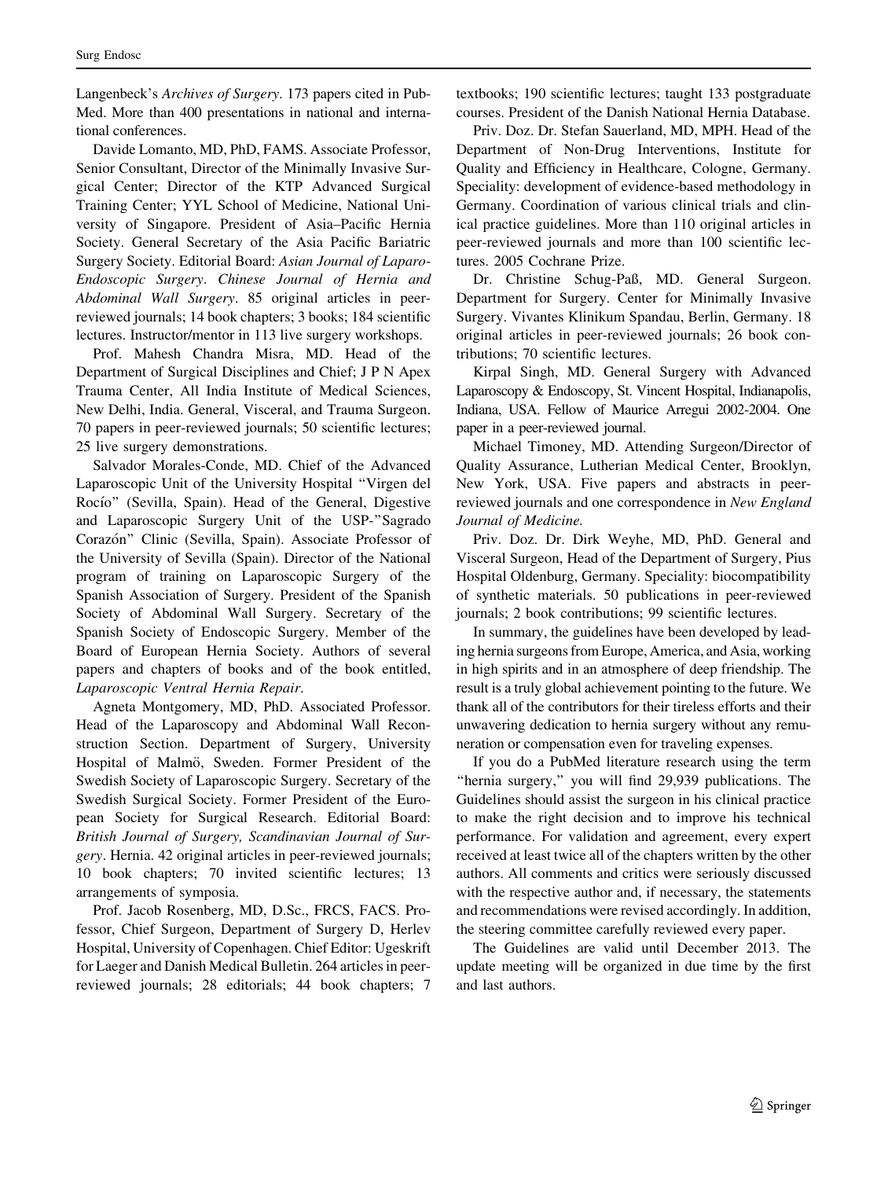Langenbeck's *Archives of Surgery*. 173 papers cited in PubMed. More than 400 presentations in national and international conferences.

Davide Lomanto, MD, PhD, FAMS. Associate Professor, Senior Consultant, Director of the Minimally Invasive Surgical Center; Director of the KTP Advanced Surgical Training Center; YYL School of Medicine, National University of Singapore. President of Asia–Pacific Hernia Society. General Secretary of the Asia Pacific Bariatric Surgery Society. Editorial Board: *Asian Journal of Laparo-Endoscopic Surgery*. *Chinese Journal of Hernia and Abdominal Wall Surgery*. 85 original articles in peer-reviewed journals; 14 book chapters; 3 books; 184 scientific lectures. Instructor/mentor in 113 live surgery workshops.

Prof. Mahesh Chandra Misra, MD. Head of the Department of Surgical Disciplines and Chief; J P N Apex Trauma Center, All India Institute of Medical Sciences, New Delhi, India. General, Visceral, and Trauma Surgeon. 70 papers in peer-reviewed journals; 50 scientific lectures; 25 live surgery demonstrations.

Salvador Morales-Conde, MD. Chief of the Advanced Laparoscopic Unit of the University Hospital "Virgen del Rocío" (Sevilla, Spain). Head of the General, Digestive and Laparoscopic Surgery Unit of the USP-"Sagrado Corazón" Clinic (Sevilla, Spain). Associate Professor of the University of Sevilla (Spain). Director of the National program of training on Laparoscopic Surgery of the Spanish Association of Surgery. President of the Spanish Society of Abdominal Wall Surgery. Secretary of the Spanish Society of Endoscopic Surgery. Member of the Board of European Hernia Society. Authors of several papers and chapters of books and of the book entitled, *Laparoscopic Ventral Hernia Repair*.

Agneta Montgomery, MD, PhD. Associated Professor. Head of the Laparoscopy and Abdominal Wall Reconstruction Section. Department of Surgery, University Hospital of Malmö, Sweden. Former President of the Swedish Society of Laparoscopic Surgery. Secretary of the Swedish Surgical Society. Former President of the European Society for Surgical Research. Editorial Board: *British Journal of Surgery, Scandinavian Journal of Surgery*. Hernia. 42 original articles in peer-reviewed journals; 10 book chapters; 70 invited scientific lectures; 13 arrangements of symposia.

Prof. Jacob Rosenberg, MD, D.Sc., FRCS, FACS. Professor, Chief Surgeon, Department of Surgery D, Herlev Hospital, University of Copenhagen. Chief Editor: Ugeskrift for Laeger and Danish Medical Bulletin. 264 articles in peer-reviewed journals; 28 editorials; 44 book chapters; 7 textbooks; 190 scientific lectures; taught 133 postgraduate courses. President of the Danish National Hernia Database.

Priv. Doz. Dr. Stefan Sauerland, MD, MPH. Head of the Department of Non-Drug Interventions, Institute for Quality and Efficiency in Healthcare, Cologne, Germany. Speciality: development of evidence-based methodology in Germany. Coordination of various clinical trials and clinical practice guidelines. More than 110 original articles in peer-reviewed journals and more than 100 scientific lectures. 2005 Cochrane Prize.

Dr. Christine Schug-Paß, MD. General Surgeon. Department for Surgery. Center for Minimally Invasive Surgery. Vivantes Klinikum Spandau, Berlin, Germany. 18 original articles in peer-reviewed journals; 26 book contributions; 70 scientific lectures.

Kirpal Singh, MD. General Surgery with Advanced Laparoscopy & Endoscopy, St. Vincent Hospital, Indianapolis, Indiana, USA. Fellow of Maurice Arregui 2002-2004. One paper in a peer-reviewed journal.

Michael Timoney, MD. Attending Surgeon/Director of Quality Assurance, Lutherian Medical Center, Brooklyn, New York, USA. Five papers and abstracts in peer-reviewed journals and one correspondence in *New England Journal of Medicine*.

Priv. Doz. Dr. Dirk Weyhe, MD, PhD. General and Visceral Surgeon, Head of the Department of Surgery, Pius Hospital Oldenburg, Germany. Speciality: biocompatibility of synthetic materials. 50 publications in peer-reviewed journals; 2 book contributions; 99 scientific lectures.

In summary, the guidelines have been developed by leading hernia surgeons from Europe, America, and Asia, working in high spirits and in an atmosphere of deep friendship. The result is a truly global achievement pointing to the future. We thank all of the contributors for their tireless efforts and their unwavering dedication to hernia surgery without any remuneration or compensation even for traveling expenses.

If you do a PubMed literature research using the term "hernia surgery," you will find 29,939 publications. The Guidelines should assist the surgeon in his clinical practice to make the right decision and to improve his technical performance. For validation and agreement, every expert received at least twice all of the chapters written by the other authors. All comments and critics were seriously discussed with the respective author and, if necessary, the statements and recommendations were revised accordingly. In addition, the steering committee carefully reviewed every paper.

The Guidelines are valid until December 2013. The update meeting will be organized in due time by the first and last authors.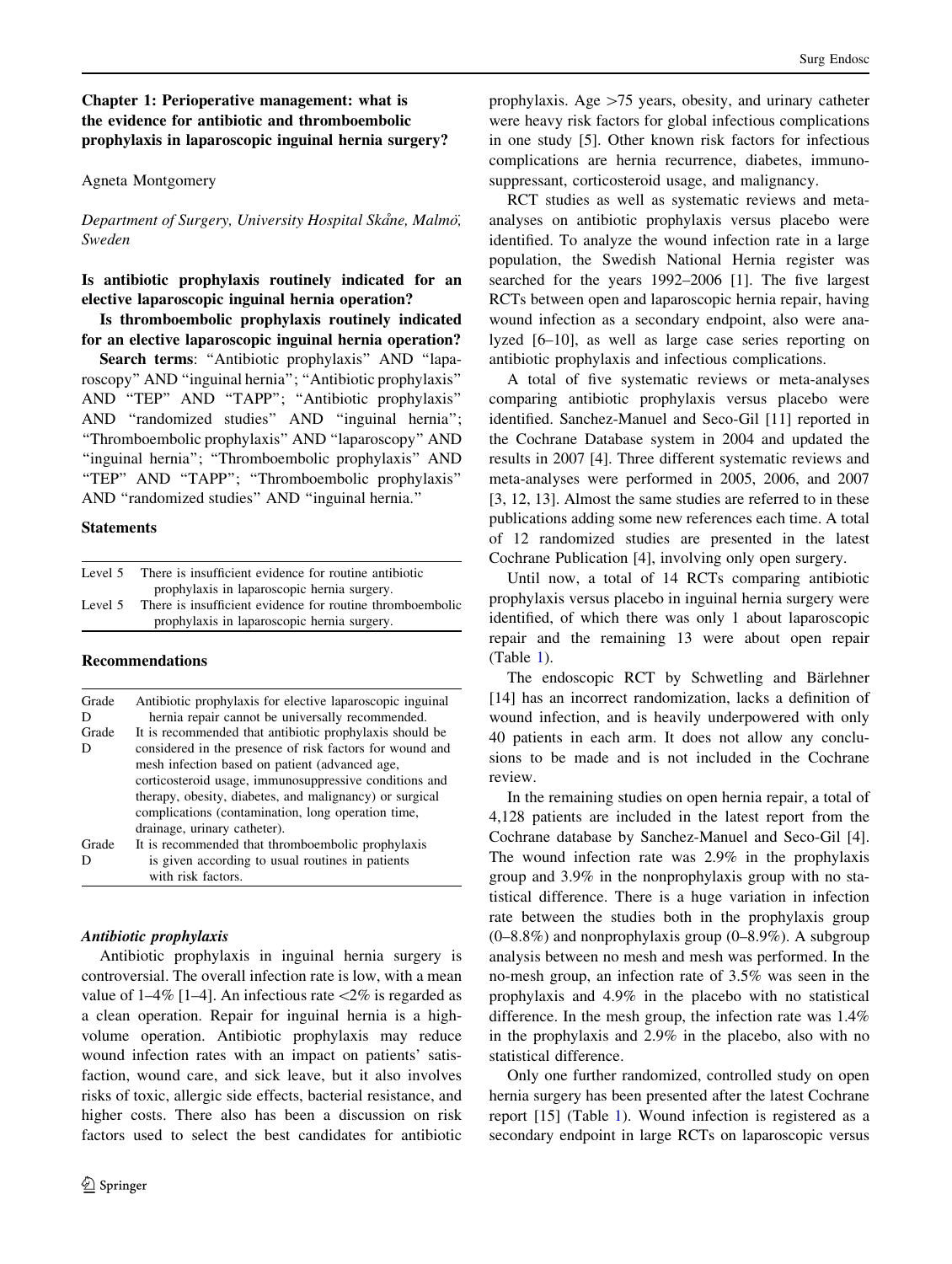## Chapter 1: Perioperative management: what is the evidence for antibiotic and thromboembolic prophylaxis in laparoscopic inguinal hernia surgery?

Agneta Montgomery

*Department of Surgery, University Hospital Skåne, Malmö, Sweden*

**Is antibiotic prophylaxis routinely indicated for an elective laparoscopic inguinal hernia operation?**

**Is thromboembolic prophylaxis routinely indicated for an elective laparoscopic inguinal hernia operation?**

**Search terms**: "Antibiotic prophylaxis" AND "laparoscopy" AND "inguinal hernia"; "Antibiotic prophylaxis" AND "TEP" AND "TAPP"; "Antibiotic prophylaxis" AND "randomized studies" AND "inguinal hernia"; "Thromboembolic prophylaxis" AND "laparoscopy" AND "inguinal hernia"; "Thromboembolic prophylaxis" AND "TEP" AND "TAPP"; "Thromboembolic prophylaxis" AND "randomized studies" AND "inguinal hernia."

### Statements

| | |
|---|---|
| Level 5 | There is insufficient evidence for routine antibiotic prophylaxis in laparoscopic hernia surgery. |
| Level 5 | There is insufficient evidence for routine thromboembolic prophylaxis in laparoscopic hernia surgery. |

### Recommendations

| | |
|---|---|
| Grade D | Antibiotic prophylaxis for elective laparoscopic inguinal hernia repair cannot be universally recommended. |
| Grade D | It is recommended that antibiotic prophylaxis should be considered in the presence of risk factors for wound and mesh infection based on patient (advanced age, corticosteroid usage, immunosuppressive conditions and therapy, obesity, diabetes, and malignancy) or surgical complications (contamination, long operation time, drainage, urinary catheter). |
| Grade D | It is recommended that thromboembolic prophylaxis is given according to usual routines in patients with risk factors. |

#### *Antibiotic prophylaxis*

Antibiotic prophylaxis in inguinal hernia surgery is controversial. The overall infection rate is low, with a mean value of 1–4% [1–4]. An infectious rate <2% is regarded as a clean operation. Repair for inguinal hernia is a high-volume operation. Antibiotic prophylaxis may reduce wound infection rates with an impact on patients' satisfaction, wound care, and sick leave, but it also involves risks of toxic, allergic side effects, bacterial resistance, and higher costs. There also has been a discussion on risk factors used to select the best candidates for antibiotic prophylaxis. Age >75 years, obesity, and urinary catheter were heavy risk factors for global infectious complications in one study [5]. Other known risk factors for infectious complications are hernia recurrence, diabetes, immunosuppressant, corticosteroid usage, and malignancy.

RCT studies as well as systematic reviews and meta-analyses on antibiotic prophylaxis versus placebo were identified. To analyze the wound infection rate in a large population, the Swedish National Hernia register was searched for the years 1992–2006 [1]. The five largest RCTs between open and laparoscopic hernia repair, having wound infection as a secondary endpoint, also were analyzed [6–10], as well as large case series reporting on antibiotic prophylaxis and infectious complications.

A total of five systematic reviews or meta-analyses comparing antibiotic prophylaxis versus placebo were identified. Sanchez-Manuel and Seco-Gil [11] reported in the Cochrane Database system in 2004 and updated the results in 2007 [4]. Three different systematic reviews and meta-analyses were performed in 2005, 2006, and 2007 [3, 12, 13]. Almost the same studies are referred to in these publications adding some new references each time. A total of 12 randomized studies are presented in the latest Cochrane Publication [4], involving only open surgery.

Until now, a total of 14 RCTs comparing antibiotic prophylaxis versus placebo in inguinal hernia surgery were identified, of which there was only 1 about laparoscopic repair and the remaining 13 were about open repair (Table 1).

The endoscopic RCT by Schwetling and Bärlehner [14] has an incorrect randomization, lacks a definition of wound infection, and is heavily underpowered with only 40 patients in each arm. It does not allow any conclusions to be made and is not included in the Cochrane review.

In the remaining studies on open hernia repair, a total of 4,128 patients are included in the latest report from the Cochrane database by Sanchez-Manuel and Seco-Gil [4]. The wound infection rate was 2.9% in the prophylaxis group and 3.9% in the nonprophylaxis group with no statistical difference. There is a huge variation in infection rate between the studies both in the prophylaxis group (0–8.8%) and nonprophylaxis group (0–8.9%). A subgroup analysis between no mesh and mesh was performed. In the no-mesh group, an infection rate of 3.5% was seen in the prophylaxis and 4.9% in the placebo with no statistical difference. In the mesh group, the infection rate was 1.4% in the prophylaxis and 2.9% in the placebo, also with no statistical difference.

Only one further randomized, controlled study on open hernia surgery has been presented after the latest Cochrane report [15] (Table 1). Wound infection is registered as a secondary endpoint in large RCTs on laparoscopic versus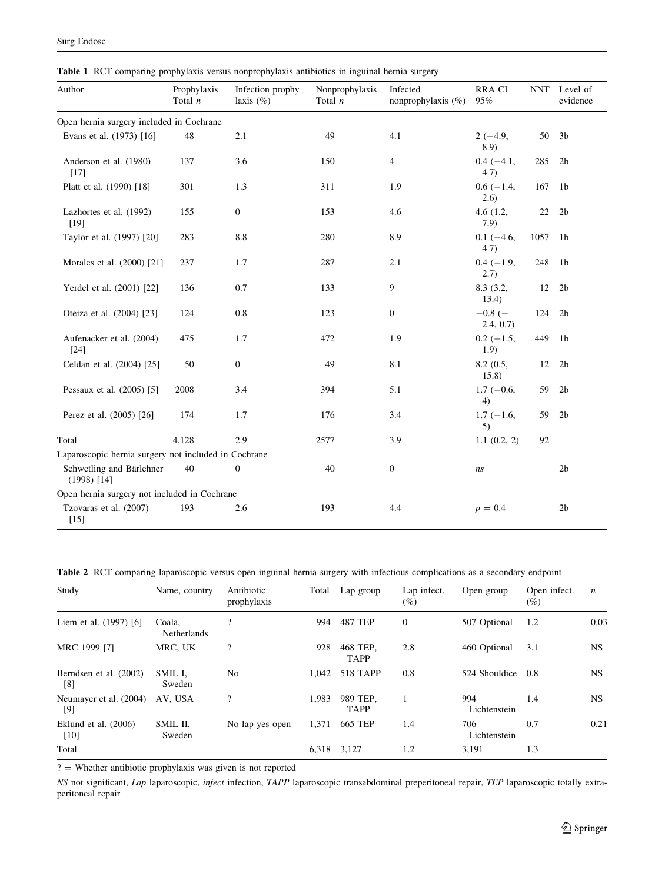**Table 1** RCT comparing prophylaxis versus nonprophylaxis antibiotics in inguinal hernia surgery

| Author | Prophylaxis Total *n* | Infection prophy laxis (%) | Nonprophylaxis Total *n* | Infected nonprophylaxis (%) | RRA CI 95% | NNT | Level of evidence |
|---|---|---|---|---|---|---|---|
| Open hernia surgery included in Cochrane | | | | | | | |
| Evans et al. (1973) [16] | 48 | 2.1 | 49 | 4.1 | 2 (−4.9, 8.9) | 50 | 3b |
| Anderson et al. (1980) [17] | 137 | 3.6 | 150 | 4 | 0.4 (−4.1, 4.7) | 285 | 2b |
| Platt et al. (1990) [18] | 301 | 1.3 | 311 | 1.9 | 0.6 (−1.4, 2.6) | 167 | 1b |
| Lazhortes et al. (1992) [19] | 155 | 0 | 153 | 4.6 | 4.6 (1.2, 7.9) | 22 | 2b |
| Taylor et al. (1997) [20] | 283 | 8.8 | 280 | 8.9 | 0.1 (−4.6, 4.7) | 1057 | 1b |
| Morales et al. (2000) [21] | 237 | 1.7 | 287 | 2.1 | 0.4 (−1.9, 2.7) | 248 | 1b |
| Yerdel et al. (2001) [22] | 136 | 0.7 | 133 | 9 | 8.3 (3.2, 13.4) | 12 | 2b |
| Oteiza et al. (2004) [23] | 124 | 0.8 | 123 | 0 | −0.8 (−2.4, 0.7) | 124 | 2b |
| Aufenacker et al. (2004) [24] | 475 | 1.7 | 472 | 1.9 | 0.2 (−1.5, 1.9) | 449 | 1b |
| Celdan et al. (2004) [25] | 50 | 0 | 49 | 8.1 | 8.2 (0.5, 15.8) | 12 | 2b |
| Pessaux et al. (2005) [5] | 2008 | 3.4 | 394 | 5.1 | 1.7 (−0.6, 4) | 59 | 2b |
| Perez et al. (2005) [26] | 174 | 1.7 | 176 | 3.4 | 1.7 (−1.6, 5) | 59 | 2b |
| Total | 4,128 | 2.9 | 2577 | 3.9 | 1.1 (0.2, 2) | 92 | |
| Laparoscopic hernia surgery not included in Cochrane | | | | | | | |
| Schwetling and Bärlehner (1998) [14] | 40 | 0 | 40 | 0 | *ns* | | 2b |
| Open hernia surgery not included in Cochrane | | | | | | | |
| Tzovaras et al. (2007) [15] | 193 | 2.6 | 193 | 4.4 | $p = 0.4$ | | 2b |

**Table 2** RCT comparing laparoscopic versus open inguinal hernia surgery with infectious complications as a secondary endpoint

| Study | Name, country | Antibiotic prophylaxis | Total | Lap group | Lap infect. (%) | Open group | Open infect. (%) | *n* |
|---|---|---|---|---|---|---|---|---|
| Liem et al. (1997) [6] | Coala, Netherlands | ? | 994 | 487 TEP | 0 | 507 Optional | 1.2 | 0.03 |
| MRC 1999 [7] | MRC, UK | ? | 928 | 468 TEP, TAPP | 2.8 | 460 Optional | 3.1 | NS |
| Berndsen et al. (2002) [8] | SMIL I, Sweden | No | 1,042 | 518 TAPP | 0.8 | 524 Shouldice | 0.8 | NS |
| Neumayer et al. (2004) [9] | AV, USA | ? | 1,983 | 989 TEP, TAPP | 1 | 994 Lichtenstein | 1.4 | NS |
| Eklund et al. (2006) [10] | SMIL II, Sweden | No lap yes open | 1,371 | 665 TEP | 1.4 | 706 Lichtenstein | 0.7 | 0.21 |
| Total | | | 6,318 | 3,127 | 1.2 | 3,191 | 1.3 | |

? = Whether antibiotic prophylaxis was given is not reported

*NS* not significant, *Lap* laparoscopic, *infect* infection, *TAPP* laparoscopic transabdominal preperitoneal repair, *TEP* laparoscopic totally extraperitoneal repair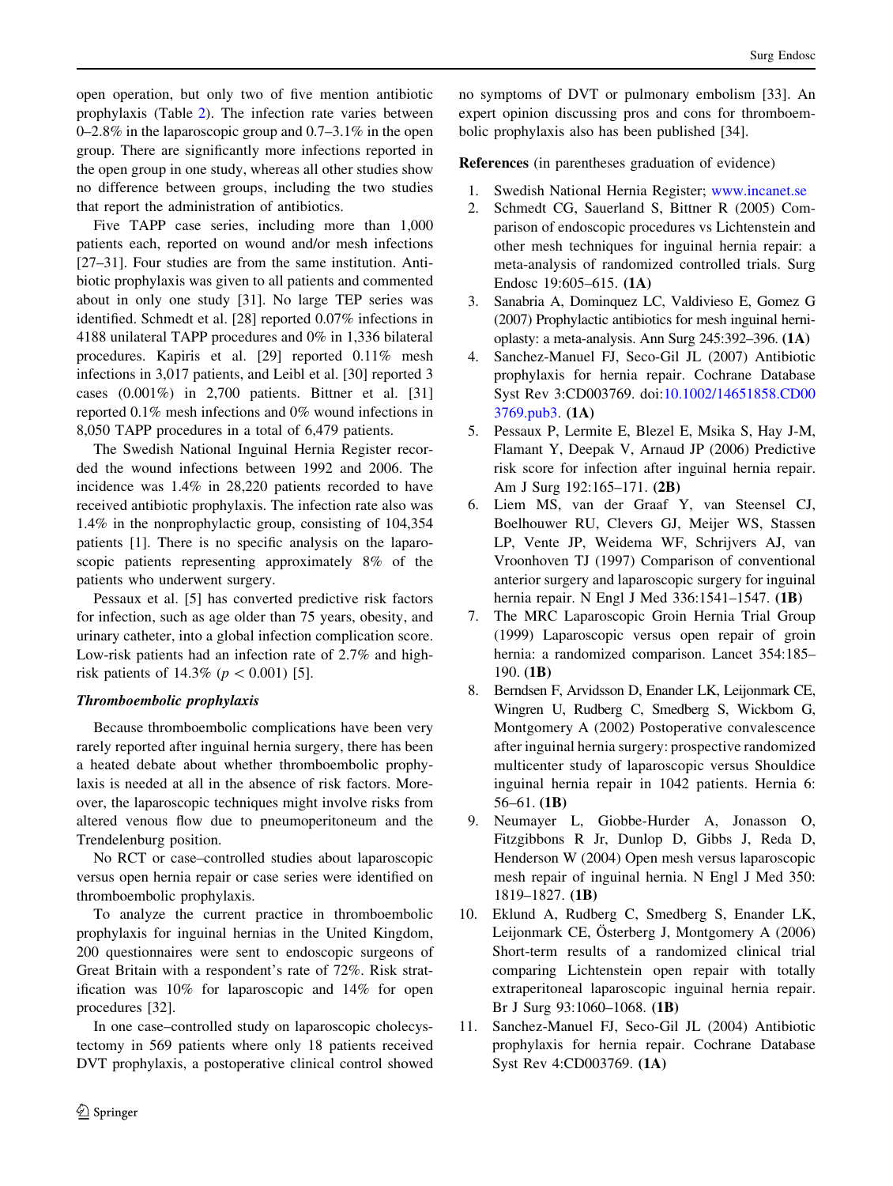open operation, but only two of five mention antibiotic prophylaxis (Table 2). The infection rate varies between 0–2.8% in the laparoscopic group and 0.7–3.1% in the open group. There are significantly more infections reported in the open group in one study, whereas all other studies show no difference between groups, including the two studies that report the administration of antibiotics.

Five TAPP case series, including more than 1,000 patients each, reported on wound and/or mesh infections [27–31]. Four studies are from the same institution. Antibiotic prophylaxis was given to all patients and commented about in only one study [31]. No large TEP series was identified. Schmedt et al. [28] reported 0.07% infections in 4188 unilateral TAPP procedures and 0% in 1,336 bilateral procedures. Kapiris et al. [29] reported 0.11% mesh infections in 3,017 patients, and Leibl et al. [30] reported 3 cases (0.001%) in 2,700 patients. Bittner et al. [31] reported 0.1% mesh infections and 0% wound infections in 8,050 TAPP procedures in a total of 6,479 patients.

The Swedish National Inguinal Hernia Register recorded the wound infections between 1992 and 2006. The incidence was 1.4% in 28,220 patients recorded to have received antibiotic prophylaxis. The infection rate also was 1.4% in the nonprophylactic group, consisting of 104,354 patients [1]. There is no specific analysis on the laparoscopic patients representing approximately 8% of the patients who underwent surgery.

Pessaux et al. [5] has converted predictive risk factors for infection, such as age older than 75 years, obesity, and urinary catheter, into a global infection complication score. Low-risk patients had an infection rate of 2.7% and high-risk patients of 14.3% ($p < 0.001$) [5].

### *Thromboembolic prophylaxis*

Because thromboembolic complications have been very rarely reported after inguinal hernia surgery, there has been a heated debate about whether thromboembolic prophylaxis is needed at all in the absence of risk factors. Moreover, the laparoscopic techniques might involve risks from altered venous flow due to pneumoperitoneum and the Trendelenburg position.

No RCT or case–controlled studies about laparoscopic versus open hernia repair or case series were identified on thromboembolic prophylaxis.

To analyze the current practice in thromboembolic prophylaxis for inguinal hernias in the United Kingdom, 200 questionnaires were sent to endoscopic surgeons of Great Britain with a respondent's rate of 72%. Risk stratification was 10% for laparoscopic and 14% for open procedures [32].

In one case–controlled study on laparoscopic cholecystectomy in 569 patients where only 18 patients received DVT prophylaxis, a postoperative clinical control showed no symptoms of DVT or pulmonary embolism [33]. An expert opinion discussing pros and cons for thromboembolic prophylaxis also has been published [34].

**References** (in parentheses graduation of evidence)

1. Swedish National Hernia Register; www.incanet.se
2. Schmedt CG, Sauerland S, Bittner R (2005) Comparison of endoscopic procedures vs Lichtenstein and other mesh techniques for inguinal hernia repair: a meta-analysis of randomized controlled trials. Surg Endosc 19:605–615. **(1A)**
3. Sanabria A, Dominquez LC, Valdivieso E, Gomez G (2007) Prophylactic antibiotics for mesh inguinal hernioplasty: a meta-analysis. Ann Surg 245:392–396. **(1A)**
4. Sanchez-Manuel FJ, Seco-Gil JL (2007) Antibiotic prophylaxis for hernia repair. Cochrane Database Syst Rev 3:CD003769. doi:10.1002/14651858.CD003769.pub3. **(1A)**
5. Pessaux P, Lermite E, Blezel E, Msika S, Hay J-M, Flamant Y, Deepak V, Arnaud JP (2006) Predictive risk score for infection after inguinal hernia repair. Am J Surg 192:165–171. **(2B)**
6. Liem MS, van der Graaf Y, van Steensel CJ, Boelhouwer RU, Clevers GJ, Meijer WS, Stassen LP, Vente JP, Weidema WF, Schrijvers AJ, van Vroonhoven TJ (1997) Comparison of conventional anterior surgery and laparoscopic surgery for inguinal hernia repair. N Engl J Med 336:1541–1547. **(1B)**
7. The MRC Laparoscopic Groin Hernia Trial Group (1999) Laparoscopic versus open repair of groin hernia: a randomized comparison. Lancet 354:185–190. **(1B)**
8. Berndsen F, Arvidsson D, Enander LK, Leijonmark CE, Wingren U, Rudberg C, Smedberg S, Wickbom G, Montgomery A (2002) Postoperative convalescence after inguinal hernia surgery: prospective randomized multicenter study of laparoscopic versus Shouldice inguinal hernia repair in 1042 patients. Hernia 6: 56–61. **(1B)**
9. Neumayer L, Giobbe-Hurder A, Jonasson O, Fitzgibbons R Jr, Dunlop D, Gibbs J, Reda D, Henderson W (2004) Open mesh versus laparoscopic mesh repair of inguinal hernia. N Engl J Med 350: 1819–1827. **(1B)**
10. Eklund A, Rudberg C, Smedberg S, Enander LK, Leijonmark CE, Österberg J, Montgomery A (2006) Short-term results of a randomized clinical trial comparing Lichtenstein open repair with totally extraperitoneal laparoscopic inguinal hernia repair. Br J Surg 93:1060–1068. **(1B)**
11. Sanchez-Manuel FJ, Seco-Gil JL (2004) Antibiotic prophylaxis for hernia repair. Cochrane Database Syst Rev 4:CD003769. **(1A)**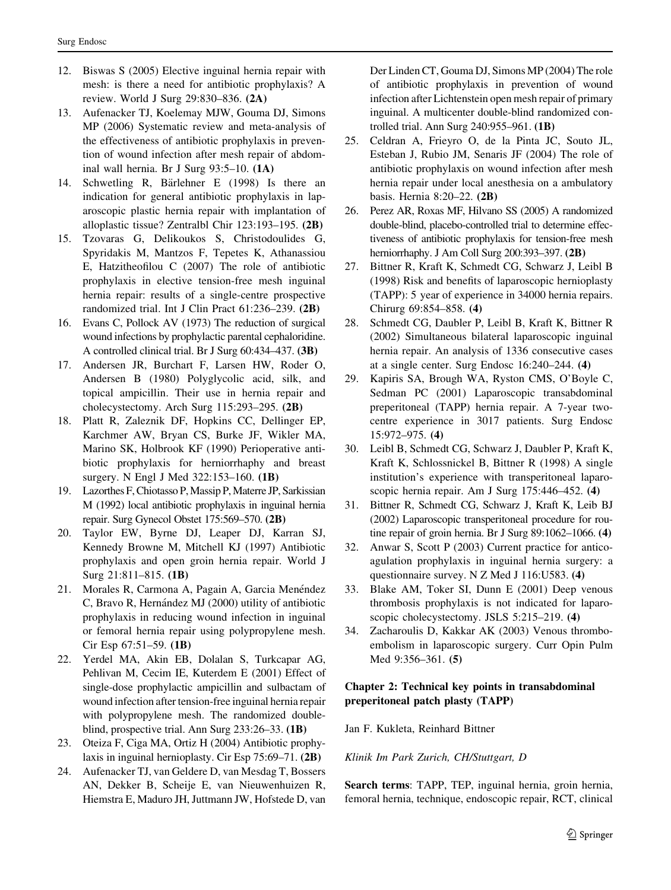12. Biswas S (2005) Elective inguinal hernia repair with mesh: is there a need for antibiotic prophylaxis? A review. World J Surg 29:830–836. **(2A)**
13. Aufenacker TJ, Koelemay MJW, Gouma DJ, Simons MP (2006) Systematic review and meta-analysis of the effectiveness of antibiotic prophylaxis in prevention of wound infection after mesh repair of abdominal wall hernia. Br J Surg 93:5–10. **(1A)**
14. Schwetling R, Bärlehner E (1998) Is there an indication for general antibiotic prophylaxis in laparoscopic plastic hernia repair with implantation of alloplastic tissue? Zentralbl Chir 123:193–195. **(2B)**
15. Tzovaras G, Delikoukos S, Christodoulides G, Spyridakis M, Mantzos F, Tepetes K, Athanassiou E, Hatzitheofilou C (2007) The role of antibiotic prophylaxis in elective tension-free mesh inguinal hernia repair: results of a single-centre prospective randomized trial. Int J Clin Pract 61:236–239. **(2B)**
16. Evans C, Pollock AV (1973) The reduction of surgical wound infections by prophylactic parental cephaloridine. A controlled clinical trial. Br J Surg 60:434–437. **(3B)**
17. Andersen JR, Burchart F, Larsen HW, Roder O, Andersen B (1980) Polyglycolic acid, silk, and topical ampicillin. Their use in hernia repair and cholecystectomy. Arch Surg 115:293–295. **(2B)**
18. Platt R, Zaleznik DF, Hopkins CC, Dellinger EP, Karchmer AW, Bryan CS, Burke JF, Wikler MA, Marino SK, Holbrook KF (1990) Perioperative antibiotic prophylaxis for herniorrhaphy and breast surgery. N Engl J Med 322:153–160. **(1B)**
19. Lazorthes F, Chiotasso P, Massip P, Materre JP, Sarkissian M (1992) local antibiotic prophylaxis in inguinal hernia repair. Surg Gynecol Obstet 175:569–570. **(2B)**
20. Taylor EW, Byrne DJ, Leaper DJ, Karran SJ, Kennedy Browne M, Mitchell KJ (1997) Antibiotic prophylaxis and open groin hernia repair. World J Surg 21:811–815. **(1B)**
21. Morales R, Carmona A, Pagain A, Garcia Menéndez C, Bravo R, Hernández MJ (2000) utility of antibiotic prophylaxis in reducing wound infection in inguinal or femoral hernia repair using polypropylene mesh. Cir Esp 67:51–59. **(1B)**
22. Yerdel MA, Akin EB, Dolalan S, Turkcapar AG, Pehlivan M, Cecim IE, Kuterdem E (2001) Effect of single-dose prophylactic ampicillin and sulbactam of wound infection after tension-free inguinal hernia repair with polypropylene mesh. The randomized double-blind, prospective trial. Ann Surg 233:26–33. **(1B)**
23. Oteiza F, Ciga MA, Ortiz H (2004) Antibiotic prophylaxis in inguinal hernioplasty. Cir Esp 75:69–71. **(2B)**
24. Aufenacker TJ, van Geldere D, van Mesdag T, Bossers AN, Dekker B, Scheije E, van Nieuwenhuizen R, Hiemstra E, Maduro JH, Juttmann JW, Hofstede D, van Der Linden CT, Gouma DJ, Simons MP (2004) The role of antibiotic prophylaxis in prevention of wound infection after Lichtenstein open mesh repair of primary inguinal. A multicenter double-blind randomized controlled trial. Ann Surg 240:955–961. **(1B)**
25. Celdran A, Frieyro O, de la Pinta JC, Souto JL, Esteban J, Rubio JM, Senaris JF (2004) The role of antibiotic prophylaxis on wound infection after mesh hernia repair under local anesthesia on a ambulatory basis. Hernia 8:20–22. **(2B)**
26. Perez AR, Roxas MF, Hilvano SS (2005) A randomized double-blind, placebo-controlled trial to determine effectiveness of antibiotic prophylaxis for tension-free mesh herniorrhaphy. J Am Coll Surg 200:393–397. **(2B)**
27. Bittner R, Kraft K, Schmedt CG, Schwarz J, Leibl B (1998) Risk and benefits of laparoscopic hernioplasty (TAPP): 5 year of experience in 34000 hernia repairs. Chirurg 69:854–858. **(4)**
28. Schmedt CG, Daubler P, Leibl B, Kraft K, Bittner R (2002) Simultaneous bilateral laparoscopic inguinal hernia repair. An analysis of 1336 consecutive cases at a single center. Surg Endosc 16:240–244. **(4)**
29. Kapiris SA, Brough WA, Ryston CMS, O'Boyle C, Sedman PC (2001) Laparoscopic transabdominal preperitoneal (TAPP) hernia repair. A 7-year two-centre experience in 3017 patients. Surg Endosc 15:972–975. **(4)**
30. Leibl B, Schmedt CG, Schwarz J, Daubler P, Kraft K, Kraft K, Schlossnickel B, Bittner R (1998) A single institution's experience with transperitoneal laparoscopic hernia repair. Am J Surg 175:446–452. **(4)**
31. Bittner R, Schmedt CG, Schwarz J, Kraft K, Leib BJ (2002) Laparoscopic transperitoneal procedure for routine repair of groin hernia. Br J Surg 89:1062–1066. **(4)**
32. Anwar S, Scott P (2003) Current practice for anticoagulation prophylaxis in inguinal hernia surgery: a questionnaire survey. N Z Med J 116:U583. **(4)**
33. Blake AM, Toker SI, Dunn E (2001) Deep venous thrombosis prophylaxis is not indicated for laparoscopic cholecystectomy. JSLS 5:215–219. **(4)**
34. Zacharoulis D, Kakkar AK (2003) Venous thromboembolism in laparoscopic surgery. Curr Opin Pulm Med 9:356–361. **(5)**

## Chapter 2: Technical key points in transabdominal preperitoneal patch plasty (TAPP)

Jan F. Kukleta, Reinhard Bittner

*Klinik Im Park Zurich, CH/Stuttgart, D*

**Search terms**: TAPP, TEP, inguinal hernia, groin hernia, femoral hernia, technique, endoscopic repair, RCT, clinical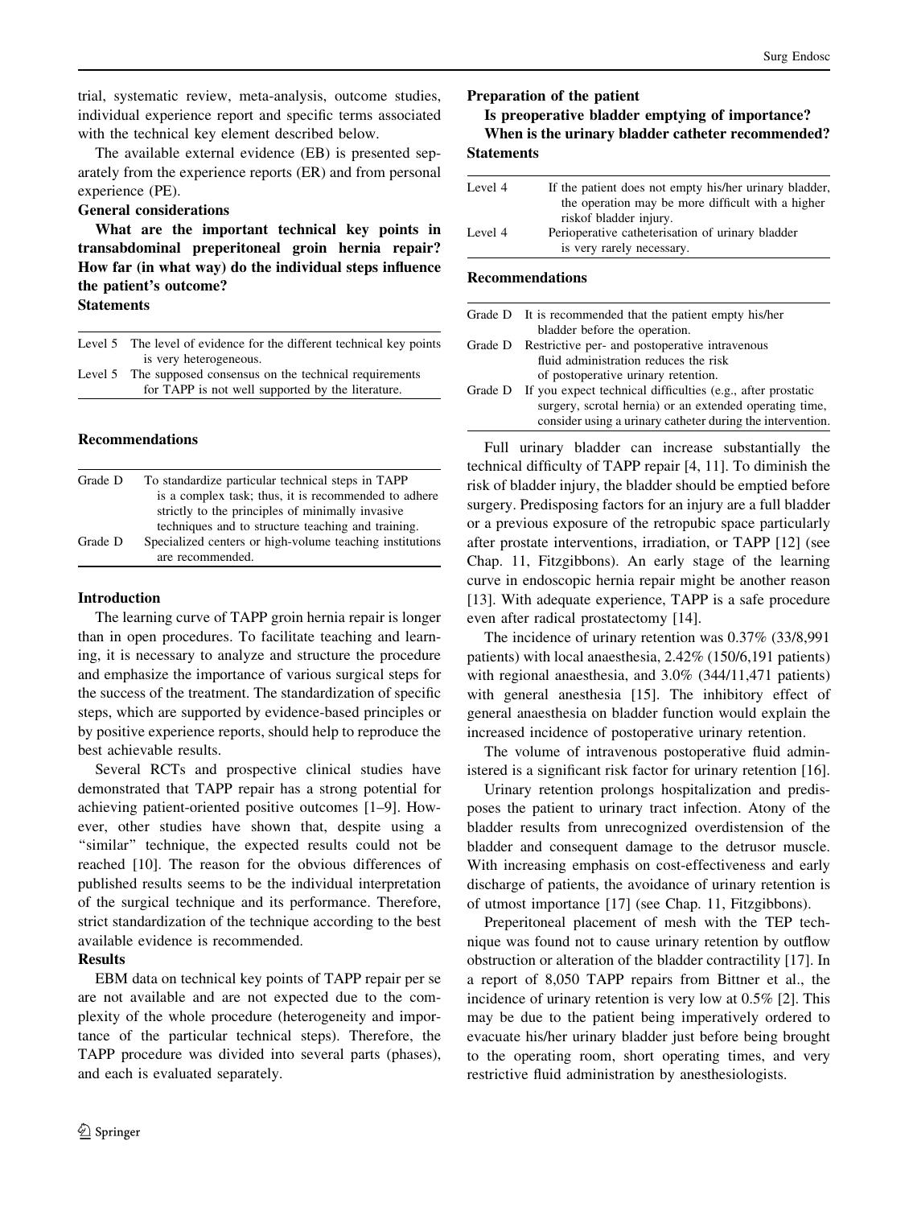trial, systematic review, meta-analysis, outcome studies, individual experience report and specific terms associated with the technical key element described below.

The available external evidence (EB) is presented separately from the experience reports (ER) and from personal experience (PE).

**General considerations**

**What are the important technical key points in transabdominal preperitoneal groin hernia repair? How far (in what way) do the individual steps influence the patient's outcome?**

**Statements**

| | |
|---|---|
| Level 5 | The level of evidence for the different technical key points is very heterogeneous. |
| Level 5 | The supposed consensus on the technical requirements for TAPP is not well supported by the literature. |

**Recommendations**

| | |
|---|---|
| Grade D | To standardize particular technical steps in TAPP is a complex task; thus, it is recommended to adhere strictly to the principles of minimally invasive techniques and to structure teaching and training. |
| Grade D | Specialized centers or high-volume teaching institutions are recommended. |

**Introduction**

The learning curve of TAPP groin hernia repair is longer than in open procedures. To facilitate teaching and learning, it is necessary to analyze and structure the procedure and emphasize the importance of various surgical steps for the success of the treatment. The standardization of specific steps, which are supported by evidence-based principles or by positive experience reports, should help to reproduce the best achievable results.

Several RCTs and prospective clinical studies have demonstrated that TAPP repair has a strong potential for achieving patient-oriented positive outcomes [1–9]. However, other studies have shown that, despite using a "similar" technique, the expected results could not be reached [10]. The reason for the obvious differences of published results seems to be the individual interpretation of the surgical technique and its performance. Therefore, strict standardization of the technique according to the best available evidence is recommended.

**Results**

EBM data on technical key points of TAPP repair per se are not available and are not expected due to the complexity of the whole procedure (heterogeneity and importance of the particular technical steps). Therefore, the TAPP procedure was divided into several parts (phases), and each is evaluated separately.

**Preparation of the patient**

**Is preoperative bladder emptying of importance? When is the urinary bladder catheter recommended?**

**Statements**

| | |
|---|---|
| Level 4 | If the patient does not empty his/her urinary bladder, the operation may be more difficult with a higher riskof bladder injury. |
| Level 4 | Perioperative catheterisation of urinary bladder is very rarely necessary. |

**Recommendations**

| | |
|---|---|
| Grade D | It is recommended that the patient empty his/her bladder before the operation. |
| Grade D | Restrictive per- and postoperative intravenous fluid administration reduces the risk of postoperative urinary retention. |
| Grade D | If you expect technical difficulties (e.g., after prostatic surgery, scrotal hernia) or an extended operating time, consider using a urinary catheter during the intervention. |

Full urinary bladder can increase substantially the technical difficulty of TAPP repair [4, 11]. To diminish the risk of bladder injury, the bladder should be emptied before surgery. Predisposing factors for an injury are a full bladder or a previous exposure of the retropubic space particularly after prostate interventions, irradiation, or TAPP [12] (see Chap. 11, Fitzgibbons). An early stage of the learning curve in endoscopic hernia repair might be another reason [13]. With adequate experience, TAPP is a safe procedure even after radical prostatectomy [14].

The incidence of urinary retention was 0.37% (33/8,991 patients) with local anaesthesia, 2.42% (150/6,191 patients) with regional anaesthesia, and 3.0% (344/11,471 patients) with general anesthesia [15]. The inhibitory effect of general anaesthesia on bladder function would explain the increased incidence of postoperative urinary retention.

The volume of intravenous postoperative fluid administered is a significant risk factor for urinary retention [16].

Urinary retention prolongs hospitalization and predisposes the patient to urinary tract infection. Atony of the bladder results from unrecognized overdistension of the bladder and consequent damage to the detrusor muscle. With increasing emphasis on cost-effectiveness and early discharge of patients, the avoidance of urinary retention is of utmost importance [17] (see Chap. 11, Fitzgibbons).

Preperitoneal placement of mesh with the TEP technique was found not to cause urinary retention by outflow obstruction or alteration of the bladder contractility [17]. In a report of 8,050 TAPP repairs from Bittner et al., the incidence of urinary retention is very low at 0.5% [2]. This may be due to the patient being imperatively ordered to evacuate his/her urinary bladder just before being brought to the operating room, short operating times, and very restrictive fluid administration by anesthesiologists.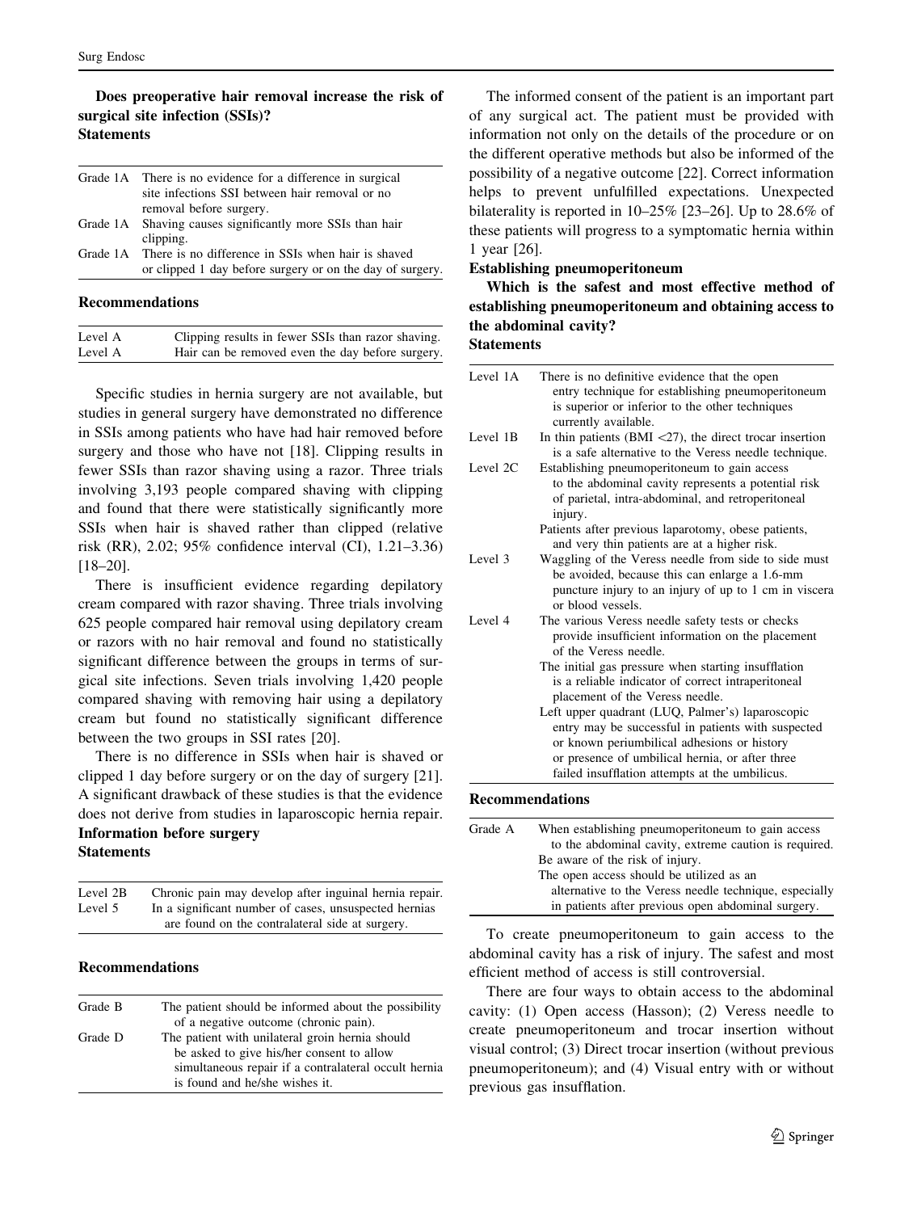**Does preoperative hair removal increase the risk of surgical site infection (SSIs)?**

**Statements**

| | |
|---|---|
| Grade 1A | There is no evidence for a difference in surgical site infections SSI between hair removal or no removal before surgery. |
| Grade 1A | Shaving causes significantly more SSIs than hair clipping. |
| Grade 1A | There is no difference in SSIs when hair is shaved or clipped 1 day before surgery or on the day of surgery. |

**Recommendations**

| | |
|---|---|
| Level A | Clipping results in fewer SSIs than razor shaving. |
| Level A | Hair can be removed even the day before surgery. |

Specific studies in hernia surgery are not available, but studies in general surgery have demonstrated no difference in SSIs among patients who have had hair removed before surgery and those who have not [18]. Clipping results in fewer SSIs than razor shaving using a razor. Three trials involving 3,193 people compared shaving with clipping and found that there were statistically significantly more SSIs when hair is shaved rather than clipped (relative risk (RR), 2.02; 95% confidence interval (CI), 1.21–3.36) [18–20].

There is insufficient evidence regarding depilatory cream compared with razor shaving. Three trials involving 625 people compared hair removal using depilatory cream or razors with no hair removal and found no statistically significant difference between the groups in terms of surgical site infections. Seven trials involving 1,420 people compared shaving with removing hair using a depilatory cream but found no statistically significant difference between the two groups in SSI rates [20].

There is no difference in SSIs when hair is shaved or clipped 1 day before surgery or on the day of surgery [21]. A significant drawback of these studies is that the evidence does not derive from studies in laparoscopic hernia repair.

**Information before surgery**

**Statements**

| | |
|---|---|
| Level 2B | Chronic pain may develop after inguinal hernia repair. |
| Level 5 | In a significant number of cases, unsuspected hernias are found on the contralateral side at surgery. |

**Recommendations**

| | |
|---|---|
| Grade B | The patient should be informed about the possibility of a negative outcome (chronic pain). |
| Grade D | The patient with unilateral groin hernia should be asked to give his/her consent to allow simultaneous repair if a contralateral occult hernia is found and he/she wishes it. |

The informed consent of the patient is an important part of any surgical act. The patient must be provided with information not only on the details of the procedure or on the different operative methods but also be informed of the possibility of a negative outcome [22]. Correct information helps to prevent unfulfilled expectations. Unexpected bilaterality is reported in 10–25% [23–26]. Up to 28.6% of these patients will progress to a symptomatic hernia within 1 year [26].

**Establishing pneumoperitoneum**

**Which is the safest and most effective method of establishing pneumoperitoneum and obtaining access to the abdominal cavity?**

**Statements**

| | |
|---|---|
| Level 1A | There is no definitive evidence that the open entry technique for establishing pneumoperitoneum is superior or inferior to the other techniques currently available. |
| Level 1B | In thin patients (BMI <27), the direct trocar insertion is a safe alternative to the Veress needle technique. |
| Level 2C | Establishing pneumoperitoneum to gain access to the abdominal cavity represents a potential risk of parietal, intra-abdominal, and retroperitoneal injury. |
| | Patients after previous laparotomy, obese patients, and very thin patients are at a higher risk. |
| Level 3 | Waggling of the Veress needle from side to side must be avoided, because this can enlarge a 1.6-mm puncture injury to an injury of up to 1 cm in viscera or blood vessels. |
| Level 4 | The various Veress needle safety tests or checks provide insufficient information on the placement of the Veress needle. |
| | The initial gas pressure when starting insufflation is a reliable indicator of correct intraperitoneal placement of the Veress needle. |
| | Left upper quadrant (LUQ, Palmer's) laparoscopic entry may be successful in patients with suspected or known periumbilical adhesions or history or presence of umbilical hernia, or after three failed insufflation attempts at the umbilicus. |

**Recommendations**

| | |
|---|---|
| Grade A | When establishing pneumoperitoneum to gain access to the abdominal cavity, extreme caution is required. |
| | Be aware of the risk of injury. |
| | The open access should be utilized as an alternative to the Veress needle technique, especially in patients after previous open abdominal surgery. |

To create pneumoperitoneum to gain access to the abdominal cavity has a risk of injury. The safest and most efficient method of access is still controversial.

There are four ways to obtain access to the abdominal cavity: (1) Open access (Hasson); (2) Veress needle to create pneumoperitoneum and trocar insertion without visual control; (3) Direct trocar insertion (without previous pneumoperitoneum); and (4) Visual entry with or without previous gas insufflation.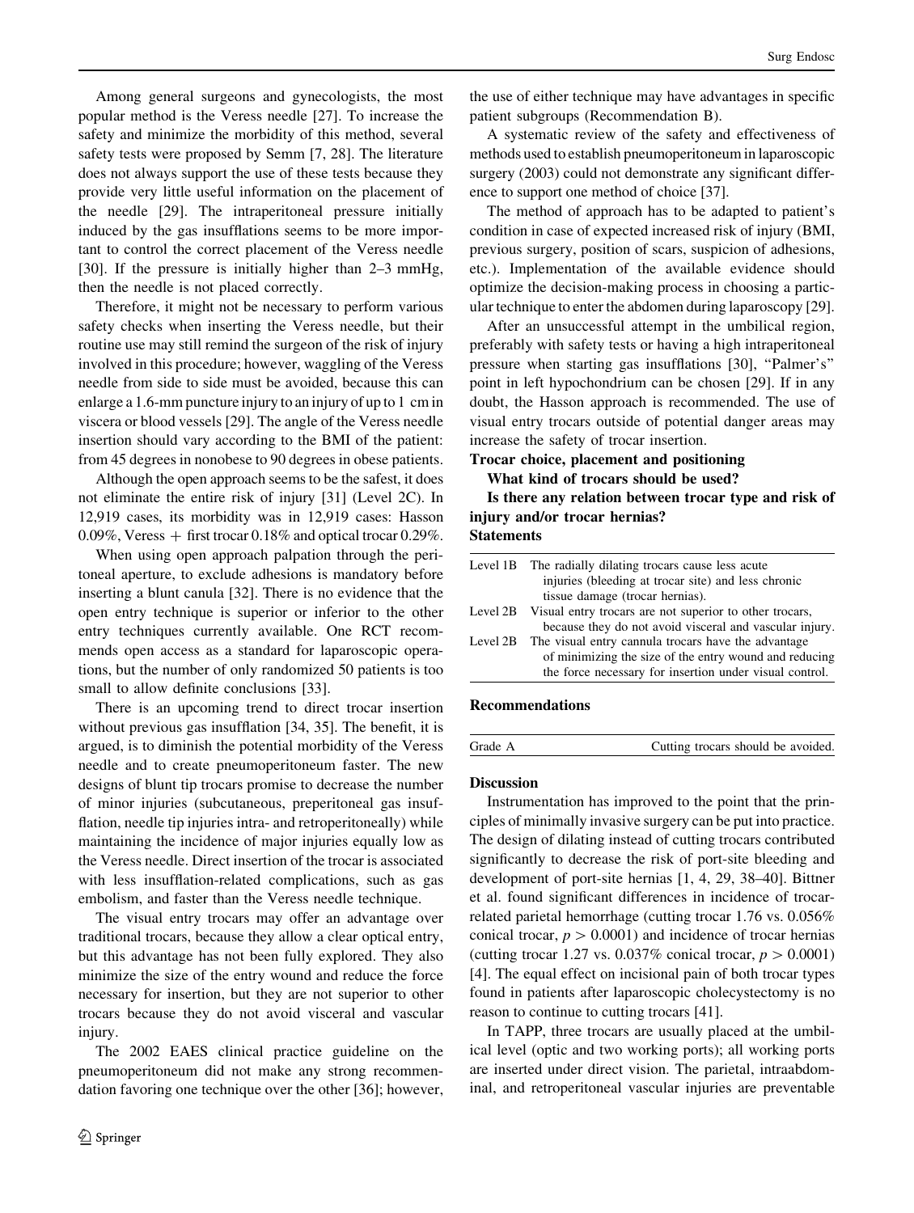Among general surgeons and gynecologists, the most popular method is the Veress needle [27]. To increase the safety and minimize the morbidity of this method, several safety tests were proposed by Semm [7, 28]. The literature does not always support the use of these tests because they provide very little useful information on the placement of the needle [29]. The intraperitoneal pressure initially induced by the gas insufflations seems to be more important to control the correct placement of the Veress needle [30]. If the pressure is initially higher than 2–3 mmHg, then the needle is not placed correctly.

Therefore, it might not be necessary to perform various safety checks when inserting the Veress needle, but their routine use may still remind the surgeon of the risk of injury involved in this procedure; however, waggling of the Veress needle from side to side must be avoided, because this can enlarge a 1.6-mm puncture injury to an injury of up to 1 cm in viscera or blood vessels [29]. The angle of the Veress needle insertion should vary according to the BMI of the patient: from 45 degrees in nonobese to 90 degrees in obese patients.

Although the open approach seems to be the safest, it does not eliminate the entire risk of injury [31] (Level 2C). In 12,919 cases, its morbidity was in 12,919 cases: Hasson 0.09%, Veress + first trocar 0.18% and optical trocar 0.29%.

When using open approach palpation through the peritoneal aperture, to exclude adhesions is mandatory before inserting a blunt canula [32]. There is no evidence that the open entry technique is superior or inferior to the other entry techniques currently available. One RCT recommends open access as a standard for laparoscopic operations, but the number of only randomized 50 patients is too small to allow definite conclusions [33].

There is an upcoming trend to direct trocar insertion without previous gas insufflation [34, 35]. The benefit, it is argued, is to diminish the potential morbidity of the Veress needle and to create pneumoperitoneum faster. The new designs of blunt tip trocars promise to decrease the number of minor injuries (subcutaneous, preperitoneal gas insufflation, needle tip injuries intra- and retroperitoneally) while maintaining the incidence of major injuries equally low as the Veress needle. Direct insertion of the trocar is associated with less insufflation-related complications, such as gas embolism, and faster than the Veress needle technique.

The visual entry trocars may offer an advantage over traditional trocars, because they allow a clear optical entry, but this advantage has not been fully explored. They also minimize the size of the entry wound and reduce the force necessary for insertion, but they are not superior to other trocars because they do not avoid visceral and vascular injury.

The 2002 EAES clinical practice guideline on the pneumoperitoneum did not make any strong recommendation favoring one technique over the other [36]; however, the use of either technique may have advantages in specific patient subgroups (Recommendation B).

A systematic review of the safety and effectiveness of methods used to establish pneumoperitoneum in laparoscopic surgery (2003) could not demonstrate any significant difference to support one method of choice [37].

The method of approach has to be adapted to patient's condition in case of expected increased risk of injury (BMI, previous surgery, position of scars, suspicion of adhesions, etc.). Implementation of the available evidence should optimize the decision-making process in choosing a particular technique to enter the abdomen during laparoscopy [29].

After an unsuccessful attempt in the umbilical region, preferably with safety tests or having a high intraperitoneal pressure when starting gas insufflations [30], "Palmer's" point in left hypochondrium can be chosen [29]. If in any doubt, the Hasson approach is recommended. The use of visual entry trocars outside of potential danger areas may increase the safety of trocar insertion.

**Trocar choice, placement and positioning**

**What kind of trocars should be used?**

**Is there any relation between trocar type and risk of injury and/or trocar hernias?**

**Statements**

| | |
|---|---|
| Level 1B | The radially dilating trocars cause less acute injuries (bleeding at trocar site) and less chronic tissue damage (trocar hernias). |
| Level 2B | Visual entry trocars are not superior to other trocars, because they do not avoid visceral and vascular injury. |
| Level 2B | The visual entry cannula trocars have the advantage of minimizing the size of the entry wound and reducing the force necessary for insertion under visual control. |

**Recommendations**

| | |
|---|---|
| Grade A | Cutting trocars should be avoided. |

**Discussion**

Instrumentation has improved to the point that the principles of minimally invasive surgery can be put into practice. The design of dilating instead of cutting trocars contributed significantly to decrease the risk of port-site bleeding and development of port-site hernias [1, 4, 29, 38–40]. Bittner et al. found significant differences in incidence of trocar-related parietal hemorrhage (cutting trocar 1.76 vs. 0.056% conical trocar, $p > 0.0001$) and incidence of trocar hernias (cutting trocar 1.27 vs. 0.037% conical trocar, $p > 0.0001$) [4]. The equal effect on incisional pain of both trocar types found in patients after laparoscopic cholecystectomy is no reason to continue to cutting trocars [41].

In TAPP, three trocars are usually placed at the umbilical level (optic and two working ports); all working ports are inserted under direct vision. The parietal, intraabdominal, and retroperitoneal vascular injuries are preventable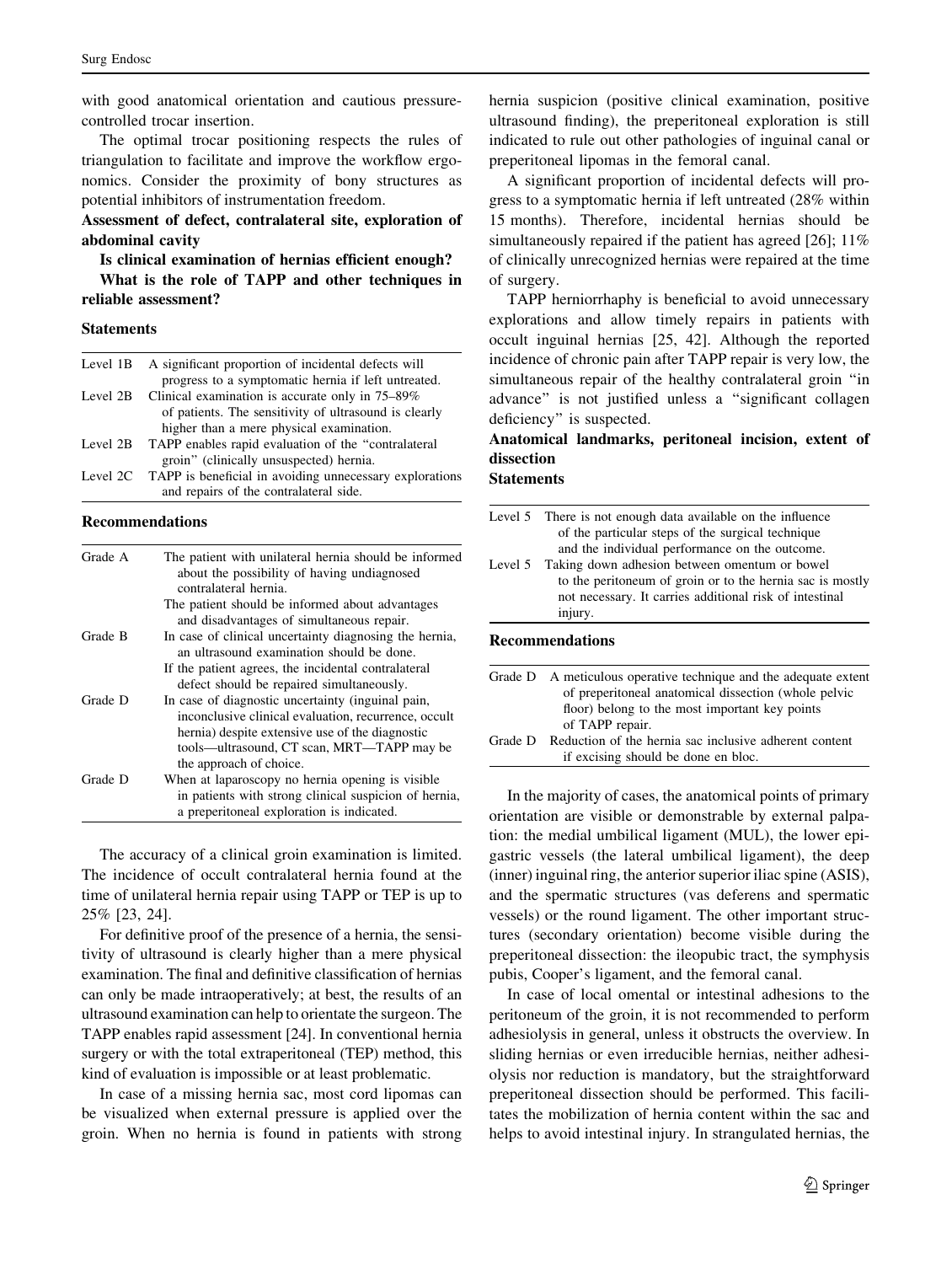with good anatomical orientation and cautious pressure-controlled trocar insertion.

The optimal trocar positioning respects the rules of triangulation to facilitate and improve the workflow ergonomics. Consider the proximity of bony structures as potential inhibitors of instrumentation freedom.

**Assessment of defect, contralateral site, exploration of abdominal cavity**

**Is clinical examination of hernias efficient enough?**

**What is the role of TAPP and other techniques in reliable assessment?**

### Statements

| | |
|---|---|
| Level 1B | A significant proportion of incidental defects will progress to a symptomatic hernia if left untreated. |
| Level 2B | Clinical examination is accurate only in 75–89% of patients. The sensitivity of ultrasound is clearly higher than a mere physical examination. |
| Level 2B | TAPP enables rapid evaluation of the "contralateral groin" (clinically unsuspected) hernia. |
| Level 2C | TAPP is beneficial in avoiding unnecessary explorations and repairs of the contralateral side. |

### Recommendations

| | |
|---|---|
| Grade A | The patient with unilateral hernia should be informed about the possibility of having undiagnosed contralateral hernia. The patient should be informed about advantages and disadvantages of simultaneous repair. |
| Grade B | In case of clinical uncertainty diagnosing the hernia, an ultrasound examination should be done. If the patient agrees, the incidental contralateral defect should be repaired simultaneously. |
| Grade D | In case of diagnostic uncertainty (inguinal pain, inconclusive clinical evaluation, recurrence, occult hernia) despite extensive use of the diagnostic tools—ultrasound, CT scan, MRT—TAPP may be the approach of choice. |
| Grade D | When at laparoscopy no hernia opening is visible in patients with strong clinical suspicion of hernia, a preperitoneal exploration is indicated. |

The accuracy of a clinical groin examination is limited. The incidence of occult contralateral hernia found at the time of unilateral hernia repair using TAPP or TEP is up to 25% [23, 24].

For definitive proof of the presence of a hernia, the sensitivity of ultrasound is clearly higher than a mere physical examination. The final and definitive classification of hernias can only be made intraoperatively; at best, the results of an ultrasound examination can help to orientate the surgeon. The TAPP enables rapid assessment [24]. In conventional hernia surgery or with the total extraperitoneal (TEP) method, this kind of evaluation is impossible or at least problematic.

In case of a missing hernia sac, most cord lipomas can be visualized when external pressure is applied over the groin. When no hernia is found in patients with strong hernia suspicion (positive clinical examination, positive ultrasound finding), the preperitoneal exploration is still indicated to rule out other pathologies of inguinal canal or preperitoneal lipomas in the femoral canal.

A significant proportion of incidental defects will progress to a symptomatic hernia if left untreated (28% within 15 months). Therefore, incidental hernias should be simultaneously repaired if the patient has agreed [26]; 11% of clinically unrecognized hernias were repaired at the time of surgery.

TAPP herniorrhaphy is beneficial to avoid unnecessary explorations and allow timely repairs in patients with occult inguinal hernias [25, 42]. Although the reported incidence of chronic pain after TAPP repair is very low, the simultaneous repair of the healthy contralateral groin "in advance" is not justified unless a "significant collagen deficiency" is suspected.

**Anatomical landmarks, peritoneal incision, extent of dissection**

### Statements

| | |
|---|---|
| Level 5 | There is not enough data available on the influence of the particular steps of the surgical technique and the individual performance on the outcome. |
| Level 5 | Taking down adhesion between omentum or bowel to the peritoneum of groin or to the hernia sac is mostly not necessary. It carries additional risk of intestinal injury. |

### Recommendations

| | |
|---|---|
| Grade D | A meticulous operative technique and the adequate extent of preperitoneal anatomical dissection (whole pelvic floor) belong to the most important key points of TAPP repair. |
| Grade D | Reduction of the hernia sac inclusive adherent content if excising should be done en bloc. |

In the majority of cases, the anatomical points of primary orientation are visible or demonstrable by external palpation: the medial umbilical ligament (MUL), the lower epigastric vessels (the lateral umbilical ligament), the deep (inner) inguinal ring, the anterior superior iliac spine (ASIS), and the spermatic structures (vas deferens and spermatic vessels) or the round ligament. The other important structures (secondary orientation) become visible during the preperitoneal dissection: the ileopubic tract, the symphysis pubis, Cooper's ligament, and the femoral canal.

In case of local omental or intestinal adhesions to the peritoneum of the groin, it is not recommended to perform adhesiolysis in general, unless it obstructs the overview. In sliding hernias or even irreducible hernias, neither adhesiolysis nor reduction is mandatory, but the straightforward preperitoneal dissection should be performed. This facilitates the mobilization of hernia content within the sac and helps to avoid intestinal injury. In strangulated hernias, the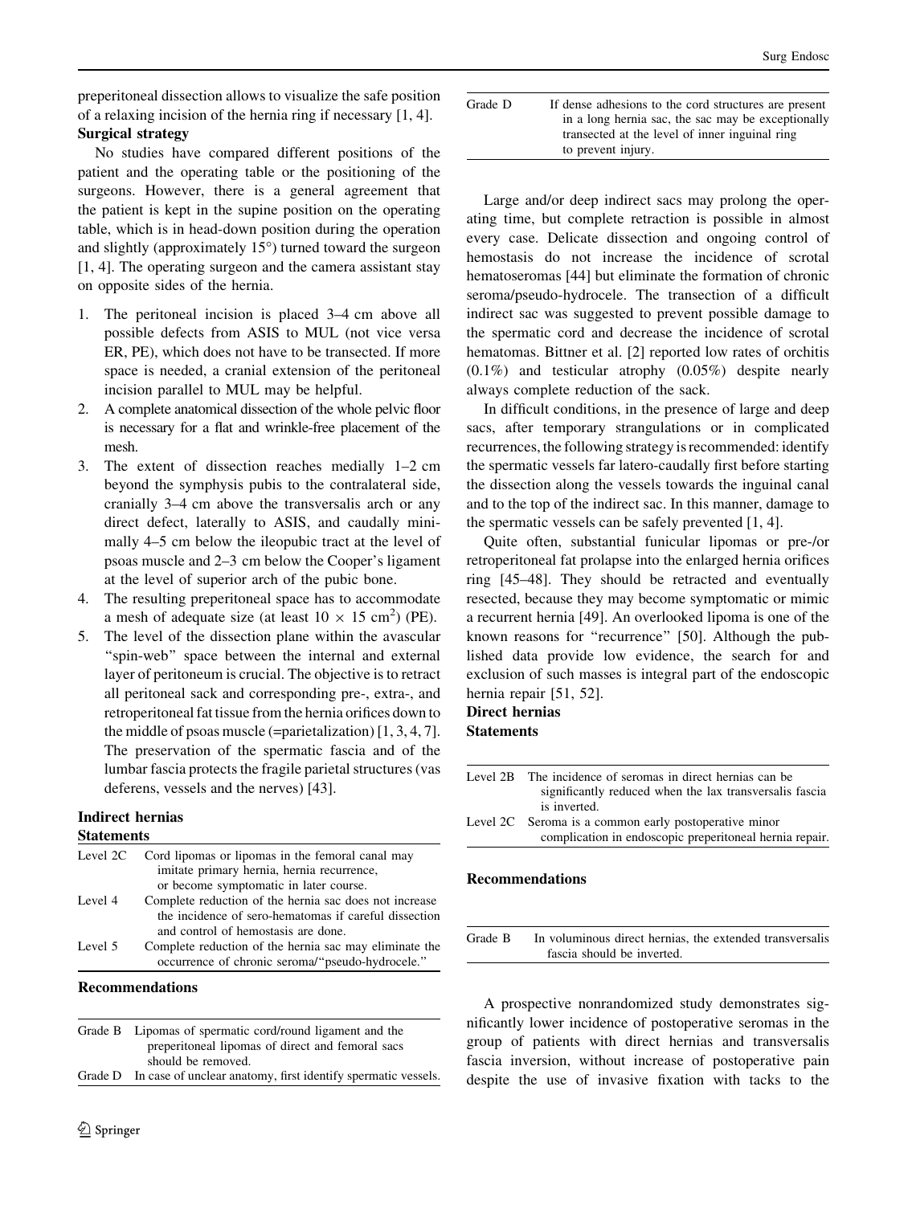preperitoneal dissection allows to visualize the safe position of a relaxing incision of the hernia ring if necessary [1, 4].

**Surgical strategy**

No studies have compared different positions of the patient and the operating table or the positioning of the surgeons. However, there is a general agreement that the patient is kept in the supine position on the operating table, which is in head-down position during the operation and slightly (approximately 15°) turned toward the surgeon [1, 4]. The operating surgeon and the camera assistant stay on opposite sides of the hernia.

1. The peritoneal incision is placed 3–4 cm above all possible defects from ASIS to MUL (not vice versa ER, PE), which does not have to be transected. If more space is needed, a cranial extension of the peritoneal incision parallel to MUL may be helpful.
2. A complete anatomical dissection of the whole pelvic floor is necessary for a flat and wrinkle-free placement of the mesh.
3. The extent of dissection reaches medially 1–2 cm beyond the symphysis pubis to the contralateral side, cranially 3–4 cm above the transversalis arch or any direct defect, laterally to ASIS, and caudally minimally 4–5 cm below the ileopubic tract at the level of psoas muscle and 2–3 cm below the Cooper's ligament at the level of superior arch of the pubic bone.
4. The resulting preperitoneal space has to accommodate a mesh of adequate size (at least $10 \times 15$ cm$^2$) (PE).
5. The level of the dissection plane within the avascular "spin-web" space between the internal and external layer of peritoneum is crucial. The objective is to retract all peritoneal sack and corresponding pre-, extra-, and retroperitoneal fat tissue from the hernia orifices down to the middle of psoas muscle (=parietalization) [1, 3, 4, 7]. The preservation of the spermatic fascia and of the lumbar fascia protects the fragile parietal structures (vas deferens, vessels and the nerves) [43].

### Indirect hernias

**Statements**

| | |
|---|---|
| Level 2C | Cord lipomas or lipomas in the femoral canal may imitate primary hernia, hernia recurrence, or become symptomatic in later course. |
| Level 4 | Complete reduction of the hernia sac does not increase the incidence of sero-hematomas if careful dissection and control of hemostasis are done. |
| Level 5 | Complete reduction of the hernia sac may eliminate the occurrence of chronic seroma/"pseudo-hydrocele." |

**Recommendations**

| | |
|---|---|
| Grade B | Lipomas of spermatic cord/round ligament and the preperitoneal lipomas of direct and femoral sacs should be removed. |
| Grade D | In case of unclear anatomy, first identify spermatic vessels. |
| Grade D | If dense adhesions to the cord structures are present in a long hernia sac, the sac may be exceptionally transected at the level of inner inguinal ring to prevent injury. |

Large and/or deep indirect sacs may prolong the operating time, but complete retraction is possible in almost every case. Delicate dissection and ongoing control of hemostasis do not increase the incidence of scrotal hematoseromas [44] but eliminate the formation of chronic seroma/pseudo-hydrocele. The transection of a difficult indirect sac was suggested to prevent possible damage to the spermatic cord and decrease the incidence of scrotal hematomas. Bittner et al. [2] reported low rates of orchitis (0.1%) and testicular atrophy (0.05%) despite nearly always complete reduction of the sack.

In difficult conditions, in the presence of large and deep sacs, after temporary strangulations or in complicated recurrences, the following strategy is recommended: identify the spermatic vessels far latero-caudally first before starting the dissection along the vessels towards the inguinal canal and to the top of the indirect sac. In this manner, damage to the spermatic vessels can be safely prevented [1, 4].

Quite often, substantial funicular lipomas or pre-/or retroperitoneal fat prolapse into the enlarged hernia orifices ring [45–48]. They should be retracted and eventually resected, because they may become symptomatic or mimic a recurrent hernia [49]. An overlooked lipoma is one of the known reasons for "recurrence" [50]. Although the published data provide low evidence, the search for and exclusion of such masses is integral part of the endoscopic hernia repair [51, 52].

### Direct hernias

**Statements**

| | |
|---|---|
| Level 2B | The incidence of seromas in direct hernias can be significantly reduced when the lax transversalis fascia is inverted. |
| Level 2C | Seroma is a common early postoperative minor complication in endoscopic preperitoneal hernia repair. |

**Recommendations**

| | |
|---|---|
| Grade B | In voluminous direct hernias, the extended transversalis fascia should be inverted. |

A prospective nonrandomized study demonstrates significantly lower incidence of postoperative seromas in the group of patients with direct hernias and transversalis fascia inversion, without increase of postoperative pain despite the use of invasive fixation with tacks to the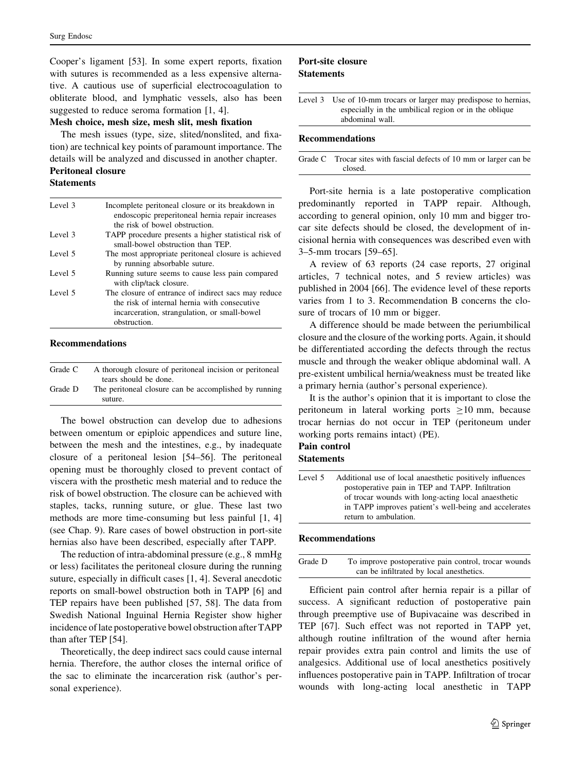Cooper's ligament [53]. In some expert reports, fixation with sutures is recommended as a less expensive alternative. A cautious use of superficial electrocoagulation to obliterate blood, and lymphatic vessels, also has been suggested to reduce seroma formation [1, 4].

**Mesh choice, mesh size, mesh slit, mesh fixation**

The mesh issues (type, size, slited/nonslited, and fixation) are technical key points of paramount importance. The details will be analyzed and discussed in another chapter.

**Peritoneal closure**

**Statements**

| | |
|---|---|
| Level 3 | Incomplete peritoneal closure or its breakdown in endoscopic preperitoneal hernia repair increases the risk of bowel obstruction. |
| Level 3 | TAPP procedure presents a higher statistical risk of small-bowel obstruction than TEP. |
| Level 5 | The most appropriate peritoneal closure is achieved by running absorbable suture. |
| Level 5 | Running suture seems to cause less pain compared with clip/tack closure. |
| Level 5 | The closure of entrance of indirect sacs may reduce the risk of internal hernia with consecutive incarceration, strangulation, or small-bowel obstruction. |

**Recommendations**

| | |
|---|---|
| Grade C | A thorough closure of peritoneal incision or peritoneal tears should be done. |
| Grade D | The peritoneal closure can be accomplished by running suture. |

The bowel obstruction can develop due to adhesions between omentum or epiploic appendices and suture line, between the mesh and the intestines, e.g., by inadequate closure of a peritoneal lesion [54–56]. The peritoneal opening must be thoroughly closed to prevent contact of viscera with the prosthetic mesh material and to reduce the risk of bowel obstruction. The closure can be achieved with staples, tacks, running suture, or glue. These last two methods are more time-consuming but less painful [1, 4] (see Chap. 9). Rare cases of bowel obstruction in port-site hernias also have been described, especially after TAPP.

The reduction of intra-abdominal pressure (e.g., 8 mmHg or less) facilitates the peritoneal closure during the running suture, especially in difficult cases [1, 4]. Several anecdotic reports on small-bowel obstruction both in TAPP [6] and TEP repairs have been published [57, 58]. The data from Swedish National Inguinal Hernia Register show higher incidence of late postoperative bowel obstruction after TAPP than after TEP [54].

Theoretically, the deep indirect sacs could cause internal hernia. Therefore, the author closes the internal orifice of the sac to eliminate the incarceration risk (author's personal experience).

**Port-site closure**

**Statements**

| | |
|---|---|
| Level 3 | Use of 10-mm trocars or larger may predispose to hernias, especially in the umbilical region or in the oblique abdominal wall. |

**Recommendations**

| | |
|---|---|
| Grade C | Trocar sites with fascial defects of 10 mm or larger can be closed. |

Port-site hernia is a late postoperative complication predominantly reported in TAPP repair. Although, according to general opinion, only 10 mm and bigger trocar site defects should be closed, the development of incisional hernia with consequences was described even with 3–5-mm trocars [59–65].

A review of 63 reports (24 case reports, 27 original articles, 7 technical notes, and 5 review articles) was published in 2004 [66]. The evidence level of these reports varies from 1 to 3. Recommendation B concerns the closure of trocars of 10 mm or bigger.

A difference should be made between the periumbilical closure and the closure of the working ports. Again, it should be differentiated according the defects through the rectus muscle and through the weaker oblique abdominal wall. A pre-existent umbilical hernia/weakness must be treated like a primary hernia (author's personal experience).

It is the author's opinion that it is important to close the peritoneum in lateral working ports $\geq$10 mm, because trocar hernias do not occur in TEP (peritoneum under working ports remains intact) (PE).

**Pain control**

**Statements**

| | |
|---|---|
| Level 5 | Additional use of local anaesthetic positively influences postoperative pain in TEP and TAPP. Infiltration of trocar wounds with long-acting local anaesthetic in TAPP improves patient's well-being and accelerates return to ambulation. |

**Recommendations**

| | |
|---|---|
| Grade D | To improve postoperative pain control, trocar wounds can be infiltrated by local anesthetics. |

Efficient pain control after hernia repair is a pillar of success. A significant reduction of postoperative pain through preemptive use of Bupivacaine was described in TEP [67]. Such effect was not reported in TAPP yet, although routine infiltration of the wound after hernia repair provides extra pain control and limits the use of analgesics. Additional use of local anesthetics positively influences postoperative pain in TAPP. Infiltration of trocar wounds with long-acting local anesthetic in TAPP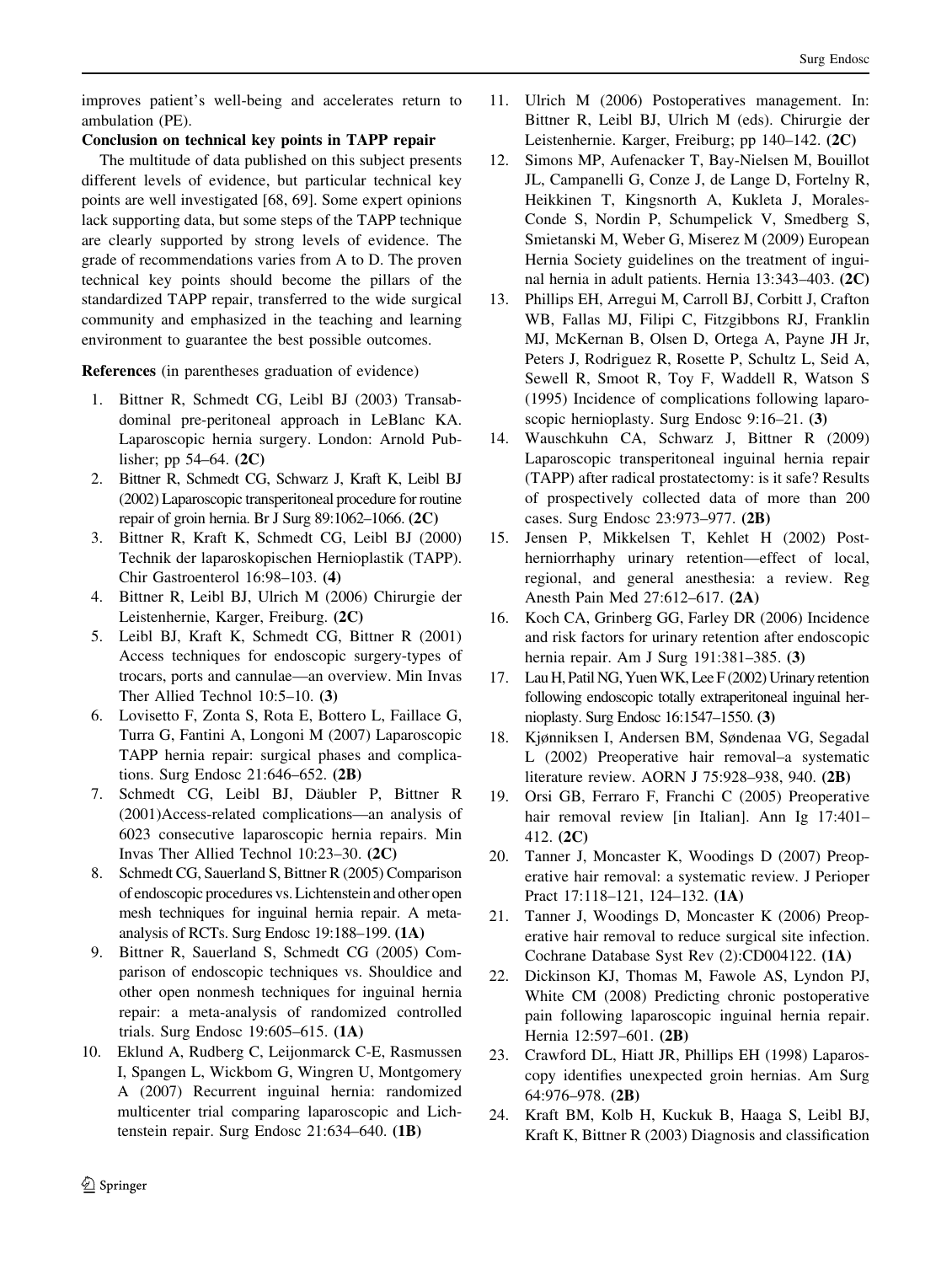improves patient's well-being and accelerates return to ambulation (PE).

**Conclusion on technical key points in TAPP repair**

The multitude of data published on this subject presents different levels of evidence, but particular technical key points are well investigated [68, 69]. Some expert opinions lack supporting data, but some steps of the TAPP technique are clearly supported by strong levels of evidence. The grade of recommendations varies from A to D. The proven technical key points should become the pillars of the standardized TAPP repair, transferred to the wide surgical community and emphasized in the teaching and learning environment to guarantee the best possible outcomes.

**References** (in parentheses graduation of evidence)

1. Bittner R, Schmedt CG, Leibl BJ (2003) Transabdominal pre-peritoneal approach in LeBlanc KA. Laparoscopic hernia surgery. London: Arnold Publisher; pp 54–64. **(2C)**
2. Bittner R, Schmedt CG, Schwarz J, Kraft K, Leibl BJ (2002) Laparoscopic transperitoneal procedure for routine repair of groin hernia. Br J Surg 89:1062–1066. **(2C)**
3. Bittner R, Kraft K, Schmedt CG, Leibl BJ (2000) Technik der laparoskopischen Hernioplastik (TAPP). Chir Gastroenterol 16:98–103. **(4)**
4. Bittner R, Leibl BJ, Ulrich M (2006) Chirurgie der Leistenhernie, Karger, Freiburg. **(2C)**
5. Leibl BJ, Kraft K, Schmedt CG, Bittner R (2001) Access techniques for endoscopic surgery-types of trocars, ports and cannulae—an overview. Min Invas Ther Allied Technol 10:5–10. **(3)**
6. Lovisetto F, Zonta S, Rota E, Bottero L, Faillace G, Turra G, Fantini A, Longoni M (2007) Laparoscopic TAPP hernia repair: surgical phases and complications. Surg Endosc 21:646–652. **(2B)**
7. Schmedt CG, Leibl BJ, Däubler P, Bittner R (2001)Access-related complications—an analysis of 6023 consecutive laparoscopic hernia repairs. Min Invas Ther Allied Technol 10:23–30. **(2C)**
8. Schmedt CG, Sauerland S, Bittner R (2005) Comparison of endoscopic procedures vs. Lichtenstein and other open mesh techniques for inguinal hernia repair. A meta-analysis of RCTs. Surg Endosc 19:188–199. **(1A)**
9. Bittner R, Sauerland S, Schmedt CG (2005) Comparison of endoscopic techniques vs. Shouldice and other open nonmesh techniques for inguinal hernia repair: a meta-analysis of randomized controlled trials. Surg Endosc 19:605–615. **(1A)**
10. Eklund A, Rudberg C, Leijonmarck C-E, Rasmussen I, Spangen L, Wickbom G, Wingren U, Montgomery A (2007) Recurrent inguinal hernia: randomized multicenter trial comparing laparoscopic and Lichtenstein repair. Surg Endosc 21:634–640. **(1B)**
11. Ulrich M (2006) Postoperatives management. In: Bittner R, Leibl BJ, Ulrich M (eds). Chirurgie der Leistenhernie. Karger, Freiburg; pp 140–142. **(2C)**
12. Simons MP, Aufenacker T, Bay-Nielsen M, Bouillot JL, Campanelli G, Conze J, de Lange D, Fortelny R, Heikkinen T, Kingsnorth A, Kukleta J, Morales-Conde S, Nordin P, Schumpelick V, Smedberg S, Smietanski M, Weber G, Miserez M (2009) European Hernia Society guidelines on the treatment of inguinal hernia in adult patients. Hernia 13:343–403. **(2C)**
13. Phillips EH, Arregui M, Carroll BJ, Corbitt J, Crafton WB, Fallas MJ, Filipi C, Fitzgibbons RJ, Franklin MJ, McKernan B, Olsen D, Ortega A, Payne JH Jr, Peters J, Rodriguez R, Rosette P, Schultz L, Seid A, Sewell R, Smoot R, Toy F, Waddell R, Watson S (1995) Incidence of complications following laparoscopic hernioplasty. Surg Endosc 9:16–21. **(3)**
14. Wauschkuhn CA, Schwarz J, Bittner R (2009) Laparoscopic transperitoneal inguinal hernia repair (TAPP) after radical prostatectomy: is it safe? Results of prospectively collected data of more than 200 cases. Surg Endosc 23:973–977. **(2B)**
15. Jensen P, Mikkelsen T, Kehlet H (2002) Postherniorrhaphy urinary retention—effect of local, regional, and general anesthesia: a review. Reg Anesth Pain Med 27:612–617. **(2A)**
16. Koch CA, Grinberg GG, Farley DR (2006) Incidence and risk factors for urinary retention after endoscopic hernia repair. Am J Surg 191:381–385. **(3)**
17. Lau H, Patil NG, Yuen WK, Lee F (2002) Urinary retention following endoscopic totally extraperitoneal inguinal hernioplasty. Surg Endosc 16:1547–1550. **(3)**
18. Kjønniksen I, Andersen BM, Søndenaa VG, Segadal L (2002) Preoperative hair removal–a systematic literature review. AORN J 75:928–938, 940. **(2B)**
19. Orsi GB, Ferraro F, Franchi C (2005) Preoperative hair removal review [in Italian]. Ann Ig 17:401–412. **(2C)**
20. Tanner J, Moncaster K, Woodings D (2007) Preoperative hair removal: a systematic review. J Perioper Pract 17:118–121, 124–132. **(1A)**
21. Tanner J, Woodings D, Moncaster K (2006) Preoperative hair removal to reduce surgical site infection. Cochrane Database Syst Rev (2):CD004122. **(1A)**
22. Dickinson KJ, Thomas M, Fawole AS, Lyndon PJ, White CM (2008) Predicting chronic postoperative pain following laparoscopic inguinal hernia repair. Hernia 12:597–601. **(2B)**
23. Crawford DL, Hiatt JR, Phillips EH (1998) Laparoscopy identifies unexpected groin hernias. Am Surg 64:976–978. **(2B)**
24. Kraft BM, Kolb H, Kuckuk B, Haaga S, Leibl BJ, Kraft K, Bittner R (2003) Diagnosis and classification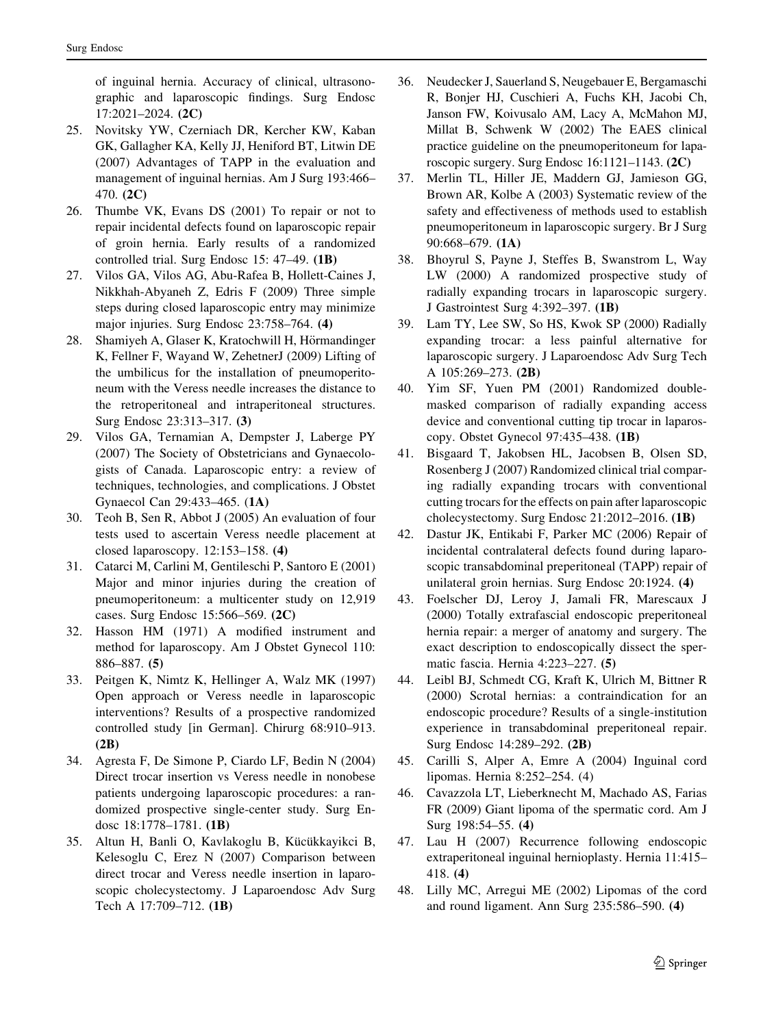of inguinal hernia. Accuracy of clinical, ultrasonographic and laparoscopic findings. Surg Endosc 17:2021–2024. **(2C)**

25. Novitsky YW, Czerniach DR, Kercher KW, Kaban GK, Gallagher KA, Kelly JJ, Heniford BT, Litwin DE (2007) Advantages of TAPP in the evaluation and management of inguinal hernias. Am J Surg 193:466–470. **(2C)**
26. Thumbe VK, Evans DS (2001) To repair or not to repair incidental defects found on laparoscopic repair of groin hernia. Early results of a randomized controlled trial. Surg Endosc 15: 47–49. **(1B)**
27. Vilos GA, Vilos AG, Abu-Rafea B, Hollett-Caines J, Nikkhah-Abyaneh Z, Edris F (2009) Three simple steps during closed laparoscopic entry may minimize major injuries. Surg Endosc 23:758–764. **(4)**
28. Shamiyeh A, Glaser K, Kratochwill H, Hörmandinger K, Fellner F, Wayand W, ZehetnerJ (2009) Lifting of the umbilicus for the installation of pneumoperitoneum with the Veress needle increases the distance to the retroperitoneal and intraperitoneal structures. Surg Endosc 23:313–317. **(3)**
29. Vilos GA, Ternamian A, Dempster J, Laberge PY (2007) The Society of Obstetricians and Gynaecologists of Canada. Laparoscopic entry: a review of techniques, technologies, and complications. J Obstet Gynaecol Can 29:433–465. (**1A)**
30. Teoh B, Sen R, Abbot J (2005) An evaluation of four tests used to ascertain Veress needle placement at closed laparoscopy. 12:153–158. **(4)**
31. Catarci M, Carlini M, Gentileschi P, Santoro E (2001) Major and minor injuries during the creation of pneumoperitoneum: a multicenter study on 12,919 cases. Surg Endosc 15:566–569. **(2C)**
32. Hasson HM (1971) A modified instrument and method for laparoscopy. Am J Obstet Gynecol 110: 886–887. **(5)**
33. Peitgen K, Nimtz K, Hellinger A, Walz MK (1997) Open approach or Veress needle in laparoscopic interventions? Results of a prospective randomized controlled study [in German]. Chirurg 68:910–913. **(2B)**
34. Agresta F, De Simone P, Ciardo LF, Bedin N (2004) Direct trocar insertion vs Veress needle in nonobese patients undergoing laparoscopic procedures: a randomized prospective single-center study. Surg Endosc 18:1778–1781. **(1B)**
35. Altun H, Banli O, Kavlakoglu B, Kücükkayikci B, Kelesoglu C, Erez N (2007) Comparison between direct trocar and Veress needle insertion in laparoscopic cholecystectomy. J Laparoendosc Adv Surg Tech A 17:709–712. **(1B)**
36. Neudecker J, Sauerland S, Neugebauer E, Bergamaschi R, Bonjer HJ, Cuschieri A, Fuchs KH, Jacobi Ch, Janson FW, Koivusalo AM, Lacy A, McMahon MJ, Millat B, Schwenk W (2002) The EAES clinical practice guideline on the pneumoperitoneum for laparoscopic surgery. Surg Endosc 16:1121–1143. **(2C)**
37. Merlin TL, Hiller JE, Maddern GJ, Jamieson GG, Brown AR, Kolbe A (2003) Systematic review of the safety and effectiveness of methods used to establish pneumoperitoneum in laparoscopic surgery. Br J Surg 90:668–679. **(1A)**
38. Bhoyrul S, Payne J, Steffes B, Swanstrom L, Way LW (2000) A randomized prospective study of radially expanding trocars in laparoscopic surgery. J Gastrointest Surg 4:392–397. **(1B)**
39. Lam TY, Lee SW, So HS, Kwok SP (2000) Radially expanding trocar: a less painful alternative for laparoscopic surgery. J Laparoendosc Adv Surg Tech A 105:269–273. **(2B)**
40. Yim SF, Yuen PM (2001) Randomized double-masked comparison of radially expanding access device and conventional cutting tip trocar in laparoscopy. Obstet Gynecol 97:435–438. **(1B)**
41. Bisgaard T, Jakobsen HL, Jacobsen B, Olsen SD, Rosenberg J (2007) Randomized clinical trial comparing radially expanding trocars with conventional cutting trocars for the effects on pain after laparoscopic cholecystectomy. Surg Endosc 21:2012–2016. **(1B)**
42. Dastur JK, Entikabi F, Parker MC (2006) Repair of incidental contralateral defects found during laparoscopic transabdominal preperitoneal (TAPP) repair of unilateral groin hernias. Surg Endosc 20:1924. **(4)**
43. Foelscher DJ, Leroy J, Jamali FR, Marescaux J (2000) Totally extrafascial endoscopic preperitoneal hernia repair: a merger of anatomy and surgery. The exact description to endoscopically dissect the spermatic fascia. Hernia 4:223–227. **(5)**
44. Leibl BJ, Schmedt CG, Kraft K, Ulrich M, Bittner R (2000) Scrotal hernias: a contraindication for an endoscopic procedure? Results of a single-institution experience in transabdominal preperitoneal repair. Surg Endosc 14:289–292. **(2B)**
45. Carilli S, Alper A, Emre A (2004) Inguinal cord lipomas. Hernia 8:252–254. (4)
46. Cavazzola LT, Lieberknecht M, Machado AS, Farias FR (2009) Giant lipoma of the spermatic cord. Am J Surg 198:54–55. **(4)**
47. Lau H (2007) Recurrence following endoscopic extraperitoneal inguinal hernioplasty. Hernia 11:415–418. **(4)**
48. Lilly MC, Arregui ME (2002) Lipomas of the cord and round ligament. Ann Surg 235:586–590. **(4)**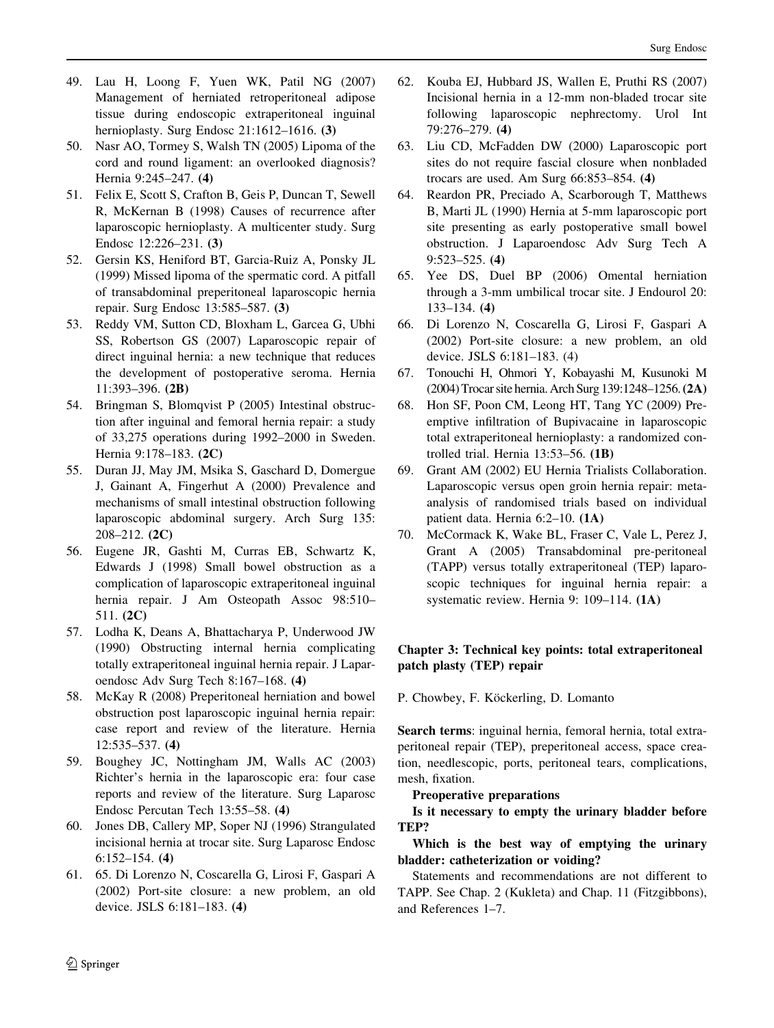49. Lau H, Loong F, Yuen WK, Patil NG (2007) Management of herniated retroperitoneal adipose tissue during endoscopic extraperitoneal inguinal hernioplasty. Surg Endosc 21:1612–1616. **(3)**
50. Nasr AO, Tormey S, Walsh TN (2005) Lipoma of the cord and round ligament: an overlooked diagnosis? Hernia 9:245–247. **(4)**
51. Felix E, Scott S, Crafton B, Geis P, Duncan T, Sewell R, McKernan B (1998) Causes of recurrence after laparoscopic hernioplasty. A multicenter study. Surg Endosc 12:226–231. **(3)**
52. Gersin KS, Heniford BT, Garcia-Ruiz A, Ponsky JL (1999) Missed lipoma of the spermatic cord. A pitfall of transabdominal preperitoneal laparoscopic hernia repair. Surg Endosc 13:585–587. **(3)**
53. Reddy VM, Sutton CD, Bloxham L, Garcea G, Ubhi SS, Robertson GS (2007) Laparoscopic repair of direct inguinal hernia: a new technique that reduces the development of postoperative seroma. Hernia 11:393–396. **(2B)**
54. Bringman S, Blomqvist P (2005) Intestinal obstruction after inguinal and femoral hernia repair: a study of 33,275 operations during 1992–2000 in Sweden. Hernia 9:178–183. **(2C)**
55. Duran JJ, May JM, Msika S, Gaschard D, Domergue J, Gainant A, Fingerhut A (2000) Prevalence and mechanisms of small intestinal obstruction following laparoscopic abdominal surgery. Arch Surg 135: 208–212. **(2C)**
56. Eugene JR, Gashti M, Curras EB, Schwartz K, Edwards J (1998) Small bowel obstruction as a complication of laparoscopic extraperitoneal inguinal hernia repair. J Am Osteopath Assoc 98:510–511. **(2C)**
57. Lodha K, Deans A, Bhattacharya P, Underwood JW (1990) Obstructing internal hernia complicating totally extraperitoneal inguinal hernia repair. J Laparoendosc Adv Surg Tech 8:167–168. **(4)**
58. McKay R (2008) Preperitoneal herniation and bowel obstruction post laparoscopic inguinal hernia repair: case report and review of the literature. Hernia 12:535–537. **(4)**
59. Boughey JC, Nottingham JM, Walls AC (2003) Richter's hernia in the laparoscopic era: four case reports and review of the literature. Surg Laparosc Endosc Percutan Tech 13:55–58. **(4)**
60. Jones DB, Callery MP, Soper NJ (1996) Strangulated incisional hernia at trocar site. Surg Laparosc Endosc 6:152–154. **(4)**
61. 65. Di Lorenzo N, Coscarella G, Lirosi F, Gaspari A (2002) Port-site closure: a new problem, an old device. JSLS 6:181–183. **(4)**
62. Kouba EJ, Hubbard JS, Wallen E, Pruthi RS (2007) Incisional hernia in a 12-mm non-bladed trocar site following laparoscopic nephrectomy. Urol Int 79:276–279. **(4)**
63. Liu CD, McFadden DW (2000) Laparoscopic port sites do not require fascial closure when nonbladed trocars are used. Am Surg 66:853–854. **(4)**
64. Reardon PR, Preciado A, Scarborough T, Matthews B, Marti JL (1990) Hernia at 5-mm laparoscopic port site presenting as early postoperative small bowel obstruction. J Laparoendosc Adv Surg Tech A 9:523–525. **(4)**
65. Yee DS, Duel BP (2006) Omental herniation through a 3-mm umbilical trocar site. J Endourol 20: 133–134. **(4)**
66. Di Lorenzo N, Coscarella G, Lirosi F, Gaspari A (2002) Port-site closure: a new problem, an old device. JSLS 6:181–183. (4)
67. Tonouchi H, Ohmori Y, Kobayashi M, Kusunoki M (2004) Trocar site hernia. Arch Surg 139:1248–1256. **(2A)**
68. Hon SF, Poon CM, Leong HT, Tang YC (2009) Pre-emptive infiltration of Bupivacaine in laparoscopic total extraperitoneal hernioplasty: a randomized controlled trial. Hernia 13:53–56. **(1B)**
69. Grant AM (2002) EU Hernia Trialists Collaboration. Laparoscopic versus open groin hernia repair: meta-analysis of randomised trials based on individual patient data. Hernia 6:2–10. **(1A)**
70. McCormack K, Wake BL, Fraser C, Vale L, Perez J, Grant A (2005) Transabdominal pre-peritoneal (TAPP) versus totally extraperitoneal (TEP) laparoscopic techniques for inguinal hernia repair: a systematic review. Hernia 9: 109–114. **(1A)**

## Chapter 3: Technical key points: total extraperitoneal patch plasty (TEP) repair

P. Chowbey, F. Köckerling, D. Lomanto

**Search terms**: inguinal hernia, femoral hernia, total extraperitoneal repair (TEP), preperitoneal access, space creation, needlescopic, ports, peritoneal tears, complications, mesh, fixation.

**Preoperative preparations**

**Is it necessary to empty the urinary bladder before TEP?**

**Which is the best way of emptying the urinary bladder: catheterization or voiding?**

Statements and recommendations are not different to TAPP. See Chap. 2 (Kukleta) and Chap. 11 (Fitzgibbons), and References 1–7.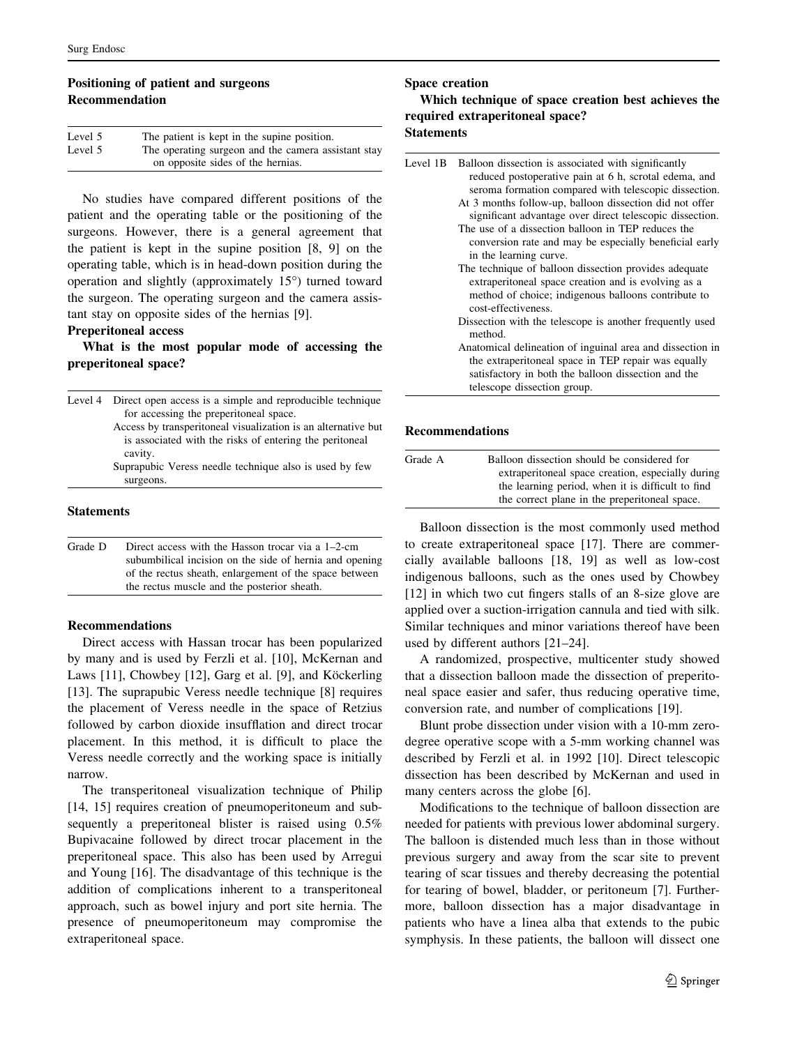## Positioning of patient and surgeons

### Recommendation

| | |
|---|---|
| Level 5 | The patient is kept in the supine position. |
| Level 5 | The operating surgeon and the camera assistant stay on opposite sides of the hernias. |

No studies have compared different positions of the patient and the operating table or the positioning of the surgeons. However, there is a general agreement that the patient is kept in the supine position [8, 9] on the operating table, which is in head-down position during the operation and slightly (approximately 15°) turned toward the surgeon. The operating surgeon and the camera assistant stay on opposite sides of the hernias [9].

## Preperitoneal access

**What is the most popular mode of accessing the preperitoneal space?**

| | |
|---|---|
| Level 4 | Direct open access is a simple and reproducible technique for accessing the preperitoneal space. |
| | Access by transperitoneal visualization is an alternative but is associated with the risks of entering the peritoneal cavity. |
| | Suprapubic Veress needle technique also is used by few surgeons. |

### Statements

| | |
|---|---|
| Grade D | Direct access with the Hasson trocar via a 1–2-cm subumbilical incision on the side of hernia and opening of the rectus sheath, enlargement of the space between the rectus muscle and the posterior sheath. |

### Recommendations

Direct access with Hassan trocar has been popularized by many and is used by Ferzli et al. [10], McKernan and Laws [11], Chowbey [12], Garg et al. [9], and Köckerling [13]. The suprapubic Veress needle technique [8] requires the placement of Veress needle in the space of Retzius followed by carbon dioxide insufflation and direct trocar placement. In this method, it is difficult to place the Veress needle correctly and the working space is initially narrow.

The transperitoneal visualization technique of Philip [14, 15] requires creation of pneumoperitoneum and subsequently a preperitoneal blister is raised using 0.5% Bupivacaine followed by direct trocar placement in the preperitoneal space. This also has been used by Arregui and Young [16]. The disadvantage of this technique is the addition of complications inherent to a transperitoneal approach, such as bowel injury and port site hernia. The presence of pneumoperitoneum may compromise the extraperitoneal space.

## Space creation

**Which technique of space creation best achieves the required extraperitoneal space?**

### Statements

| | |
|---|---|
| Level 1B | Balloon dissection is associated with significantly reduced postoperative pain at 6 h, scrotal edema, and seroma formation compared with telescopic dissection. |
| | At 3 months follow-up, balloon dissection did not offer significant advantage over direct telescopic dissection. |
| | The use of a dissection balloon in TEP reduces the conversion rate and may be especially beneficial early in the learning curve. |
| | The technique of balloon dissection provides adequate extraperitoneal space creation and is evolving as a method of choice; indigenous balloons contribute to cost-effectiveness. |
| | Dissection with the telescope is another frequently used method. |
| | Anatomical delineation of inguinal area and dissection in the extraperitoneal space in TEP repair was equally satisfactory in both the balloon dissection and the telescope dissection group. |

### Recommendations

| | |
|---|---|
| Grade A | Balloon dissection should be considered for extraperitoneal space creation, especially during the learning period, when it is difficult to find the correct plane in the preperitoneal space. |

Balloon dissection is the most commonly used method to create extraperitoneal space [17]. There are commercially available balloons [18, 19] as well as low-cost indigenous balloons, such as the ones used by Chowbey [12] in which two cut fingers stalls of an 8-size glove are applied over a suction-irrigation cannula and tied with silk. Similar techniques and minor variations thereof have been used by different authors [21–24].

A randomized, prospective, multicenter study showed that a dissection balloon made the dissection of preperitoneal space easier and safer, thus reducing operative time, conversion rate, and number of complications [19].

Blunt probe dissection under vision with a 10-mm zero-degree operative scope with a 5-mm working channel was described by Ferzli et al. in 1992 [10]. Direct telescopic dissection has been described by McKernan and used in many centers across the globe [6].

Modifications to the technique of balloon dissection are needed for patients with previous lower abdominal surgery. The balloon is distended much less than in those without previous surgery and away from the scar site to prevent tearing of scar tissues and thereby decreasing the potential for tearing of bowel, bladder, or peritoneum [7]. Furthermore, balloon dissection has a major disadvantage in patients who have a linea alba that extends to the pubic symphysis. In these patients, the balloon will dissect one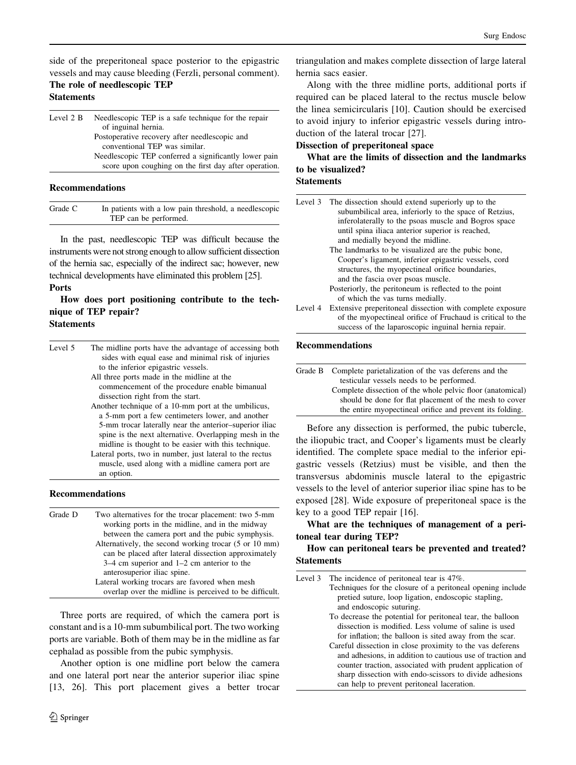side of the preperitoneal space posterior to the epigastric vessels and may cause bleeding (Ferzli, personal comment).

**The role of needlescopic TEP**

**Statements**

| | |
|---|---|
| Level 2 B | Needlescopic TEP is a safe technique for the repair of inguinal hernia. |
| | Postoperative recovery after needlescopic and conventional TEP was similar. |
| | Needlescopic TEP conferred a significantly lower pain score upon coughing on the first day after operation. |

**Recommendations**

| | |
|---|---|
| Grade C | In patients with a low pain threshold, a needlescopic TEP can be performed. |

In the past, needlescopic TEP was difficult because the instruments were not strong enough to allow sufficient dissection of the hernia sac, especially of the indirect sac; however, new technical developments have eliminated this problem [25].

**Ports**

**How does port positioning contribute to the technique of TEP repair?**

**Statements**

| | |
|---|---|
| Level 5 | The midline ports have the advantage of accessing both sides with equal ease and minimal risk of injuries to the inferior epigastric vessels. |
| | All three ports made in the midline at the commencement of the procedure enable bimanual dissection right from the start. |
| | Another technique of a 10-mm port at the umbilicus, a 5-mm port a few centimeters lower, and another 5-mm trocar laterally near the anterior–superior iliac spine is the next alternative. Overlapping mesh in the midline is thought to be easier with this technique. |
| | Lateral ports, two in number, just lateral to the rectus muscle, used along with a midline camera port are an option. |

**Recommendations**

| | |
|---|---|
| Grade D | Two alternatives for the trocar placement: two 5-mm working ports in the midline, and in the midway between the camera port and the pubic symphysis. |
| | Alternatively, the second working trocar (5 or 10 mm) can be placed after lateral dissection approximately 3–4 cm superior and 1–2 cm anterior to the anterosuperior iliac spine. |
| | Lateral working trocars are favored when mesh overlap over the midline is perceived to be difficult. |

Three ports are required, of which the camera port is constant and is a 10-mm subumbilical port. The two working ports are variable. Both of them may be in the midline as far cephalad as possible from the pubic symphysis.

Another option is one midline port below the camera and one lateral port near the anterior superior iliac spine [13, 26]. This port placement gives a better trocar triangulation and makes complete dissection of large lateral hernia sacs easier.

Along with the three midline ports, additional ports if required can be placed lateral to the rectus muscle below the linea semicircularis [10]. Caution should be exercised to avoid injury to inferior epigastric vessels during introduction of the lateral trocar [27].

**Dissection of preperitoneal space**

**What are the limits of dissection and the landmarks to be visualized?**

**Statements**

| | |
|---|---|
| Level 3 | The dissection should extend superiorly up to the subumbilical area, inferiorly to the space of Retzius, inferolaterally to the psoas muscle and Bogros space until spina iliaca anterior superior is reached, and medially beyond the midline. |
| | The landmarks to be visualized are the pubic bone, Cooper's ligament, inferior epigastric vessels, cord structures, the myopectineal orifice boundaries, and the fascia over psoas muscle. |
| | Posteriorly, the peritoneum is reflected to the point of which the vas turns medially. |
| Level 4 | Extensive preperitoneal dissection with complete exposure of the myopectineal orifice of Fruchaud is critical to the success of the laparoscopic inguinal hernia repair. |

**Recommendations**

| | |
|---|---|
| Grade B | Complete parietalization of the vas deferens and the testicular vessels needs to be performed. |
| | Complete dissection of the whole pelvic floor (anatomical) should be done for flat placement of the mesh to cover the entire myopectineal orifice and prevent its folding. |

Before any dissection is performed, the pubic tubercle, the iliopubic tract, and Cooper's ligaments must be clearly identified. The complete space medial to the inferior epigastric vessels (Retzius) must be visible, and then the transversus abdominis muscle lateral to the epigastric vessels to the level of anterior superior iliac spine has to be exposed [28]. Wide exposure of preperitoneal space is the key to a good TEP repair [16].

**What are the techniques of management of a peritoneal tear during TEP?**

**How can peritoneal tears be prevented and treated?**

**Statements**

| | |
|---|---|
| Level 3 | The incidence of peritoneal tear is 47%. |
| | Techniques for the closure of a peritoneal opening include pretied suture, loop ligation, endoscopic stapling, and endoscopic suturing. |
| | To decrease the potential for peritoneal tear, the balloon dissection is modified. Less volume of saline is used for inflation; the balloon is sited away from the scar. |
| | Careful dissection in close proximity to the vas deferens and adhesions, in addition to cautious use of traction and counter traction, associated with prudent application of sharp dissection with endo-scissors to divide adhesions can help to prevent peritoneal laceration. |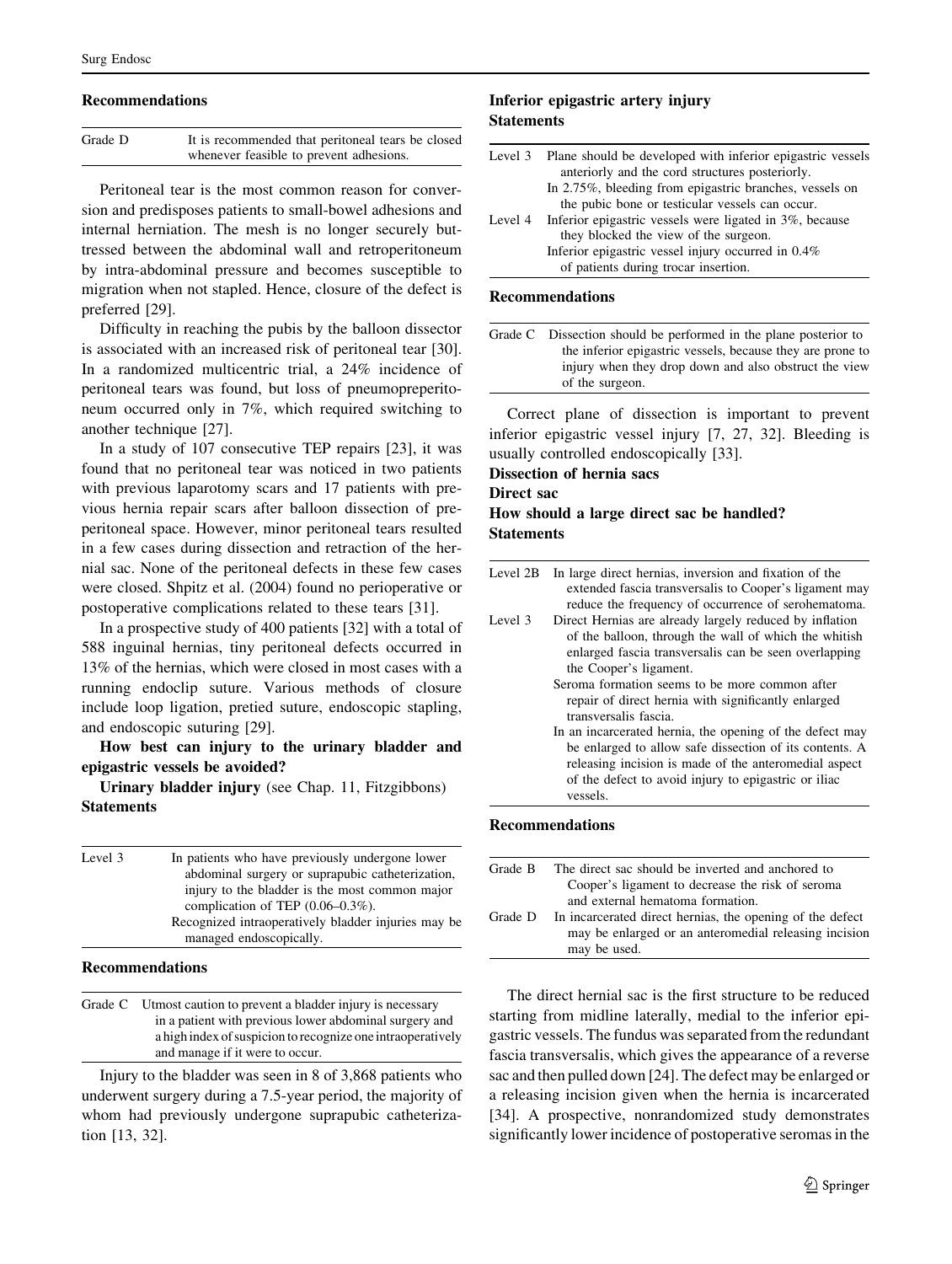**Recommendations**

| Grade D | It is recommended that peritoneal tears be closed whenever feasible to prevent adhesions. |
|---|---|

Peritoneal tear is the most common reason for conversion and predisposes patients to small-bowel adhesions and internal herniation. The mesh is no longer securely buttressed between the abdominal wall and retroperitoneum by intra-abdominal pressure and becomes susceptible to migration when not stapled. Hence, closure of the defect is preferred [29].

Difficulty in reaching the pubis by the balloon dissector is associated with an increased risk of peritoneal tear [30]. In a randomized multicentric trial, a 24% incidence of peritoneal tears was found, but loss of pneumopreperitoneum occurred only in 7%, which required switching to another technique [27].

In a study of 107 consecutive TEP repairs [23], it was found that no peritoneal tear was noticed in two patients with previous laparotomy scars and 17 patients with previous hernia repair scars after balloon dissection of preperitoneal space. However, minor peritoneal tears resulted in a few cases during dissection and retraction of the hernial sac. None of the peritoneal defects in these few cases were closed. Shpitz et al. (2004) found no perioperative or postoperative complications related to these tears [31].

In a prospective study of 400 patients [32] with a total of 588 inguinal hernias, tiny peritoneal defects occurred in 13% of the hernias, which were closed in most cases with a running endoclip suture. Various methods of closure include loop ligation, pretied suture, endoscopic stapling, and endoscopic suturing [29].

**How best can injury to the urinary bladder and epigastric vessels be avoided?**

**Urinary bladder injury** (see Chap. 11, Fitzgibbons)

**Statements**

| Level 3 | In patients who have previously undergone lower abdominal surgery or suprapubic catheterization, injury to the bladder is the most common major complication of TEP (0.06–0.3%). |
|---|---|
| | Recognized intraoperatively bladder injuries may be managed endoscopically. |

**Recommendations**

| Grade C | Utmost caution to prevent a bladder injury is necessary in a patient with previous lower abdominal surgery and a high index of suspicion to recognize one intraoperatively and manage if it were to occur. |
|---|---|

Injury to the bladder was seen in 8 of 3,868 patients who underwent surgery during a 7.5-year period, the majority of whom had previously undergone suprapubic catheterization [13, 32].

**Inferior epigastric artery injury**

**Statements**

| Level 3 | Plane should be developed with inferior epigastric vessels anteriorly and the cord structures posteriorly. |
|---|---|
| | In 2.75%, bleeding from epigastric branches, vessels on the pubic bone or testicular vessels can occur. |
| Level 4 | Inferior epigastric vessels were ligated in 3%, because they blocked the view of the surgeon. |
| | Inferior epigastric vessel injury occurred in 0.4% of patients during trocar insertion. |

**Recommendations**

| Grade C | Dissection should be performed in the plane posterior to the inferior epigastric vessels, because they are prone to injury when they drop down and also obstruct the view of the surgeon. |
|---|---|

Correct plane of dissection is important to prevent inferior epigastric vessel injury [7, 27, 32]. Bleeding is usually controlled endoscopically [33].

**Dissection of hernia sacs**

**Direct sac**

**How should a large direct sac be handled?**

**Statements**

| Level 2B | In large direct hernias, inversion and fixation of the extended fascia transversalis to Cooper's ligament may reduce the frequency of occurrence of serohematoma. |
|---|---|
| Level 3 | Direct Hernias are already largely reduced by inflation of the balloon, through the wall of which the whitish enlarged fascia transversalis can be seen overlapping the Cooper's ligament. |
| | Seroma formation seems to be more common after repair of direct hernia with significantly enlarged transversalis fascia. |
| | In an incarcerated hernia, the opening of the defect may be enlarged to allow safe dissection of its contents. A releasing incision is made of the anteromedial aspect of the defect to avoid injury to epigastric or iliac vessels. |

**Recommendations**

| Grade B | The direct sac should be inverted and anchored to Cooper's ligament to decrease the risk of seroma and external hematoma formation. |
|---|---|
| Grade D | In incarcerated direct hernias, the opening of the defect may be enlarged or an anteromedial releasing incision may be used. |

The direct hernial sac is the first structure to be reduced starting from midline laterally, medial to the inferior epigastric vessels. The fundus was separated from the redundant fascia transversalis, which gives the appearance of a reverse sac and then pulled down [24]. The defect may be enlarged or a releasing incision given when the hernia is incarcerated [34]. A prospective, nonrandomized study demonstrates significantly lower incidence of postoperative seromas in the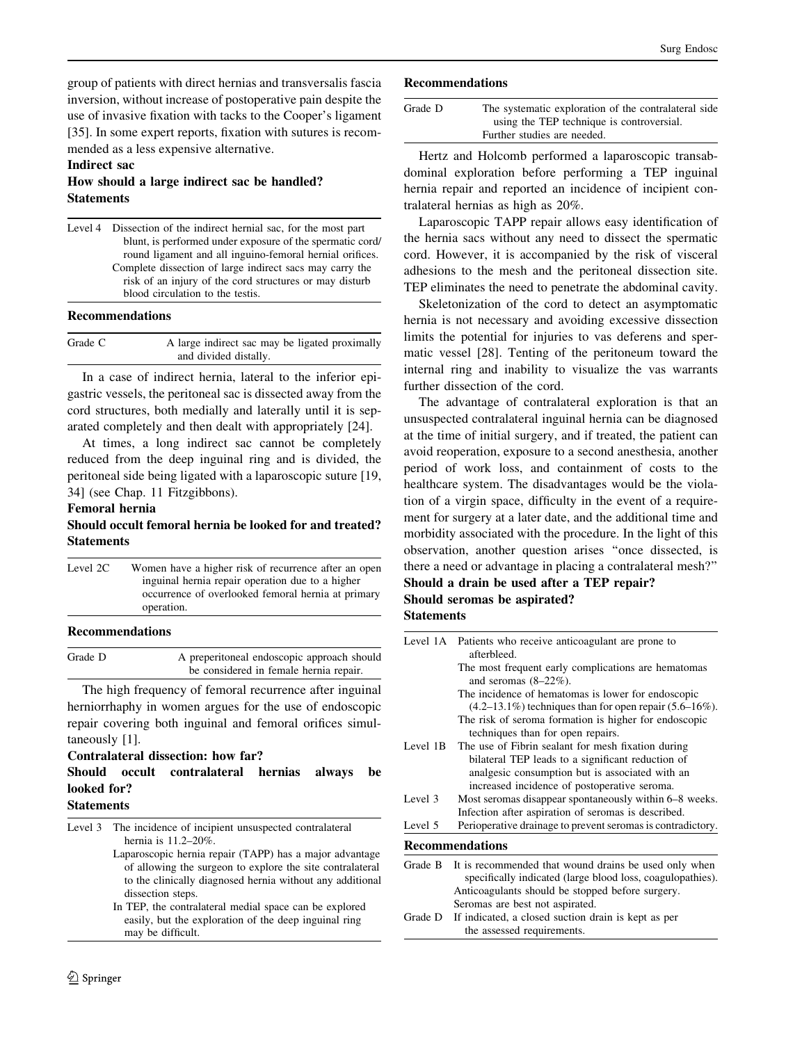group of patients with direct hernias and transversalis fascia inversion, without increase of postoperative pain despite the use of invasive fixation with tacks to the Cooper's ligament [35]. In some expert reports, fixation with sutures is recommended as a less expensive alternative.

**Indirect sac**

**How should a large indirect sac be handled?**

**Statements**

| | |
|---|---|
| Level 4 | Dissection of the indirect hernial sac, for the most part blunt, is performed under exposure of the spermatic cord/round ligament and all inguino-femoral hernial orifices. Complete dissection of large indirect sacs may carry the risk of an injury of the cord structures or may disturb blood circulation to the testis. |

**Recommendations**

| | |
|---|---|
| Grade C | A large indirect sac may be ligated proximally and divided distally. |

In a case of indirect hernia, lateral to the inferior epigastric vessels, the peritoneal sac is dissected away from the cord structures, both medially and laterally until it is separated completely and then dealt with appropriately [24].

At times, a long indirect sac cannot be completely reduced from the deep inguinal ring and is divided, the peritoneal side being ligated with a laparoscopic suture [19, 34] (see Chap. 11 Fitzgibbons).

**Femoral hernia**

**Should occult femoral hernia be looked for and treated?**

**Statements**

| | |
|---|---|
| Level 2C | Women have a higher risk of recurrence after an open inguinal hernia repair operation due to a higher occurrence of overlooked femoral hernia at primary operation. |

**Recommendations**

| | |
|---|---|
| Grade D | A preperitoneal endoscopic approach should be considered in female hernia repair. |

The high frequency of femoral recurrence after inguinal herniorrhaphy in women argues for the use of endoscopic repair covering both inguinal and femoral orifices simultaneously [1].

**Contralateral dissection: how far?**

**Should occult contralateral hernias always be looked for?**

**Statements**

| | |
|---|---|
| Level 3 | The incidence of incipient unsuspected contralateral hernia is 11.2–20%. Laparoscopic hernia repair (TAPP) has a major advantage of allowing the surgeon to explore the site contralateral to the clinically diagnosed hernia without any additional dissection steps. In TEP, the contralateral medial space can be explored easily, but the exploration of the deep inguinal ring may be difficult. |

**Recommendations**

| | |
|---|---|
| Grade D | The systematic exploration of the contralateral side using the TEP technique is controversial. Further studies are needed. |

Hertz and Holcomb performed a laparoscopic transabdominal exploration before performing a TEP inguinal hernia repair and reported an incidence of incipient contralateral hernias as high as 20%.

Laparoscopic TAPP repair allows easy identification of the hernia sacs without any need to dissect the spermatic cord. However, it is accompanied by the risk of visceral adhesions to the mesh and the peritoneal dissection site. TEP eliminates the need to penetrate the abdominal cavity.

Skeletonization of the cord to detect an asymptomatic hernia is not necessary and avoiding excessive dissection limits the potential for injuries to vas deferens and spermatic vessel [28]. Tenting of the peritoneum toward the internal ring and inability to visualize the vas warrants further dissection of the cord.

The advantage of contralateral exploration is that an unsuspected contralateral inguinal hernia can be diagnosed at the time of initial surgery, and if treated, the patient can avoid reoperation, exposure to a second anesthesia, another period of work loss, and containment of costs to the healthcare system. The disadvantages would be the violation of a virgin space, difficulty in the event of a requirement for surgery at a later date, and the additional time and morbidity associated with the procedure. In the light of this observation, another question arises "once dissected, is there a need or advantage in placing a contralateral mesh?"

**Should a drain be used after a TEP repair?**

**Should seromas be aspirated?**

**Statements**

| | |
|---|---|
| Level 1A | Patients who receive anticoagulant are prone to afterbleed. The most frequent early complications are hematomas and seromas (8–22%). The incidence of hematomas is lower for endoscopic (4.2–13.1%) techniques than for open repair (5.6–16%). The risk of seroma formation is higher for endoscopic techniques than for open repairs. |
| Level 1B | The use of Fibrin sealant for mesh fixation during bilateral TEP leads to a significant reduction of analgesic consumption but is associated with an increased incidence of postoperative seroma. |
| Level 3 | Most seromas disappear spontaneously within 6–8 weeks. Infection after aspiration of seromas is described. |
| Level 5 | Perioperative drainage to prevent seromas is contradictory. |

**Recommendations**

| | |
|---|---|
| Grade B | It is recommended that wound drains be used only when specifically indicated (large blood loss, coagulopathies). Anticoagulants should be stopped before surgery. Seromas are best not aspirated. |
| Grade D | If indicated, a closed suction drain is kept as per the assessed requirements. |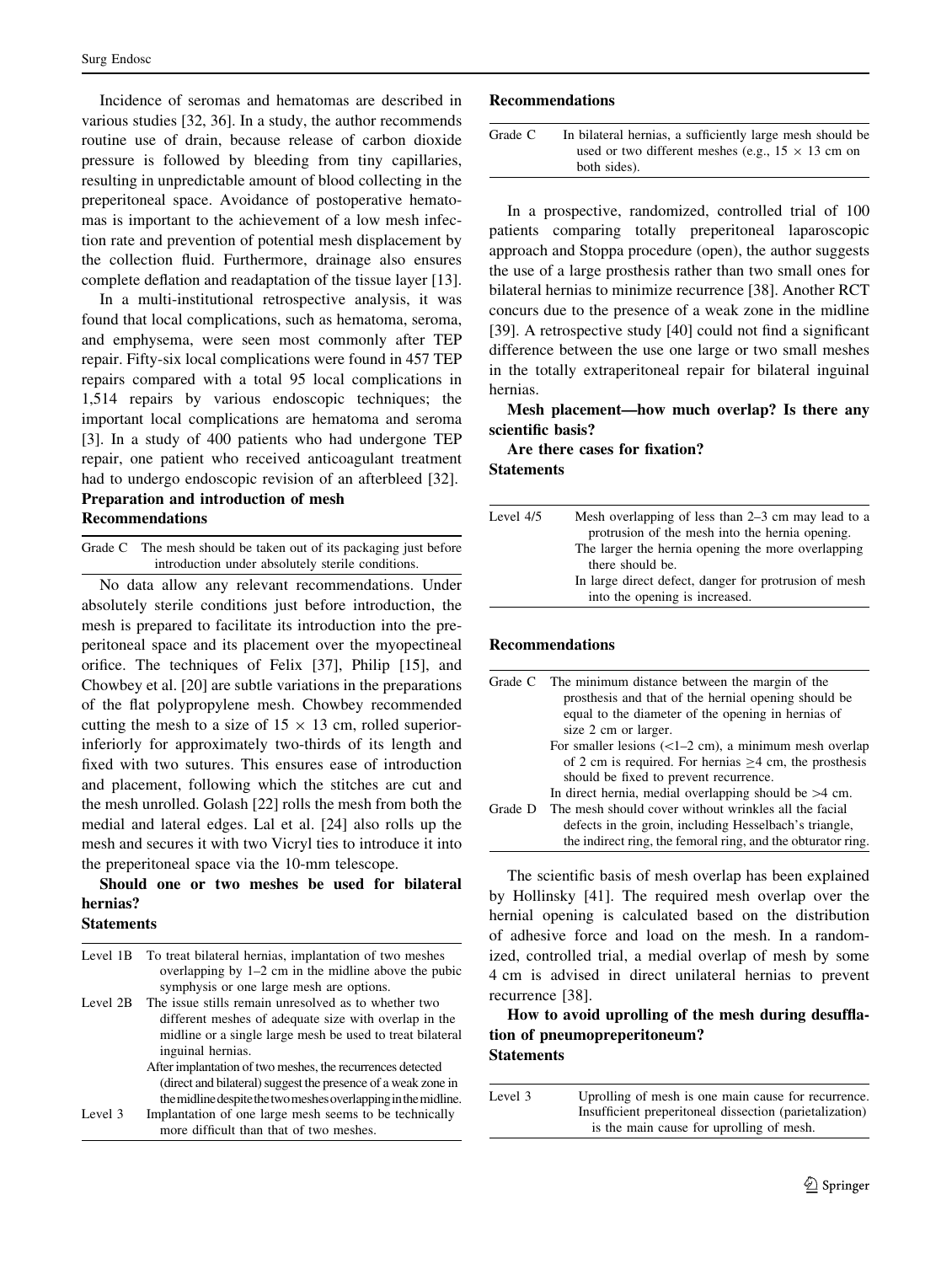Incidence of seromas and hematomas are described in various studies [32, 36]. In a study, the author recommends routine use of drain, because release of carbon dioxide pressure is followed by bleeding from tiny capillaries, resulting in unpredictable amount of blood collecting in the preperitoneal space. Avoidance of postoperative hematomas is important to the achievement of a low mesh infection rate and prevention of potential mesh displacement by the collection fluid. Furthermore, drainage also ensures complete deflation and readaptation of the tissue layer [13].

In a multi-institutional retrospective analysis, it was found that local complications, such as hematoma, seroma, and emphysema, were seen most commonly after TEP repair. Fifty-six local complications were found in 457 TEP repairs compared with a total 95 local complications in 1,514 repairs by various endoscopic techniques; the important local complications are hematoma and seroma [3]. In a study of 400 patients who had undergone TEP repair, one patient who received anticoagulant treatment had to undergo endoscopic revision of an afterbleed [32].

**Preparation and introduction of mesh**

**Recommendations**

| | |
|---|---|
| Grade C | The mesh should be taken out of its packaging just before introduction under absolutely sterile conditions. |

No data allow any relevant recommendations. Under absolutely sterile conditions just before introduction, the mesh is prepared to facilitate its introduction into the preperitoneal space and its placement over the myopectineal orifice. The techniques of Felix [37], Philip [15], and Chowbey et al. [20] are subtle variations in the preparations of the flat polypropylene mesh. Chowbey recommended cutting the mesh to a size of 15 × 13 cm, rolled superior-inferiorly for approximately two-thirds of its length and fixed with two sutures. This ensures ease of introduction and placement, following which the stitches are cut and the mesh unrolled. Golash [22] rolls the mesh from both the medial and lateral edges. Lal et al. [24] also rolls up the mesh and secures it with two Vicryl ties to introduce it into the preperitoneal space via the 10-mm telescope.

**Should one or two meshes be used for bilateral hernias?**

**Statements**

| | |
|---|---|
| Level 1B | To treat bilateral hernias, implantation of two meshes overlapping by 1–2 cm in the midline above the pubic symphysis or one large mesh are options. |
| Level 2B | The issue stills remain unresolved as to whether two different meshes of adequate size with overlap in the midline or a single large mesh be used to treat bilateral inguinal hernias. |
| | After implantation of two meshes, the recurrences detected (direct and bilateral) suggest the presence of a weak zone in the midline despite the two meshes overlapping in the midline. |
| Level 3 | Implantation of one large mesh seems to be technically more difficult than that of two meshes. |

**Recommendations**

| | |
|---|---|
| Grade C | In bilateral hernias, a sufficiently large mesh should be used or two different meshes (e.g., 15 × 13 cm on both sides). |

In a prospective, randomized, controlled trial of 100 patients comparing totally preperitoneal laparoscopic approach and Stoppa procedure (open), the author suggests the use of a large prosthesis rather than two small ones for bilateral hernias to minimize recurrence [38]. Another RCT concurs due to the presence of a weak zone in the midline [39]. A retrospective study [40] could not find a significant difference between the use one large or two small meshes in the totally extraperitoneal repair for bilateral inguinal hernias.

**Mesh placement—how much overlap? Is there any scientific basis?**

**Are there cases for fixation?**

**Statements**

| | |
|---|---|
| Level 4/5 | Mesh overlapping of less than 2–3 cm may lead to a protrusion of the mesh into the hernia opening. |
| | The larger the hernia opening the more overlapping there should be. |
| | In large direct defect, danger for protrusion of mesh into the opening is increased. |

**Recommendations**

| | |
|---|---|
| Grade C | The minimum distance between the margin of the prosthesis and that of the hernial opening should be equal to the diameter of the opening in hernias of size 2 cm or larger. |
| | For smaller lesions (<1–2 cm), a minimum mesh overlap of 2 cm is required. For hernias ≥4 cm, the prosthesis should be fixed to prevent recurrence. |
| | In direct hernia, medial overlapping should be >4 cm. |
| Grade D | The mesh should cover without wrinkles all the facial defects in the groin, including Hesselbach's triangle, the indirect ring, the femoral ring, and the obturator ring. |

The scientific basis of mesh overlap has been explained by Hollinsky [41]. The required mesh overlap over the hernial opening is calculated based on the distribution of adhesive force and load on the mesh. In a randomized, controlled trial, a medial overlap of mesh by some 4 cm is advised in direct unilateral hernias to prevent recurrence [38].

**How to avoid uprolling of the mesh during desufflation of pneumopreperitoneum?**

**Statements**

| | |
|---|---|
| Level 3 | Uprolling of mesh is one main cause for recurrence. |
| | Insufficient preperitoneal dissection (parietalization) is the main cause for uprolling of mesh. |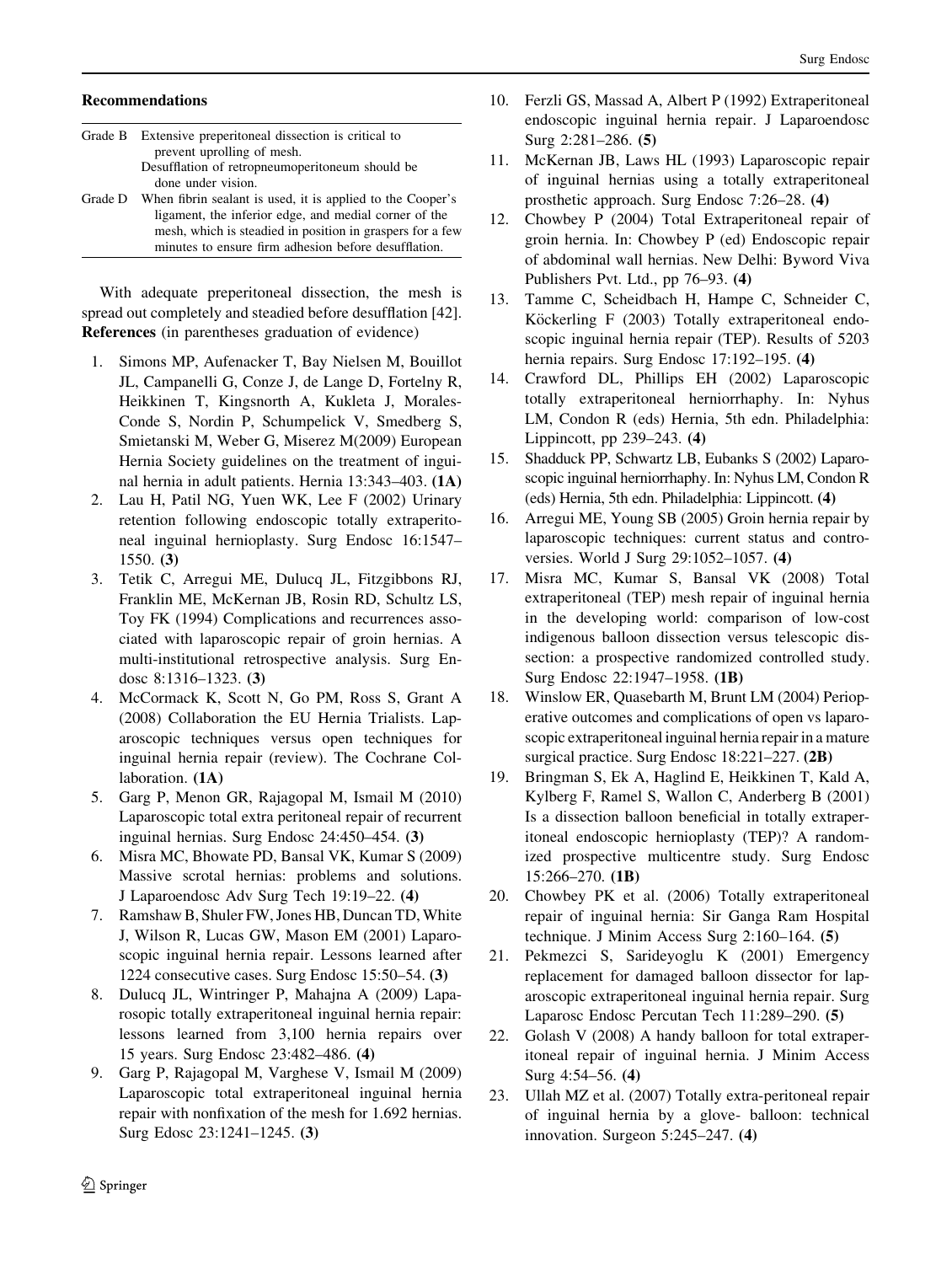**Recommendations**

| | |
|---|---|
| Grade B | Extensive preperitoneal dissection is critical to prevent uprolling of mesh. |
| | Desufflation of retropneumoperitoneum should be done under vision. |
| Grade D | When fibrin sealant is used, it is applied to the Cooper's ligament, the inferior edge, and medial corner of the mesh, which is steadied in position in graspers for a few minutes to ensure firm adhesion before desufflation. |

With adequate preperitoneal dissection, the mesh is spread out completely and steadied before desufflation [42].

**References** (in parentheses graduation of evidence)

1. Simons MP, Aufenacker T, Bay Nielsen M, Bouillot JL, Campanelli G, Conze J, de Lange D, Fortelny R, Heikkinen T, Kingsnorth A, Kukleta J, Morales-Conde S, Nordin P, Schumpelick V, Smedberg S, Smietanski M, Weber G, Miserez M(2009) European Hernia Society guidelines on the treatment of inguinal hernia in adult patients. Hernia 13:343–403. **(1A)**
2. Lau H, Patil NG, Yuen WK, Lee F (2002) Urinary retention following endoscopic totally extraperitoneal inguinal hernioplasty. Surg Endosc 16:1547–1550. **(3)**
3. Tetik C, Arregui ME, Dulucq JL, Fitzgibbons RJ, Franklin ME, McKernan JB, Rosin RD, Schultz LS, Toy FK (1994) Complications and recurrences associated with laparoscopic repair of groin hernias. A multi-institutional retrospective analysis. Surg Endosc 8:1316–1323. **(3)**
4. McCormack K, Scott N, Go PM, Ross S, Grant A (2008) Collaboration the EU Hernia Trialists. Laparoscopic techniques versus open techniques for inguinal hernia repair (review). The Cochrane Collaboration. **(1A)**
5. Garg P, Menon GR, Rajagopal M, Ismail M (2010) Laparoscopic total extra peritoneal repair of recurrent inguinal hernias. Surg Endosc 24:450–454. **(3)**
6. Misra MC, Bhowate PD, Bansal VK, Kumar S (2009) Massive scrotal hernias: problems and solutions. J Laparoendosc Adv Surg Tech 19:19–22. **(4)**
7. Ramshaw B, Shuler FW, Jones HB, Duncan TD, White J, Wilson R, Lucas GW, Mason EM (2001) Laparoscopic inguinal hernia repair. Lessons learned after 1224 consecutive cases. Surg Endosc 15:50–54. **(3)**
8. Dulucq JL, Wintringer P, Mahajna A (2009) Laparosopic totally extraperitoneal inguinal hernia repair: lessons learned from 3,100 hernia repairs over 15 years. Surg Endosc 23:482–486. **(4)**
9. Garg P, Rajagopal M, Varghese V, Ismail M (2009) Laparoscopic total extraperitoneal inguinal hernia repair with nonfixation of the mesh for 1.692 hernias. Surg Edosc 23:1241–1245. **(3)**
10. Ferzli GS, Massad A, Albert P (1992) Extraperitoneal endoscopic inguinal hernia repair. J Laparoendosc Surg 2:281–286. **(5)**
11. McKernan JB, Laws HL (1993) Laparoscopic repair of inguinal hernias using a totally extraperitoneal prosthetic approach. Surg Endosc 7:26–28. **(4)**
12. Chowbey P (2004) Total Extraperitoneal repair of groin hernia. In: Chowbey P (ed) Endoscopic repair of abdominal wall hernias. New Delhi: Byword Viva Publishers Pvt. Ltd., pp 76–93. **(4)**
13. Tamme C, Scheidbach H, Hampe C, Schneider C, Köckerling F (2003) Totally extraperitoneal endoscopic inguinal hernia repair (TEP). Results of 5203 hernia repairs. Surg Endosc 17:192–195. **(4)**
14. Crawford DL, Phillips EH (2002) Laparoscopic totally extraperitoneal herniorrhaphy. In: Nyhus LM, Condon R (eds) Hernia, 5th edn. Philadelphia: Lippincott, pp 239–243. **(4)**
15. Shadduck PP, Schwartz LB, Eubanks S (2002) Laparoscopic inguinal herniorrhaphy. In: Nyhus LM, Condon R (eds) Hernia, 5th edn. Philadelphia: Lippincott. **(4)**
16. Arregui ME, Young SB (2005) Groin hernia repair by laparoscopic techniques: current status and controversies. World J Surg 29:1052–1057. **(4)**
17. Misra MC, Kumar S, Bansal VK (2008) Total extraperitoneal (TEP) mesh repair of inguinal hernia in the developing world: comparison of low-cost indigenous balloon dissection versus telescopic dissection: a prospective randomized controlled study. Surg Endosc 22:1947–1958. **(1B)**
18. Winslow ER, Quasebarth M, Brunt LM (2004) Perioperative outcomes and complications of open vs laparoscopic extraperitoneal inguinal hernia repair in a mature surgical practice. Surg Endosc 18:221–227. **(2B)**
19. Bringman S, Ek A, Haglind E, Heikkinen T, Kald A, Kylberg F, Ramel S, Wallon C, Anderberg B (2001) Is a dissection balloon beneficial in totally extraperitoneal endoscopic hernioplasty (TEP)? A randomized prospective multicentre study. Surg Endosc 15:266–270. **(1B)**
20. Chowbey PK et al. (2006) Totally extraperitoneal repair of inguinal hernia: Sir Ganga Ram Hospital technique. J Minim Access Surg 2:160–164. **(5)**
21. Pekmezci S, Sarideyoglu K (2001) Emergency replacement for damaged balloon dissector for laparoscopic extraperitoneal inguinal hernia repair. Surg Laparosc Endosc Percutan Tech 11:289–290. **(5)**
22. Golash V (2008) A handy balloon for total extraperitoneal repair of inguinal hernia. J Minim Access Surg 4:54–56. **(4)**
23. Ullah MZ et al. (2007) Totally extra-peritoneal repair of inguinal hernia by a glove- balloon: technical innovation. Surgeon 5:245–247. **(4)**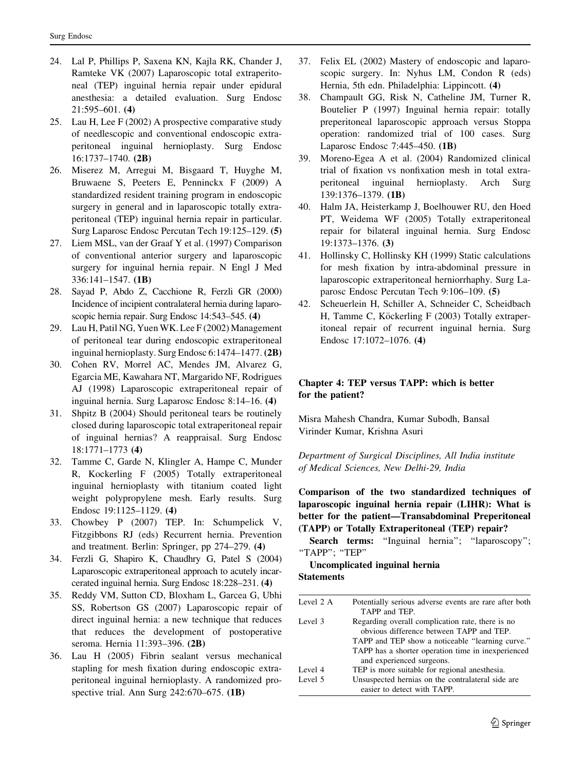24. Lal P, Phillips P, Saxena KN, Kajla RK, Chander J, Ramteke VK (2007) Laparoscopic total extraperitoneal (TEP) inguinal hernia repair under epidural anesthesia: a detailed evaluation. Surg Endosc 21:595–601. **(4)**
25. Lau H, Lee F (2002) A prospective comparative study of needlescopic and conventional endoscopic extraperitoneal inguinal hernioplasty. Surg Endosc 16:1737–1740. **(2B)**
26. Miserez M, Arregui M, Bisgaard T, Huyghe M, Bruwaene S, Peeters E, Penninckx F (2009) A standardized resident training program in endoscopic surgery in general and in laparoscopic totally extraperitoneal (TEP) inguinal hernia repair in particular. Surg Laparosc Endosc Percutan Tech 19:125–129. **(5)**
27. Liem MSL, van der Graaf Y et al. (1997) Comparison of conventional anterior surgery and laparoscopic surgery for inguinal hernia repair. N Engl J Med 336:141–1547. **(1B)**
28. Sayad P, Abdo Z, Cacchione R, Ferzli GR (2000) Incidence of incipient contralateral hernia during laparoscopic hernia repair. Surg Endosc 14:543–545. **(4)**
29. Lau H, Patil NG, Yuen WK. Lee F (2002) Management of peritoneal tear during endoscopic extraperitoneal inguinal hernioplasty. Surg Endosc 6:1474–1477. **(2B)**
30. Cohen RV, Morrel AC, Mendes JM, Alvarez G, Egarcia ME, Kawahara NT, Margarido NF, Rodrigues AJ (1998) Laparoscopic extraperitoneal repair of inguinal hernia. Surg Laparosc Endosc 8:14–16. **(4)**
31. Shpitz B (2004) Should peritoneal tears be routinely closed during laparoscopic total extraperitoneal repair of inguinal hernias? A reappraisal. Surg Endosc 18:1771–1773 **(4)**
32. Tamme C, Garde N, Klingler A, Hampe C, Munder R, Kockerling F (2005) Totally extraperitoneal inguinal hernioplasty with titanium coated light weight polypropylene mesh. Early results. Surg Endosc 19:1125–1129. **(4)**
33. Chowbey P (2007) TEP. In: Schumpelick V, Fitzgibbons RJ (eds) Recurrent hernia. Prevention and treatment. Berlin: Springer, pp 274–279. **(4)**
34. Ferzli G, Shapiro K, Chaudhry G, Patel S (2004) Laparoscopic extraperitoneal approach to acutely incarcerated inguinal hernia. Surg Endosc 18:228–231. **(4)**
35. Reddy VM, Sutton CD, Bloxham L, Garcea G, Ubhi SS, Robertson GS (2007) Laparoscopic repair of direct inguinal hernia: a new technique that reduces that reduces the development of postoperative seroma. Hernia 11:393–396. **(2B)**
36. Lau H (2005) Fibrin sealant versus mechanical stapling for mesh fixation during endoscopic extraperitoneal inguinal hernioplasty. A randomized prospective trial. Ann Surg 242:670–675. **(1B)**
37. Felix EL (2002) Mastery of endoscopic and laparoscopic surgery. In: Nyhus LM, Condon R (eds) Hernia, 5th edn. Philadelphia: Lippincott. **(4)**
38. Champault GG, Risk N, Catheline JM, Turner R, Boutelier P (1997) Inguinal hernia repair: totally preperitoneal laparoscopic approach versus Stoppa operation: randomized trial of 100 cases. Surg Laparosc Endosc 7:445–450. **(1B)**
39. Moreno-Egea A et al. (2004) Randomized clinical trial of fixation vs nonfixation mesh in total extraperitoneal inguinal hernioplasty. Arch Surg 139:1376–1379. **(1B)**
40. Halm JA, Heisterkamp J, Boelhouwer RU, den Hoed PT, Weidema WF (2005) Totally extraperitoneal repair for bilateral inguinal hernia. Surg Endosc 19:1373–1376. **(3)**
41. Hollinsky C, Hollinsky KH (1999) Static calculations for mesh fixation by intra-abdominal pressure in laparoscopic extraperitoneal herniorrhaphy. Surg Laparosc Endosc Percutan Tech 9:106–109. **(5)**
42. Scheuerlein H, Schiller A, Schneider C, Scheidbach H, Tamme C, Köckerling F (2003) Totally extraperitoneal repair of recurrent inguinal hernia. Surg Endosc 17:1072–1076. **(4)**

## Chapter 4: TEP versus TAPP: which is better for the patient?

Misra Mahesh Chandra, Kumar Subodh, Bansal Virinder Kumar, Krishna Asuri

*Department of Surgical Disciplines, All India institute of Medical Sciences, New Delhi-29, India*

### Comparison of the two standardized techniques of laparoscopic inguinal hernia repair (LIHR): What is better for the patient—Transabdominal Preperitoneal (TAPP) or Totally Extraperitoneal (TEP) repair?

**Search terms:** "Inguinal hernia"; "laparoscopy"; "TAPP"; "TEP"

**Uncomplicated inguinal hernia**

**Statements**

| | |
|---|---|
| Level 2 A | Potentially serious adverse events are rare after both TAPP and TEP. |
| Level 3 | Regarding overall complication rate, there is no obvious difference between TAPP and TEP. |
| | TAPP and TEP show a noticeable "learning curve." |
| | TAPP has a shorter operation time in inexperienced and experienced surgeons. |
| Level 4 | TEP is more suitable for regional anesthesia. |
| Level 5 | Unsuspected hernias on the contralateral side are easier to detect with TAPP. |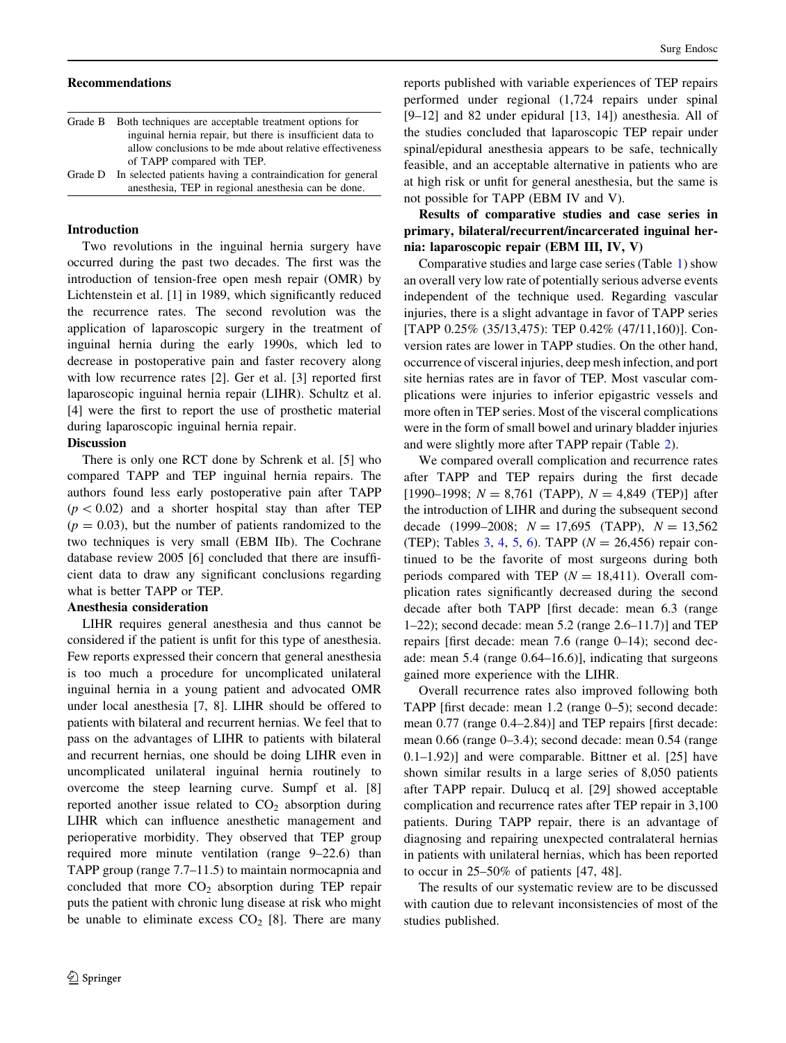### Recommendations

| | |
|---|---|
| Grade B | Both techniques are acceptable treatment options for inguinal hernia repair, but there is insufficient data to allow conclusions to be mde about relative effectiveness of TAPP compared with TEP. |
| Grade D | In selected patients having a contraindication for general anesthesia, TEP in regional anesthesia can be done. |

### Introduction

Two revolutions in the inguinal hernia surgery have occurred during the past two decades. The first was the introduction of tension-free open mesh repair (OMR) by Lichtenstein et al. [1] in 1989, which significantly reduced the recurrence rates. The second revolution was the application of laparoscopic surgery in the treatment of inguinal hernia during the early 1990s, which led to decrease in postoperative pain and faster recovery along with low recurrence rates [2]. Ger et al. [3] reported first laparoscopic inguinal hernia repair (LIHR). Schultz et al. [4] were the first to report the use of prosthetic material during laparoscopic inguinal hernia repair.

### Discussion

There is only one RCT done by Schrenk et al. [5] who compared TAPP and TEP inguinal hernia repairs. The authors found less early postoperative pain after TAPP ($p < 0.02$) and a shorter hospital stay than after TEP ($p = 0.03$), but the number of patients randomized to the two techniques is very small (EBM IIb). The Cochrane database review 2005 [6] concluded that there are insufficient data to draw any significant conclusions regarding what is better TAPP or TEP.

### Anesthesia consideration

LIHR requires general anesthesia and thus cannot be considered if the patient is unfit for this type of anesthesia. Few reports expressed their concern that general anesthesia is too much a procedure for uncomplicated unilateral inguinal hernia in a young patient and advocated OMR under local anesthesia [7, 8]. LIHR should be offered to patients with bilateral and recurrent hernias. We feel that to pass on the advantages of LIHR to patients with bilateral and recurrent hernias, one should be doing LIHR even in uncomplicated unilateral inguinal hernia routinely to overcome the steep learning curve. Sumpf et al. [8] reported another issue related to $CO_2$ absorption during LIHR which can influence anesthetic management and perioperative morbidity. They observed that TEP group required more minute ventilation (range 9–22.6) than TAPP group (range 7.7–11.5) to maintain normocapnia and concluded that more $CO_2$ absorption during TEP repair puts the patient with chronic lung disease at risk who might be unable to eliminate excess $CO_2$ [8]. There are many reports published with variable experiences of TEP repairs performed under regional (1,724 repairs under spinal [9–12] and 82 under epidural [13, 14]) anesthesia. All of the studies concluded that laparoscopic TEP repair under spinal/epidural anesthesia appears to be safe, technically feasible, and an acceptable alternative in patients who are at high risk or unfit for general anesthesia, but the same is not possible for TAPP (EBM IV and V).

### Results of comparative studies and case series in primary, bilateral/recurrent/incarcerated inguinal hernia: laparoscopic repair (EBM III, IV, V)

Comparative studies and large case series (Table 1) show an overall very low rate of potentially serious adverse events independent of the technique used. Regarding vascular injuries, there is a slight advantage in favor of TAPP series [TAPP 0.25% (35/13,475): TEP 0.42% (47/11,160)]. Conversion rates are lower in TAPP studies. On the other hand, occurrence of visceral injuries, deep mesh infection, and port site hernias rates are in favor of TEP. Most vascular complications were injuries to inferior epigastric vessels and more often in TEP series. Most of the visceral complications were in the form of small bowel and urinary bladder injuries and were slightly more after TAPP repair (Table 2).

We compared overall complication and recurrence rates after TAPP and TEP repairs during the first decade [1990–1998; $N = 8{,}761$ (TAPP), $N = 4{,}849$ (TEP)] after the introduction of LIHR and during the subsequent second decade (1999–2008; $N = 17{,}695$ (TAPP), $N = 13{,}562$ (TEP); Tables 3, 4, 5, 6). TAPP ($N = 26{,}456$) repair continued to be the favorite of most surgeons during both periods compared with TEP ($N = 18{,}411$). Overall complication rates significantly decreased during the second decade after both TAPP [first decade: mean 6.3 (range 1–22); second decade: mean 5.2 (range 2.6–11.7)] and TEP repairs [first decade: mean 7.6 (range 0–14); second decade: mean 5.4 (range 0.64–16.6)], indicating that surgeons gained more experience with the LIHR.

Overall recurrence rates also improved following both TAPP [first decade: mean 1.2 (range 0–5); second decade: mean 0.77 (range 0.4–2.84)] and TEP repairs [first decade: mean 0.66 (range 0–3.4); second decade: mean 0.54 (range 0.1–1.92)] and were comparable. Bittner et al. [25] have shown similar results in a large series of 8,050 patients after TAPP repair. Dulucq et al. [29] showed acceptable complication and recurrence rates after TEP repair in 3,100 patients. During TAPP repair, there is an advantage of diagnosing and repairing unexpected contralateral hernias in patients with unilateral hernias, which has been reported to occur in 25–50% of patients [47, 48].

The results of our systematic review are to be discussed with caution due to relevant inconsistencies of most of the studies published.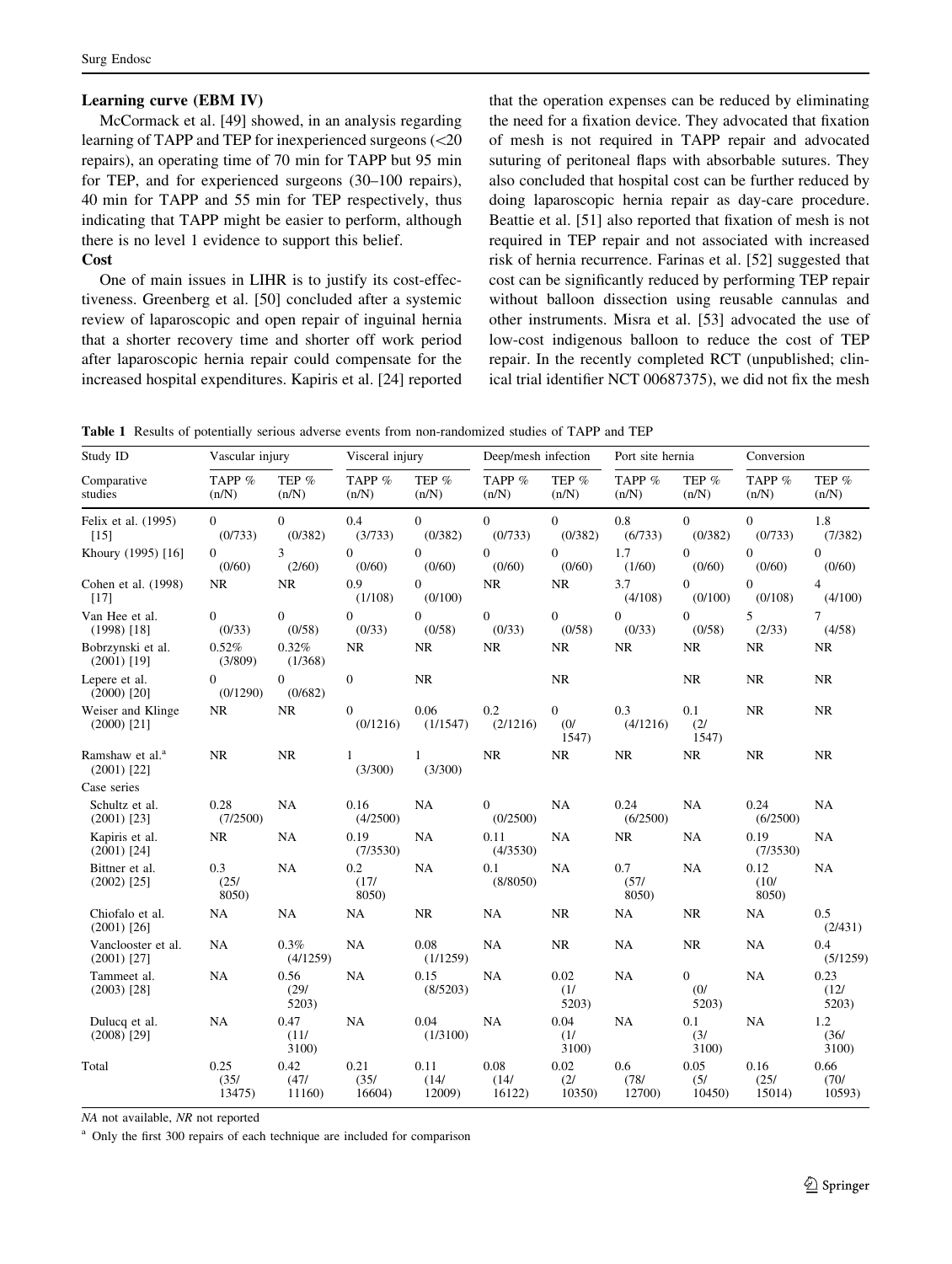**Learning curve (EBM IV)**

McCormack et al. [49] showed, in an analysis regarding learning of TAPP and TEP for inexperienced surgeons (<20 repairs), an operating time of 70 min for TAPP but 95 min for TEP, and for experienced surgeons (30–100 repairs), 40 min for TAPP and 55 min for TEP respectively, thus indicating that TAPP might be easier to perform, although there is no level 1 evidence to support this belief.

**Cost**

One of main issues in LIHR is to justify its cost-effectiveness. Greenberg et al. [50] concluded after a systemic review of laparoscopic and open repair of inguinal hernia that a shorter recovery time and shorter off work period after laparoscopic hernia repair could compensate for the increased hospital expenditures. Kapiris et al. [24] reported that the operation expenses can be reduced by eliminating the need for a fixation device. They advocated that fixation of mesh is not required in TAPP repair and advocated suturing of peritoneal flaps with absorbable sutures. They also concluded that hospital cost can be further reduced by doing laparoscopic hernia repair as day-care procedure. Beattie et al. [51] also reported that fixation of mesh is not required in TEP repair and not associated with increased risk of hernia recurrence. Farinas et al. [52] suggested that cost can be significantly reduced by performing TEP repair without balloon dissection using reusable cannulas and other instruments. Misra et al. [53] advocated the use of low-cost indigenous balloon to reduce the cost of TEP repair. In the recently completed RCT (unpublished; clinical trial identifier NCT 00687375), we did not fix the mesh

**Table 1** Results of potentially serious adverse events from non-randomized studies of TAPP and TEP

| Study ID | Vascular injury | | Visceral injury | | Deep/mesh infection | | Port site hernia | | Conversion | |
|---|---|---|---|---|---|---|---|---|---|---|
| Comparative studies | TAPP % (n/N) | TEP % (n/N) | TAPP % (n/N) | TEP % (n/N) | TAPP % (n/N) | TEP % (n/N) | TAPP % (n/N) | TEP % (n/N) | TAPP % (n/N) | TEP % (n/N) |
| Felix et al. (1995) [15] | 0 (0/733) | 0 (0/382) | 0.4 (3/733) | 0 (0/382) | 0 (0/733) | 0 (0/382) | 0.8 (6/733) | 0 (0/382) | 0 (0/733) | 1.8 (7/382) |
| Khoury (1995) [16] | 0 (0/60) | 3 (2/60) | 0 (0/60) | 0 (0/60) | 0 (0/60) | 0 (0/60) | 1.7 (1/60) | 0 (0/60) | 0 (0/60) | 0 (0/60) |
| Cohen et al. (1998) [17] | NR | NR | 0.9 (1/108) | 0 (0/100) | NR | NR | 3.7 (4/108) | 0 (0/100) | 0 (0/108) | 4 (4/100) |
| Van Hee et al. (1998) [18] | 0 (0/33) | 0 (0/58) | 0 (0/33) | 0 (0/58) | 0 (0/33) | 0 (0/58) | 0 (0/33) | 0 (0/58) | 5 (2/33) | 7 (4/58) |
| Bobrzynski et al. (2001) [19] | 0.52% (3/809) | 0.32% (1/368) | NR | NR | NR | NR | NR | NR | NR | NR |
| Lepere et al. (2000) [20] | 0 (0/1290) | 0 (0/682) | 0 | NR | | NR | | NR | NR | NR |
| Weiser and Klinge (2000) [21] | NR | NR | 0 (0/1216) | 0.06 (1/1547) | 0.2 (2/1216) | 0 (0/ 1547) | 0.3 (4/1216) | 0.1 (2/ 1547) | NR | NR |
| Ramshaw et al.[a] (2001) [22] | NR | NR | 1 (3/300) | 1 (3/300) | NR | NR | NR | NR | NR | NR |
| Case series | | | | | | | | | | |
| Schultz et al. (2001) [23] | 0.28 (7/2500) | NA | 0.16 (4/2500) | NA | 0 (0/2500) | NA | 0.24 (6/2500) | NA | 0.24 (6/2500) | NA |
| Kapiris et al. (2001) [24] | NR | NA | 0.19 (7/3530) | NA | 0.11 (4/3530) | NA | NR | NA | 0.19 (7/3530) | NA |
| Bittner et al. (2002) [25] | 0.3 (25/ 8050) | NA | 0.2 (17/ 8050) | NA | 0.1 (8/8050) | NA | 0.7 (57/ 8050) | NA | 0.12 (10/ 8050) | NA |
| Chiofalo et al. (2001) [26] | NA | NA | NA | NR | NA | NR | NA | NR | NA | 0.5 (2/431) |
| Vanclooster et al. (2001) [27] | NA | 0.3% (4/1259) | NA | 0.08 (1/1259) | NA | NR | NA | NR | NA | 0.4 (5/1259) |
| Tammeet al. (2003) [28] | NA | 0.56 (29/ 5203) | NA | 0.15 (8/5203) | NA | 0.02 (1/ 5203) | NA | 0 (0/ 5203) | NA | 0.23 (12/ 5203) |
| Dulucq et al. (2008) [29] | NA | 0.47 (11/ 3100) | NA | 0.04 (1/3100) | NA | 0.04 (1/ 3100) | NA | 0.1 (3/ 3100) | NA | 1.2 (36/ 3100) |
| Total | 0.25 (35/ 13475) | 0.42 (47/ 11160) | 0.21 (35/ 16604) | 0.11 (14/ 12009) | 0.08 (14/ 16122) | 0.02 (2/ 10350) | 0.6 (78/ 12700) | 0.05 (5/ 10450) | 0.16 (25/ 15014) | 0.66 (70/ 10593) |

*NA* not available, *NR* not reported

[a] Only the first 300 repairs of each technique are included for comparison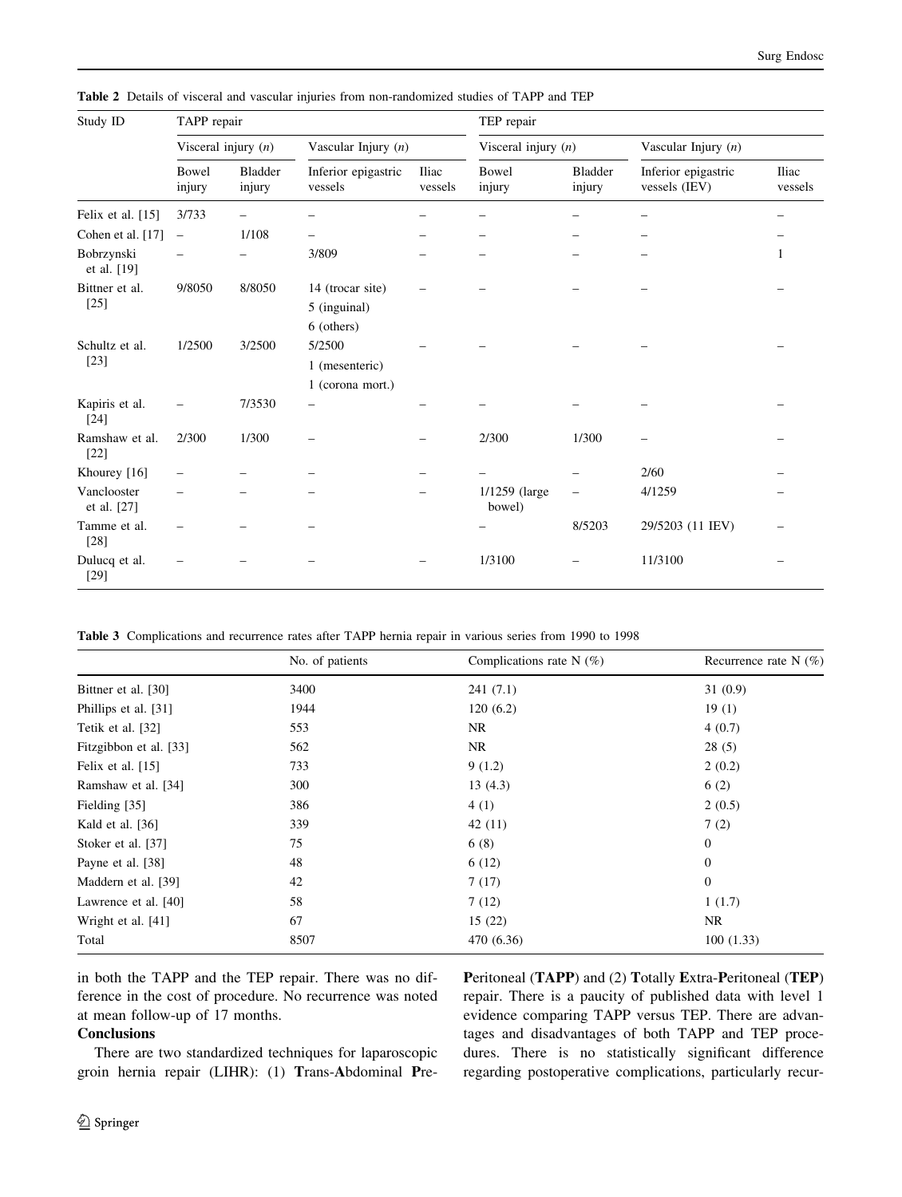**Table 2** Details of visceral and vascular injuries from non-randomized studies of TAPP and TEP

| Study ID | TAPP repair | | | | TEP repair | | | |
|---|---|---|---|---|---|---|---|---|
| | Visceral injury (*n*) | | Vascular Injury (*n*) | | Visceral injury (*n*) | | Vascular Injury (*n*) | |
| | Bowel injury | Bladder injury | Inferior epigastric vessels | Iliac vessels | Bowel injury | Bladder injury | Inferior epigastric vessels (IEV) | Iliac vessels |
| Felix et al. [15] | 3/733 | – | – | – | – | – | – | – |
| Cohen et al. [17] | – | 1/108 | – | – | – | – | – | – |
| Bobrzynski et al. [19] | – | – | 3/809 | – | – | – | – | 1 |
| Bittner et al. [25] | 9/8050 | 8/8050 | 14 (trocar site) 5 (inguinal) 6 (others) | – | – | – | – | – |
| Schultz et al. [23] | 1/2500 | 3/2500 | 5/2500 1 (mesenteric) 1 (corona mort.) | – | – | – | – | – |
| Kapiris et al. [24] | – | 7/3530 | – | – | – | – | – | – |
| Ramshaw et al. [22] | 2/300 | 1/300 | – | – | 2/300 | 1/300 | – | – |
| Khourey [16] | – | – | – | – | – | – | 2/60 | – |
| Vanclooster et al. [27] | – | – | – | – | 1/1259 (large bowel) | – | 4/1259 | – |
| Tamme et al. [28] | – | – | – | – | – | 8/5203 | 29/5203 (11 IEV) | – |
| Dulucq et al. [29] | – | – | – | – | 1/3100 | – | 11/3100 | – |

**Table 3** Complications and recurrence rates after TAPP hernia repair in various series from 1990 to 1998

| | No. of patients | Complications rate N (%) | Recurrence rate N (%) |
|---|---|---|---|
| Bittner et al. [30] | 3400 | 241 (7.1) | 31 (0.9) |
| Phillips et al. [31] | 1944 | 120 (6.2) | 19 (1) |
| Tetik et al. [32] | 553 | NR | 4 (0.7) |
| Fitzgibbon et al. [33] | 562 | NR | 28 (5) |
| Felix et al. [15] | 733 | 9 (1.2) | 2 (0.2) |
| Ramshaw et al. [34] | 300 | 13 (4.3) | 6 (2) |
| Fielding [35] | 386 | 4 (1) | 2 (0.5) |
| Kald et al. [36] | 339 | 42 (11) | 7 (2) |
| Stoker et al. [37] | 75 | 6 (8) | 0 |
| Payne et al. [38] | 48 | 6 (12) | 0 |
| Maddern et al. [39] | 42 | 7 (17) | 0 |
| Lawrence et al. [40] | 58 | 7 (12) | 1 (1.7) |
| Wright et al. [41] | 67 | 15 (22) | NR |
| Total | 8507 | 470 (6.36) | 100 (1.33) |

in both the TAPP and the TEP repair. There was no difference in the cost of procedure. No recurrence was noted at mean follow-up of 17 months.

**Conclusions**

There are two standardized techniques for laparoscopic groin hernia repair (LIHR): (1) **T**rans-**A**bdominal **P**re-**P**eritoneal (**TAPP**) and (2) **T**otally **E**xtra-**P**eritoneal (**TEP**) repair. There is a paucity of published data with level 1 evidence comparing TAPP versus TEP. There are advantages and disadvantages of both TAPP and TEP procedures. There is no statistically significant difference regarding postoperative complications, particularly recur-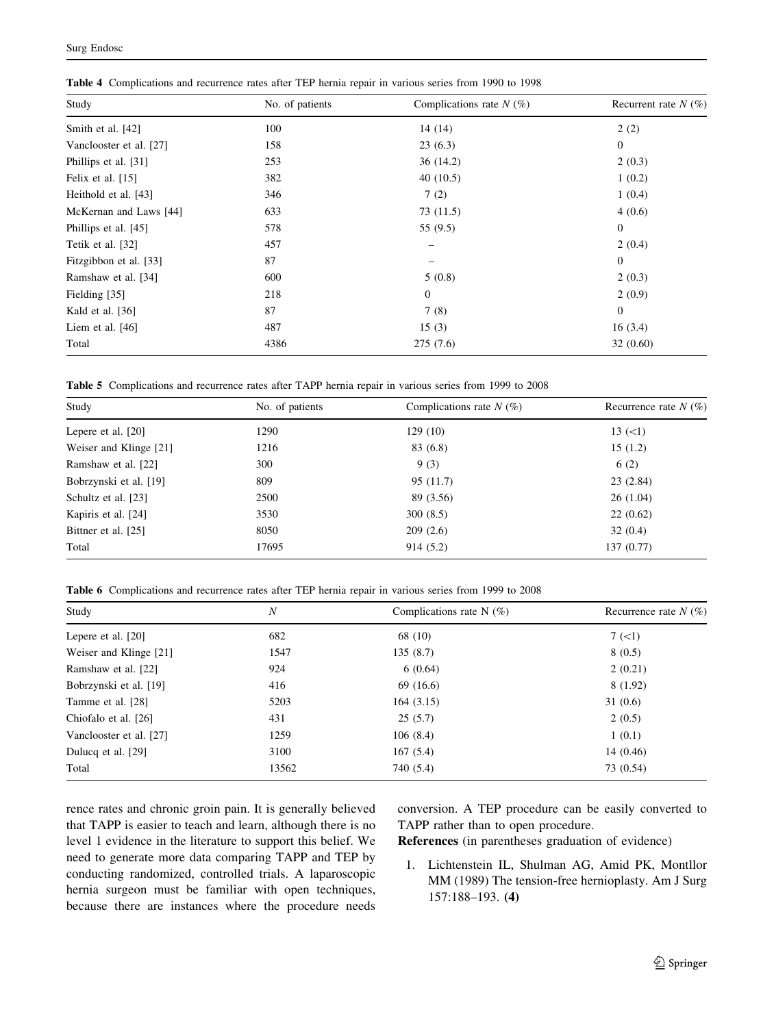**Table 4** Complications and recurrence rates after TEP hernia repair in various series from 1990 to 1998

| Study | No. of patients | Complications rate *N* (%) | Recurrent rate *N* (%) |
|---|---|---|---|
| Smith et al. [42] | 100 | 14 (14) | 2 (2) |
| Vanclooster et al. [27] | 158 | 23 (6.3) | 0 |
| Phillips et al. [31] | 253 | 36 (14.2) | 2 (0.3) |
| Felix et al. [15] | 382 | 40 (10.5) | 1 (0.2) |
| Heithold et al. [43] | 346 | 7 (2) | 1 (0.4) |
| McKernan and Laws [44] | 633 | 73 (11.5) | 4 (0.6) |
| Phillips et al. [45] | 578 | 55 (9.5) | 0 |
| Tetik et al. [32] | 457 | – | 2 (0.4) |
| Fitzgibbon et al. [33] | 87 | – | 0 |
| Ramshaw et al. [34] | 600 | 5 (0.8) | 2 (0.3) |
| Fielding [35] | 218 | 0 | 2 (0.9) |
| Kald et al. [36] | 87 | 7 (8) | 0 |
| Liem et al. [46] | 487 | 15 (3) | 16 (3.4) |
| Total | 4386 | 275 (7.6) | 32 (0.60) |

**Table 5** Complications and recurrence rates after TAPP hernia repair in various series from 1999 to 2008

| Study | No. of patients | Complications rate *N* (%) | Recurrence rate *N* (%) |
|---|---|---|---|
| Lepere et al. [20] | 1290 | 129 (10) | 13 (<1) |
| Weiser and Klinge [21] | 1216 | 83 (6.8) | 15 (1.2) |
| Ramshaw et al. [22] | 300 | 9 (3) | 6 (2) |
| Bobrzynski et al. [19] | 809 | 95 (11.7) | 23 (2.84) |
| Schultz et al. [23] | 2500 | 89 (3.56) | 26 (1.04) |
| Kapiris et al. [24] | 3530 | 300 (8.5) | 22 (0.62) |
| Bittner et al. [25] | 8050 | 209 (2.6) | 32 (0.4) |
| Total | 17695 | 914 (5.2) | 137 (0.77) |

**Table 6** Complications and recurrence rates after TEP hernia repair in various series from 1999 to 2008

| Study | *N* | Complications rate N (%) | Recurrence rate *N* (%) |
|---|---|---|---|
| Lepere et al. [20] | 682 | 68 (10) | 7 (<1) |
| Weiser and Klinge [21] | 1547 | 135 (8.7) | 8 (0.5) |
| Ramshaw et al. [22] | 924 | 6 (0.64) | 2 (0.21) |
| Bobrzynski et al. [19] | 416 | 69 (16.6) | 8 (1.92) |
| Tamme et al. [28] | 5203 | 164 (3.15) | 31 (0.6) |
| Chiofalo et al. [26] | 431 | 25 (5.7) | 2 (0.5) |
| Vanclooster et al. [27] | 1259 | 106 (8.4) | 1 (0.1) |
| Dulucq et al. [29] | 3100 | 167 (5.4) | 14 (0.46) |
| Total | 13562 | 740 (5.4) | 73 (0.54) |

rence rates and chronic groin pain. It is generally believed that TAPP is easier to teach and learn, although there is no level 1 evidence in the literature to support this belief. We need to generate more data comparing TAPP and TEP by conducting randomized, controlled trials. A laparoscopic hernia surgeon must be familiar with open techniques, because there are instances where the procedure needs conversion. A TEP procedure can be easily converted to TAPP rather than to open procedure.

**References** (in parentheses graduation of evidence)

1. Lichtenstein IL, Shulman AG, Amid PK, Montllor MM (1989) The tension-free hernioplasty. Am J Surg 157:188–193. **(4)**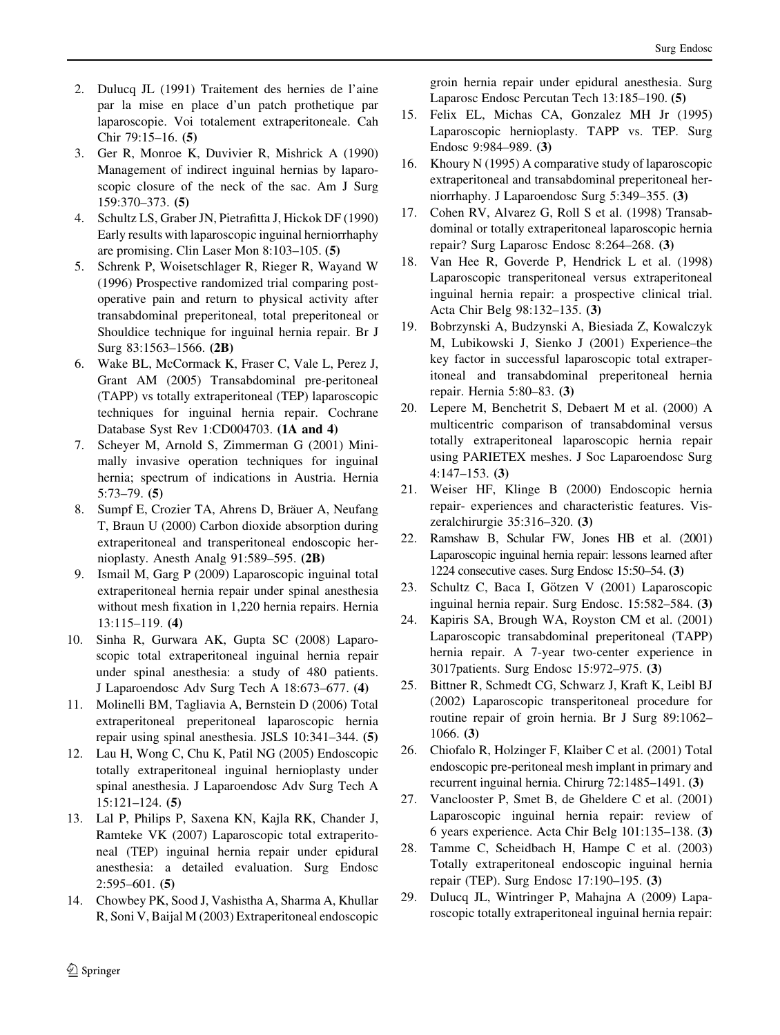2. Dulucq JL (1991) Traitement des hernies de l'aine par la mise en place d'un patch prothetique par laparoscopie. Voi totalement extraperitoneale. Cah Chir 79:15–16. **(5)**
3. Ger R, Monroe K, Duvivier R, Mishrick A (1990) Management of indirect inguinal hernias by laparoscopic closure of the neck of the sac. Am J Surg 159:370–373. **(5)**
4. Schultz LS, Graber JN, Pietrafitta J, Hickok DF (1990) Early results with laparoscopic inguinal herniorrhaphy are promising. Clin Laser Mon 8:103–105. **(5)**
5. Schrenk P, Woisetschlager R, Rieger R, Wayand W (1996) Prospective randomized trial comparing postoperative pain and return to physical activity after transabdominal preperitoneal, total preperitoneal or Shouldice technique for inguinal hernia repair. Br J Surg 83:1563–1566. **(2B)**
6. Wake BL, McCormack K, Fraser C, Vale L, Perez J, Grant AM (2005) Transabdominal pre-peritoneal (TAPP) vs totally extraperitoneal (TEP) laparoscopic techniques for inguinal hernia repair. Cochrane Database Syst Rev 1:CD004703. **(1A and 4)**
7. Scheyer M, Arnold S, Zimmerman G (2001) Minimally invasive operation techniques for inguinal hernia; spectrum of indications in Austria. Hernia 5:73–79. **(5)**
8. Sumpf E, Crozier TA, Ahrens D, Bräuer A, Neufang T, Braun U (2000) Carbon dioxide absorption during extraperitoneal and transperitoneal endoscopic hernioplasty. Anesth Analg 91:589–595. **(2B)**
9. Ismail M, Garg P (2009) Laparoscopic inguinal total extraperitoneal hernia repair under spinal anesthesia without mesh fixation in 1,220 hernia repairs. Hernia 13:115–119. **(4)**
10. Sinha R, Gurwara AK, Gupta SC (2008) Laparoscopic total extraperitoneal inguinal hernia repair under spinal anesthesia: a study of 480 patients. J Laparoendosc Adv Surg Tech A 18:673–677. **(4)**
11. Molinelli BM, Tagliavia A, Bernstein D (2006) Total extraperitoneal preperitoneal laparoscopic hernia repair using spinal anesthesia. JSLS 10:341–344. **(5)**
12. Lau H, Wong C, Chu K, Patil NG (2005) Endoscopic totally extraperitoneal inguinal hernioplasty under spinal anesthesia. J Laparoendosc Adv Surg Tech A 15:121–124. **(5)**
13. Lal P, Philips P, Saxena KN, Kajla RK, Chander J, Ramteke VK (2007) Laparoscopic total extraperitoneal (TEP) inguinal hernia repair under epidural anesthesia: a detailed evaluation. Surg Endosc 2:595–601. **(5)**
14. Chowbey PK, Sood J, Vashistha A, Sharma A, Khullar R, Soni V, Baijal M (2003) Extraperitoneal endoscopic groin hernia repair under epidural anesthesia. Surg Laparosc Endosc Percutan Tech 13:185–190. **(5)**
15. Felix EL, Michas CA, Gonzalez MH Jr (1995) Laparoscopic hernioplasty. TAPP vs. TEP. Surg Endosc 9:984–989. **(3)**
16. Khoury N (1995) A comparative study of laparoscopic extraperitoneal and transabdominal preperitoneal herniorrhaphy. J Laparoendosc Surg 5:349–355. **(3)**
17. Cohen RV, Alvarez G, Roll S et al. (1998) Transabdominal or totally extraperitoneal laparoscopic hernia repair? Surg Laparosc Endosc 8:264–268. **(3)**
18. Van Hee R, Goverde P, Hendrick L et al. (1998) Laparoscopic transperitoneal versus extraperitoneal inguinal hernia repair: a prospective clinical trial. Acta Chir Belg 98:132–135. **(3)**
19. Bobrzynski A, Budzynski A, Biesiada Z, Kowalczyk M, Lubikowski J, Sienko J (2001) Experience–the key factor in successful laparoscopic total extraperitoneal and transabdominal preperitoneal hernia repair. Hernia 5:80–83. **(3)**
20. Lepere M, Benchetrit S, Debaert M et al. (2000) A multicentric comparison of transabdominal versus totally extraperitoneal laparoscopic hernia repair using PARIETEX meshes. J Soc Laparoendosc Surg 4:147–153. **(3)**
21. Weiser HF, Klinge B (2000) Endoscopic hernia repair- experiences and characteristic features. Viszeralchirurgie 35:316–320. **(3)**
22. Ramshaw B, Schular FW, Jones HB et al. (2001) Laparoscopic inguinal hernia repair: lessons learned after 1224 consecutive cases. Surg Endosc 15:50–54. **(3)**
23. Schultz C, Baca I, Götzen V (2001) Laparoscopic inguinal hernia repair. Surg Endosc. 15:582–584. **(3)**
24. Kapiris SA, Brough WA, Royston CM et al. (2001) Laparoscopic transabdominal preperitoneal (TAPP) hernia repair. A 7-year two-center experience in 3017patients. Surg Endosc 15:972–975. **(3)**
25. Bittner R, Schmedt CG, Schwarz J, Kraft K, Leibl BJ (2002) Laparoscopic transperitoneal procedure for routine repair of groin hernia. Br J Surg 89:1062–1066. **(3)**
26. Chiofalo R, Holzinger F, Klaiber C et al. (2001) Total endoscopic pre-peritoneal mesh implant in primary and recurrent inguinal hernia. Chirurg 72:1485–1491. **(3)**
27. Vanclooster P, Smet B, de Gheldere C et al. (2001) Laparoscopic inguinal hernia repair: review of 6 years experience. Acta Chir Belg 101:135–138. **(3)**
28. Tamme C, Scheidbach H, Hampe C et al. (2003) Totally extraperitoneal endoscopic inguinal hernia repair (TEP). Surg Endosc 17:190–195. **(3)**
29. Dulucq JL, Wintringer P, Mahajna A (2009) Laparoscopic totally extraperitoneal inguinal hernia repair: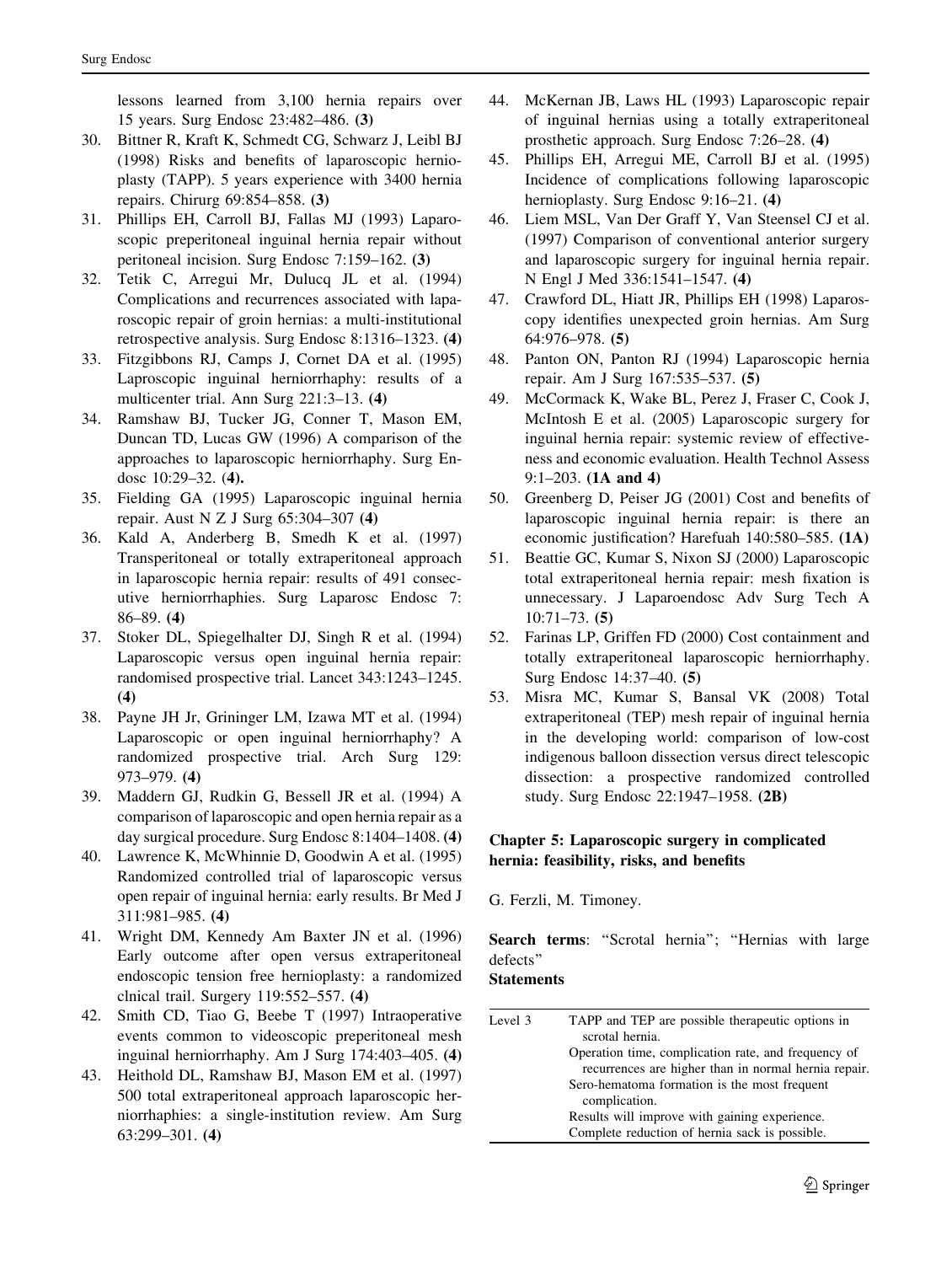lessons learned from 3,100 hernia repairs over 15 years. Surg Endosc 23:482–486. **(3)**
30. Bittner R, Kraft K, Schmedt CG, Schwarz J, Leibl BJ (1998) Risks and benefits of laparoscopic hernioplasty (TAPP). 5 years experience with 3400 hernia repairs. Chirurg 69:854–858. **(3)**
31. Phillips EH, Carroll BJ, Fallas MJ (1993) Laparoscopic preperitoneal inguinal hernia repair without peritoneal incision. Surg Endosc 7:159–162. **(3)**
32. Tetik C, Arregui Mr, Dulucq JL et al. (1994) Complications and recurrences associated with laparoscopic repair of groin hernias: a multi-institutional retrospective analysis. Surg Endosc 8:1316–1323. **(4)**
33. Fitzgibbons RJ, Camps J, Cornet DA et al. (1995) Laproscopic inguinal herniorrhaphy: results of a multicenter trial. Ann Surg 221:3–13. **(4)**
34. Ramshaw BJ, Tucker JG, Conner T, Mason EM, Duncan TD, Lucas GW (1996) A comparison of the approaches to laparoscopic herniorrhaphy. Surg Endosc 10:29–32. **(4).**
35. Fielding GA (1995) Laparoscopic inguinal hernia repair. Aust N Z J Surg 65:304–307 **(4)**
36. Kald A, Anderberg B, Smedh K et al. (1997) Transperitoneal or totally extraperitoneal approach in laparoscopic hernia repair: results of 491 consecutive herniorrhaphies. Surg Laparosc Endosc 7: 86–89. **(4)**
37. Stoker DL, Spiegelhalter DJ, Singh R et al. (1994) Laparoscopic versus open inguinal hernia repair: randomised prospective trial. Lancet 343:1243–1245. **(4)**
38. Payne JH Jr, Grininger LM, Izawa MT et al. (1994) Laparoscopic or open inguinal herniorrhaphy? A randomized prospective trial. Arch Surg 129: 973–979. **(4)**
39. Maddern GJ, Rudkin G, Bessell JR et al. (1994) A comparison of laparoscopic and open hernia repair as a day surgical procedure. Surg Endosc 8:1404–1408. **(4)**
40. Lawrence K, McWhinnie D, Goodwin A et al. (1995) Randomized controlled trial of laparoscopic versus open repair of inguinal hernia: early results. Br Med J 311:981–985. **(4)**
41. Wright DM, Kennedy Am Baxter JN et al. (1996) Early outcome after open versus extraperitoneal endoscopic tension free hernioplasty: a randomized clnical trail. Surgery 119:552–557. **(4)**
42. Smith CD, Tiao G, Beebe T (1997) Intraoperative events common to videoscopic preperitoneal mesh inguinal herniorrhaphy. Am J Surg 174:403–405. **(4)**
43. Heithold DL, Ramshaw BJ, Mason EM et al. (1997) 500 total extraperitoneal approach laparoscopic herniorrhaphies: a single-institution review. Am Surg 63:299–301. **(4)**
44. McKernan JB, Laws HL (1993) Laparoscopic repair of inguinal hernias using a totally extraperitoneal prosthetic approach. Surg Endosc 7:26–28. **(4)**
45. Phillips EH, Arregui ME, Carroll BJ et al. (1995) Incidence of complications following laparoscopic hernioplasty. Surg Endosc 9:16–21. **(4)**
46. Liem MSL, Van Der Graff Y, Van Steensel CJ et al. (1997) Comparison of conventional anterior surgery and laparoscopic surgery for inguinal hernia repair. N Engl J Med 336:1541–1547. **(4)**
47. Crawford DL, Hiatt JR, Phillips EH (1998) Laparoscopy identifies unexpected groin hernias. Am Surg 64:976–978. **(5)**
48. Panton ON, Panton RJ (1994) Laparoscopic hernia repair. Am J Surg 167:535–537. **(5)**
49. McCormack K, Wake BL, Perez J, Fraser C, Cook J, McIntosh E et al. (2005) Laparoscopic surgery for inguinal hernia repair: systemic review of effectiveness and economic evaluation. Health Technol Assess 9:1–203. **(1A and 4)**
50. Greenberg D, Peiser JG (2001) Cost and benefits of laparoscopic inguinal hernia repair: is there an economic justification? Harefuah 140:580–585. **(1A)**
51. Beattie GC, Kumar S, Nixon SJ (2000) Laparoscopic total extraperitoneal hernia repair: mesh fixation is unnecessary. J Laparoendosc Adv Surg Tech A 10:71–73. **(5)**
52. Farinas LP, Griffen FD (2000) Cost containment and totally extraperitoneal laparoscopic herniorrhaphy. Surg Endosc 14:37–40. **(5)**
53. Misra MC, Kumar S, Bansal VK (2008) Total extraperitoneal (TEP) mesh repair of inguinal hernia in the developing world: comparison of low-cost indigenous balloon dissection versus direct telescopic dissection: a prospective randomized controlled study. Surg Endosc 22:1947–1958. **(2B)**

## Chapter 5: Laparoscopic surgery in complicated hernia: feasibility, risks, and benefits

G. Ferzli, M. Timoney.

**Search terms**: "Scrotal hernia"; "Hernias with large defects"

**Statements**

| | |
|---|---|
| Level 3 | TAPP and TEP are possible therapeutic options in scrotal hernia. |
| | Operation time, complication rate, and frequency of recurrences are higher than in normal hernia repair. |
| | Sero-hematoma formation is the most frequent complication. |
| | Results will improve with gaining experience. |
| | Complete reduction of hernia sack is possible. |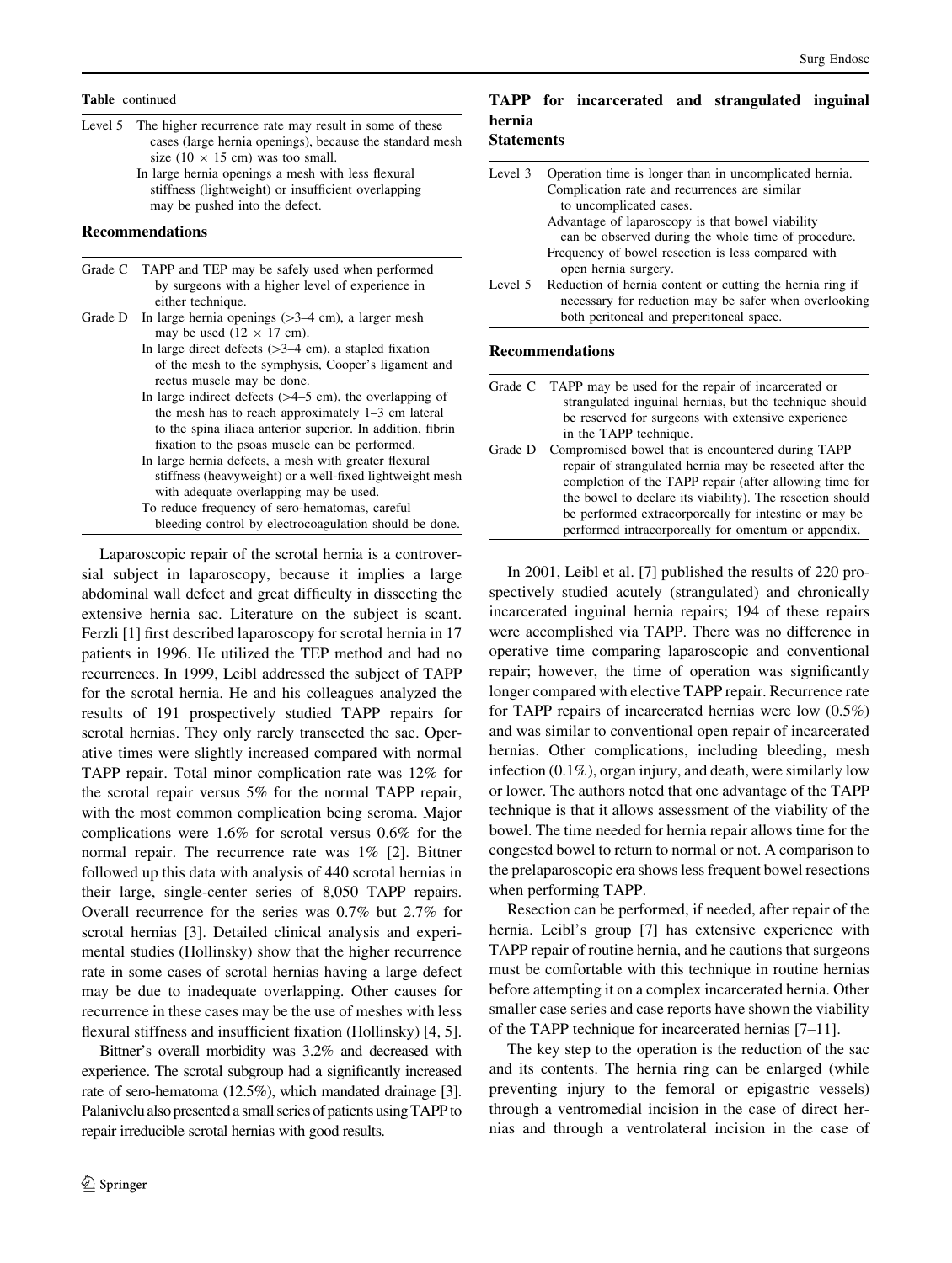**Table** continued

| | |
|---|---|
| Level 5 | The higher recurrence rate may result in some of these cases (large hernia openings), because the standard mesh size (10 × 15 cm) was too small. |
| | In large hernia openings a mesh with less flexural stiffness (lightweight) or insufficient overlapping may be pushed into the defect. |

**Recommendations**

| | |
|---|---|
| Grade C | TAPP and TEP may be safely used when performed by surgeons with a higher level of experience in either technique. |
| Grade D | In large hernia openings (>3–4 cm), a larger mesh may be used (12 × 17 cm). |
| | In large direct defects (>3–4 cm), a stapled fixation of the mesh to the symphysis, Cooper's ligament and rectus muscle may be done. |
| | In large indirect defects (>4–5 cm), the overlapping of the mesh has to reach approximately 1–3 cm lateral to the spina iliaca anterior superior. In addition, fibrin fixation to the psoas muscle can be performed. |
| | In large hernia defects, a mesh with greater flexural stiffness (heavyweight) or a well-fixed lightweight mesh with adequate overlapping may be used. |
| | To reduce frequency of sero-hematomas, careful bleeding control by electrocoagulation should be done. |

Laparoscopic repair of the scrotal hernia is a controversial subject in laparoscopy, because it implies a large abdominal wall defect and great difficulty in dissecting the extensive hernia sac. Literature on the subject is scant. Ferzli [1] first described laparoscopy for scrotal hernia in 17 patients in 1996. He utilized the TEP method and had no recurrences. In 1999, Leibl addressed the subject of TAPP for the scrotal hernia. He and his colleagues analyzed the results of 191 prospectively studied TAPP repairs for scrotal hernias. They only rarely transected the sac. Operative times were slightly increased compared with normal TAPP repair. Total minor complication rate was 12% for the scrotal repair versus 5% for the normal TAPP repair, with the most common complication being seroma. Major complications were 1.6% for scrotal versus 0.6% for the normal repair. The recurrence rate was 1% [2]. Bittner followed up this data with analysis of 440 scrotal hernias in their large, single-center series of 8,050 TAPP repairs. Overall recurrence for the series was 0.7% but 2.7% for scrotal hernias [3]. Detailed clinical analysis and experimental studies (Hollinsky) show that the higher recurrence rate in some cases of scrotal hernias having a large defect may be due to inadequate overlapping. Other causes for recurrence in these cases may be the use of meshes with less flexural stiffness and insufficient fixation (Hollinsky) [4, 5].

Bittner's overall morbidity was 3.2% and decreased with experience. The scrotal subgroup had a significantly increased rate of sero-hematoma (12.5%), which mandated drainage [3]. Palanivelu also presented a small series of patients using TAPP to repair irreducible scrotal hernias with good results.

## TAPP for incarcerated and strangulated inguinal hernia

**Statements**

| | |
|---|---|
| Level 3 | Operation time is longer than in uncomplicated hernia. |
| | Complication rate and recurrences are similar to uncomplicated cases. |
| | Advantage of laparoscopy is that bowel viability can be observed during the whole time of procedure. |
| | Frequency of bowel resection is less compared with open hernia surgery. |
| Level 5 | Reduction of hernia content or cutting the hernia ring if necessary for reduction may be safer when overlooking both peritoneal and preperitoneal space. |

**Recommendations**

| | |
|---|---|
| Grade C | TAPP may be used for the repair of incarcerated or strangulated inguinal hernias, but the technique should be reserved for surgeons with extensive experience in the TAPP technique. |
| Grade D | Compromised bowel that is encountered during TAPP repair of strangulated hernia may be resected after the completion of the TAPP repair (after allowing time for the bowel to declare its viability). The resection should be performed extracorporeally for intestine or may be performed intracorporeally for omentum or appendix. |

In 2001, Leibl et al. [7] published the results of 220 prospectively studied acutely (strangulated) and chronically incarcerated inguinal hernia repairs; 194 of these repairs were accomplished via TAPP. There was no difference in operative time comparing laparoscopic and conventional repair; however, the time of operation was significantly longer compared with elective TAPP repair. Recurrence rate for TAPP repairs of incarcerated hernias were low (0.5%) and was similar to conventional open repair of incarcerated hernias. Other complications, including bleeding, mesh infection (0.1%), organ injury, and death, were similarly low or lower. The authors noted that one advantage of the TAPP technique is that it allows assessment of the viability of the bowel. The time needed for hernia repair allows time for the congested bowel to return to normal or not. A comparison to the prelaparoscopic era shows less frequent bowel resections when performing TAPP.

Resection can be performed, if needed, after repair of the hernia. Leibl's group [7] has extensive experience with TAPP repair of routine hernia, and he cautions that surgeons must be comfortable with this technique in routine hernias before attempting it on a complex incarcerated hernia. Other smaller case series and case reports have shown the viability of the TAPP technique for incarcerated hernias [7–11].

The key step to the operation is the reduction of the sac and its contents. The hernia ring can be enlarged (while preventing injury to the femoral or epigastric vessels) through a ventromedial incision in the case of direct hernias and through a ventrolateral incision in the case of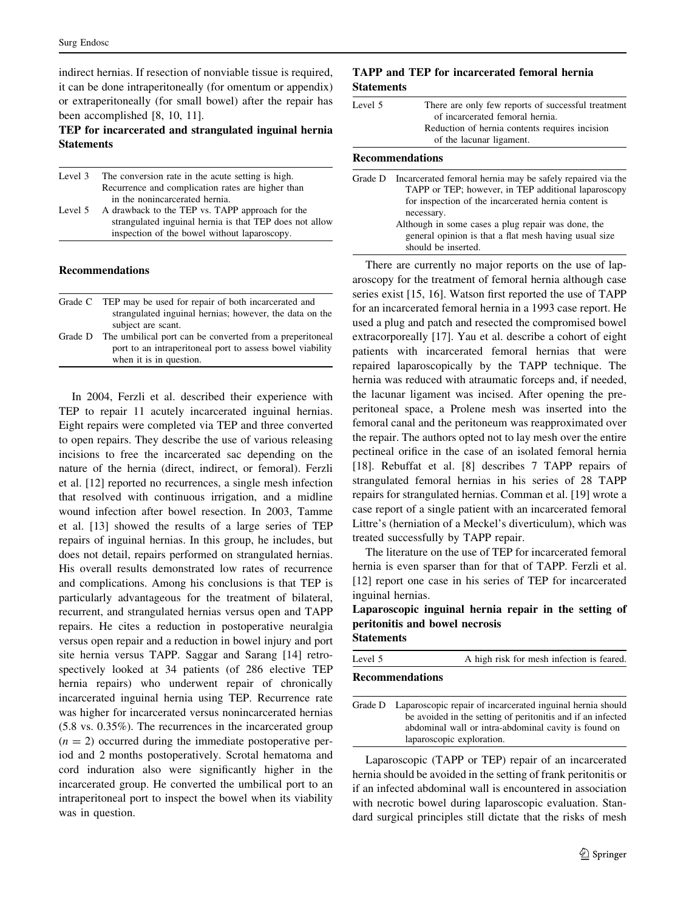indirect hernias. If resection of nonviable tissue is required, it can be done intraperitoneally (for omentum or appendix) or extraperitoneally (for small bowel) after the repair has been accomplished [8, 10, 11].

**TEP for incarcerated and strangulated inguinal hernia**

**Statements**

| | |
|---|---|
| Level 3 | The conversion rate in the acute setting is high. Recurrence and complication rates are higher than in the nonincarcerated hernia. |
| Level 5 | A drawback to the TEP vs. TAPP approach for the strangulated inguinal hernia is that TEP does not allow inspection of the bowel without laparoscopy. |

**Recommendations**

| | |
|---|---|
| Grade C | TEP may be used for repair of both incarcerated and strangulated inguinal hernias; however, the data on the subject are scant. |
| Grade D | The umbilical port can be converted from a preperitoneal port to an intraperitoneal port to assess bowel viability when it is in question. |

In 2004, Ferzli et al. described their experience with TEP to repair 11 acutely incarcerated inguinal hernias. Eight repairs were completed via TEP and three converted to open repairs. They describe the use of various releasing incisions to free the incarcerated sac depending on the nature of the hernia (direct, indirect, or femoral). Ferzli et al. [12] reported no recurrences, a single mesh infection that resolved with continuous irrigation, and a midline wound infection after bowel resection. In 2003, Tamme et al. [13] showed the results of a large series of TEP repairs of inguinal hernias. In this group, he includes, but does not detail, repairs performed on strangulated hernias. His overall results demonstrated low rates of recurrence and complications. Among his conclusions is that TEP is particularly advantageous for the treatment of bilateral, recurrent, and strangulated hernias versus open and TAPP repairs. He cites a reduction in postoperative neuralgia versus open repair and a reduction in bowel injury and port site hernia versus TAPP. Saggar and Sarang [14] retrospectively looked at 34 patients (of 286 elective TEP hernia repairs) who underwent repair of chronically incarcerated inguinal hernia using TEP. Recurrence rate was higher for incarcerated versus nonincarcerated hernias (5.8 vs. 0.35%). The recurrences in the incarcerated group ($n = 2$) occurred during the immediate postoperative period and 2 months postoperatively. Scrotal hematoma and cord induration also were significantly higher in the incarcerated group. He converted the umbilical port to an intraperitoneal port to inspect the bowel when its viability was in question.

**TAPP and TEP for incarcerated femoral hernia**

**Statements**

| | |
|---|---|
| Level 5 | There are only few reports of successful treatment of incarcerated femoral hernia. Reduction of hernia contents requires incision of the lacunar ligament. |

**Recommendations**

| | |
|---|---|
| Grade D | Incarcerated femoral hernia may be safely repaired via the TAPP or TEP; however, in TEP additional laparoscopy for inspection of the incarcerated hernia content is necessary. Although in some cases a plug repair was done, the general opinion is that a flat mesh having usual size should be inserted. |

There are currently no major reports on the use of laparoscopy for the treatment of femoral hernia although case series exist [15, 16]. Watson first reported the use of TAPP for an incarcerated femoral hernia in a 1993 case report. He used a plug and patch and resected the compromised bowel extracorporeally [17]. Yau et al. describe a cohort of eight patients with incarcerated femoral hernias that were repaired laparoscopically by the TAPP technique. The hernia was reduced with atraumatic forceps and, if needed, the lacunar ligament was incised. After opening the preperitoneal space, a Prolene mesh was inserted into the femoral canal and the peritoneum was reapproximated over the repair. The authors opted not to lay mesh over the entire pectineal orifice in the case of an isolated femoral hernia [18]. Rebuffat et al. [8] describes 7 TAPP repairs of strangulated femoral hernias in his series of 28 TAPP repairs for strangulated hernias. Comman et al. [19] wrote a case report of a single patient with an incarcerated femoral Littre's (herniation of a Meckel's diverticulum), which was treated successfully by TAPP repair.

The literature on the use of TEP for incarcerated femoral hernia is even sparser than for that of TAPP. Ferzli et al. [12] report one case in his series of TEP for incarcerated inguinal hernias.

**Laparoscopic inguinal hernia repair in the setting of peritonitis and bowel necrosis**

**Statements**

| | |
|---|---|
| Level 5 | A high risk for mesh infection is feared. |

**Recommendations**

| | |
|---|---|
| Grade D | Laparoscopic repair of incarcerated inguinal hernia should be avoided in the setting of peritonitis and if an infected abdominal wall or intra-abdominal cavity is found on laparoscopic exploration. |

Laparoscopic (TAPP or TEP) repair of an incarcerated hernia should be avoided in the setting of frank peritonitis or if an infected abdominal wall is encountered in association with necrotic bowel during laparoscopic evaluation. Standard surgical principles still dictate that the risks of mesh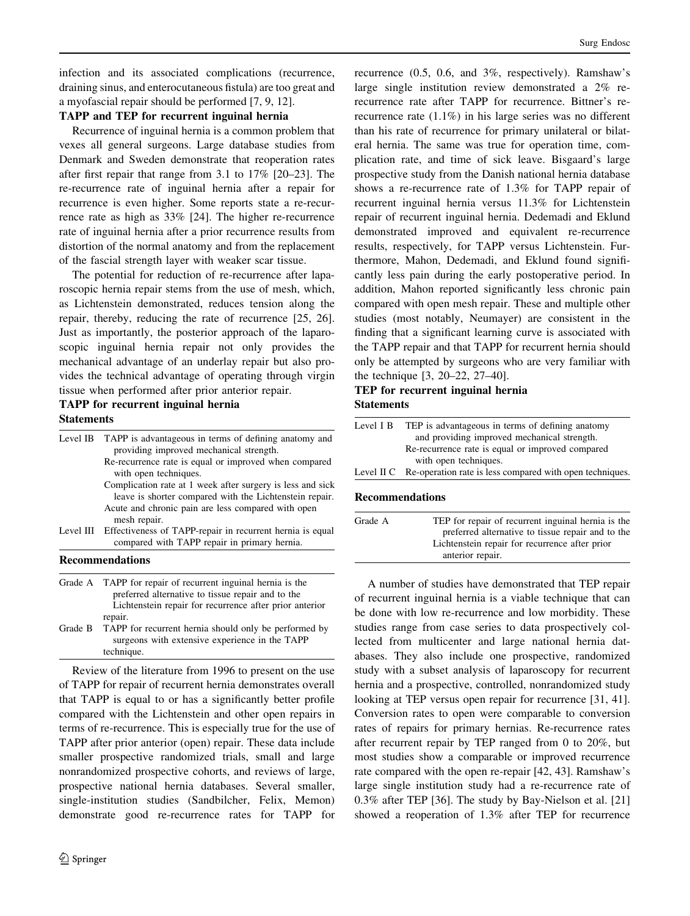infection and its associated complications (recurrence, draining sinus, and enterocutaneous fistula) are too great and a myofascial repair should be performed [7, 9, 12].

**TAPP and TEP for recurrent inguinal hernia**

Recurrence of inguinal hernia is a common problem that vexes all general surgeons. Large database studies from Denmark and Sweden demonstrate that reoperation rates after first repair that range from 3.1 to 17% [20–23]. The re-recurrence rate of inguinal hernia after a repair for recurrence is even higher. Some reports state a re-recurrence rate as high as 33% [24]. The higher re-recurrence rate of inguinal hernia after a prior recurrence results from distortion of the normal anatomy and from the replacement of the fascial strength layer with weaker scar tissue.

The potential for reduction of re-recurrence after laparoscopic hernia repair stems from the use of mesh, which, as Lichtenstein demonstrated, reduces tension along the repair, thereby, reducing the rate of recurrence [25, 26]. Just as importantly, the posterior approach of the laparoscopic inguinal hernia repair not only provides the mechanical advantage of an underlay repair but also provides the technical advantage of operating through virgin tissue when performed after prior anterior repair.

**TAPP for recurrent inguinal hernia**

**Statements**

| | |
|---|---|
| Level IB | TAPP is advantageous in terms of defining anatomy and providing improved mechanical strength. |
| | Re-recurrence rate is equal or improved when compared with open techniques. |
| | Complication rate at 1 week after surgery is less and sick leave is shorter compared with the Lichtenstein repair. |
| | Acute and chronic pain are less compared with open mesh repair. |
| Level III | Effectiveness of TAPP-repair in recurrent hernia is equal compared with TAPP repair in primary hernia. |

**Recommendations**

| | |
|---|---|
| Grade A | TAPP for repair of recurrent inguinal hernia is the preferred alternative to tissue repair and to the Lichtenstein repair for recurrence after prior anterior repair. |
| Grade B | TAPP for recurrent hernia should only be performed by surgeons with extensive experience in the TAPP technique. |

Review of the literature from 1996 to present on the use of TAPP for repair of recurrent hernia demonstrates overall that TAPP is equal to or has a significantly better profile compared with the Lichtenstein and other open repairs in terms of re-recurrence. This is especially true for the use of TAPP after prior anterior (open) repair. These data include smaller prospective randomized trials, small and large nonrandomized prospective cohorts, and reviews of large, prospective national hernia databases. Several smaller, single-institution studies (Sandbilcher, Felix, Memon) demonstrate good re-recurrence rates for TAPP for recurrence (0.5, 0.6, and 3%, respectively). Ramshaw's large single institution review demonstrated a 2% re-recurrence rate after TAPP for recurrence. Bittner's re-recurrence rate (1.1%) in his large series was no different than his rate of recurrence for primary unilateral or bilateral hernia. The same was true for operation time, complication rate, and time of sick leave. Bisgaard's large prospective study from the Danish national hernia database shows a re-recurrence rate of 1.3% for TAPP repair of recurrent inguinal hernia versus 11.3% for Lichtenstein repair of recurrent inguinal hernia. Dedemadi and Eklund demonstrated improved and equivalent re-recurrence results, respectively, for TAPP versus Lichtenstein. Furthermore, Mahon, Dedemadi, and Eklund found significantly less pain during the early postoperative period. In addition, Mahon reported significantly less chronic pain compared with open mesh repair. These and multiple other studies (most notably, Neumayer) are consistent in the finding that a significant learning curve is associated with the TAPP repair and that TAPP for recurrent hernia should only be attempted by surgeons who are very familiar with the technique [3, 20–22, 27–40].

**TEP for recurrent inguinal hernia**

**Statements**

| | |
|---|---|
| Level I B | TEP is advantageous in terms of defining anatomy and providing improved mechanical strength. |
| | Re-recurrence rate is equal or improved compared with open techniques. |
| Level II C | Re-operation rate is less compared with open techniques. |

**Recommendations**

| | |
|---|---|
| Grade A | TEP for repair of recurrent inguinal hernia is the preferred alternative to tissue repair and to the Lichtenstein repair for recurrence after prior anterior repair. |

A number of studies have demonstrated that TEP repair of recurrent inguinal hernia is a viable technique that can be done with low re-recurrence and low morbidity. These studies range from case series to data prospectively collected from multicenter and large national hernia databases. They also include one prospective, randomized study with a subset analysis of laparoscopy for recurrent hernia and a prospective, controlled, nonrandomized study looking at TEP versus open repair for recurrence [31, 41]. Conversion rates to open were comparable to conversion rates of repairs for primary hernias. Re-recurrence rates after recurrent repair by TEP ranged from 0 to 20%, but most studies show a comparable or improved re-recurrence rate compared with the open re-repair [42, 43]. Ramshaw's large single institution study had a re-recurrence rate of 0.3% after TEP [36]. The study by Bay-Nielson et al. [21] showed a reoperation of 1.3% after TEP for recurrence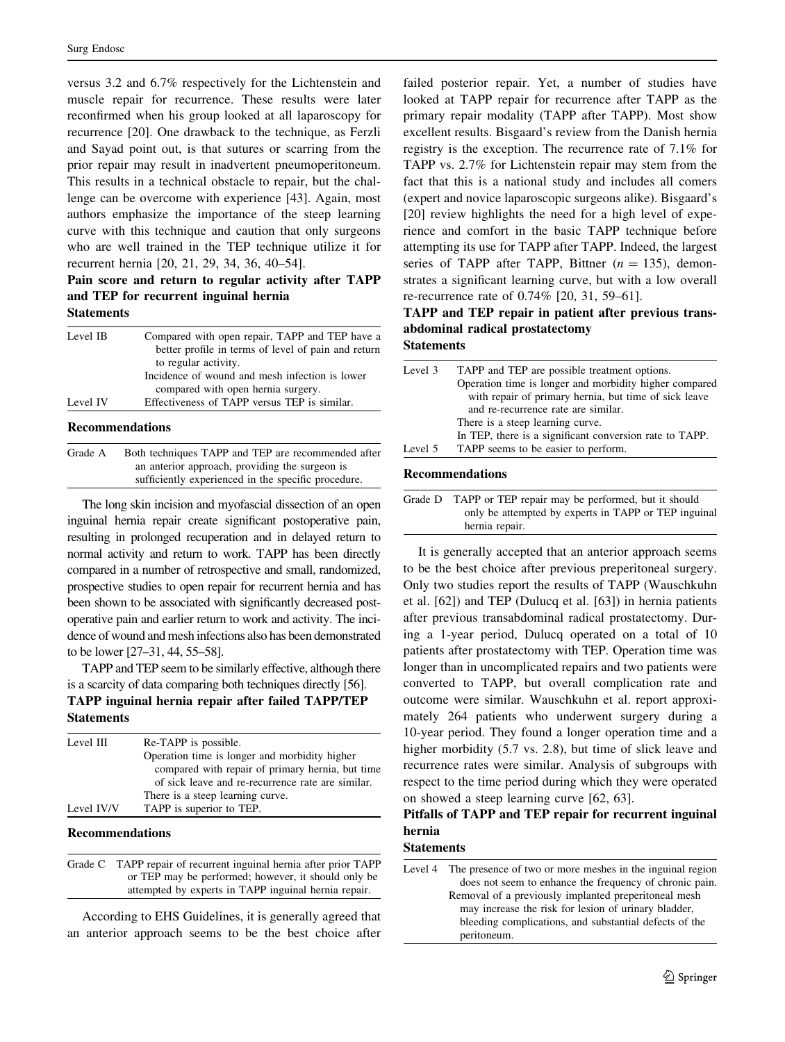versus 3.2 and 6.7% respectively for the Lichtenstein and muscle repair for recurrence. These results were later reconfirmed when his group looked at all laparoscopy for recurrence [20]. One drawback to the technique, as Ferzli and Sayad point out, is that sutures or scarring from the prior repair may result in inadvertent pneumoperitoneum. This results in a technical obstacle to repair, but the challenge can be overcome with experience [43]. Again, most authors emphasize the importance of the steep learning curve with this technique and caution that only surgeons who are well trained in the TEP technique utilize it for recurrent hernia [20, 21, 29, 34, 36, 40–54].

## Pain score and return to regular activity after TAPP and TEP for recurrent inguinal hernia

### Statements

| | |
|---|---|
| Level IB | Compared with open repair, TAPP and TEP have a better profile in terms of level of pain and return to regular activity. |
| | Incidence of wound and mesh infection is lower compared with open hernia surgery. |
| Level IV | Effectiveness of TAPP versus TEP is similar. |

### Recommendations

| | |
|---|---|
| Grade A | Both techniques TAPP and TEP are recommended after an anterior approach, providing the surgeon is sufficiently experienced in the specific procedure. |

The long skin incision and myofascial dissection of an open inguinal hernia repair create significant postoperative pain, resulting in prolonged recuperation and in delayed return to normal activity and return to work. TAPP has been directly compared in a number of retrospective and small, randomized, prospective studies to open repair for recurrent hernia and has been shown to be associated with significantly decreased postoperative pain and earlier return to work and activity. The incidence of wound and mesh infections also has been demonstrated to be lower [27–31, 44, 55–58].

TAPP and TEP seem to be similarly effective, although there is a scarcity of data comparing both techniques directly [56].

## TAPP inguinal hernia repair after failed TAPP/TEP

### Statements

| | |
|---|---|
| Level III | Re-TAPP is possible. |
| | Operation time is longer and morbidity higher compared with repair of primary hernia, but time of sick leave and re-recurrence rate are similar. |
| | There is a steep learning curve. |
| Level IV/V | TAPP is superior to TEP. |

### Recommendations

| | |
|---|---|
| Grade C | TAPP repair of recurrent inguinal hernia after prior TAPP or TEP may be performed; however, it should only be attempted by experts in TAPP inguinal hernia repair. |

According to EHS Guidelines, it is generally agreed that an anterior approach seems to be the best choice after failed posterior repair. Yet, a number of studies have looked at TAPP repair for recurrence after TAPP as the primary repair modality (TAPP after TAPP). Most show excellent results. Bisgaard's review from the Danish hernia registry is the exception. The recurrence rate of 7.1% for TAPP vs. 2.7% for Lichtenstein repair may stem from the fact that this is a national study and includes all comers (expert and novice laparoscopic surgeons alike). Bisgaard's [20] review highlights the need for a high level of experience and comfort in the basic TAPP technique before attempting its use for TAPP after TAPP. Indeed, the largest series of TAPP after TAPP, Bittner ($n = 135$), demonstrates a significant learning curve, but with a low overall re-recurrence rate of 0.74% [20, 31, 59–61].

## TAPP and TEP repair in patient after previous transabdominal radical prostatectomy

### Statements

| | |
|---|---|
| Level 3 | TAPP and TEP are possible treatment options. |
| | Operation time is longer and morbidity higher compared with repair of primary hernia, but time of sick leave and re-recurrence rate are similar. |
| | There is a steep learning curve. |
| | In TEP, there is a significant conversion rate to TAPP. |
| Level 5 | TAPP seems to be easier to perform. |

### Recommendations

| | |
|---|---|
| Grade D | TAPP or TEP repair may be performed, but it should only be attempted by experts in TAPP or TEP inguinal hernia repair. |

It is generally accepted that an anterior approach seems to be the best choice after previous preperitoneal surgery. Only two studies report the results of TAPP (Wauschkuhn et al. [62]) and TEP (Dulucq et al. [63]) in hernia patients after previous transabdominal radical prostatectomy. During a 1-year period, Dulucq operated on a total of 10 patients after prostatectomy with TEP. Operation time was longer than in uncomplicated repairs and two patients were converted to TAPP, but overall complication rate and outcome were similar. Wauschkuhn et al. report approximately 264 patients who underwent surgery during a 10-year period. They found a longer operation time and a higher morbidity (5.7 vs. 2.8), but time of slick leave and recurrence rates were similar. Analysis of subgroups with respect to the time period during which they were operated on showed a steep learning curve [62, 63].

## Pitfalls of TAPP and TEP repair for recurrent inguinal hernia

### Statements

| | |
|---|---|
| Level 4 | The presence of two or more meshes in the inguinal region does not seem to enhance the frequency of chronic pain. |
| | Removal of a previously implanted preperitoneal mesh may increase the risk for lesion of urinary bladder, bleeding complications, and substantial defects of the peritoneum. |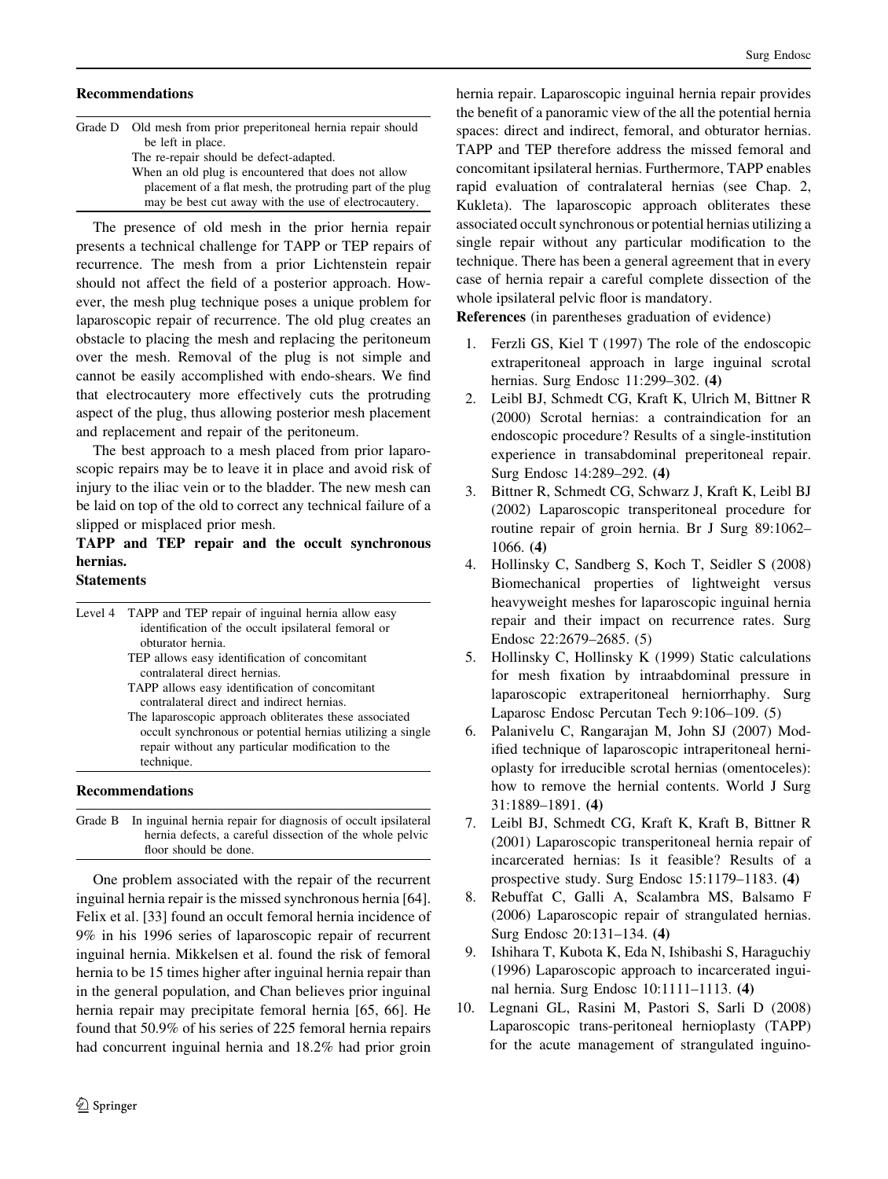**Recommendations**

| Grade D | Old mesh from prior preperitoneal hernia repair should be left in place. |
|---|---|
| | The re-repair should be defect-adapted. |
| | When an old plug is encountered that does not allow placement of a flat mesh, the protruding part of the plug may be best cut away with the use of electrocautery. |

The presence of old mesh in the prior hernia repair presents a technical challenge for TAPP or TEP repairs of recurrence. The mesh from a prior Lichtenstein repair should not affect the field of a posterior approach. However, the mesh plug technique poses a unique problem for laparoscopic repair of recurrence. The old plug creates an obstacle to placing the mesh and replacing the peritoneum over the mesh. Removal of the plug is not simple and cannot be easily accomplished with endo-shears. We find that electrocautery more effectively cuts the protruding aspect of the plug, thus allowing posterior mesh placement and replacement and repair of the peritoneum.

The best approach to a mesh placed from prior laparoscopic repairs may be to leave it in place and avoid risk of injury to the iliac vein or to the bladder. The new mesh can be laid on top of the old to correct any technical failure of a slipped or misplaced prior mesh.

**TAPP and TEP repair and the occult synchronous hernias.**

**Statements**

| Level 4 | TAPP and TEP repair of inguinal hernia allow easy identification of the occult ipsilateral femoral or obturator hernia. |
|---|---|
| | TEP allows easy identification of concomitant contralateral direct hernias. |
| | TAPP allows easy identification of concomitant contralateral direct and indirect hernias. |
| | The laparoscopic approach obliterates these associated occult synchronous or potential hernias utilizing a single repair without any particular modification to the technique. |

**Recommendations**

| Grade B | In inguinal hernia repair for diagnosis of occult ipsilateral hernia defects, a careful dissection of the whole pelvic floor should be done. |
|---|---|

One problem associated with the repair of the recurrent inguinal hernia repair is the missed synchronous hernia [64]. Felix et al. [33] found an occult femoral hernia incidence of 9% in his 1996 series of laparoscopic repair of recurrent inguinal hernia. Mikkelsen et al. found the risk of femoral hernia to be 15 times higher after inguinal hernia repair than in the general population, and Chan believes prior inguinal hernia repair may precipitate femoral hernia [65, 66]. He found that 50.9% of his series of 225 femoral hernia repairs had concurrent inguinal hernia and 18.2% had prior groin hernia repair. Laparoscopic inguinal hernia repair provides the benefit of a panoramic view of the all the potential hernia spaces: direct and indirect, femoral, and obturator hernias. TAPP and TEP therefore address the missed femoral and concomitant ipsilateral hernias. Furthermore, TAPP enables rapid evaluation of contralateral hernias (see Chap. 2, Kukleta). The laparoscopic approach obliterates these associated occult synchronous or potential hernias utilizing a single repair without any particular modification to the technique. There has been a general agreement that in every case of hernia repair a careful complete dissection of the whole ipsilateral pelvic floor is mandatory.

**References** (in parentheses graduation of evidence)

1. Ferzli GS, Kiel T (1997) The role of the endoscopic extraperitoneal approach in large inguinal scrotal hernias. Surg Endosc 11:299–302. **(4)**
2. Leibl BJ, Schmedt CG, Kraft K, Ulrich M, Bittner R (2000) Scrotal hernias: a contraindication for an endoscopic procedure? Results of a single-institution experience in transabdominal preperitoneal repair. Surg Endosc 14:289–292. **(4)**
3. Bittner R, Schmedt CG, Schwarz J, Kraft K, Leibl BJ (2002) Laparoscopic transperitoneal procedure for routine repair of groin hernia. Br J Surg 89:1062–1066. **(4)**
4. Hollinsky C, Sandberg S, Koch T, Seidler S (2008) Biomechanical properties of lightweight versus heavyweight meshes for laparoscopic inguinal hernia repair and their impact on recurrence rates. Surg Endosc 22:2679–2685. (5)
5. Hollinsky C, Hollinsky K (1999) Static calculations for mesh fixation by intraabdominal pressure in laparoscopic extraperitoneal herniorrhaphy. Surg Laparosc Endosc Percutan Tech 9:106–109. (5)
6. Palanivelu C, Rangarajan M, John SJ (2007) Modified technique of laparoscopic intraperitoneal hernioplasty for irreducible scrotal hernias (omentoceles): how to remove the hernial contents. World J Surg 31:1889–1891. **(4)**
7. Leibl BJ, Schmedt CG, Kraft K, Kraft B, Bittner R (2001) Laparoscopic transperitoneal hernia repair of incarcerated hernias: Is it feasible? Results of a prospective study. Surg Endosc 15:1179–1183. **(4)**
8. Rebuffat C, Galli A, Scalambra MS, Balsamo F (2006) Laparoscopic repair of strangulated hernias. Surg Endosc 20:131–134. **(4)**
9. Ishihara T, Kubota K, Eda N, Ishibashi S, Haraguchiy (1996) Laparoscopic approach to incarcerated inguinal hernia. Surg Endosc 10:1111–1113. **(4)**
10. Legnani GL, Rasini M, Pastori S, Sarli D (2008) Laparoscopic trans-peritoneal hernioplasty (TAPP) for the acute management of strangulated inguino-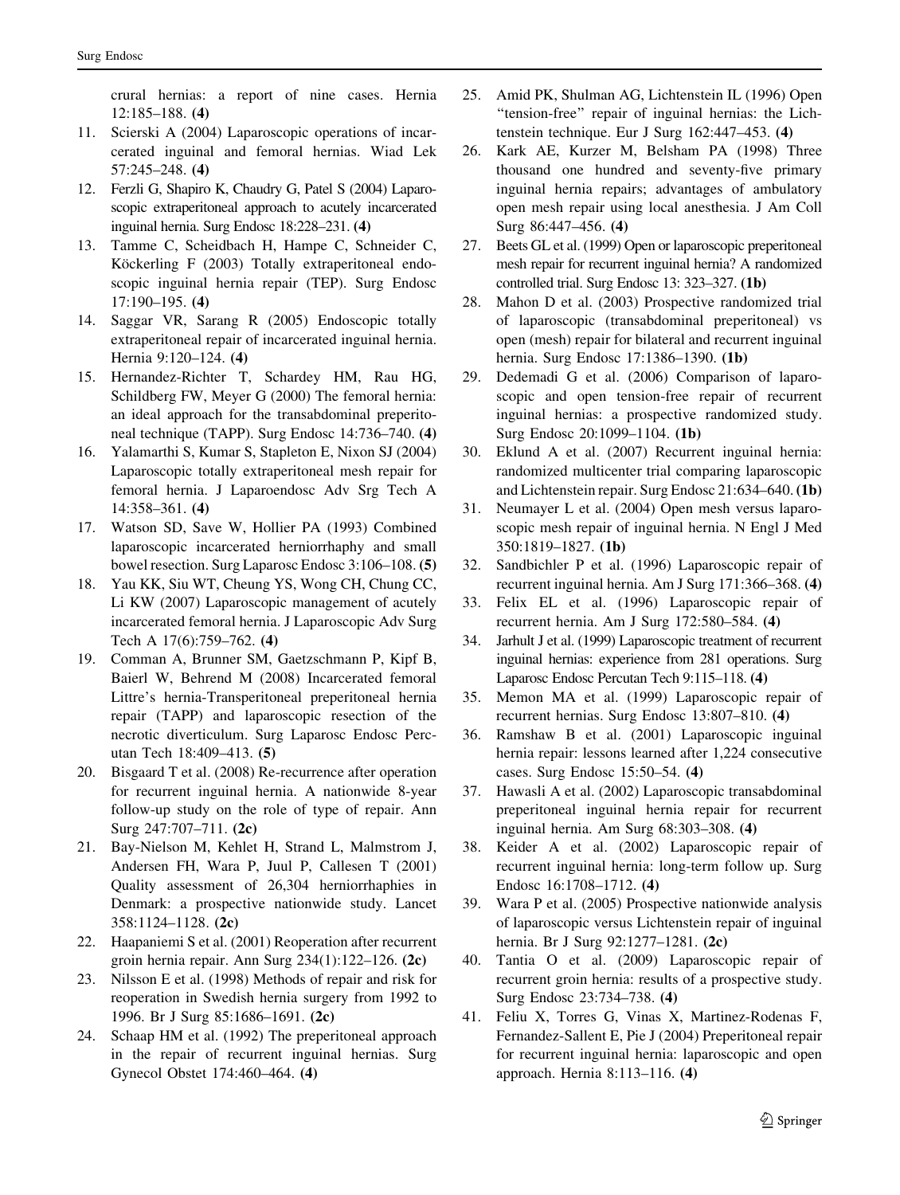crural hernias: a report of nine cases. Hernia 12:185–188. **(4)**

11. Scierski A (2004) Laparoscopic operations of incarcerated inguinal and femoral hernias. Wiad Lek 57:245–248. **(4)**
12. Ferzli G, Shapiro K, Chaudry G, Patel S (2004) Laparoscopic extraperitoneal approach to acutely incarcerated inguinal hernia. Surg Endosc 18:228–231. **(4)**
13. Tamme C, Scheidbach H, Hampe C, Schneider C, Köckerling F (2003) Totally extraperitoneal endoscopic inguinal hernia repair (TEP). Surg Endosc 17:190–195. **(4)**
14. Saggar VR, Sarang R (2005) Endoscopic totally extraperitoneal repair of incarcerated inguinal hernia. Hernia 9:120–124. **(4)**
15. Hernandez-Richter T, Schardey HM, Rau HG, Schildberg FW, Meyer G (2000) The femoral hernia: an ideal approach for the transabdominal preperitoneal technique (TAPP). Surg Endosc 14:736–740. **(4)**
16. Yalamarthi S, Kumar S, Stapleton E, Nixon SJ (2004) Laparoscopic totally extraperitoneal mesh repair for femoral hernia. J Laparoendosc Adv Srg Tech A 14:358–361. **(4)**
17. Watson SD, Save W, Hollier PA (1993) Combined laparoscopic incarcerated herniorrhaphy and small bowel resection. Surg Laparosc Endosc 3:106–108. **(5)**
18. Yau KK, Siu WT, Cheung YS, Wong CH, Chung CC, Li KW (2007) Laparoscopic management of acutely incarcerated femoral hernia. J Laparoscopic Adv Surg Tech A 17(6):759–762. **(4)**
19. Comman A, Brunner SM, Gaetzschmann P, Kipf B, Baierl W, Behrend M (2008) Incarcerated femoral Littre's hernia-Transperitoneal preperitoneal hernia repair (TAPP) and laparoscopic resection of the necrotic diverticulum. Surg Laparosc Endosc Percutan Tech 18:409–413. **(5)**
20. Bisgaard T et al. (2008) Re-recurrence after operation for recurrent inguinal hernia. A nationwide 8-year follow-up study on the role of type of repair. Ann Surg 247:707–711. **(2c)**
21. Bay-Nielson M, Kehlet H, Strand L, Malmstrom J, Andersen FH, Wara P, Juul P, Callesen T (2001) Quality assessment of 26,304 herniorrhaphies in Denmark: a prospective nationwide study. Lancet 358:1124–1128. **(2c)**
22. Haapaniemi S et al. (2001) Reoperation after recurrent groin hernia repair. Ann Surg 234(1):122–126. **(2c)**
23. Nilsson E et al. (1998) Methods of repair and risk for reoperation in Swedish hernia surgery from 1992 to 1996. Br J Surg 85:1686–1691. **(2c)**
24. Schaap HM et al. (1992) The preperitoneal approach in the repair of recurrent inguinal hernias. Surg Gynecol Obstet 174:460–464. **(4)**
25. Amid PK, Shulman AG, Lichtenstein IL (1996) Open "tension-free" repair of inguinal hernias: the Lichtenstein technique. Eur J Surg 162:447–453. **(4)**
26. Kark AE, Kurzer M, Belsham PA (1998) Three thousand one hundred and seventy-five primary inguinal hernia repairs; advantages of ambulatory open mesh repair using local anesthesia. J Am Coll Surg 86:447–456. **(4)**
27. Beets GL et al. (1999) Open or laparoscopic preperitoneal mesh repair for recurrent inguinal hernia? A randomized controlled trial. Surg Endosc 13: 323–327. **(1b)**
28. Mahon D et al. (2003) Prospective randomized trial of laparoscopic (transabdominal preperitoneal) vs open (mesh) repair for bilateral and recurrent inguinal hernia. Surg Endosc 17:1386–1390. **(1b)**
29. Dedemadi G et al. (2006) Comparison of laparoscopic and open tension-free repair of recurrent inguinal hernias: a prospective randomized study. Surg Endosc 20:1099–1104. **(1b)**
30. Eklund A et al. (2007) Recurrent inguinal hernia: randomized multicenter trial comparing laparoscopic and Lichtenstein repair. Surg Endosc 21:634–640. **(1b)**
31. Neumayer L et al. (2004) Open mesh versus laparoscopic mesh repair of inguinal hernia. N Engl J Med 350:1819–1827. **(1b)**
32. Sandbichler P et al. (1996) Laparoscopic repair of recurrent inguinal hernia. Am J Surg 171:366–368. **(4)**
33. Felix EL et al. (1996) Laparoscopic repair of recurrent hernia. Am J Surg 172:580–584. **(4)**
34. Jarhult J et al. (1999) Laparoscopic treatment of recurrent inguinal hernias: experience from 281 operations. Surg Laparosc Endosc Percutan Tech 9:115–118. **(4)**
35. Memon MA et al. (1999) Laparoscopic repair of recurrent hernias. Surg Endosc 13:807–810. **(4)**
36. Ramshaw B et al. (2001) Laparoscopic inguinal hernia repair: lessons learned after 1,224 consecutive cases. Surg Endosc 15:50–54. **(4)**
37. Hawasli A et al. (2002) Laparoscopic transabdominal preperitoneal inguinal hernia repair for recurrent inguinal hernia. Am Surg 68:303–308. **(4)**
38. Keider A et al. (2002) Laparoscopic repair of recurrent inguinal hernia: long-term follow up. Surg Endosc 16:1708–1712. **(4)**
39. Wara P et al. (2005) Prospective nationwide analysis of laparoscopic versus Lichtenstein repair of inguinal hernia. Br J Surg 92:1277–1281. **(2c)**
40. Tantia O et al. (2009) Laparoscopic repair of recurrent groin hernia: results of a prospective study. Surg Endosc 23:734–738. **(4)**
41. Feliu X, Torres G, Vinas X, Martinez-Rodenas F, Fernandez-Sallent E, Pie J (2004) Preperitoneal repair for recurrent inguinal hernia: laparoscopic and open approach. Hernia 8:113–116. **(4)**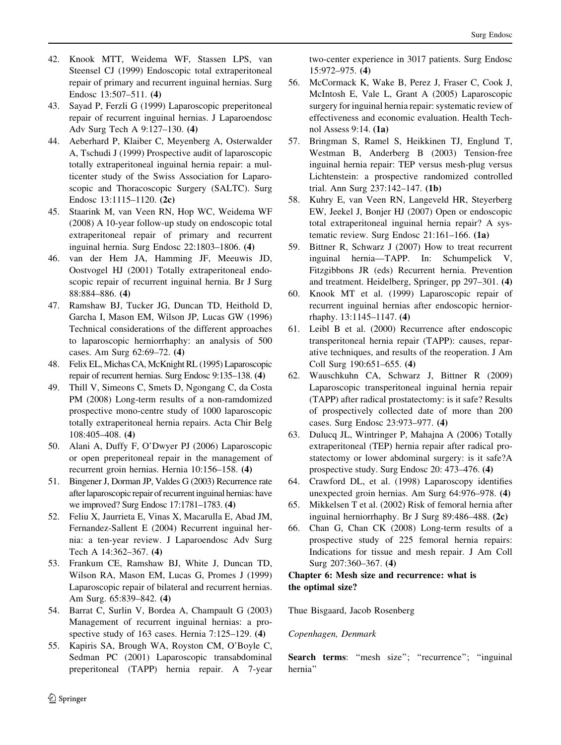42. Knook MTT, Weidema WF, Stassen LPS, van Steensel CJ (1999) Endoscopic total extraperitoneal repair of primary and recurrent inguinal hernias. Surg Endosc 13:507–511. **(4)**
43. Sayad P, Ferzli G (1999) Laparoscopic preperitoneal repair of recurrent inguinal hernias. J Laparoendosc Adv Surg Tech A 9:127–130. **(4)**
44. Aeberhard P, Klaiber C, Meyenberg A, Osterwalder A, Tschudi J (1999) Prospective audit of laparoscopic totally extraperitoneal inguinal hernia repair: a multicenter study of the Swiss Association for Laparoscopic and Thoracoscopic Surgery (SALTC). Surg Endosc 13:1115–1120. **(2c)**
45. Staarink M, van Veen RN, Hop WC, Weidema WF (2008) A 10-year follow-up study on endoscopic total extraperitoneal repair of primary and recurrent inguinal hernia. Surg Endosc 22:1803–1806. **(4)**
46. van der Hem JA, Hamming JF, Meeuwis JD, Oostvogel HJ (2001) Totally extraperitoneal endoscopic repair of recurrent inguinal hernia. Br J Surg 88:884–886. **(4)**
47. Ramshaw BJ, Tucker JG, Duncan TD, Heithold D, Garcha I, Mason EM, Wilson JP, Lucas GW (1996) Technical considerations of the different approaches to laparoscopic herniorrhaphy: an analysis of 500 cases. Am Surg 62:69–72. **(4)**
48. Felix EL, Michas CA, McKnight RL (1995) Laparoscopic repair of recurrent hernias. Surg Endosc 9:135–138. **(4)**
49. Thill V, Simeons C, Smets D, Ngongang C, da Costa PM (2008) Long-term results of a non-ramdomized prospective mono-centre study of 1000 laparoscopic totally extraperitoneal hernia repairs. Acta Chir Belg 108:405–408. **(4)**
50. Alani A, Duffy F, O'Dwyer PJ (2006) Laparoscopic or open preperitoneal repair in the management of recurrent groin hernias. Hernia 10:156–158. **(4)**
51. Bingener J, Dorman JP, Valdes G (2003) Recurrence rate after laparoscopic repair of recurrent inguinal hernias: have we improved? Surg Endosc 17:1781–1783. **(4)**
52. Feliu X, Jaurrieta E, Vinas X, Macarulla E, Abad JM, Fernandez-Sallent E (2004) Recurrent inguinal hernia: a ten-year review. J Laparoendosc Adv Surg Tech A 14:362–367. **(4)**
53. Frankum CE, Ramshaw BJ, White J, Duncan TD, Wilson RA, Mason EM, Lucas G, Promes J (1999) Laparoscopic repair of bilateral and recurrent hernias. Am Surg. 65:839–842. **(4)**
54. Barrat C, Surlin V, Bordea A, Champault G (2003) Management of recurrent inguinal hernias: a prospective study of 163 cases. Hernia 7:125–129. **(4)**
55. Kapiris SA, Brough WA, Royston CM, O'Boyle C, Sedman PC (2001) Laparoscopic transabdominal preperitoneal (TAPP) hernia repair. A 7-year two-center experience in 3017 patients. Surg Endosc 15:972–975. **(4)**
56. McCormack K, Wake B, Perez J, Fraser C, Cook J, McIntosh E, Vale L, Grant A (2005) Laparoscopic surgery for inguinal hernia repair: systematic review of effectiveness and economic evaluation. Health Technol Assess 9:14. **(1a)**
57. Bringman S, Ramel S, Heikkinen TJ, Englund T, Westman B, Anderberg B (2003) Tension-free inguinal hernia repair: TEP versus mesh-plug versus Lichtenstein: a prospective randomized controlled trial. Ann Surg 237:142–147. **(1b)**
58. Kuhry E, van Veen RN, Langeveld HR, Steyerberg EW, Jeekel J, Bonjer HJ (2007) Open or endoscopic total extraperitoneal inguinal hernia repair? A systematic review. Surg Endosc 21:161–166. **(1a)**
59. Bittner R, Schwarz J (2007) How to treat recurrent inguinal hernia—TAPP. In: Schumpelick V, Fitzgibbons JR (eds) Recurrent hernia. Prevention and treatment. Heidelberg, Springer, pp 297–301. **(4)**
60. Knook MT et al. (1999) Laparoscopic repair of recurrent inguinal hernias after endoscopic herniorrhaphy. 13:1145–1147. **(4)**
61. Leibl B et al. (2000) Recurrence after endoscopic transperitoneal hernia repair (TAPP): causes, reparative techniques, and results of the reoperation. J Am Coll Surg 190:651–655. **(4)**
62. Wauschkuhn CA, Schwarz J, Bittner R (2009) Laparoscopic transperitoneal inguinal hernia repair (TAPP) after radical prostatectomy: is it safe? Results of prospectively collected date of more than 200 cases. Surg Endosc 23:973–977. **(4)**
63. Dulucq JL, Wintringer P, Mahajna A (2006) Totally extraperitoneal (TEP) hernia repair after radical prostatectomy or lower abdominal surgery: is it safe?A prospective study. Surg Endosc 20: 473–476. **(4)**
64. Crawford DL, et al. (1998) Laparoscopy identifies unexpected groin hernias. Am Surg 64:976–978. **(4)**
65. Mikkelsen T et al. (2002) Risk of femoral hernia after inguinal herniorrhaphy. Br J Surg 89:486–488. **(2c)**
66. Chan G, Chan CK (2008) Long-term results of a prospective study of 225 femoral hernia repairs: Indications for tissue and mesh repair. J Am Coll Surg 207:360–367. **(4)**

## Chapter 6: Mesh size and recurrence: what is the optimal size?

Thue Bisgaard, Jacob Rosenberg

*Copenhagen, Denmark*

**Search terms**: "mesh size"; "recurrence"; "inguinal hernia"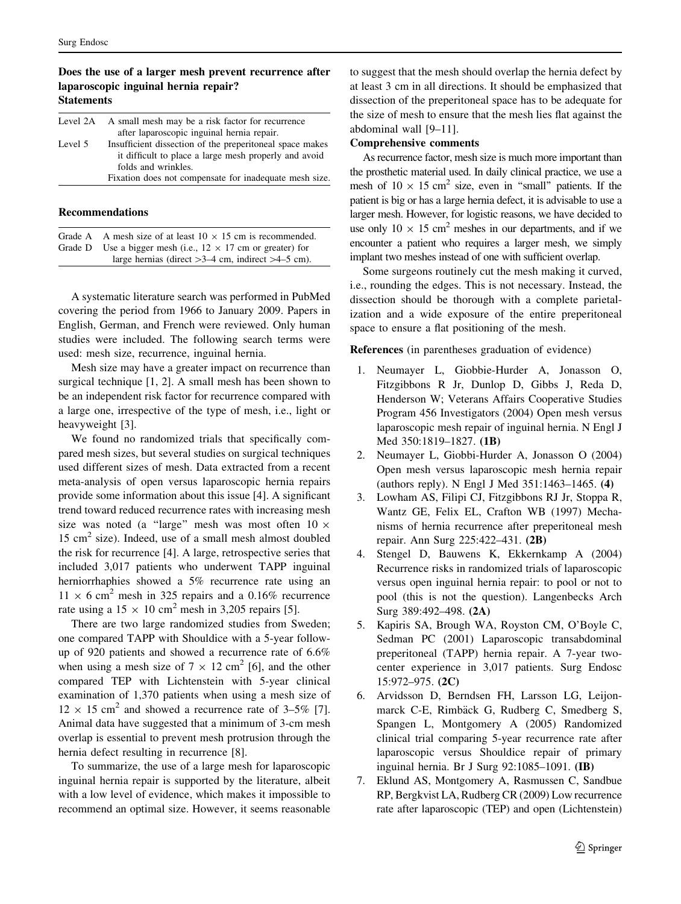**Does the use of a larger mesh prevent recurrence after laparoscopic inguinal hernia repair?**

**Statements**

| | |
|---|---|
| Level 2A | A small mesh may be a risk factor for recurrence after laparoscopic inguinal hernia repair. |
| Level 5 | Insufficient dissection of the preperitoneal space makes it difficult to place a large mesh properly and avoid folds and wrinkles. |
| | Fixation does not compensate for inadequate mesh size. |

**Recommendations**

| | |
|---|---|
| Grade A | A mesh size of at least 10 × 15 cm is recommended. |
| Grade D | Use a bigger mesh (i.e., 12 × 17 cm or greater) for large hernias (direct >3–4 cm, indirect >4–5 cm). |

A systematic literature search was performed in PubMed covering the period from 1966 to January 2009. Papers in English, German, and French were reviewed. Only human studies were included. The following search terms were used: mesh size, recurrence, inguinal hernia.

Mesh size may have a greater impact on recurrence than surgical technique [1, 2]. A small mesh has been shown to be an independent risk factor for recurrence compared with a large one, irrespective of the type of mesh, i.e., light or heavyweight [3].

We found no randomized trials that specifically compared mesh sizes, but several studies on surgical techniques used different sizes of mesh. Data extracted from a recent meta-analysis of open versus laparoscopic hernia repairs provide some information about this issue [4]. A significant trend toward reduced recurrence rates with increasing mesh size was noted (a "large" mesh was most often 10 × 15 $cm^2$ size). Indeed, use of a small mesh almost doubled the risk for recurrence [4]. A large, retrospective series that included 3,017 patients who underwent TAPP inguinal herniorrhaphies showed a 5% recurrence rate using an 11 × 6 $cm^2$ mesh in 325 repairs and a 0.16% recurrence rate using a 15 × 10 $cm^2$ mesh in 3,205 repairs [5].

There are two large randomized studies from Sweden; one compared TAPP with Shouldice with a 5-year follow-up of 920 patients and showed a recurrence rate of 6.6% when using a mesh size of 7 × 12 $cm^2$ [6], and the other compared TEP with Lichtenstein with 5-year clinical examination of 1,370 patients when using a mesh size of 12 × 15 $cm^2$ and showed a recurrence rate of 3–5% [7]. Animal data have suggested that a minimum of 3-cm mesh overlap is essential to prevent mesh protrusion through the hernia defect resulting in recurrence [8].

To summarize, the use of a large mesh for laparoscopic inguinal hernia repair is supported by the literature, albeit with a low level of evidence, which makes it impossible to recommend an optimal size. However, it seems reasonable to suggest that the mesh should overlap the hernia defect by at least 3 cm in all directions. It should be emphasized that dissection of the preperitoneal space has to be adequate for the size of mesh to ensure that the mesh lies flat against the abdominal wall [9–11].

**Comprehensive comments**

As recurrence factor, mesh size is much more important than the prosthetic material used. In daily clinical practice, we use a mesh of 10 × 15 $cm^2$ size, even in "small" patients. If the patient is big or has a large hernia defect, it is advisable to use a larger mesh. However, for logistic reasons, we have decided to use only 10 × 15 $cm^2$ meshes in our departments, and if we encounter a patient who requires a larger mesh, we simply implant two meshes instead of one with sufficient overlap.

Some surgeons routinely cut the mesh making it curved, i.e., rounding the edges. This is not necessary. Instead, the dissection should be thorough with a complete parietalization and a wide exposure of the entire preperitoneal space to ensure a flat positioning of the mesh.

**References** (in parentheses graduation of evidence)

1. Neumayer L, Giobbie-Hurder A, Jonasson O, Fitzgibbons R Jr, Dunlop D, Gibbs J, Reda D, Henderson W; Veterans Affairs Cooperative Studies Program 456 Investigators (2004) Open mesh versus laparoscopic mesh repair of inguinal hernia. N Engl J Med 350:1819–1827. **(1B)**
2. Neumayer L, Giobbi-Hurder A, Jonasson O (2004) Open mesh versus laparoscopic mesh hernia repair (authors reply). N Engl J Med 351:1463–1465. **(4)**
3. Lowham AS, Filipi CJ, Fitzgibbons RJ Jr, Stoppa R, Wantz GE, Felix EL, Crafton WB (1997) Mechanisms of hernia recurrence after preperitoneal mesh repair. Ann Surg 225:422–431. **(2B)**
4. Stengel D, Bauwens K, Ekkernkamp A (2004) Recurrence risks in randomized trials of laparoscopic versus open inguinal hernia repair: to pool or not to pool (this is not the question). Langenbecks Arch Surg 389:492–498. **(2A)**
5. Kapiris SA, Brough WA, Royston CM, O'Boyle C, Sedman PC (2001) Laparoscopic transabdominal preperitoneal (TAPP) hernia repair. A 7-year two-center experience in 3,017 patients. Surg Endosc 15:972–975. **(2C)**
6. Arvidsson D, Berndsen FH, Larsson LG, Leijonmarck C-E, Rimbäck G, Rudberg C, Smedberg S, Spangen L, Montgomery A (2005) Randomized clinical trial comparing 5-year recurrence rate after laparoscopic versus Shouldice repair of primary inguinal hernia. Br J Surg 92:1085–1091. **(IB)**
7. Eklund AS, Montgomery A, Rasmussen C, Sandbue RP, Bergkvist LA, Rudberg CR (2009) Low recurrence rate after laparoscopic (TEP) and open (Lichtenstein)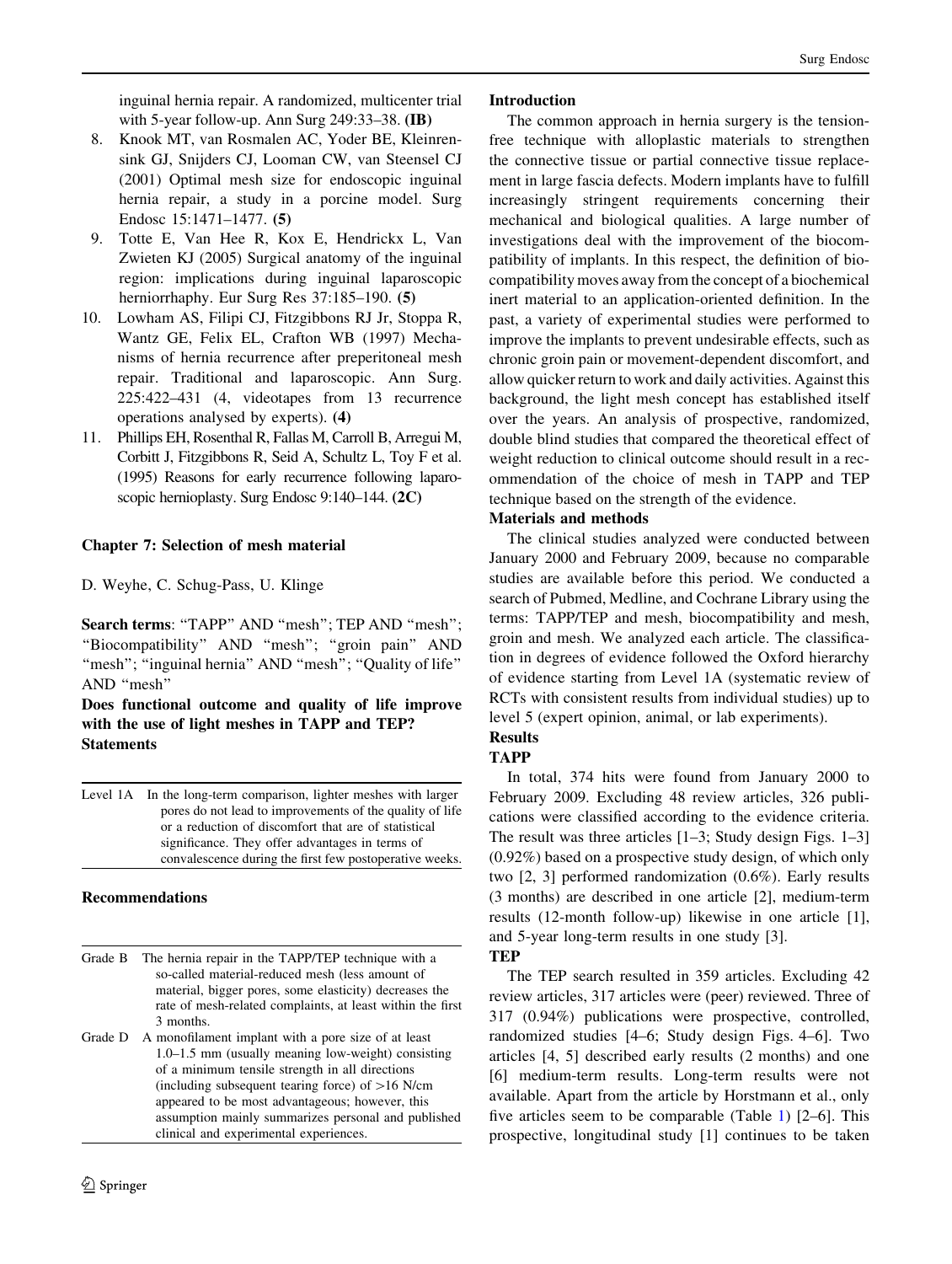inguinal hernia repair. A randomized, multicenter trial with 5-year follow-up. Ann Surg 249:33–38. **(IB)**

8. Knook MT, van Rosmalen AC, Yoder BE, Kleinrensink GJ, Snijders CJ, Looman CW, van Steensel CJ (2001) Optimal mesh size for endoscopic inguinal hernia repair, a study in a porcine model. Surg Endosc 15:1471–1477. **(5)**
9. Totte E, Van Hee R, Kox E, Hendrickx L, Van Zwieten KJ (2005) Surgical anatomy of the inguinal region: implications during inguinal laparoscopic herniorrhaphy. Eur Surg Res 37:185–190. **(5)**
10. Lowham AS, Filipi CJ, Fitzgibbons RJ Jr, Stoppa R, Wantz GE, Felix EL, Crafton WB (1997) Mechanisms of hernia recurrence after preperitoneal mesh repair. Traditional and laparoscopic. Ann Surg. 225:422–431 (4, videotapes from 13 recurrence operations analysed by experts). **(4)**
11. Phillips EH, Rosenthal R, Fallas M, Carroll B, Arregui M, Corbitt J, Fitzgibbons R, Seid A, Schultz L, Toy F et al. (1995) Reasons for early recurrence following laparoscopic hernioplasty. Surg Endosc 9:140–144. **(2C)**

## Chapter 7: Selection of mesh material

D. Weyhe, C. Schug-Pass, U. Klinge

**Search terms**: "TAPP" AND "mesh"; TEP AND "mesh"; "Biocompatibility" AND "mesh"; "groin pain" AND "mesh"; "inguinal hernia" AND "mesh"; "Quality of life" AND "mesh"

**Does functional outcome and quality of life improve with the use of light meshes in TAPP and TEP? Statements**

| | |
|---|---|
| Level 1A | In the long-term comparison, lighter meshes with larger pores do not lead to improvements of the quality of life or a reduction of discomfort that are of statistical significance. They offer advantages in terms of convalescence during the first few postoperative weeks. |

**Recommendations**

| | |
|---|---|
| Grade B | The hernia repair in the TAPP/TEP technique with a so-called material-reduced mesh (less amount of material, bigger pores, some elasticity) decreases the rate of mesh-related complaints, at least within the first 3 months. |
| Grade D | A monofilament implant with a pore size of at least 1.0–1.5 mm (usually meaning low-weight) consisting of a minimum tensile strength in all directions (including subsequent tearing force) of >16 N/cm appeared to be most advantageous; however, this assumption mainly summarizes personal and published clinical and experimental experiences. |

**Introduction**

The common approach in hernia surgery is the tension-free technique with alloplastic materials to strengthen the connective tissue or partial connective tissue replacement in large fascia defects. Modern implants have to fulfill increasingly stringent requirements concerning their mechanical and biological qualities. A large number of investigations deal with the improvement of the biocompatibility of implants. In this respect, the definition of biocompatibility moves away from the concept of a biochemical inert material to an application-oriented definition. In the past, a variety of experimental studies were performed to improve the implants to prevent undesirable effects, such as chronic groin pain or movement-dependent discomfort, and allow quicker return to work and daily activities. Against this background, the light mesh concept has established itself over the years. An analysis of prospective, randomized, double blind studies that compared the theoretical effect of weight reduction to clinical outcome should result in a recommendation of the choice of mesh in TAPP and TEP technique based on the strength of the evidence.

**Materials and methods**

The clinical studies analyzed were conducted between January 2000 and February 2009, because no comparable studies are available before this period. We conducted a search of Pubmed, Medline, and Cochrane Library using the terms: TAPP/TEP and mesh, biocompatibility and mesh, groin and mesh. We analyzed each article. The classification in degrees of evidence followed the Oxford hierarchy of evidence starting from Level 1A (systematic review of RCTs with consistent results from individual studies) up to level 5 (expert opinion, animal, or lab experiments).

**Results**

**TAPP**

In total, 374 hits were found from January 2000 to February 2009. Excluding 48 review articles, 326 publications were classified according to the evidence criteria. The result was three articles [1–3; Study design Figs. 1–3] (0.92%) based on a prospective study design, of which only two [2, 3] performed randomization (0.6%). Early results (3 months) are described in one article [2], medium-term results (12-month follow-up) likewise in one article [1], and 5-year long-term results in one study [3].

**TEP**

The TEP search resulted in 359 articles. Excluding 42 review articles, 317 articles were (peer) reviewed. Three of 317 (0.94%) publications were prospective, controlled, randomized studies [4–6; Study design Figs. 4–6]. Two articles [4, 5] described early results (2 months) and one [6] medium-term results. Long-term results were not available. Apart from the article by Horstmann et al., only five articles seem to be comparable (Table 1) [2–6]. This prospective, longitudinal study [1] continues to be taken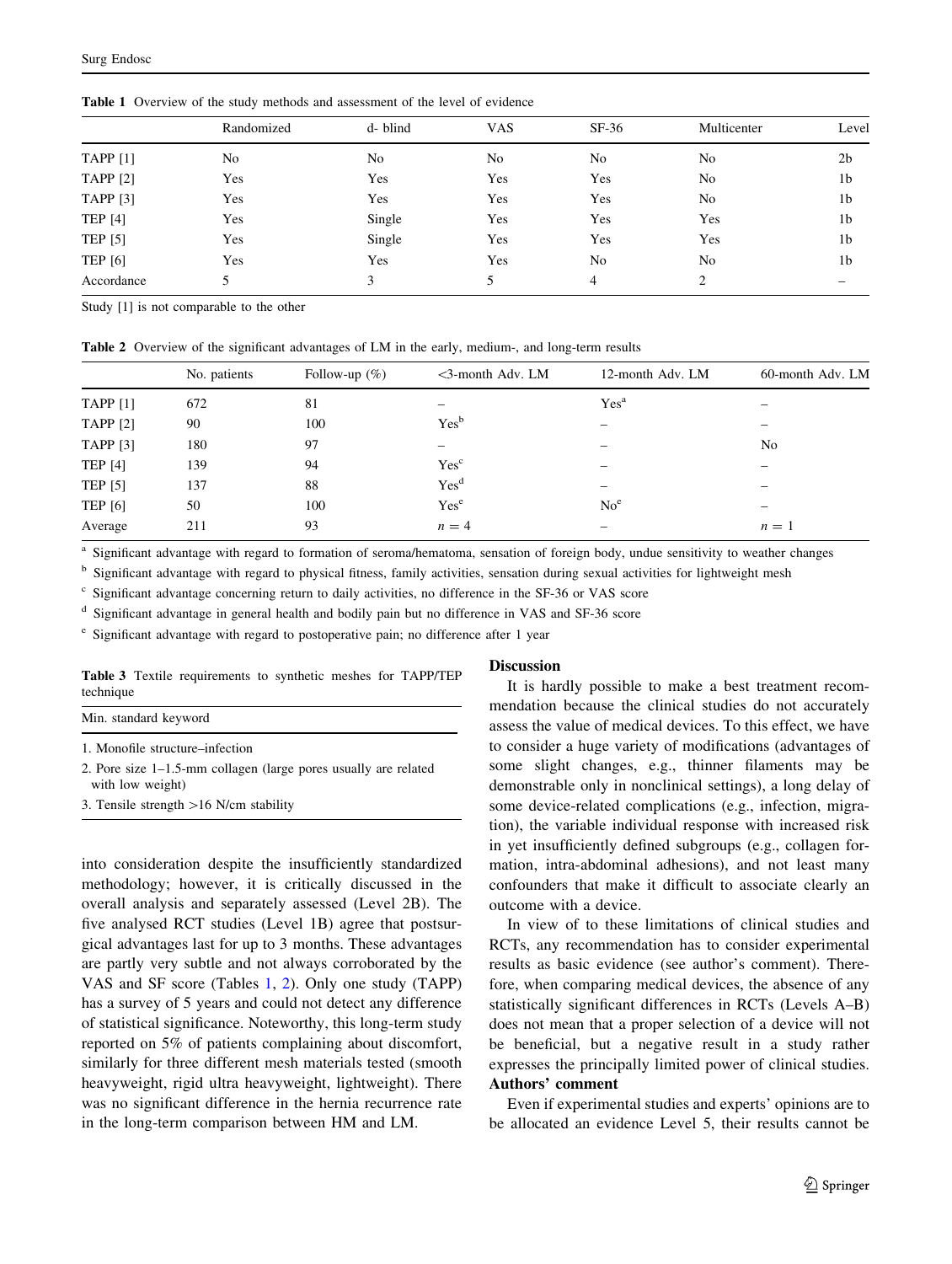**Table 1** Overview of the study methods and assessment of the level of evidence

| | Randomized | d- blind | VAS | SF-36 | Multicenter | Level |
|---|---|---|---|---|---|---|
| TAPP [1] | No | No | No | No | No | 2b |
| TAPP [2] | Yes | Yes | Yes | Yes | No | 1b |
| TAPP [3] | Yes | Yes | Yes | Yes | No | 1b |
| TEP [4] | Yes | Single | Yes | Yes | Yes | 1b |
| TEP [5] | Yes | Single | Yes | Yes | Yes | 1b |
| TEP [6] | Yes | Yes | Yes | No | No | 1b |
| Accordance | 5 | 3 | 5 | 4 | 2 | – |

Study [1] is not comparable to the other

**Table 2** Overview of the significant advantages of LM in the early, medium-, and long-term results

| | No. patients | Follow-up (%) | <3-month Adv. LM | 12-month Adv. LM | 60-month Adv. LM |
|---|---|---|---|---|---|
| TAPP [1] | 672 | 81 | – | Yes[a] | – |
| TAPP [2] | 90 | 100 | Yes[b] | – | – |
| TAPP [3] | 180 | 97 | – | – | No |
| TEP [4] | 139 | 94 | Yes[c] | – | – |
| TEP [5] | 137 | 88 | Yes[d] | – | – |
| TEP [6] | 50 | 100 | Yes[e] | No[e] | – |
| Average | 211 | 93 | $n = 4$ | – | $n = 1$ |

[a] Significant advantage with regard to formation of seroma/hematoma, sensation of foreign body, undue sensitivity to weather changes

[b] Significant advantage with regard to physical fitness, family activities, sensation during sexual activities for lightweight mesh

[c] Significant advantage concerning return to daily activities, no difference in the SF-36 or VAS score

[d] Significant advantage in general health and bodily pain but no difference in VAS and SF-36 score

[e] Significant advantage with regard to postoperative pain; no difference after 1 year

**Table 3** Textile requirements to synthetic meshes for TAPP/TEP technique

| Min. standard keyword |
|---|
| 1. Monofile structure–infection |
| 2. Pore size 1–1.5-mm collagen (large pores usually are related with low weight) |
| 3. Tensile strength >16 N/cm stability |

into consideration despite the insufficiently standardized methodology; however, it is critically discussed in the overall analysis and separately assessed (Level 2B). The five analysed RCT studies (Level 1B) agree that postsurgical advantages last for up to 3 months. These advantages are partly very subtle and not always corroborated by the VAS and SF score (Tables 1, 2). Only one study (TAPP) has a survey of 5 years and could not detect any difference of statistical significance. Noteworthy, this long-term study reported on 5% of patients complaining about discomfort, similarly for three different mesh materials tested (smooth heavyweight, rigid ultra heavyweight, lightweight). There was no significant difference in the hernia recurrence rate in the long-term comparison between HM and LM.

## Discussion

It is hardly possible to make a best treatment recommendation because the clinical studies do not accurately assess the value of medical devices. To this effect, we have to consider a huge variety of modifications (advantages of some slight changes, e.g., thinner filaments may be demonstrable only in nonclinical settings), a long delay of some device-related complications (e.g., infection, migration), the variable individual response with increased risk in yet insufficiently defined subgroups (e.g., collagen formation, intra-abdominal adhesions), and not least many confounders that make it difficult to associate clearly an outcome with a device.

In view of to these limitations of clinical studies and RCTs, any recommendation has to consider experimental results as basic evidence (see author's comment). Therefore, when comparing medical devices, the absence of any statistically significant differences in RCTs (Levels A–B) does not mean that a proper selection of a device will not be beneficial, but a negative result in a study rather expresses the principally limited power of clinical studies.

## Authors' comment

Even if experimental studies and experts' opinions are to be allocated an evidence Level 5, their results cannot be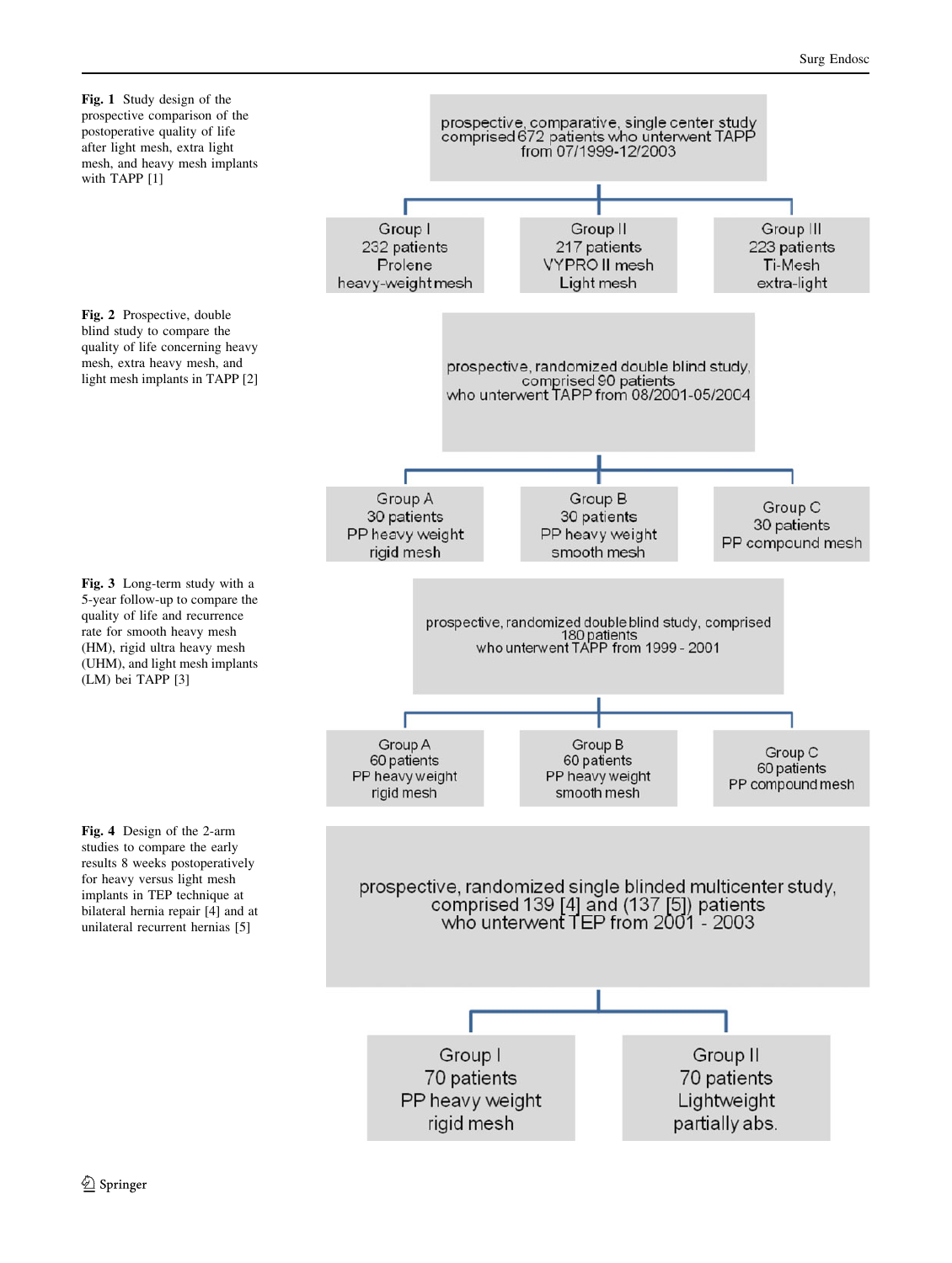**Fig. 1** Study design of the prospective comparison of the postoperative quality of life after light mesh, extra light mesh, and heavy mesh implants with TAPP [1]

prospective, comparative, single center study comprised 672 patients who underwent TAPP from 07/1999-12/2003

- Group I: 232 patients, Prolene, heavy-weight mesh
- Group II: 217 patients, VYPRO II mesh, Light mesh
- Group III: 223 patients, Ti-Mesh, extra-light

**Fig. 2** Prospective, double blind study to compare the quality of life concerning heavy mesh, extra heavy mesh, and light mesh implants in TAPP [2]

prospective, randomized double blind study, comprised 90 patients who underwent TAPP from 08/2001-05/2004

- Group A: 30 patients, PP heavy weight rigid mesh
- Group B: 30 patients, PP heavy weight smooth mesh
- Group C: 30 patients, PP compound mesh

**Fig. 3** Long-term study with a 5-year follow-up to compare the quality of life and recurrence rate for smooth heavy mesh (HM), rigid ultra heavy mesh (UHM), and light mesh implants (LM) bei TAPP [3]

prospective, randomized double blind study, comprised 180 patients who underwent TAPP from 1999 - 2001

- Group A: 60 patients, PP heavy weight rigid mesh
- Group B: 60 patients, PP heavy weight smooth mesh
- Group C: 60 patients, PP compound mesh

**Fig. 4** Design of the 2-arm studies to compare the early results 8 weeks postoperatively for heavy versus light mesh implants in TEP technique at bilateral hernia repair [4] and at unilateral recurrent hernias [5]

prospective, randomized single blinded multicenter study, comprised 139 [4] and (137 [5]) patients who underwent TEP from 2001 - 2003

- Group I: 70 patients, PP heavy weight rigid mesh
- Group II: 70 patients, Lightweight partially abs.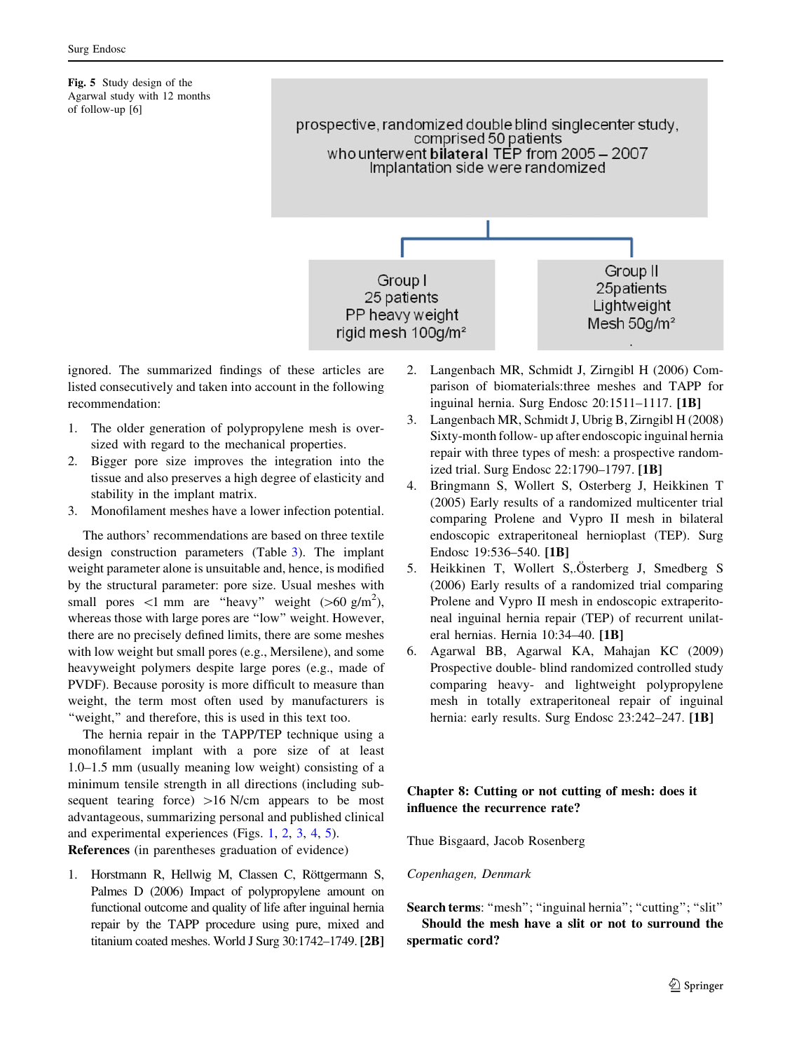Fig. 5 Study design of the Agarwal study with 12 months of follow-up [6]

prospective, randomized double blind singlecenter study, comprised 50 patients who underwent **bilateral** TEP from 2005 – 2007 Implantation side were randomized

Group I
25 patients
PP heavy weight rigid mesh 100g/m²

Group II
25patients
Lightweight Mesh 50g/m²

ignored. The summarized findings of these articles are listed consecutively and taken into account in the following recommendation:

1. The older generation of polypropylene mesh is oversized with regard to the mechanical properties.
2. Bigger pore size improves the integration into the tissue and also preserves a high degree of elasticity and stability in the implant matrix.
3. Monofilament meshes have a lower infection potential.

The authors' recommendations are based on three textile design construction parameters (Table 3). The implant weight parameter alone is unsuitable and, hence, is modified by the structural parameter: pore size. Usual meshes with small pores <1 mm are "heavy" weight (>60 g/m$^2$), whereas those with large pores are "low" weight. However, there are no precisely defined limits, there are some meshes with low weight but small pores (e.g., Mersilene), and some heavyweight polymers despite large pores (e.g., made of PVDF). Because porosity is more difficult to measure than weight, the term most often used by manufacturers is "weight," and therefore, this is used in this text too.

The hernia repair in the TAPP/TEP technique using a monofilament implant with a pore size of at least 1.0–1.5 mm (usually meaning low weight) consisting of a minimum tensile strength in all directions (including subsequent tearing force) >16 N/cm appears to be most advantageous, summarizing personal and published clinical and experimental experiences (Figs. 1, 2, 3, 4, 5).

**References** (in parentheses graduation of evidence)

1. Horstmann R, Hellwig M, Classen C, Röttgermann S, Palmes D (2006) Impact of polypropylene amount on functional outcome and quality of life after inguinal hernia repair by the TAPP procedure using pure, mixed and titanium coated meshes. World J Surg 30:1742–1749. **[2B]**
2. Langenbach MR, Schmidt J, Zirngibl H (2006) Comparison of biomaterials:three meshes and TAPP for inguinal hernia. Surg Endosc 20:1511–1117. **[1B]**
3. Langenbach MR, Schmidt J, Ubrig B, Zirngibl H (2008) Sixty-month follow- up after endoscopic inguinal hernia repair with three types of mesh: a prospective randomized trial. Surg Endosc 22:1790–1797. **[1B]**
4. Bringmann S, Wollert S, Osterberg J, Heikkinen T (2005) Early results of a randomized multicenter trial comparing Prolene and Vypro II mesh in bilateral endoscopic extraperitoneal hernioplast (TEP). Surg Endosc 19:536–540. **[1B]**
5. Heikkinen T, Wollert S,.Österberg J, Smedberg S (2006) Early results of a randomized trial comparing Prolene and Vypro II mesh in endoscopic extraperitoneal inguinal hernia repair (TEP) of recurrent unilateral hernias. Hernia 10:34–40. **[1B]**
6. Agarwal BB, Agarwal KA, Mahajan KC (2009) Prospective double- blind randomized controlled study comparing heavy- and lightweight polypropylene mesh in totally extraperitoneal repair of inguinal hernia: early results. Surg Endosc 23:242–247. **[1B]**

## Chapter 8: Cutting or not cutting of mesh: does it influence the recurrence rate?

Thue Bisgaard, Jacob Rosenberg

*Copenhagen, Denmark*

**Search terms**: "mesh"; "inguinal hernia"; "cutting"; "slit"

**Should the mesh have a slit or not to surround the spermatic cord?**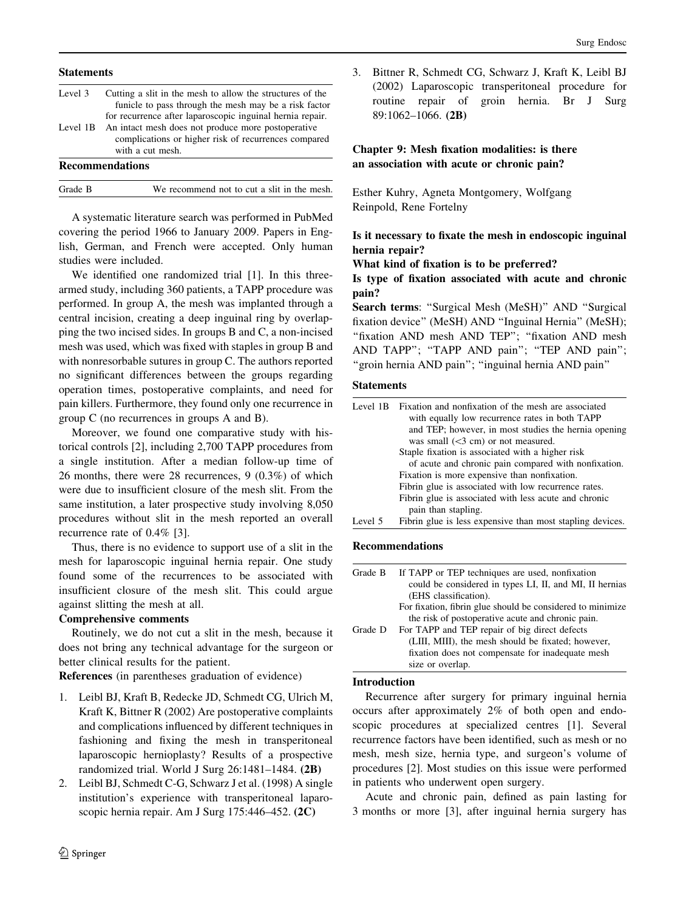**Statements**

| | |
|---|---|
| Level 3 | Cutting a slit in the mesh to allow the structures of the funicle to pass through the mesh may be a risk factor for recurrence after laparoscopic inguinal hernia repair. |
| Level 1B | An intact mesh does not produce more postoperative complications or higher risk of recurrences compared with a cut mesh. |

**Recommendations**

| | |
|---|---|
| Grade B | We recommend not to cut a slit in the mesh. |

A systematic literature search was performed in PubMed covering the period 1966 to January 2009. Papers in English, German, and French were accepted. Only human studies were included.

We identified one randomized trial [1]. In this three-armed study, including 360 patients, a TAPP procedure was performed. In group A, the mesh was implanted through a central incision, creating a deep inguinal ring by overlapping the two incised sides. In groups B and C, a non-incised mesh was used, which was fixed with staples in group B and with nonresorbable sutures in group C. The authors reported no significant differences between the groups regarding operation times, postoperative complaints, and need for pain killers. Furthermore, they found only one recurrence in group C (no recurrences in groups A and B).

Moreover, we found one comparative study with historical controls [2], including 2,700 TAPP procedures from a single institution. After a median follow-up time of 26 months, there were 28 recurrences, 9 (0.3%) of which were due to insufficient closure of the mesh slit. From the same institution, a later prospective study involving 8,050 procedures without slit in the mesh reported an overall recurrence rate of 0.4% [3].

Thus, there is no evidence to support use of a slit in the mesh for laparoscopic inguinal hernia repair. One study found some of the recurrences to be associated with insufficient closure of the mesh slit. This could argue against slitting the mesh at all.

**Comprehensive comments**

Routinely, we do not cut a slit in the mesh, because it does not bring any technical advantage for the surgeon or better clinical results for the patient.

**References** (in parentheses graduation of evidence)

1. Leibl BJ, Kraft B, Redecke JD, Schmedt CG, Ulrich M, Kraft K, Bittner R (2002) Are postoperative complaints and complications influenced by different techniques in fashioning and fixing the mesh in transperitoneal laparoscopic hernioplasty? Results of a prospective randomized trial. World J Surg 26:1481–1484. **(2B)**
2. Leibl BJ, Schmedt C-G, Schwarz J et al. (1998) A single institution's experience with transperitoneal laparoscopic hernia repair. Am J Surg 175:446–452. **(2C)**
3. Bittner R, Schmedt CG, Schwarz J, Kraft K, Leibl BJ (2002) Laparoscopic transperitoneal procedure for routine repair of groin hernia. Br J Surg 89:1062–1066. **(2B)**

## Chapter 9: Mesh fixation modalities: is there an association with acute or chronic pain?

Esther Kuhry, Agneta Montgomery, Wolfgang Reinpold, Rene Fortelny

**Is it necessary to fixate the mesh in endoscopic inguinal hernia repair?**

**What kind of fixation is to be preferred?**

**Is type of fixation associated with acute and chronic pain?**

**Search terms**: "Surgical Mesh (MeSH)" AND "Surgical fixation device" (MeSH) AND "Inguinal Hernia" (MeSH); "fixation AND mesh AND TEP"; "fixation AND mesh AND TAPP"; "TAPP AND pain"; "TEP AND pain"; "groin hernia AND pain"; "inguinal hernia AND pain"

**Statements**

| | |
|---|---|
| Level 1B | Fixation and nonfixation of the mesh are associated with equally low recurrence rates in both TAPP and TEP; however, in most studies the hernia opening was small (<3 cm) or not measured. |
| | Staple fixation is associated with a higher risk of acute and chronic pain compared with nonfixation. |
| | Fixation is more expensive than nonfixation. |
| | Fibrin glue is associated with low recurrence rates. |
| | Fibrin glue is associated with less acute and chronic pain than stapling. |
| Level 5 | Fibrin glue is less expensive than most stapling devices. |

**Recommendations**

| | |
|---|---|
| Grade B | If TAPP or TEP techniques are used, nonfixation could be considered in types LI, II, and MI, II hernias (EHS classification). |
| | For fixation, fibrin glue should be considered to minimize the risk of postoperative acute and chronic pain. |
| Grade D | For TAPP and TEP repair of big direct defects (LIII, MIII), the mesh should be fixated; however, fixation does not compensate for inadequate mesh size or overlap. |

**Introduction**

Recurrence after surgery for primary inguinal hernia occurs after approximately 2% of both open and endoscopic procedures at specialized centres [1]. Several recurrence factors have been identified, such as mesh or no mesh, mesh size, hernia type, and surgeon's volume of procedures [2]. Most studies on this issue were performed in patients who underwent open surgery.

Acute and chronic pain, defined as pain lasting for 3 months or more [3], after inguinal hernia surgery has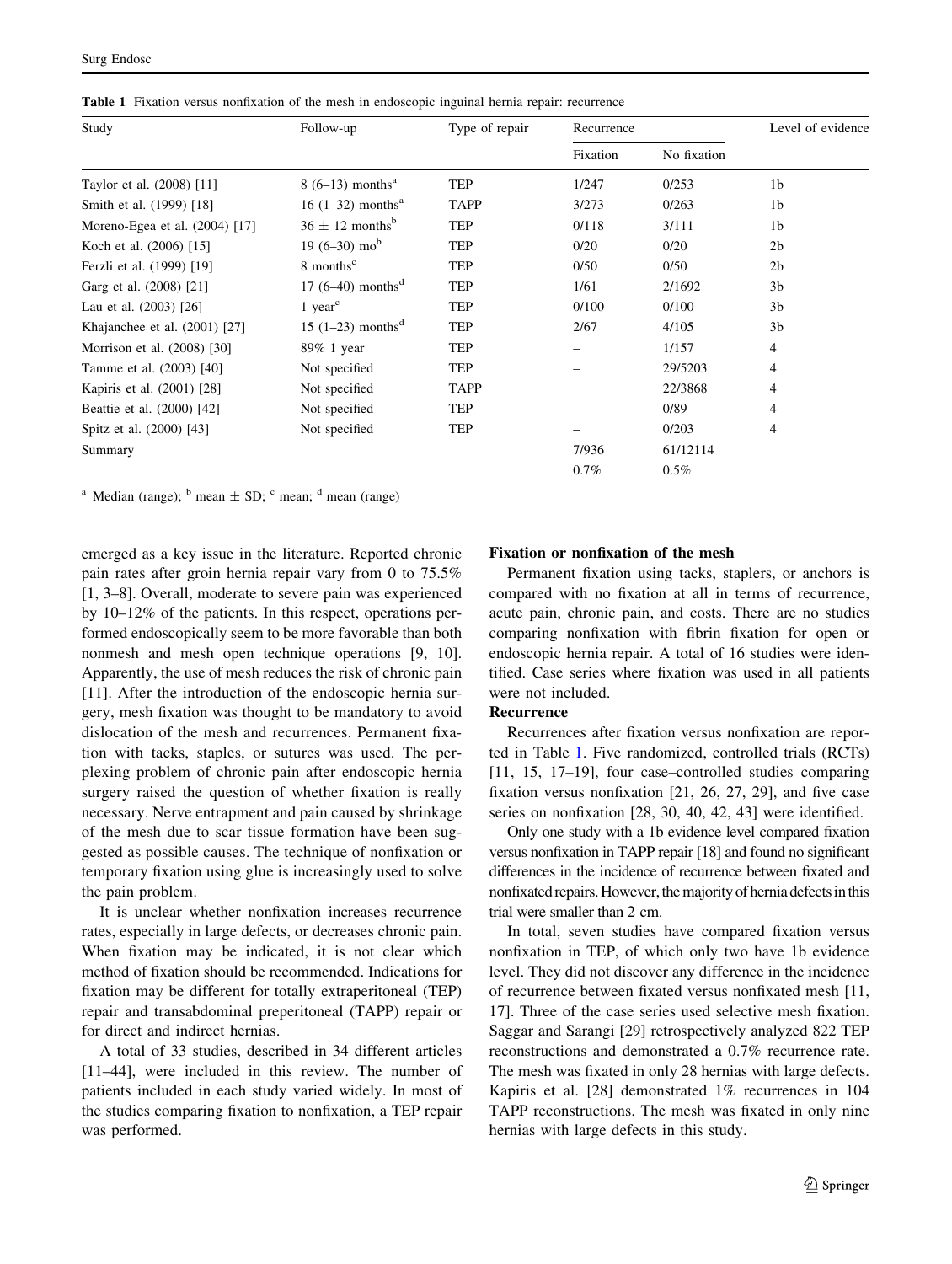**Table 1** Fixation versus nonfixation of the mesh in endoscopic inguinal hernia repair: recurrence

| Study | Follow-up | Type of repair | Recurrence | | Level of evidence |
|---|---|---|---|---|---|
| | | | Fixation | No fixation | |
| Taylor et al. (2008) [11] | 8 (6–13) months[a] | TEP | 1/247 | 0/253 | 1b |
| Smith et al. (1999) [18] | 16 (1–32) months[a] | TAPP | 3/273 | 0/263 | 1b |
| Moreno-Egea et al. (2004) [17] | 36 ± 12 months[b] | TEP | 0/118 | 3/111 | 1b |
| Koch et al. (2006) [15] | 19 (6–30) mo[b] | TEP | 0/20 | 0/20 | 2b |
| Ferzli et al. (1999) [19] | 8 months[c] | TEP | 0/50 | 0/50 | 2b |
| Garg et al. (2008) [21] | 17 (6–40) months[d] | TEP | 1/61 | 2/1692 | 3b |
| Lau et al. (2003) [26] | 1 year[c] | TEP | 0/100 | 0/100 | 3b |
| Khajanchee et al. (2001) [27] | 15 (1–23) months[d] | TEP | 2/67 | 4/105 | 3b |
| Morrison et al. (2008) [30] | 89% 1 year | TEP | – | 1/157 | 4 |
| Tamme et al. (2003) [40] | Not specified | TEP | – | 29/5203 | 4 |
| Kapiris et al. (2001) [28] | Not specified | TAPP | | 22/3868 | 4 |
| Beattie et al. (2000) [42] | Not specified | TEP | – | 0/89 | 4 |
| Spitz et al. (2000) [43] | Not specified | TEP | – | 0/203 | 4 |
| Summary | | | 7/936 | 61/12114 | |
| | | | 0.7% | 0.5% | |

[a] Median (range); [b] mean ± SD; [c] mean; [d] mean (range)

emerged as a key issue in the literature. Reported chronic pain rates after groin hernia repair vary from 0 to 75.5% [1, 3–8]. Overall, moderate to severe pain was experienced by 10–12% of the patients. In this respect, operations performed endoscopically seem to be more favorable than both nonmesh and mesh open technique operations [9, 10]. Apparently, the use of mesh reduces the risk of chronic pain [11]. After the introduction of the endoscopic hernia surgery, mesh fixation was thought to be mandatory to avoid dislocation of the mesh and recurrences. Permanent fixation with tacks, staples, or sutures was used. The perplexing problem of chronic pain after endoscopic hernia surgery raised the question of whether fixation is really necessary. Nerve entrapment and pain caused by shrinkage of the mesh due to scar tissue formation have been suggested as possible causes. The technique of nonfixation or temporary fixation using glue is increasingly used to solve the pain problem.

It is unclear whether nonfixation increases recurrence rates, especially in large defects, or decreases chronic pain. When fixation may be indicated, it is not clear which method of fixation should be recommended. Indications for fixation may be different for totally extraperitoneal (TEP) repair and transabdominal preperitoneal (TAPP) repair or for direct and indirect hernias.

A total of 33 studies, described in 34 different articles [11–44], were included in this review. The number of patients included in each study varied widely. In most of the studies comparing fixation to nonfixation, a TEP repair was performed.

**Fixation or nonfixation of the mesh**

Permanent fixation using tacks, staplers, or anchors is compared with no fixation at all in terms of recurrence, acute pain, chronic pain, and costs. There are no studies comparing nonfixation with fibrin fixation for open or endoscopic hernia repair. A total of 16 studies were identified. Case series where fixation was used in all patients were not included.

**Recurrence**

Recurrences after fixation versus nonfixation are reported in Table 1. Five randomized, controlled trials (RCTs) [11, 15, 17–19], four case–controlled studies comparing fixation versus nonfixation [21, 26, 27, 29], and five case series on nonfixation [28, 30, 40, 42, 43] were identified.

Only one study with a 1b evidence level compared fixation versus nonfixation in TAPP repair [18] and found no significant differences in the incidence of recurrence between fixated and nonfixated repairs. However, the majority of hernia defects in this trial were smaller than 2 cm.

In total, seven studies have compared fixation versus nonfixation in TEP, of which only two have 1b evidence level. They did not discover any difference in the incidence of recurrence between fixated versus nonfixated mesh [11, 17]. Three of the case series used selective mesh fixation. Saggar and Sarangi [29] retrospectively analyzed 822 TEP reconstructions and demonstrated a 0.7% recurrence rate. The mesh was fixated in only 28 hernias with large defects. Kapiris et al. [28] demonstrated 1% recurrences in 104 TAPP reconstructions. The mesh was fixated in only nine hernias with large defects in this study.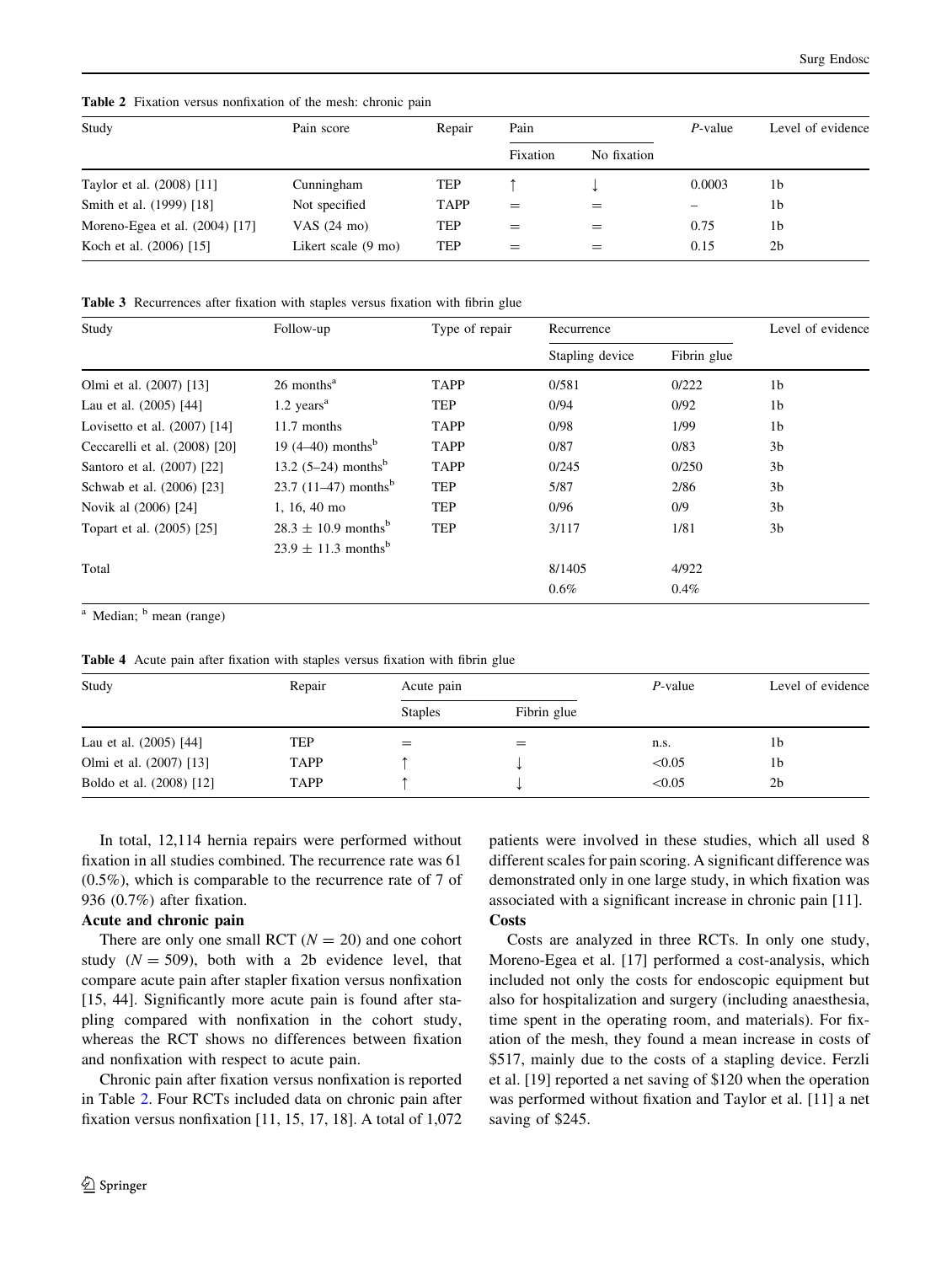**Table 2** Fixation versus nonfixation of the mesh: chronic pain

| Study | Pain score | Repair | Pain | | *P*-value | Level of evidence |
|---|---|---|---|---|---|---|
| | | | Fixation | No fixation | | |
| Taylor et al. (2008) [11] | Cunningham | TEP | ↑ | ↓ | 0.0003 | 1b |
| Smith et al. (1999) [18] | Not specified | TAPP | = | = | – | 1b |
| Moreno-Egea et al. (2004) [17] | VAS (24 mo) | TEP | = | = | 0.75 | 1b |
| Koch et al. (2006) [15] | Likert scale (9 mo) | TEP | = | = | 0.15 | 2b |

**Table 3** Recurrences after fixation with staples versus fixation with fibrin glue

| Study | Follow-up | Type of repair | Recurrence | | Level of evidence |
|---|---|---|---|---|---|
| | | | Stapling device | Fibrin glue | |
| Olmi et al. (2007) [13] | 26 months[a] | TAPP | 0/581 | 0/222 | 1b |
| Lau et al. (2005) [44] | 1.2 years[a] | TEP | 0/94 | 0/92 | 1b |
| Lovisetto et al. (2007) [14] | 11.7 months | TAPP | 0/98 | 1/99 | 1b |
| Ceccarelli et al. (2008) [20] | 19 (4–40) months[b] | TAPP | 0/87 | 0/83 | 3b |
| Santoro et al. (2007) [22] | 13.2 (5–24) months[b] | TAPP | 0/245 | 0/250 | 3b |
| Schwab et al. (2006) [23] | 23.7 (11–47) months[b] | TEP | 5/87 | 2/86 | 3b |
| Novik al (2006) [24] | 1, 16, 40 mo | TEP | 0/96 | 0/9 | 3b |
| Topart et al. (2005) [25] | $28.3 \pm 10.9$ months[b] $23.9 \pm 11.3$ months[b] | TEP | 3/117 | 1/81 | 3b |
| Total | | | 8/1405 0.6% | 4/922 0.4% | |

[a] Median; [b] mean (range)

**Table 4** Acute pain after fixation with staples versus fixation with fibrin glue

| Study | Repair | Acute pain | | *P*-value | Level of evidence |
|---|---|---|---|---|---|
| | | Staples | Fibrin glue | | |
| Lau et al. (2005) [44] | TEP | = | = | n.s. | 1b |
| Olmi et al. (2007) [13] | TAPP | ↑ | ↓ | <0.05 | 1b |
| Boldo et al. (2008) [12] | TAPP | ↑ | ↓ | <0.05 | 2b |

In total, 12,114 hernia repairs were performed without fixation in all studies combined. The recurrence rate was 61 (0.5%), which is comparable to the recurrence rate of 7 of 936 (0.7%) after fixation.

**Acute and chronic pain**

There are only one small RCT ($N = 20$) and one cohort study ($N = 509$), both with a 2b evidence level, that compare acute pain after stapler fixation versus nonfixation [15, 44]. Significantly more acute pain is found after stapling compared with nonfixation in the cohort study, whereas the RCT shows no differences between fixation and nonfixation with respect to acute pain.

Chronic pain after fixation versus nonfixation is reported in Table 2. Four RCTs included data on chronic pain after fixation versus nonfixation [11, 15, 17, 18]. A total of 1,072 patients were involved in these studies, which all used 8 different scales for pain scoring. A significant difference was demonstrated only in one large study, in which fixation was associated with a significant increase in chronic pain [11].

**Costs**

Costs are analyzed in three RCTs. In only one study, Moreno-Egea et al. [17] performed a cost-analysis, which included not only the costs for endoscopic equipment but also for hospitalization and surgery (including anaesthesia, time spent in the operating room, and materials). For fixation of the mesh, they found a mean increase in costs of \$517, mainly due to the costs of a stapling device. Ferzli et al. [19] reported a net saving of \$120 when the operation was performed without fixation and Taylor et al. [11] a net saving of \$245.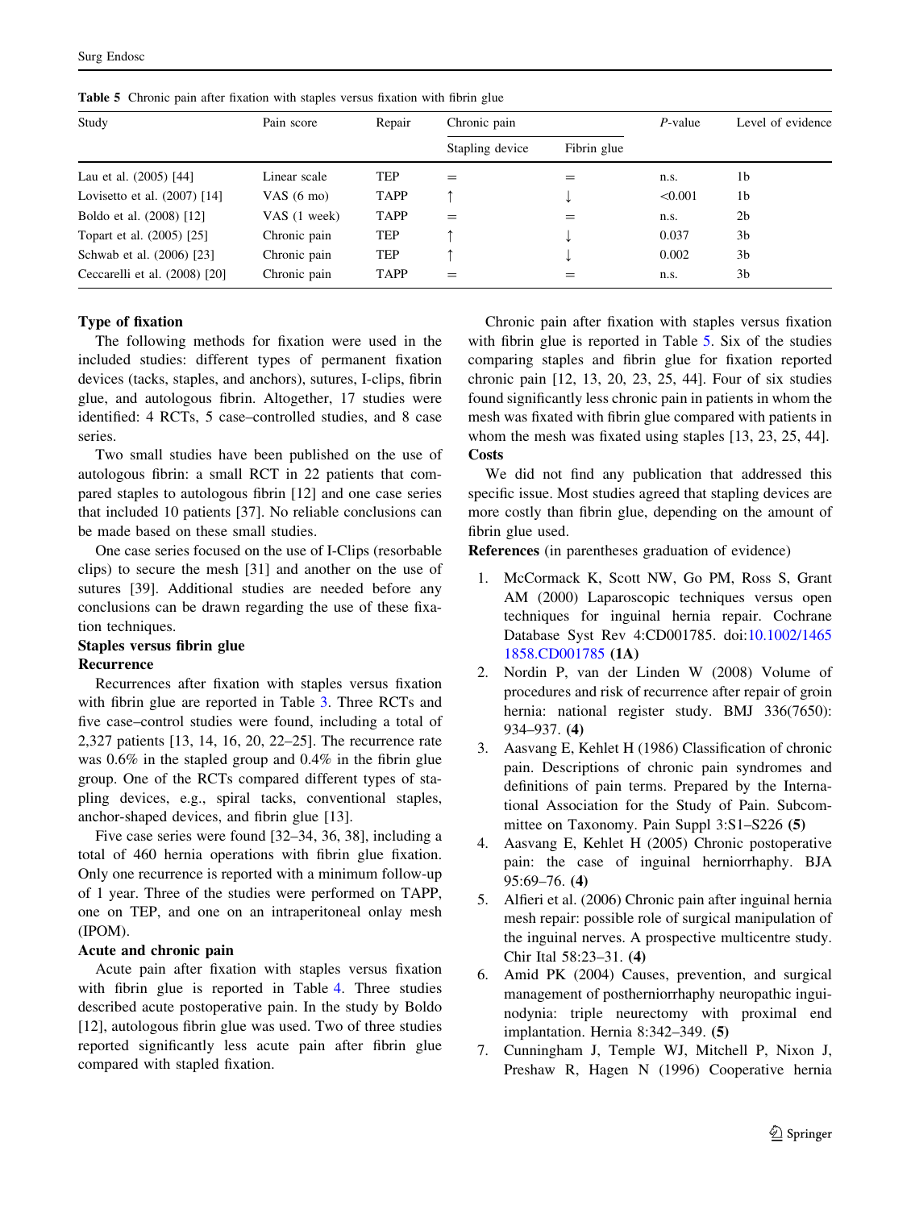**Table 5** Chronic pain after fixation with staples versus fixation with fibrin glue

| Study | Pain score | Repair | Chronic pain | | P-value | Level of evidence |
|---|---|---|---|---|---|---|
| | | | Stapling device | Fibrin glue | | |
| Lau et al. (2005) [44] | Linear scale | TEP | = | = | n.s. | 1b |
| Lovisetto et al. (2007) [14] | VAS (6 mo) | TAPP | ↑ | ↓ | <0.001 | 1b |
| Boldo et al. (2008) [12] | VAS (1 week) | TAPP | = | = | n.s. | 2b |
| Topart et al. (2005) [25] | Chronic pain | TEP | ↑ | ↓ | 0.037 | 3b |
| Schwab et al. (2006) [23] | Chronic pain | TEP | ↑ | ↓ | 0.002 | 3b |
| Ceccarelli et al. (2008) [20] | Chronic pain | TAPP | = | = | n.s. | 3b |

**Type of fixation**

The following methods for fixation were used in the included studies: different types of permanent fixation devices (tacks, staples, and anchors), sutures, I-clips, fibrin glue, and autologous fibrin. Altogether, 17 studies were identified: 4 RCTs, 5 case–controlled studies, and 8 case series.

Two small studies have been published on the use of autologous fibrin: a small RCT in 22 patients that compared staples to autologous fibrin [12] and one case series that included 10 patients [37]. No reliable conclusions can be made based on these small studies.

One case series focused on the use of I-Clips (resorbable clips) to secure the mesh [31] and another on the use of sutures [39]. Additional studies are needed before any conclusions can be drawn regarding the use of these fixation techniques.

**Staples versus fibrin glue**

**Recurrence**

Recurrences after fixation with staples versus fixation with fibrin glue are reported in Table 3. Three RCTs and five case–control studies were found, including a total of 2,327 patients [13, 14, 16, 20, 22–25]. The recurrence rate was 0.6% in the stapled group and 0.4% in the fibrin glue group. One of the RCTs compared different types of stapling devices, e.g., spiral tacks, conventional staples, anchor-shaped devices, and fibrin glue [13].

Five case series were found [32–34, 36, 38], including a total of 460 hernia operations with fibrin glue fixation. Only one recurrence is reported with a minimum follow-up of 1 year. Three of the studies were performed on TAPP, one on TEP, and one on an intraperitoneal onlay mesh (IPOM).

**Acute and chronic pain**

Acute pain after fixation with staples versus fixation with fibrin glue is reported in Table 4. Three studies described acute postoperative pain. In the study by Boldo [12], autologous fibrin glue was used. Two of three studies reported significantly less acute pain after fibrin glue compared with stapled fixation.

Chronic pain after fixation with staples versus fixation with fibrin glue is reported in Table 5. Six of the studies comparing staples and fibrin glue for fixation reported chronic pain [12, 13, 20, 23, 25, 44]. Four of six studies found significantly less chronic pain in patients in whom the mesh was fixated with fibrin glue compared with patients in whom the mesh was fixated using staples [13, 23, 25, 44].

**Costs**

We did not find any publication that addressed this specific issue. Most studies agreed that stapling devices are more costly than fibrin glue, depending on the amount of fibrin glue used.

**References** (in parentheses graduation of evidence)

1. McCormack K, Scott NW, Go PM, Ross S, Grant AM (2000) Laparoscopic techniques versus open techniques for inguinal hernia repair. Cochrane Database Syst Rev 4:CD001785. doi:10.1002/14651858.CD001785 **(1A)**
2. Nordin P, van der Linden W (2008) Volume of procedures and risk of recurrence after repair of groin hernia: national register study. BMJ 336(7650):934–937. **(4)**
3. Aasvang E, Kehlet H (1986) Classification of chronic pain. Descriptions of chronic pain syndromes and definitions of pain terms. Prepared by the International Association for the Study of Pain. Subcommittee on Taxonomy. Pain Suppl 3:S1–S226 **(5)**
4. Aasvang E, Kehlet H (2005) Chronic postoperative pain: the case of inguinal herniorrhaphy. BJA 95:69–76. **(4)**
5. Alfieri et al. (2006) Chronic pain after inguinal hernia mesh repair: possible role of surgical manipulation of the inguinal nerves. A prospective multicentre study. Chir Ital 58:23–31. **(4)**
6. Amid PK (2004) Causes, prevention, and surgical management of postherniorrhaphy neuropathic inguinodynia: triple neurectomy with proximal end implantation. Hernia 8:342–349. **(5)**
7. Cunningham J, Temple WJ, Mitchell P, Nixon J, Preshaw R, Hagen N (1996) Cooperative hernia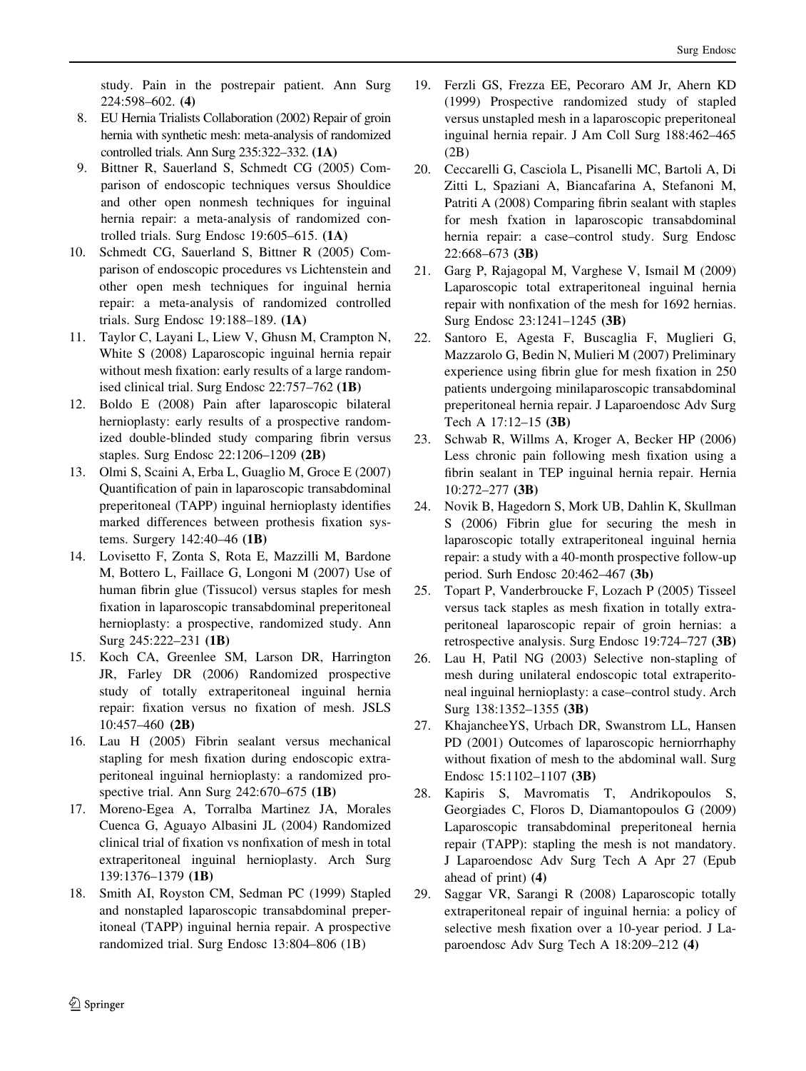study. Pain in the postrepair patient. Ann Surg 224:598–602. **(4)**

8. EU Hernia Trialists Collaboration (2002) Repair of groin hernia with synthetic mesh: meta-analysis of randomized controlled trials. Ann Surg 235:322–332. **(1A)**
9. Bittner R, Sauerland S, Schmedt CG (2005) Comparison of endoscopic techniques versus Shouldice and other open nonmesh techniques for inguinal hernia repair: a meta-analysis of randomized controlled trials. Surg Endosc 19:605–615. **(1A)**
10. Schmedt CG, Sauerland S, Bittner R (2005) Comparison of endoscopic procedures vs Lichtenstein and other open mesh techniques for inguinal hernia repair: a meta-analysis of randomized controlled trials. Surg Endosc 19:188–189. **(1A)**
11. Taylor C, Layani L, Liew V, Ghusn M, Crampton N, White S (2008) Laparoscopic inguinal hernia repair without mesh fixation: early results of a large randomised clinical trial. Surg Endosc 22:757–762 **(1B)**
12. Boldo E (2008) Pain after laparoscopic bilateral hernioplasty: early results of a prospective randomized double-blinded study comparing fibrin versus staples. Surg Endosc 22:1206–1209 **(2B)**
13. Olmi S, Scaini A, Erba L, Guaglio M, Groce E (2007) Quantification of pain in laparoscopic transabdominal preperitoneal (TAPP) inguinal hernioplasty identifies marked differences between prothesis fixation systems. Surgery 142:40–46 **(1B)**
14. Lovisetto F, Zonta S, Rota E, Mazzilli M, Bardone M, Bottero L, Faillace G, Longoni M (2007) Use of human fibrin glue (Tissucol) versus staples for mesh fixation in laparoscopic transabdominal preperitoneal hernioplasty: a prospective, randomized study. Ann Surg 245:222–231 **(1B)**
15. Koch CA, Greenlee SM, Larson DR, Harrington JR, Farley DR (2006) Randomized prospective study of totally extraperitoneal inguinal hernia repair: fixation versus no fixation of mesh. JSLS 10:457–460 **(2B)**
16. Lau H (2005) Fibrin sealant versus mechanical stapling for mesh fixation during endoscopic extraperitoneal inguinal hernioplasty: a randomized prospective trial. Ann Surg 242:670–675 **(1B)**
17. Moreno-Egea A, Torralba Martinez JA, Morales Cuenca G, Aguayo Albasini JL (2004) Randomized clinical trial of fixation vs nonfixation of mesh in total extraperitoneal inguinal hernioplasty. Arch Surg 139:1376–1379 **(1B)**
18. Smith AI, Royston CM, Sedman PC (1999) Stapled and nonstapled laparoscopic transabdominal preperitoneal (TAPP) inguinal hernia repair. A prospective randomized trial. Surg Endosc 13:804–806 (1B)
19. Ferzli GS, Frezza EE, Pecoraro AM Jr, Ahern KD (1999) Prospective randomized study of stapled versus unstapled mesh in a laparoscopic preperitoneal inguinal hernia repair. J Am Coll Surg 188:462–465 (2B)
20. Ceccarelli G, Casciola L, Pisanelli MC, Bartoli A, Di Zitti L, Spaziani A, Biancafarina A, Stefanoni M, Patriti A (2008) Comparing fibrin sealant with staples for mesh fxation in laparoscopic transabdominal hernia repair: a case–control study. Surg Endosc 22:668–673 **(3B)**
21. Garg P, Rajagopal M, Varghese V, Ismail M (2009) Laparoscopic total extraperitoneal inguinal hernia repair with nonfixation of the mesh for 1692 hernias. Surg Endosc 23:1241–1245 **(3B)**
22. Santoro E, Agesta F, Buscaglia F, Muglieri G, Mazzarolo G, Bedin N, Mulieri M (2007) Preliminary experience using fibrin glue for mesh fixation in 250 patients undergoing minilaparoscopic transabdominal preperitoneal hernia repair. J Laparoendosc Adv Surg Tech A 17:12–15 **(3B)**
23. Schwab R, Willms A, Kroger A, Becker HP (2006) Less chronic pain following mesh fixation using a fibrin sealant in TEP inguinal hernia repair. Hernia 10:272–277 **(3B)**
24. Novik B, Hagedorn S, Mork UB, Dahlin K, Skullman S (2006) Fibrin glue for securing the mesh in laparoscopic totally extraperitoneal inguinal hernia repair: a study with a 40-month prospective follow-up period. Surh Endosc 20:462–467 **(3b)**
25. Topart P, Vanderbroucke F, Lozach P (2005) Tisseel versus tack staples as mesh fixation in totally extraperitoneal laparoscopic repair of groin hernias: a retrospective analysis. Surg Endosc 19:724–727 **(3B)**
26. Lau H, Patil NG (2003) Selective non-stapling of mesh during unilateral endoscopic total extraperitoneal inguinal hernioplasty: a case–control study. Arch Surg 138:1352–1355 **(3B)**
27. KhajancheeYS, Urbach DR, Swanstrom LL, Hansen PD (2001) Outcomes of laparoscopic herniorrhaphy without fixation of mesh to the abdominal wall. Surg Endosc 15:1102–1107 **(3B)**
28. Kapiris S, Mavromatis T, Andrikopoulos S, Georgiades C, Floros D, Diamantopoulos G (2009) Laparoscopic transabdominal preperitoneal hernia repair (TAPP): stapling the mesh is not mandatory. J Laparoendosc Adv Surg Tech A Apr 27 (Epub ahead of print) **(4)**
29. Saggar VR, Sarangi R (2008) Laparoscopic totally extraperitoneal repair of inguinal hernia: a policy of selective mesh fixation over a 10-year period. J Laparoendosc Adv Surg Tech A 18:209–212 **(4)**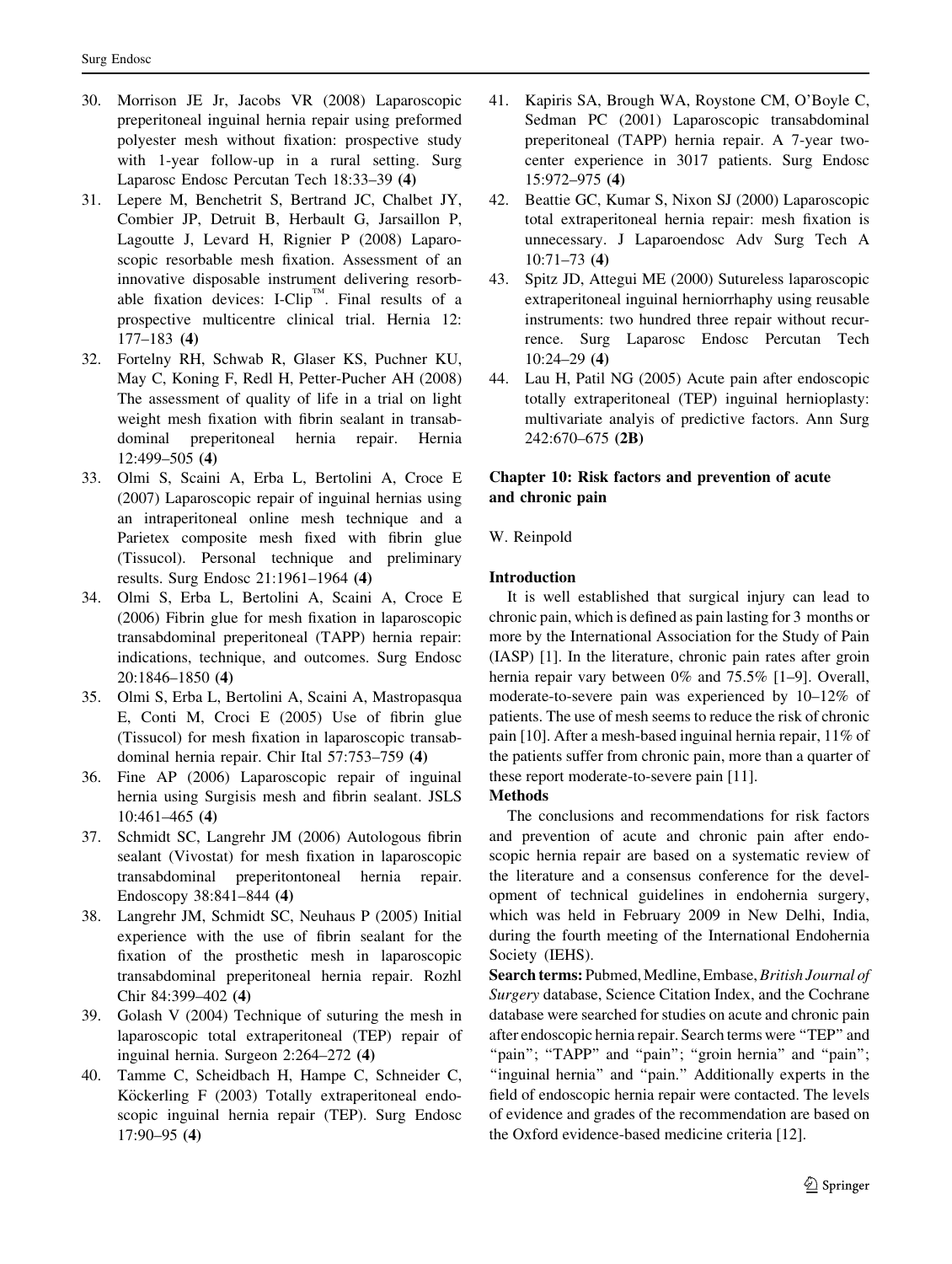30. Morrison JE Jr, Jacobs VR (2008) Laparoscopic preperitoneal inguinal hernia repair using preformed polyester mesh without fixation: prospective study with 1-year follow-up in a rural setting. Surg Laparosc Endosc Percutan Tech 18:33–39 **(4)**
31. Lepere M, Benchetrit S, Bertrand JC, Chalbet JY, Combier JP, Detruit B, Herbault G, Jarsaillon P, Lagoutte J, Levard H, Rignier P (2008) Laparoscopic resorbable mesh fixation. Assessment of an innovative disposable instrument delivering resorbable fixation devices: I-Clip™. Final results of a prospective multicentre clinical trial. Hernia 12: 177–183 **(4)**
32. Fortelny RH, Schwab R, Glaser KS, Puchner KU, May C, Koning F, Redl H, Petter-Pucher AH (2008) The assessment of quality of life in a trial on light weight mesh fixation with fibrin sealant in transabdominal preperitoneal hernia repair. Hernia 12:499–505 **(4)**
33. Olmi S, Scaini A, Erba L, Bertolini A, Croce E (2007) Laparoscopic repair of inguinal hernias using an intraperitoneal online mesh technique and a Parietex composite mesh fixed with fibrin glue (Tissucol). Personal technique and preliminary results. Surg Endosc 21:1961–1964 **(4)**
34. Olmi S, Erba L, Bertolini A, Scaini A, Croce E (2006) Fibrin glue for mesh fixation in laparoscopic transabdominal preperitoneal (TAPP) hernia repair: indications, technique, and outcomes. Surg Endosc 20:1846–1850 **(4)**
35. Olmi S, Erba L, Bertolini A, Scaini A, Mastropasqua E, Conti M, Croci E (2005) Use of fibrin glue (Tissucol) for mesh fixation in laparoscopic transabdominal hernia repair. Chir Ital 57:753–759 **(4)**
36. Fine AP (2006) Laparoscopic repair of inguinal hernia using Surgisis mesh and fibrin sealant. JSLS 10:461–465 **(4)**
37. Schmidt SC, Langrehr JM (2006) Autologous fibrin sealant (Vivostat) for mesh fixation in laparoscopic transabdominal preperitontoneal hernia repair. Endoscopy 38:841–844 **(4)**
38. Langrehr JM, Schmidt SC, Neuhaus P (2005) Initial experience with the use of fibrin sealant for the fixation of the prosthetic mesh in laparoscopic transabdominal preperitoneal hernia repair. Rozhl Chir 84:399–402 **(4)**
39. Golash V (2004) Technique of suturing the mesh in laparoscopic total extraperitoneal (TEP) repair of inguinal hernia. Surgeon 2:264–272 **(4)**
40. Tamme C, Scheidbach H, Hampe C, Schneider C, Köckerling F (2003) Totally extraperitoneal endoscopic inguinal hernia repair (TEP). Surg Endosc 17:90–95 **(4)**
41. Kapiris SA, Brough WA, Roystone CM, O'Boyle C, Sedman PC (2001) Laparoscopic transabdominal preperitoneal (TAPP) hernia repair. A 7-year two-center experience in 3017 patients. Surg Endosc 15:972–975 **(4)**
42. Beattie GC, Kumar S, Nixon SJ (2000) Laparoscopic total extraperitoneal hernia repair: mesh fixation is unnecessary. J Laparoendosc Adv Surg Tech A 10:71–73 **(4)**
43. Spitz JD, Attegui ME (2000) Sutureless laparoscopic extraperitoneal inguinal herniorrhaphy using reusable instruments: two hundred three repair without recurrence. Surg Laparosc Endosc Percutan Tech 10:24–29 **(4)**
44. Lau H, Patil NG (2005) Acute pain after endoscopic totally extraperitoneal (TEP) inguinal hernioplasty: multivariate analyis of predictive factors. Ann Surg 242:670–675 **(2B)**

## Chapter 10: Risk factors and prevention of acute and chronic pain

W. Reinpold

### Introduction

It is well established that surgical injury can lead to chronic pain, which is defined as pain lasting for 3 months or more by the International Association for the Study of Pain (IASP) [1]. In the literature, chronic pain rates after groin hernia repair vary between 0% and 75.5% [1–9]. Overall, moderate-to-severe pain was experienced by 10–12% of patients. The use of mesh seems to reduce the risk of chronic pain [10]. After a mesh-based inguinal hernia repair, 11% of the patients suffer from chronic pain, more than a quarter of these report moderate-to-severe pain [11].

### Methods

The conclusions and recommendations for risk factors and prevention of acute and chronic pain after endoscopic hernia repair are based on a systematic review of the literature and a consensus conference for the development of technical guidelines in endohernia surgery, which was held in February 2009 in New Delhi, India, during the fourth meeting of the International Endohernia Society (IEHS).

**Search terms:** Pubmed, Medline, Embase, *British Journal of Surgery* database, Science Citation Index, and the Cochrane database were searched for studies on acute and chronic pain after endoscopic hernia repair. Search terms were "TEP" and "pain"; "TAPP" and "pain"; "groin hernia" and "pain"; "inguinal hernia" and "pain." Additionally experts in the field of endoscopic hernia repair were contacted. The levels of evidence and grades of the recommendation are based on the Oxford evidence-based medicine criteria [12].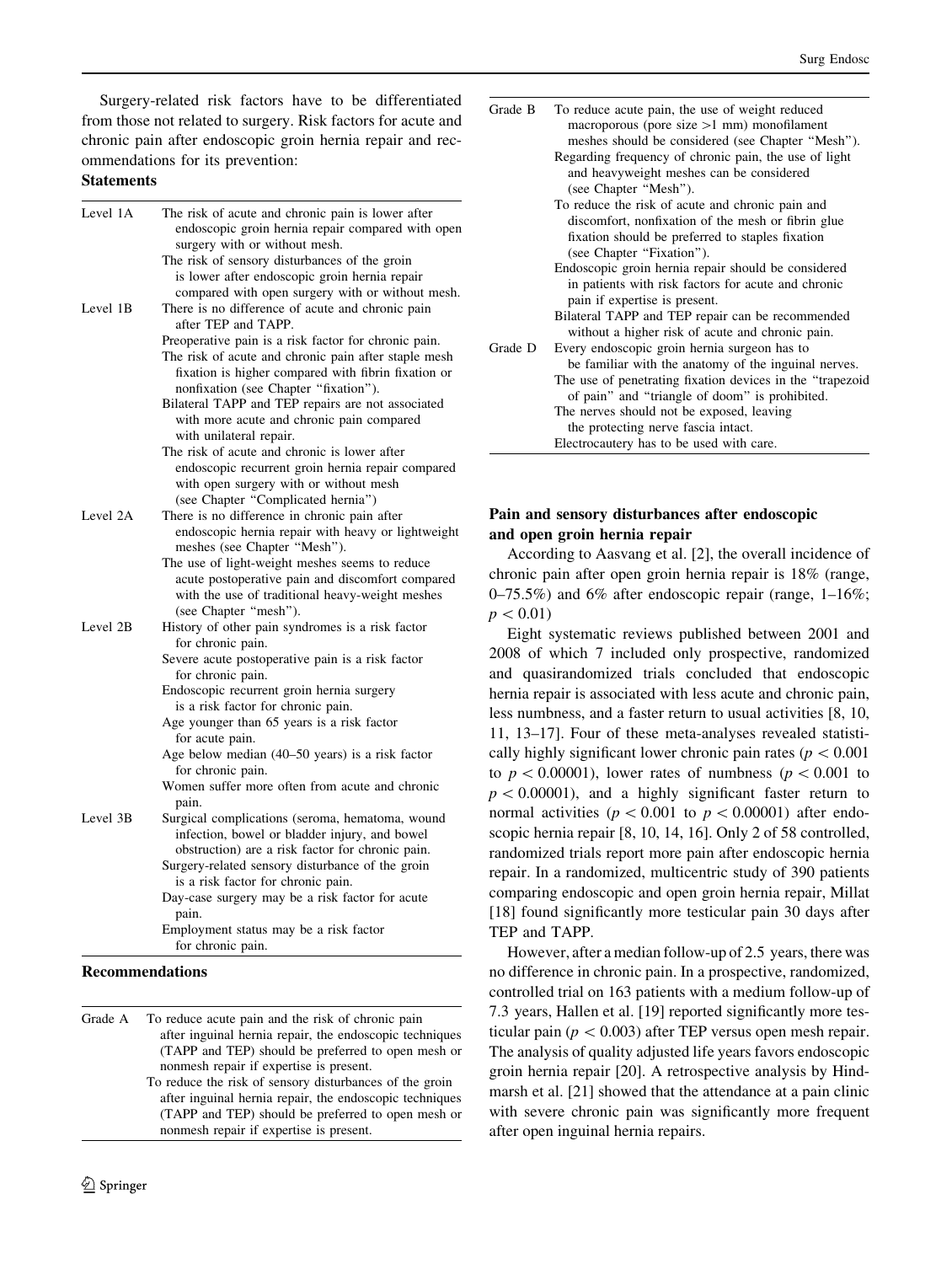Surgery-related risk factors have to be differentiated from those not related to surgery. Risk factors for acute and chronic pain after endoscopic groin hernia repair and recommendations for its prevention:

**Statements**

| | |
|---|---|
| Level 1A | The risk of acute and chronic pain is lower after endoscopic groin hernia repair compared with open surgery with or without mesh.<br>The risk of sensory disturbances of the groin is lower after endoscopic groin hernia repair compared with open surgery with or without mesh. |
| Level 1B | There is no difference of acute and chronic pain after TEP and TAPP.<br>Preoperative pain is a risk factor for chronic pain.<br>The risk of acute and chronic pain after staple mesh fixation is higher compared with fibrin fixation or nonfixation (see Chapter "fixation").<br>Bilateral TAPP and TEP repairs are not associated with more acute and chronic pain compared with unilateral repair.<br>The risk of acute and chronic is lower after endoscopic recurrent groin hernia repair compared with open surgery with or without mesh (see Chapter "Complicated hernia") |
| Level 2A | There is no difference in chronic pain after endoscopic hernia repair with heavy or lightweight meshes (see Chapter "Mesh").<br>The use of light-weight meshes seems to reduce acute postoperative pain and discomfort compared with the use of traditional heavy-weight meshes (see Chapter "mesh"). |
| Level 2B | History of other pain syndromes is a risk factor for chronic pain.<br>Severe acute postoperative pain is a risk factor for chronic pain.<br>Endoscopic recurrent groin hernia surgery is a risk factor for chronic pain.<br>Age younger than 65 years is a risk factor for acute pain.<br>Age below median (40–50 years) is a risk factor for chronic pain.<br>Women suffer more often from acute and chronic pain. |
| Level 3B | Surgical complications (seroma, hematoma, wound infection, bowel or bladder injury, and bowel obstruction) are a risk factor for chronic pain.<br>Surgery-related sensory disturbance of the groin is a risk factor for chronic pain.<br>Day-case surgery may be a risk factor for acute pain.<br>Employment status may be a risk factor for chronic pain. |

**Recommendations**

| | |
|---|---|
| Grade A | To reduce acute pain and the risk of chronic pain after inguinal hernia repair, the endoscopic techniques (TAPP and TEP) should be preferred to open mesh or nonmesh repair if expertise is present.<br>To reduce the risk of sensory disturbances of the groin after inguinal hernia repair, the endoscopic techniques (TAPP and TEP) should be preferred to open mesh or nonmesh repair if expertise is present. |
| Grade B | To reduce acute pain, the use of weight reduced macroporous (pore size >1 mm) monofilament meshes should be considered (see Chapter "Mesh").<br>Regarding frequency of chronic pain, the use of light and heavyweight meshes can be considered (see Chapter "Mesh").<br>To reduce the risk of acute and chronic pain and discomfort, nonfixation of the mesh or fibrin glue fixation should be preferred to staples fixation (see Chapter "Fixation").<br>Endoscopic groin hernia repair should be considered in patients with risk factors for acute and chronic pain if expertise is present.<br>Bilateral TAPP and TEP repair can be recommended without a higher risk of acute and chronic pain. |
| Grade D | Every endoscopic groin hernia surgeon has to be familiar with the anatomy of the inguinal nerves.<br>The use of penetrating fixation devices in the "trapezoid of pain" and "triangle of doom" is prohibited.<br>The nerves should not be exposed, leaving the protecting nerve fascia intact.<br>Electrocautery has to be used with care. |

### Pain and sensory disturbances after endoscopic and open groin hernia repair

According to Aasvang et al. [2], the overall incidence of chronic pain after open groin hernia repair is 18% (range, 0–75.5%) and 6% after endoscopic repair (range, 1–16%; $p < 0.01$)

Eight systematic reviews published between 2001 and 2008 of which 7 included only prospective, randomized and quasirandomized trials concluded that endoscopic hernia repair is associated with less acute and chronic pain, less numbness, and a faster return to usual activities [8, 10, 11, 13–17]. Four of these meta-analyses revealed statistically highly significant lower chronic pain rates ($p < 0.001$ to $p < 0.00001$), lower rates of numbness ($p < 0.001$ to $p < 0.00001$), and a highly significant faster return to normal activities ($p < 0.001$ to $p < 0.00001$) after endoscopic hernia repair [8, 10, 14, 16]. Only 2 of 58 controlled, randomized trials report more pain after endoscopic hernia repair. In a randomized, multicentric study of 390 patients comparing endoscopic and open groin hernia repair, Millat [18] found significantly more testicular pain 30 days after TEP and TAPP.

However, after a median follow-up of 2.5 years, there was no difference in chronic pain. In a prospective, randomized, controlled trial on 163 patients with a medium follow-up of 7.3 years, Hallen et al. [19] reported significantly more testicular pain ($p < 0.003$) after TEP versus open mesh repair. The analysis of quality adjusted life years favors endoscopic groin hernia repair [20]. A retrospective analysis by Hindmarsh et al. [21] showed that the attendance at a pain clinic with severe chronic pain was significantly more frequent after open inguinal hernia repairs.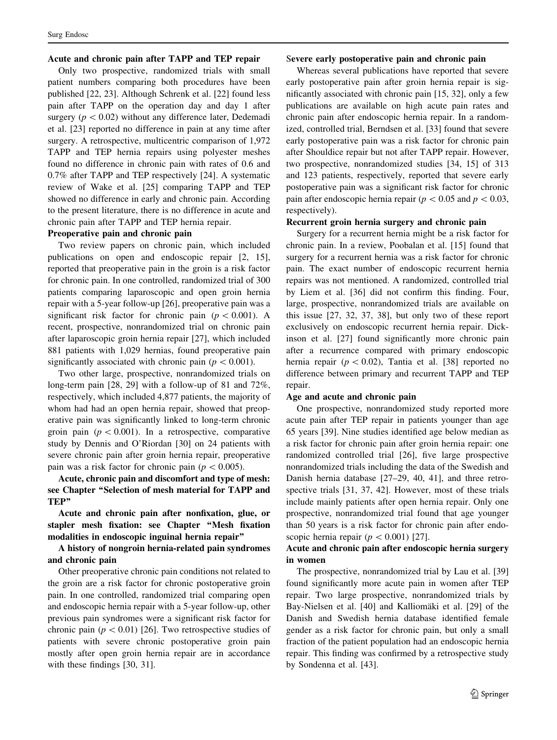#### Acute and chronic pain after TAPP and TEP repair

Only two prospective, randomized trials with small patient numbers comparing both procedures have been published [22, 23]. Although Schrenk et al. [22] found less pain after TAPP on the operation day and day 1 after surgery ($p < 0.02$) without any difference later, Dedemadi et al. [23] reported no difference in pain at any time after surgery. A retrospective, multicentric comparison of 1,972 TAPP and TEP hernia repairs using polyester meshes found no difference in chronic pain with rates of 0.6 and 0.7% after TAPP and TEP respectively [24]. A systematic review of Wake et al. [25] comparing TAPP and TEP showed no difference in early and chronic pain. According to the present literature, there is no difference in acute and chronic pain after TAPP and TEP hernia repair.

#### Preoperative pain and chronic pain

Two review papers on chronic pain, which included publications on open and endoscopic repair [2, 15], reported that preoperative pain in the groin is a risk factor for chronic pain. In one controlled, randomized trial of 300 patients comparing laparoscopic and open groin hernia repair with a 5-year follow-up [26], preoperative pain was a significant risk factor for chronic pain ($p < 0.001$). A recent, prospective, nonrandomized trial on chronic pain after laparoscopic groin hernia repair [27], which included 881 patients with 1,029 hernias, found preoperative pain significantly associated with chronic pain ($p < 0.001$).

Two other large, prospective, nonrandomized trials on long-term pain [28, 29] with a follow-up of 81 and 72%, respectively, which included 4,877 patients, the majority of whom had had an open hernia repair, showed that preoperative pain was significantly linked to long-term chronic groin pain ($p < 0.001$). In a retrospective, comparative study by Dennis and O'Riordan [30] on 24 patients with severe chronic pain after groin hernia repair, preoperative pain was a risk factor for chronic pain ($p < 0.005$).

#### Acute, chronic pain and discomfort and type of mesh: see Chapter "Selection of mesh material for TAPP and TEP"

#### Acute and chronic pain after nonfixation, glue, or stapler mesh fixation: see Chapter "Mesh fixation modalities in endoscopic inguinal hernia repair"

#### A history of nongroin hernia-related pain syndromes and chronic pain

Other preoperative chronic pain conditions not related to the groin are a risk factor for chronic postoperative groin pain. In one controlled, randomized trial comparing open and endoscopic hernia repair with a 5-year follow-up, other previous pain syndromes were a significant risk factor for chronic pain ($p < 0.01$) [26]. Two retrospective studies of patients with severe chronic postoperative groin pain mostly after open groin hernia repair are in accordance with these findings [30, 31].

#### Severe early postoperative pain and chronic pain

Whereas several publications have reported that severe early postoperative pain after groin hernia repair is significantly associated with chronic pain [15, 32], only a few publications are available on high acute pain rates and chronic pain after endoscopic hernia repair. In a randomized, controlled trial, Berndsen et al. [33] found that severe early postoperative pain was a risk factor for chronic pain after Shouldice repair but not after TAPP repair. However, two prospective, nonrandomized studies [34, 15] of 313 and 123 patients, respectively, reported that severe early postoperative pain was a significant risk factor for chronic pain after endoscopic hernia repair ($p < 0.05$ and $p < 0.03$, respectively).

#### Recurrent groin hernia surgery and chronic pain

Surgery for a recurrent hernia might be a risk factor for chronic pain. In a review, Poobalan et al. [15] found that surgery for a recurrent hernia was a risk factor for chronic pain. The exact number of endoscopic recurrent hernia repairs was not mentioned. A randomized, controlled trial by Liem et al. [36] did not confirm this finding. Four, large, prospective, nonrandomized trials are available on this issue [27, 32, 37, 38], but only two of these report exclusively on endoscopic recurrent hernia repair. Dickinson et al. [27] found significantly more chronic pain after a recurrence compared with primary endoscopic hernia repair ($p < 0.02$), Tantia et al. [38] reported no difference between primary and recurrent TAPP and TEP repair.

#### Age and acute and chronic pain

One prospective, nonrandomized study reported more acute pain after TEP repair in patients younger than age 65 years [39]. Nine studies identified age below median as a risk factor for chronic pain after groin hernia repair: one randomized controlled trial [26], five large prospective nonrandomized trials including the data of the Swedish and Danish hernia database [27–29, 40, 41], and three retrospective trials [31, 37, 42]. However, most of these trials include mainly patients after open hernia repair. Only one prospective, nonrandomized trial found that age younger than 50 years is a risk factor for chronic pain after endoscopic hernia repair ($p < 0.001$) [27].

#### Acute and chronic pain after endoscopic hernia surgery in women

The prospective, nonrandomized trial by Lau et al. [39] found significantly more acute pain in women after TEP repair. Two large prospective, nonrandomized trials by Bay-Nielsen et al. [40] and Kalliomäki et al. [29] of the Danish and Swedish hernia database identified female gender as a risk factor for chronic pain, but only a small fraction of the patient population had an endoscopic hernia repair. This finding was confirmed by a retrospective study by Sondenna et al. [43].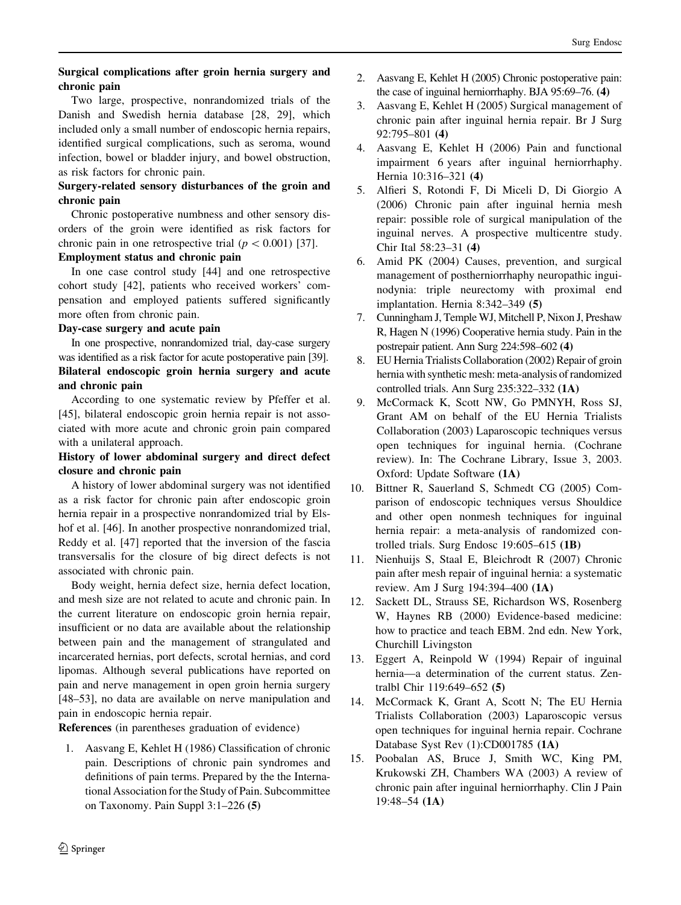**Surgical complications after groin hernia surgery and chronic pain**

Two large, prospective, nonrandomized trials of the Danish and Swedish hernia database [28, 29], which included only a small number of endoscopic hernia repairs, identified surgical complications, such as seroma, wound infection, bowel or bladder injury, and bowel obstruction, as risk factors for chronic pain.

**Surgery-related sensory disturbances of the groin and chronic pain**

Chronic postoperative numbness and other sensory disorders of the groin were identified as risk factors for chronic pain in one retrospective trial ($p < 0.001$) [37].

**Employment status and chronic pain**

In one case control study [44] and one retrospective cohort study [42], patients who received workers' compensation and employed patients suffered significantly more often from chronic pain.

**Day-case surgery and acute pain**

In one prospective, nonrandomized trial, day-case surgery was identified as a risk factor for acute postoperative pain [39].

**Bilateral endoscopic groin hernia surgery and acute and chronic pain**

According to one systematic review by Pfeffer et al. [45], bilateral endoscopic groin hernia repair is not associated with more acute and chronic groin pain compared with a unilateral approach.

**History of lower abdominal surgery and direct defect closure and chronic pain**

A history of lower abdominal surgery was not identified as a risk factor for chronic pain after endoscopic groin hernia repair in a prospective nonrandomized trial by Elshof et al. [46]. In another prospective nonrandomized trial, Reddy et al. [47] reported that the inversion of the fascia transversalis for the closure of big direct defects is not associated with chronic pain.

Body weight, hernia defect size, hernia defect location, and mesh size are not related to acute and chronic pain. In the current literature on endoscopic groin hernia repair, insufficient or no data are available about the relationship between pain and the management of strangulated and incarcerated hernias, port defects, scrotal hernias, and cord lipomas. Although several publications have reported on pain and nerve management in open groin hernia surgery [48–53], no data are available on nerve manipulation and pain in endoscopic hernia repair.

**References** (in parentheses graduation of evidence)

1. Aasvang E, Kehlet H (1986) Classification of chronic pain. Descriptions of chronic pain syndromes and definitions of pain terms. Prepared by the the International Association for the Study of Pain. Subcommittee on Taxonomy. Pain Suppl 3:1–226 **(5)**
2. Aasvang E, Kehlet H (2005) Chronic postoperative pain: the case of inguinal herniorrhaphy. BJA 95:69–76. **(4)**
3. Aasvang E, Kehlet H (2005) Surgical management of chronic pain after inguinal hernia repair. Br J Surg 92:795–801 **(4)**
4. Aasvang E, Kehlet H (2006) Pain and functional impairment 6 years after inguinal herniorrhaphy. Hernia 10:316–321 **(4)**
5. Alfieri S, Rotondi F, Di Miceli D, Di Giorgio A (2006) Chronic pain after inguinal hernia mesh repair: possible role of surgical manipulation of the inguinal nerves. A prospective multicentre study. Chir Ital 58:23–31 **(4)**
6. Amid PK (2004) Causes, prevention, and surgical management of postherniorrhaphy neuropathic inguinodynia: triple neurectomy with proximal end implantation. Hernia 8:342–349 **(5)**
7. Cunningham J, Temple WJ, Mitchell P, Nixon J, Preshaw R, Hagen N (1996) Cooperative hernia study. Pain in the postrepair patient. Ann Surg 224:598–602 **(4)**
8. EU Hernia Trialists Collaboration (2002) Repair of groin hernia with synthetic mesh: meta-analysis of randomized controlled trials. Ann Surg 235:322–332 **(1A)**
9. McCormack K, Scott NW, Go PMNYH, Ross SJ, Grant AM on behalf of the EU Hernia Trialists Collaboration (2003) Laparoscopic techniques versus open techniques for inguinal hernia. (Cochrane review). In: The Cochrane Library, Issue 3, 2003. Oxford: Update Software **(1A)**
10. Bittner R, Sauerland S, Schmedt CG (2005) Comparison of endoscopic techniques versus Shouldice and other open nonmesh techniques for inguinal hernia repair: a meta-analysis of randomized controlled trials. Surg Endosc 19:605–615 **(1B)**
11. Nienhuijs S, Staal E, Bleichrodt R (2007) Chronic pain after mesh repair of inguinal hernia: a systematic review. Am J Surg 194:394–400 **(1A)**
12. Sackett DL, Strauss SE, Richardson WS, Rosenberg W, Haynes RB (2000) Evidence-based medicine: how to practice and teach EBM. 2nd edn. New York, Churchill Livingston
13. Eggert A, Reinpold W (1994) Repair of inguinal hernia—a determination of the current status. Zentralbl Chir 119:649–652 **(5)**
14. McCormack K, Grant A, Scott N; The EU Hernia Trialists Collaboration (2003) Laparoscopic versus open techniques for inguinal hernia repair. Cochrane Database Syst Rev (1):CD001785 **(1A)**
15. Poobalan AS, Bruce J, Smith WC, King PM, Krukowski ZH, Chambers WA (2003) A review of chronic pain after inguinal herniorrhaphy. Clin J Pain 19:48–54 **(1A)**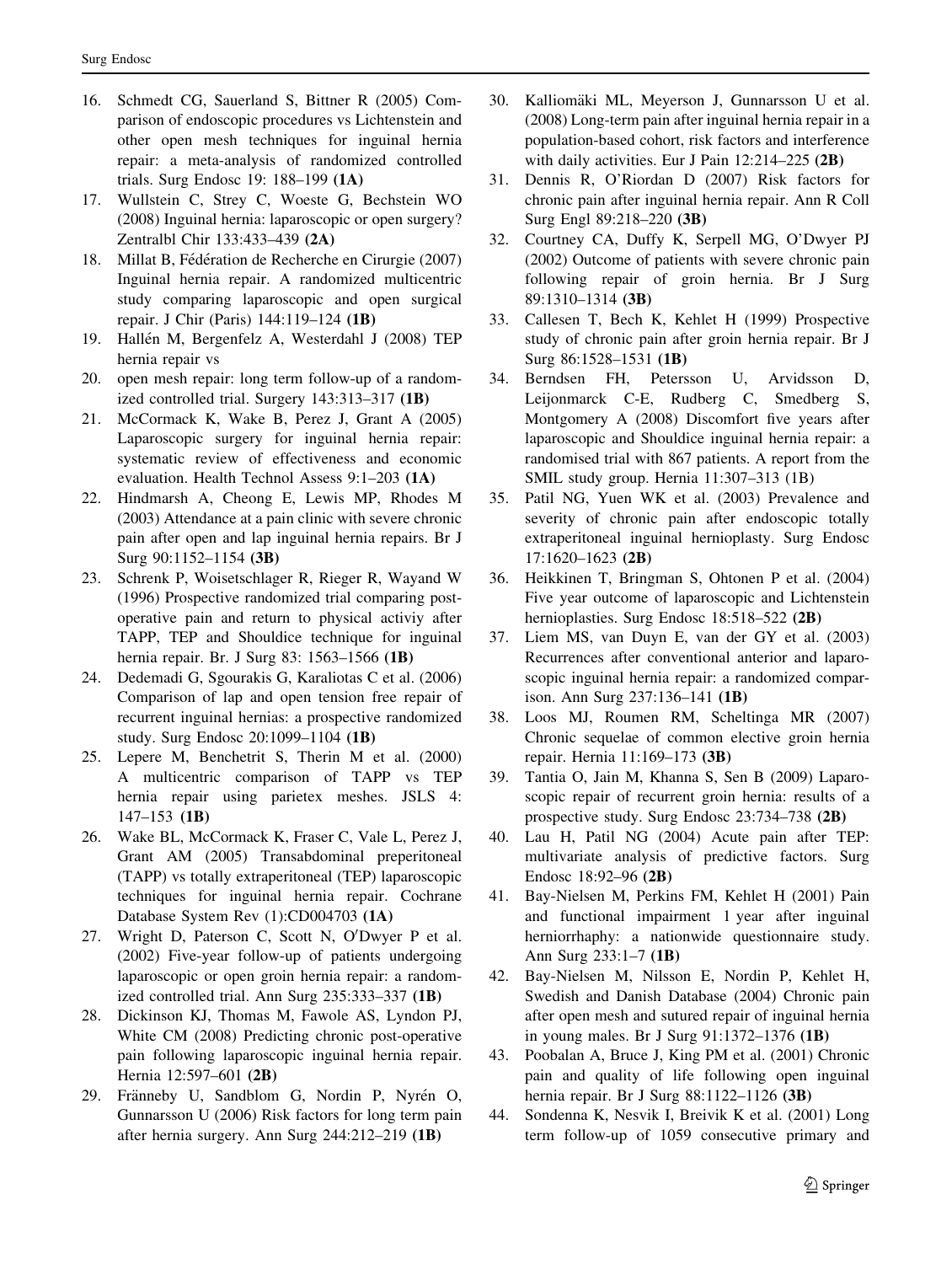16. Schmedt CG, Sauerland S, Bittner R (2005) Comparison of endoscopic procedures vs Lichtenstein and other open mesh techniques for inguinal hernia repair: a meta-analysis of randomized controlled trials. Surg Endosc 19: 188–199 **(1A)**
17. Wullstein C, Strey C, Woeste G, Bechstein WO (2008) Inguinal hernia: laparoscopic or open surgery? Zentralbl Chir 133:433–439 **(2A)**
18. Millat B, Fédération de Recherche en Cirurgie (2007) Inguinal hernia repair. A randomized multicentric study comparing laparoscopic and open surgical repair. J Chir (Paris) 144:119–124 **(1B)**
19. Hallén M, Bergenfelz A, Westerdahl J (2008) TEP hernia repair vs
20. open mesh repair: long term follow-up of a randomized controlled trial. Surgery 143:313–317 **(1B)**
21. McCormack K, Wake B, Perez J, Grant A (2005) Laparoscopic surgery for inguinal hernia repair: systematic review of effectiveness and economic evaluation. Health Technol Assess 9:1–203 **(1A)**
22. Hindmarsh A, Cheong E, Lewis MP, Rhodes M (2003) Attendance at a pain clinic with severe chronic pain after open and lap inguinal hernia repairs. Br J Surg 90:1152–1154 **(3B)**
23. Schrenk P, Woisetschlager R, Rieger R, Wayand W (1996) Prospective randomized trial comparing postoperative pain and return to physical activiy after TAPP, TEP and Shouldice technique for inguinal hernia repair. Br. J Surg 83: 1563–1566 **(1B)**
24. Dedemadi G, Sgourakis G, Karaliotas C et al. (2006) Comparison of lap and open tension free repair of recurrent inguinal hernias: a prospective randomized study. Surg Endosc 20:1099–1104 **(1B)**
25. Lepere M, Benchetrit S, Therin M et al. (2000) A multicentric comparison of TAPP vs TEP hernia repair using parietex meshes. JSLS 4: 147–153 **(1B)**
26. Wake BL, McCormack K, Fraser C, Vale L, Perez J, Grant AM (2005) Transabdominal preperitoneal (TAPP) vs totally extraperitoneal (TEP) laparoscopic techniques for inguinal hernia repair. Cochrane Database System Rev (1):CD004703 **(1A)**
27. Wright D, Paterson C, Scott N, O′Dwyer P et al. (2002) Five-year follow-up of patients undergoing laparoscopic or open groin hernia repair: a randomized controlled trial. Ann Surg 235:333–337 **(1B)**
28. Dickinson KJ, Thomas M, Fawole AS, Lyndon PJ, White CM (2008) Predicting chronic post-operative pain following laparoscopic inguinal hernia repair. Hernia 12:597–601 **(2B)**
29. Fränneby U, Sandblom G, Nordin P, Nyrén O, Gunnarsson U (2006) Risk factors for long term pain after hernia surgery. Ann Surg 244:212–219 **(1B)**
30. Kalliomäki ML, Meyerson J, Gunnarsson U et al. (2008) Long-term pain after inguinal hernia repair in a population-based cohort, risk factors and interference with daily activities. Eur J Pain 12:214–225 **(2B)**
31. Dennis R, O'Riordan D (2007) Risk factors for chronic pain after inguinal hernia repair. Ann R Coll Surg Engl 89:218–220 **(3B)**
32. Courtney CA, Duffy K, Serpell MG, O'Dwyer PJ (2002) Outcome of patients with severe chronic pain following repair of groin hernia. Br J Surg 89:1310–1314 **(3B)**
33. Callesen T, Bech K, Kehlet H (1999) Prospective study of chronic pain after groin hernia repair. Br J Surg 86:1528–1531 **(1B)**
34. Berndsen FH, Petersson U, Arvidsson D, Leijonmarck C-E, Rudberg C, Smedberg S, Montgomery A (2008) Discomfort five years after laparoscopic and Shouldice inguinal hernia repair: a randomised trial with 867 patients. A report from the SMIL study group. Hernia 11:307–313 (1B)
35. Patil NG, Yuen WK et al. (2003) Prevalence and severity of chronic pain after endoscopic totally extraperitoneal inguinal hernioplasty. Surg Endosc 17:1620–1623 **(2B)**
36. Heikkinen T, Bringman S, Ohtonen P et al. (2004) Five year outcome of laparoscopic and Lichtenstein hernioplasties. Surg Endosc 18:518–522 **(2B)**
37. Liem MS, van Duyn E, van der GY et al. (2003) Recurrences after conventional anterior and laparoscopic inguinal hernia repair: a randomized comparison. Ann Surg 237:136–141 **(1B)**
38. Loos MJ, Roumen RM, Scheltinga MR (2007) Chronic sequelae of common elective groin hernia repair. Hernia 11:169–173 **(3B)**
39. Tantia O, Jain M, Khanna S, Sen B (2009) Laparoscopic repair of recurrent groin hernia: results of a prospective study. Surg Endosc 23:734–738 **(2B)**
40. Lau H, Patil NG (2004) Acute pain after TEP: multivariate analysis of predictive factors. Surg Endosc 18:92–96 **(2B)**
41. Bay-Nielsen M, Perkins FM, Kehlet H (2001) Pain and functional impairment 1 year after inguinal herniorrhaphy: a nationwide questionnaire study. Ann Surg 233:1–7 **(1B)**
42. Bay-Nielsen M, Nilsson E, Nordin P, Kehlet H, Swedish and Danish Database (2004) Chronic pain after open mesh and sutured repair of inguinal hernia in young males. Br J Surg 91:1372–1376 **(1B)**
43. Poobalan A, Bruce J, King PM et al. (2001) Chronic pain and quality of life following open inguinal hernia repair. Br J Surg 88:1122–1126 **(3B)**
44. Sondenna K, Nesvik I, Breivik K et al. (2001) Long term follow-up of 1059 consecutive primary and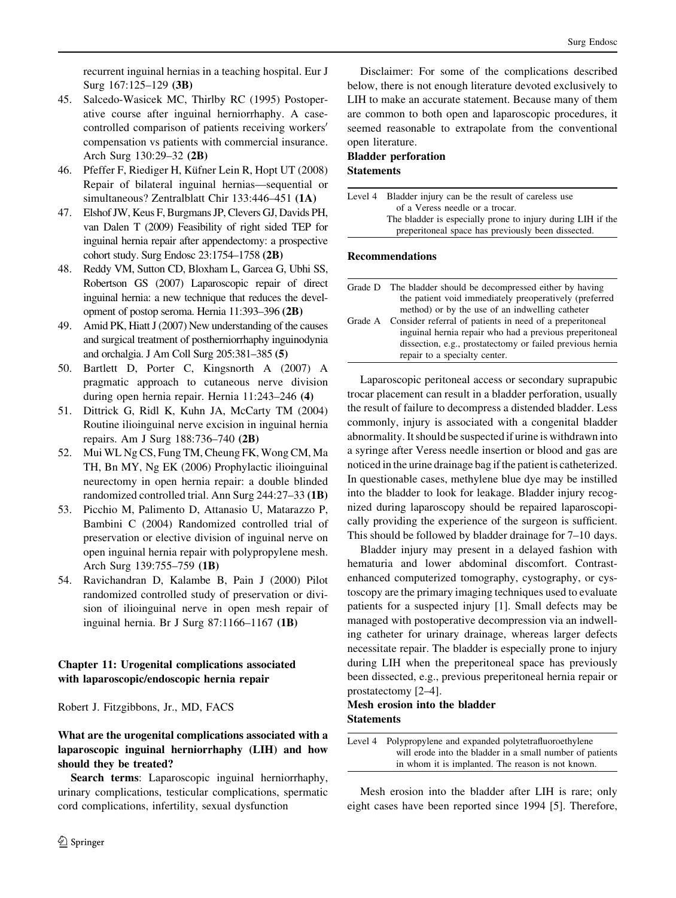recurrent inguinal hernias in a teaching hospital. Eur J Surg 167:125–129 **(3B)**

45. Salcedo-Wasicek MC, Thirlby RC (1995) Postoperative course after inguinal herniorrhaphy. A case-controlled comparison of patients receiving workers′ compensation vs patients with commercial insurance. Arch Surg 130:29–32 **(2B)**
46. Pfeffer F, Riediger H, Küfner Lein R, Hopt UT (2008) Repair of bilateral inguinal hernias—sequential or simultaneous? Zentralblatt Chir 133:446–451 **(1A)**
47. Elshof JW, Keus F, Burgmans JP, Clevers GJ, Davids PH, van Dalen T (2009) Feasibility of right sided TEP for inguinal hernia repair after appendectomy: a prospective cohort study. Surg Endosc 23:1754–1758 **(2B)**
48. Reddy VM, Sutton CD, Bloxham L, Garcea G, Ubhi SS, Robertson GS (2007) Laparoscopic repair of direct inguinal hernia: a new technique that reduces the development of postop seroma. Hernia 11:393–396 **(2B)**
49. Amid PK, Hiatt J (2007) New understanding of the causes and surgical treatment of postherniorrhaphy inguinodynia and orchalgia. J Am Coll Surg 205:381–385 **(5)**
50. Bartlett D, Porter C, Kingsnorth A (2007) A pragmatic approach to cutaneous nerve division during open hernia repair. Hernia 11:243–246 **(4)**
51. Dittrick G, Ridl K, Kuhn JA, McCarty TM (2004) Routine ilioinguinal nerve excision in inguinal hernia repairs. Am J Surg 188:736–740 **(2B)**
52. Mui WL Ng CS, Fung TM, Cheung FK, Wong CM, Ma TH, Bn MY, Ng EK (2006) Prophylactic ilioinguinal neurectomy in open hernia repair: a double blinded randomized controlled trial. Ann Surg 244:27–33 **(1B)**
53. Picchio M, Palimento D, Attanasio U, Matarazzo P, Bambini C (2004) Randomized controlled trial of preservation or elective division of inguinal nerve on open inguinal hernia repair with polypropylene mesh. Arch Surg 139:755–759 **(1B)**
54. Ravichandran D, Kalambe B, Pain J (2000) Pilot randomized controlled study of preservation or division of ilioinguinal nerve in open mesh repair of inguinal hernia. Br J Surg 87:1166–1167 **(1B)**

## Chapter 11: Urogenital complications associated with laparoscopic/endoscopic hernia repair

Robert J. Fitzgibbons, Jr., MD, FACS

### What are the urogenital complications associated with a laparoscopic inguinal herniorrhaphy (LIH) and how should they be treated?

**Search terms**: Laparoscopic inguinal herniorrhaphy, urinary complications, testicular complications, spermatic cord complications, infertility, sexual dysfunction

Disclaimer: For some of the complications described below, there is not enough literature devoted exclusively to LIH to make an accurate statement. Because many of them are common to both open and laparoscopic procedures, it seemed reasonable to extrapolate from the conventional open literature.

**Bladder perforation**
**Statements**

| | |
|---|---|
| Level 4 | Bladder injury can be the result of careless use of a Veress needle or a trocar. The bladder is especially prone to injury during LIH if the preperitoneal space has previously been dissected. |

**Recommendations**

| | |
|---|---|
| Grade D | The bladder should be decompressed either by having the patient void immediately preoperatively (preferred method) or by the use of an indwelling catheter |
| Grade A | Consider referral of patients in need of a preperitoneal inguinal hernia repair who had a previous preperitoneal dissection, e.g., prostatectomy or failed previous hernia repair to a specialty center. |

Laparoscopic peritoneal access or secondary suprapubic trocar placement can result in a bladder perforation, usually the result of failure to decompress a distended bladder. Less commonly, injury is associated with a congenital bladder abnormality. It should be suspected if urine is withdrawn into a syringe after Veress needle insertion or blood and gas are noticed in the urine drainage bag if the patient is catheterized. In questionable cases, methylene blue dye may be instilled into the bladder to look for leakage. Bladder injury recognized during laparoscopy should be repaired laparoscopically providing the experience of the surgeon is sufficient. This should be followed by bladder drainage for 7–10 days.

Bladder injury may present in a delayed fashion with hematuria and lower abdominal discomfort. Contrast-enhanced computerized tomography, cystography, or cystoscopy are the primary imaging techniques used to evaluate patients for a suspected injury [1]. Small defects may be managed with postoperative decompression via an indwelling catheter for urinary drainage, whereas larger defects necessitate repair. The bladder is especially prone to injury during LIH when the preperitoneal space has previously been dissected, e.g., previous preperitoneal hernia repair or prostatectomy [2–4].

**Mesh erosion into the bladder**
**Statements**

| | |
|---|---|
| Level 4 | Polypropylene and expanded polytetrafluoroethylene will erode into the bladder in a small number of patients in whom it is implanted. The reason is not known. |

Mesh erosion into the bladder after LIH is rare; only eight cases have been reported since 1994 [5]. Therefore,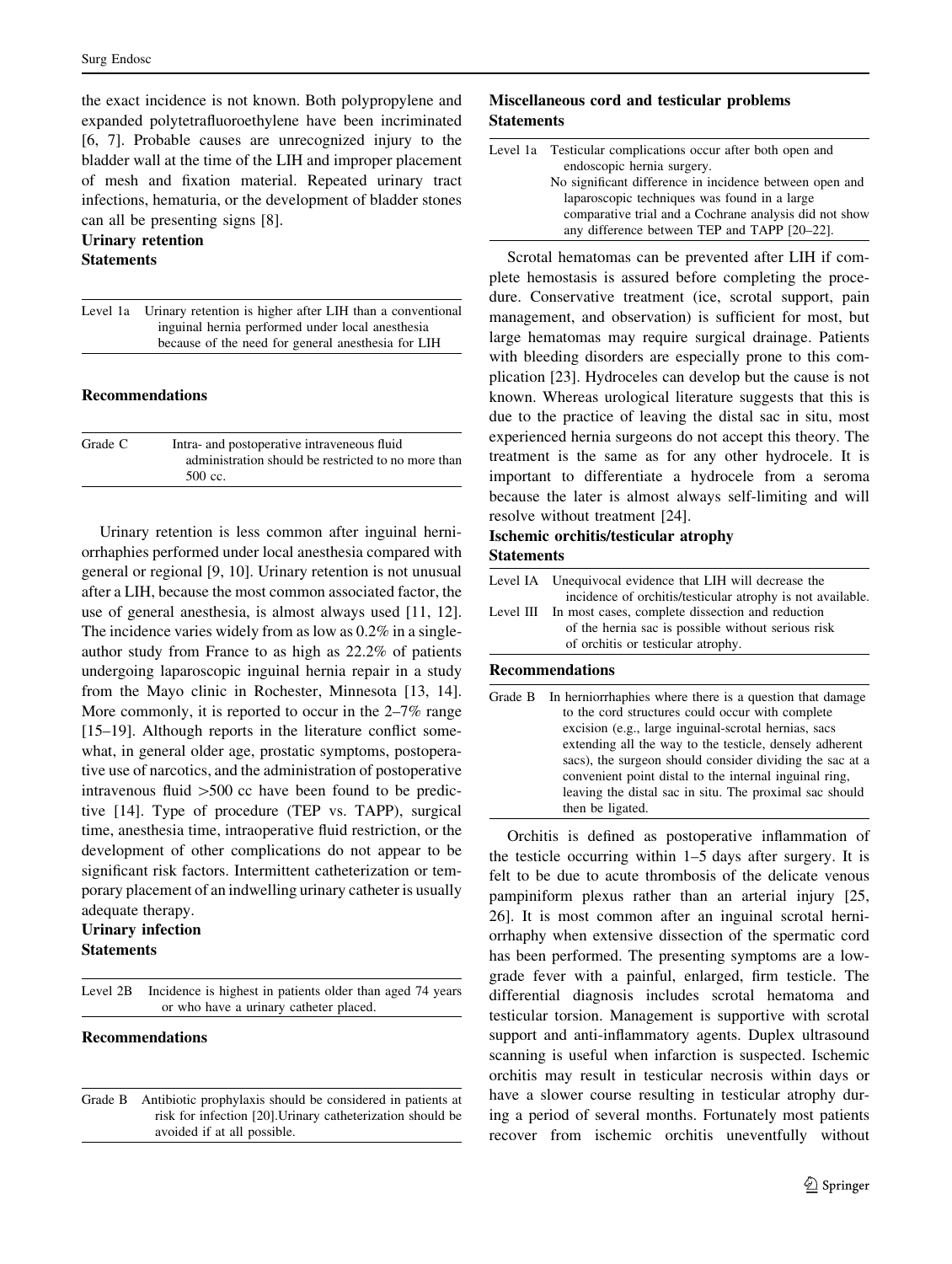the exact incidence is not known. Both polypropylene and expanded polytetrafluoroethylene have been incriminated [6, 7]. Probable causes are unrecognized injury to the bladder wall at the time of the LIH and improper placement of mesh and fixation material. Repeated urinary tract infections, hematuria, or the development of bladder stones can all be presenting signs [8].

**Urinary retention**

**Statements**

| | |
|---|---|
| Level 1a | Urinary retention is higher after LIH than a conventional inguinal hernia performed under local anesthesia because of the need for general anesthesia for LIH |

**Recommendations**

| | |
|---|---|
| Grade C | Intra- and postoperative intraveneous fluid administration should be restricted to no more than 500 cc. |

Urinary retention is less common after inguinal herniorrhaphies performed under local anesthesia compared with general or regional [9, 10]. Urinary retention is not unusual after a LIH, because the most common associated factor, the use of general anesthesia, is almost always used [11, 12]. The incidence varies widely from as low as 0.2% in a single-author study from France to as high as 22.2% of patients undergoing laparoscopic inguinal hernia repair in a study from the Mayo clinic in Rochester, Minnesota [13, 14]. More commonly, it is reported to occur in the 2–7% range [15–19]. Although reports in the literature conflict somewhat, in general older age, prostatic symptoms, postoperative use of narcotics, and the administration of postoperative intravenous fluid >500 cc have been found to be predictive [14]. Type of procedure (TEP vs. TAPP), surgical time, anesthesia time, intraoperative fluid restriction, or the development of other complications do not appear to be significant risk factors. Intermittent catheterization or temporary placement of an indwelling urinary catheter is usually adequate therapy.

**Urinary infection**

**Statements**

| | |
|---|---|
| Level 2B | Incidence is highest in patients older than aged 74 years or who have a urinary catheter placed. |

**Recommendations**

| | |
|---|---|
| Grade B | Antibiotic prophylaxis should be considered in patients at risk for infection [20].Urinary catheterization should be avoided if at all possible. |

**Miscellaneous cord and testicular problems**

**Statements**

| | |
|---|---|
| Level 1a | Testicular complications occur after both open and endoscopic hernia surgery. No significant difference in incidence between open and laparoscopic techniques was found in a large comparative trial and a Cochrane analysis did not show any difference between TEP and TAPP [20–22]. |

Scrotal hematomas can be prevented after LIH if complete hemostasis is assured before completing the procedure. Conservative treatment (ice, scrotal support, pain management, and observation) is sufficient for most, but large hematomas may require surgical drainage. Patients with bleeding disorders are especially prone to this complication [23]. Hydroceles can develop but the cause is not known. Whereas urological literature suggests that this is due to the practice of leaving the distal sac in situ, most experienced hernia surgeons do not accept this theory. The treatment is the same as for any other hydrocele. It is important to differentiate a hydrocele from a seroma because the later is almost always self-limiting and will resolve without treatment [24].

**Ischemic orchitis/testicular atrophy**

**Statements**

| | |
|---|---|
| Level IA | Unequivocal evidence that LIH will decrease the incidence of orchitis/testicular atrophy is not available. |
| Level III | In most cases, complete dissection and reduction of the hernia sac is possible without serious risk of orchitis or testicular atrophy. |

**Recommendations**

| | |
|---|---|
| Grade B | In herniorrhaphies where there is a question that damage to the cord structures could occur with complete excision (e.g., large inguinal-scrotal hernias, sacs extending all the way to the testicle, densely adherent sacs), the surgeon should consider dividing the sac at a convenient point distal to the internal inguinal ring, leaving the distal sac in situ. The proximal sac should then be ligated. |

Orchitis is defined as postoperative inflammation of the testicle occurring within 1–5 days after surgery. It is felt to be due to acute thrombosis of the delicate venous pampiniform plexus rather than an arterial injury [25, 26]. It is most common after an inguinal scrotal herniorrhaphy when extensive dissection of the spermatic cord has been performed. The presenting symptoms are a low-grade fever with a painful, enlarged, firm testicle. The differential diagnosis includes scrotal hematoma and testicular torsion. Management is supportive with scrotal support and anti-inflammatory agents. Duplex ultrasound scanning is useful when infarction is suspected. Ischemic orchitis may result in testicular necrosis within days or have a slower course resulting in testicular atrophy during a period of several months. Fortunately most patients recover from ischemic orchitis uneventfully without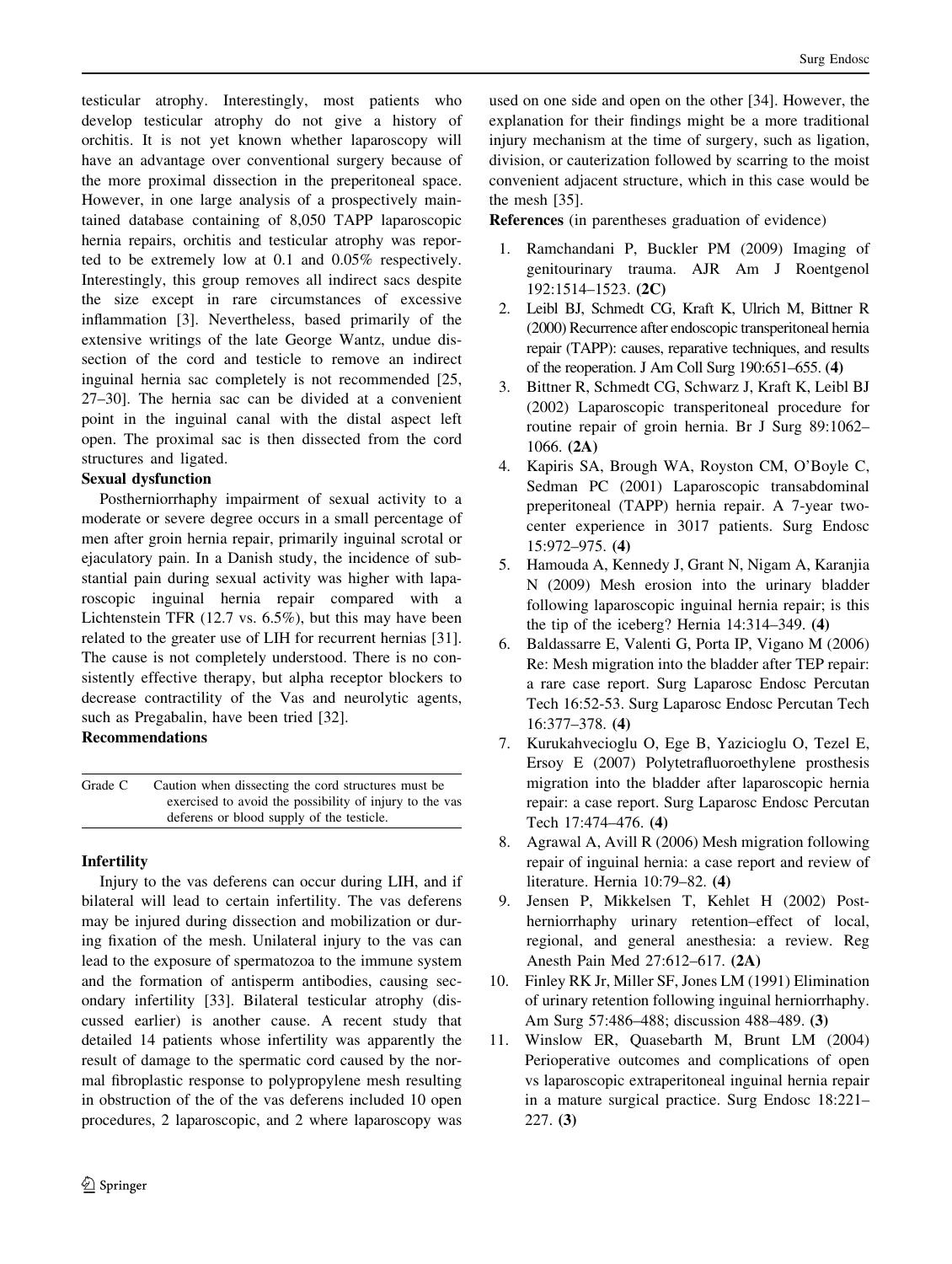testicular atrophy. Interestingly, most patients who develop testicular atrophy do not give a history of orchitis. It is not yet known whether laparoscopy will have an advantage over conventional surgery because of the more proximal dissection in the preperitoneal space. However, in one large analysis of a prospectively maintained database containing of 8,050 TAPP laparoscopic hernia repairs, orchitis and testicular atrophy was reported to be extremely low at 0.1 and 0.05% respectively. Interestingly, this group removes all indirect sacs despite the size except in rare circumstances of excessive inflammation [3]. Nevertheless, based primarily of the extensive writings of the late George Wantz, undue dissection of the cord and testicle to remove an indirect inguinal hernia sac completely is not recommended [25, 27–30]. The hernia sac can be divided at a convenient point in the inguinal canal with the distal aspect left open. The proximal sac is then dissected from the cord structures and ligated.

**Sexual dysfunction**

Postherniorrhaphy impairment of sexual activity to a moderate or severe degree occurs in a small percentage of men after groin hernia repair, primarily inguinal scrotal or ejaculatory pain. In a Danish study, the incidence of substantial pain during sexual activity was higher with laparoscopic inguinal hernia repair compared with a Lichtenstein TFR (12.7 vs. 6.5%), but this may have been related to the greater use of LIH for recurrent hernias [31]. The cause is not completely understood. There is no consistently effective therapy, but alpha receptor blockers to decrease contractility of the Vas and neurolytic agents, such as Pregabalin, have been tried [32].

**Recommendations**

| Grade C | Caution when dissecting the cord structures must be exercised to avoid the possibility of injury to the vas deferens or blood supply of the testicle. |
|---|---|

**Infertility**

Injury to the vas deferens can occur during LIH, and if bilateral will lead to certain infertility. The vas deferens may be injured during dissection and mobilization or during fixation of the mesh. Unilateral injury to the vas can lead to the exposure of spermatozoa to the immune system and the formation of antisperm antibodies, causing secondary infertility [33]. Bilateral testicular atrophy (discussed earlier) is another cause. A recent study that detailed 14 patients whose infertility was apparently the result of damage to the spermatic cord caused by the normal fibroplastic response to polypropylene mesh resulting in obstruction of the of the vas deferens included 10 open procedures, 2 laparoscopic, and 2 where laparoscopy was used on one side and open on the other [34]. However, the explanation for their findings might be a more traditional injury mechanism at the time of surgery, such as ligation, division, or cauterization followed by scarring to the moist convenient adjacent structure, which in this case would be the mesh [35].

**References** (in parentheses graduation of evidence)

1. Ramchandani P, Buckler PM (2009) Imaging of genitourinary trauma. AJR Am J Roentgenol 192:1514–1523. **(2C)**
2. Leibl BJ, Schmedt CG, Kraft K, Ulrich M, Bittner R (2000) Recurrence after endoscopic transperitoneal hernia repair (TAPP): causes, reparative techniques, and results of the reoperation. J Am Coll Surg 190:651–655. **(4)**
3. Bittner R, Schmedt CG, Schwarz J, Kraft K, Leibl BJ (2002) Laparoscopic transperitoneal procedure for routine repair of groin hernia. Br J Surg 89:1062–1066. **(2A)**
4. Kapiris SA, Brough WA, Royston CM, O'Boyle C, Sedman PC (2001) Laparoscopic transabdominal preperitoneal (TAPP) hernia repair. A 7-year two-center experience in 3017 patients. Surg Endosc 15:972–975. **(4)**
5. Hamouda A, Kennedy J, Grant N, Nigam A, Karanjia N (2009) Mesh erosion into the urinary bladder following laparoscopic inguinal hernia repair; is this the tip of the iceberg? Hernia 14:314–349. **(4)**
6. Baldassarre E, Valenti G, Porta IP, Vigano M (2006) Re: Mesh migration into the bladder after TEP repair: a rare case report. Surg Laparosc Endosc Percutan Tech 16:52-53. Surg Laparosc Endosc Percutan Tech 16:377–378. **(4)**
7. Kurukahvecioglu O, Ege B, Yazicioglu O, Tezel E, Ersoy E (2007) Polytetrafluoroethylene prosthesis migration into the bladder after laparoscopic hernia repair: a case report. Surg Laparosc Endosc Percutan Tech 17:474–476. **(4)**
8. Agrawal A, Avill R (2006) Mesh migration following repair of inguinal hernia: a case report and review of literature. Hernia 10:79–82. **(4)**
9. Jensen P, Mikkelsen T, Kehlet H (2002) Postherniorrhaphy urinary retention–effect of local, regional, and general anesthesia: a review. Reg Anesth Pain Med 27:612–617. **(2A)**
10. Finley RK Jr, Miller SF, Jones LM (1991) Elimination of urinary retention following inguinal herniorrhaphy. Am Surg 57:486–488; discussion 488–489. **(3)**
11. Winslow ER, Quasebarth M, Brunt LM (2004) Perioperative outcomes and complications of open vs laparoscopic extraperitoneal inguinal hernia repair in a mature surgical practice. Surg Endosc 18:221–227. **(3)**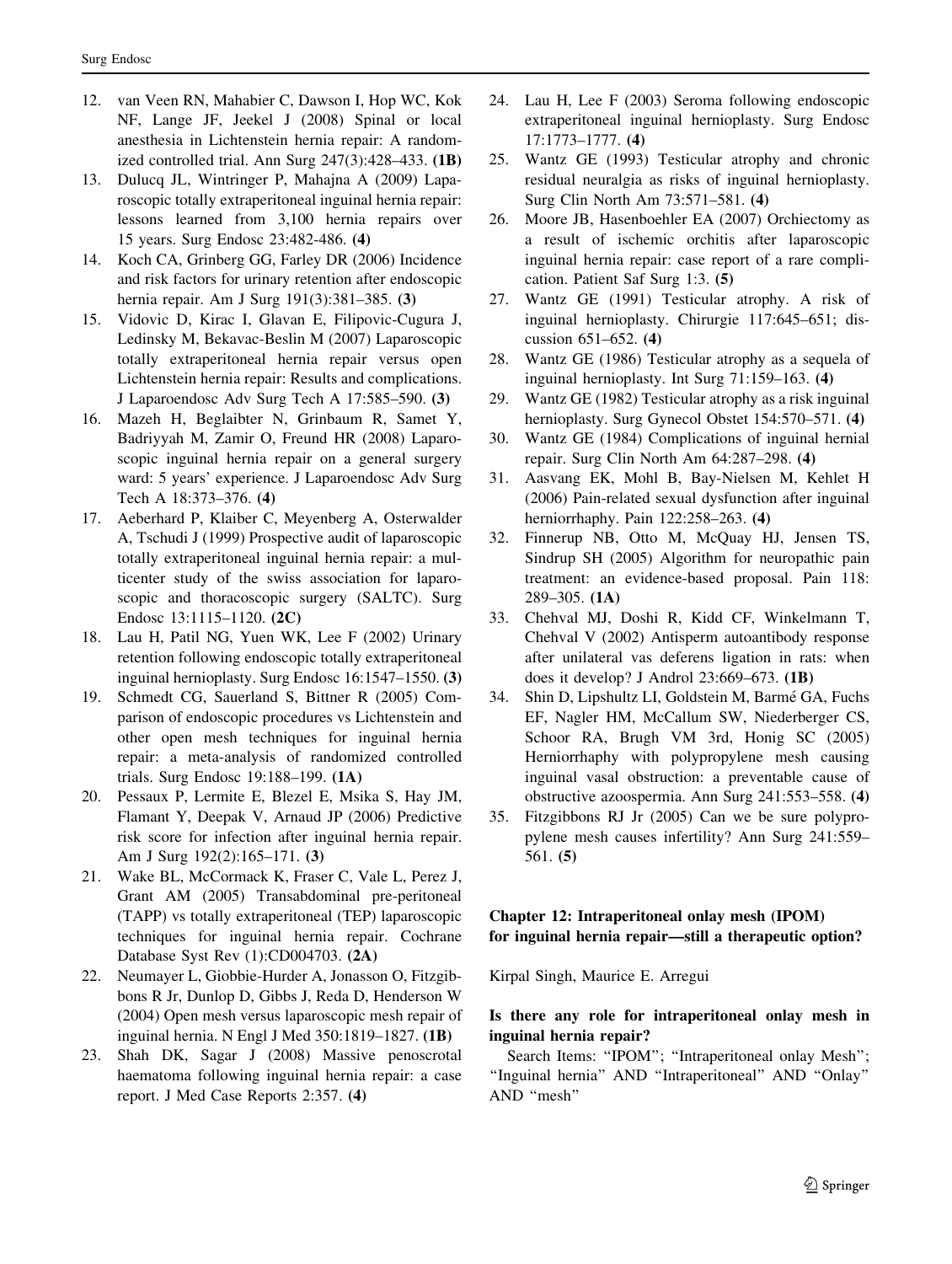12. van Veen RN, Mahabier C, Dawson I, Hop WC, Kok NF, Lange JF, Jeekel J (2008) Spinal or local anesthesia in Lichtenstein hernia repair: A randomized controlled trial. Ann Surg 247(3):428–433. **(1B)**
13. Dulucq JL, Wintringer P, Mahajna A (2009) Laparoscopic totally extraperitoneal inguinal hernia repair: lessons learned from 3,100 hernia repairs over 15 years. Surg Endosc 23:482-486. **(4)**
14. Koch CA, Grinberg GG, Farley DR (2006) Incidence and risk factors for urinary retention after endoscopic hernia repair. Am J Surg 191(3):381–385. **(3)**
15. Vidovic D, Kirac I, Glavan E, Filipovic-Cugura J, Ledinsky M, Bekavac-Beslin M (2007) Laparoscopic totally extraperitoneal hernia repair versus open Lichtenstein hernia repair: Results and complications. J Laparoendosc Adv Surg Tech A 17:585–590. **(3)**
16. Mazeh H, Beglaibter N, Grinbaum R, Samet Y, Badriyyah M, Zamir O, Freund HR (2008) Laparoscopic inguinal hernia repair on a general surgery ward: 5 years' experience. J Laparoendosc Adv Surg Tech A 18:373–376. **(4)**
17. Aeberhard P, Klaiber C, Meyenberg A, Osterwalder A, Tschudi J (1999) Prospective audit of laparoscopic totally extraperitoneal inguinal hernia repair: a multicenter study of the swiss association for laparoscopic and thoracoscopic surgery (SALTC). Surg Endosc 13:1115–1120. **(2C)**
18. Lau H, Patil NG, Yuen WK, Lee F (2002) Urinary retention following endoscopic totally extraperitoneal inguinal hernioplasty. Surg Endosc 16:1547–1550. **(3)**
19. Schmedt CG, Sauerland S, Bittner R (2005) Comparison of endoscopic procedures vs Lichtenstein and other open mesh techniques for inguinal hernia repair: a meta-analysis of randomized controlled trials. Surg Endosc 19:188–199. **(1A)**
20. Pessaux P, Lermite E, Blezel E, Msika S, Hay JM, Flamant Y, Deepak V, Arnaud JP (2006) Predictive risk score for infection after inguinal hernia repair. Am J Surg 192(2):165–171. **(3)**
21. Wake BL, McCormack K, Fraser C, Vale L, Perez J, Grant AM (2005) Transabdominal pre-peritoneal (TAPP) vs totally extraperitoneal (TEP) laparoscopic techniques for inguinal hernia repair. Cochrane Database Syst Rev (1):CD004703. **(2A)**
22. Neumayer L, Giobbie-Hurder A, Jonasson O, Fitzgibbons R Jr, Dunlop D, Gibbs J, Reda D, Henderson W (2004) Open mesh versus laparoscopic mesh repair of inguinal hernia. N Engl J Med 350:1819–1827. **(1B)**
23. Shah DK, Sagar J (2008) Massive penoscrotal haematoma following inguinal hernia repair: a case report. J Med Case Reports 2:357. **(4)**
24. Lau H, Lee F (2003) Seroma following endoscopic extraperitoneal inguinal hernioplasty. Surg Endosc 17:1773–1777. **(4)**
25. Wantz GE (1993) Testicular atrophy and chronic residual neuralgia as risks of inguinal hernioplasty. Surg Clin North Am 73:571–581. **(4)**
26. Moore JB, Hasenboehler EA (2007) Orchiectomy as a result of ischemic orchitis after laparoscopic inguinal hernia repair: case report of a rare complication. Patient Saf Surg 1:3. **(5)**
27. Wantz GE (1991) Testicular atrophy. A risk of inguinal hernioplasty. Chirurgie 117:645–651; discussion 651–652. **(4)**
28. Wantz GE (1986) Testicular atrophy as a sequela of inguinal hernioplasty. Int Surg 71:159–163. **(4)**
29. Wantz GE (1982) Testicular atrophy as a risk inguinal hernioplasty. Surg Gynecol Obstet 154:570–571. **(4)**
30. Wantz GE (1984) Complications of inguinal hernial repair. Surg Clin North Am 64:287–298. **(4)**
31. Aasvang EK, Mohl B, Bay-Nielsen M, Kehlet H (2006) Pain-related sexual dysfunction after inguinal herniorrhaphy. Pain 122:258–263. **(4)**
32. Finnerup NB, Otto M, McQuay HJ, Jensen TS, Sindrup SH (2005) Algorithm for neuropathic pain treatment: an evidence-based proposal. Pain 118: 289–305. **(1A)**
33. Chehval MJ, Doshi R, Kidd CF, Winkelmann T, Chehval V (2002) Antisperm autoantibody response after unilateral vas deferens ligation in rats: when does it develop? J Androl 23:669–673. **(1B)**
34. Shin D, Lipshultz LI, Goldstein M, Barmé GA, Fuchs EF, Nagler HM, McCallum SW, Niederberger CS, Schoor RA, Brugh VM 3rd, Honig SC (2005) Herniorrhaphy with polypropylene mesh causing inguinal vasal obstruction: a preventable cause of obstructive azoospermia. Ann Surg 241:553–558. **(4)**
35. Fitzgibbons RJ Jr (2005) Can we be sure polypropylene mesh causes infertility? Ann Surg 241:559–561. **(5)**

## Chapter 12: Intraperitoneal onlay mesh (IPOM) for inguinal hernia repair—still a therapeutic option?

Kirpal Singh, Maurice E. Arregui

### Is there any role for intraperitoneal onlay mesh in inguinal hernia repair?

Search Items: "IPOM"; "Intraperitoneal onlay Mesh"; "Inguinal hernia" AND "Intraperitoneal" AND "Onlay" AND "mesh"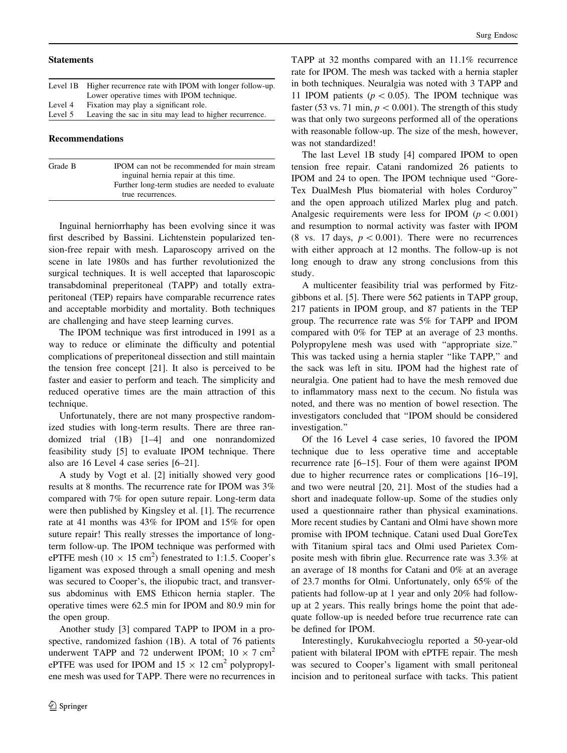**Statements**

| | |
|---|---|
| Level 1B | Higher recurrence rate with IPOM with longer follow-up. Lower operative times with IPOM technique. |
| Level 4 | Fixation may play a significant role. |
| Level 5 | Leaving the sac in situ may lead to higher recurrence. |

**Recommendations**

| | |
|---|---|
| Grade B | IPOM can not be recommended for main stream inguinal hernia repair at this time. Further long-term studies are needed to evaluate true recurrences. |

Inguinal herniorrhaphy has been evolving since it was first described by Bassini. Lichtenstein popularized tension-free repair with mesh. Laparoscopy arrived on the scene in late 1980s and has further revolutionized the surgical techniques. It is well accepted that laparoscopic transabdominal preperitoneal (TAPP) and totally extraperitoneal (TEP) repairs have comparable recurrence rates and acceptable morbidity and mortality. Both techniques are challenging and have steep learning curves.

The IPOM technique was first introduced in 1991 as a way to reduce or eliminate the difficulty and potential complications of preperitoneal dissection and still maintain the tension free concept [21]. It also is perceived to be faster and easier to perform and teach. The simplicity and reduced operative times are the main attraction of this technique.

Unfortunately, there are not many prospective randomized studies with long-term results. There are three randomized trial (1B) [1–4] and one nonrandomized feasibility study [5] to evaluate IPOM technique. There also are 16 Level 4 case series [6–21].

A study by Vogt et al. [2] initially showed very good results at 8 months. The recurrence rate for IPOM was 3% compared with 7% for open suture repair. Long-term data were then published by Kingsley et al. [1]. The recurrence rate at 41 months was 43% for IPOM and 15% for open suture repair! This really stresses the importance of long-term follow-up. The IPOM technique was performed with ePTFE mesh ($10 \times 15$ cm$^2$) fenestrated to 1:1.5. Cooper's ligament was exposed through a small opening and mesh was secured to Cooper's, the iliopubic tract, and transversus abdominus with EMS Ethicon hernia stapler. The operative times were 62.5 min for IPOM and 80.9 min for the open group.

Another study [3] compared TAPP to IPOM in a prospective, randomized fashion (1B). A total of 76 patients underwent TAPP and 72 underwent IPOM; $10 \times 7$ cm$^2$ ePTFE was used for IPOM and $15 \times 12$ cm$^2$ polypropylene mesh was used for TAPP. There were no recurrences in TAPP at 32 months compared with an 11.1% recurrence rate for IPOM. The mesh was tacked with a hernia stapler in both techniques. Neuralgia was noted with 3 TAPP and 11 IPOM patients ($p < 0.05$). The IPOM technique was faster (53 vs. 71 min, $p < 0.001$). The strength of this study was that only two surgeons performed all of the operations with reasonable follow-up. The size of the mesh, however, was not standardized!

The last Level 1B study [4] compared IPOM to open tension free repair. Catani randomized 26 patients to IPOM and 24 to open. The IPOM technique used "Gore-Tex DualMesh Plus biomaterial with holes Corduroy" and the open approach utilized Marlex plug and patch. Analgesic requirements were less for IPOM ($p < 0.001$) and resumption to normal activity was faster with IPOM (8 vs. 17 days, $p < 0.001$). There were no recurrences with either approach at 12 months. The follow-up is not long enough to draw any strong conclusions from this study.

A multicenter feasibility trial was performed by Fitzgibbons et al. [5]. There were 562 patients in TAPP group, 217 patients in IPOM group, and 87 patients in the TEP group. The recurrence rate was 5% for TAPP and IPOM compared with 0% for TEP at an average of 23 months. Polypropylene mesh was used with "appropriate size." This was tacked using a hernia stapler "like TAPP," and the sack was left in situ. IPOM had the highest rate of neuralgia. One patient had to have the mesh removed due to inflammatory mass next to the cecum. No fistula was noted, and there was no mention of bowel resection. The investigators concluded that "IPOM should be considered investigation."

Of the 16 Level 4 case series, 10 favored the IPOM technique due to less operative time and acceptable recurrence rate [6–15]. Four of them were against IPOM due to higher recurrence rates or complications [16–19], and two were neutral [20, 21]. Most of the studies had a short and inadequate follow-up. Some of the studies only used a questionnaire rather than physical examinations. More recent studies by Cantani and Olmi have shown more promise with IPOM technique. Catani used Dual GoreTex with Titanium spiral tacs and Olmi used Parietex Composite mesh with fibrin glue. Recurrence rate was 3.3% at an average of 18 months for Catani and 0% at an average of 23.7 months for Olmi. Unfortunately, only 65% of the patients had follow-up at 1 year and only 20% had follow-up at 2 years. This really brings home the point that adequate follow-up is needed before true recurrence rate can be defined for IPOM.

Interestingly, Kurukahvecioglu reported a 50-year-old patient with bilateral IPOM with ePTFE repair. The mesh was secured to Cooper's ligament with small peritoneal incision and to peritoneal surface with tacks. This patient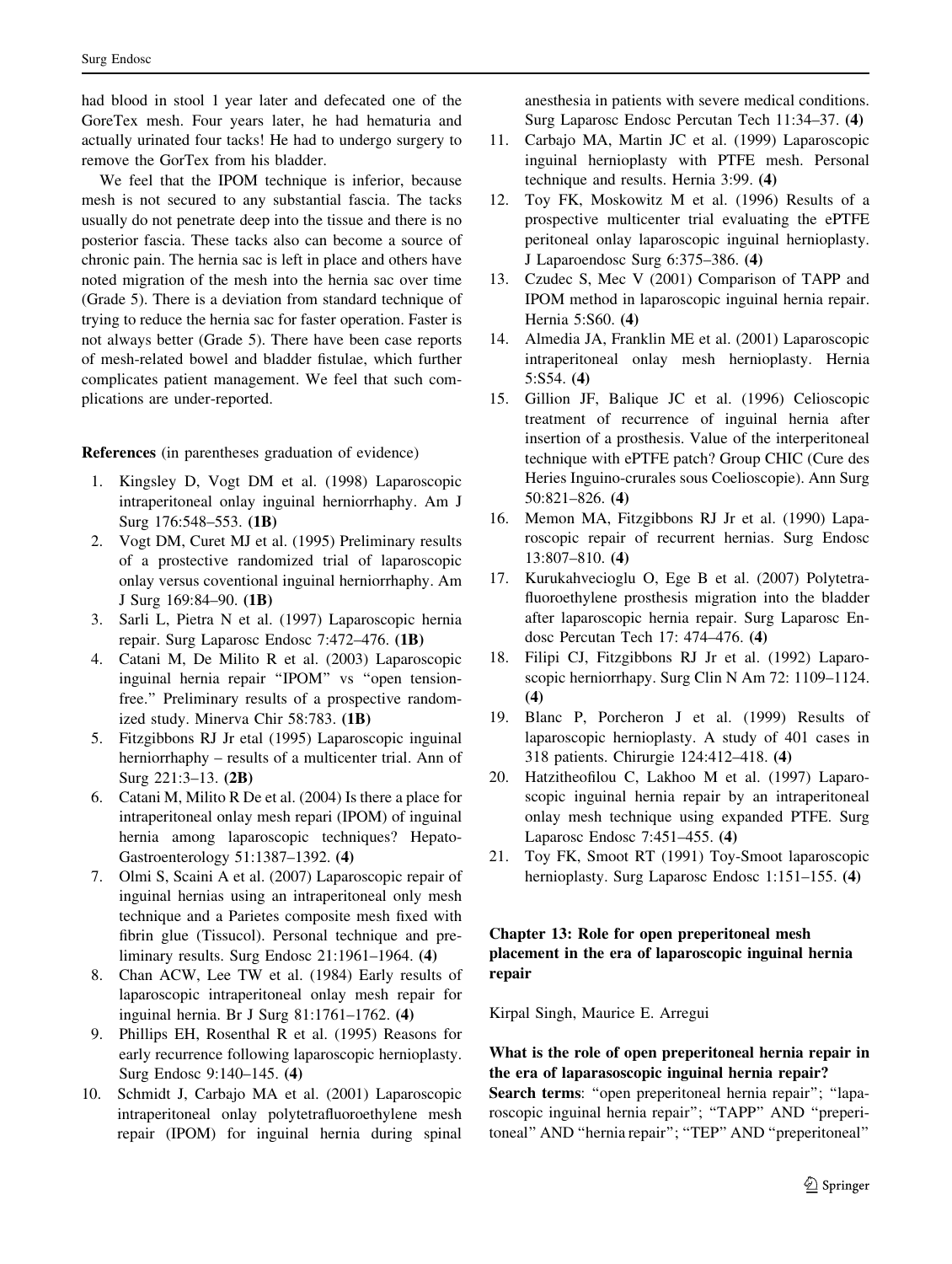had blood in stool 1 year later and defecated one of the GoreTex mesh. Four years later, he had hematuria and actually urinated four tacks! He had to undergo surgery to remove the GorTex from his bladder.

We feel that the IPOM technique is inferior, because mesh is not secured to any substantial fascia. The tacks usually do not penetrate deep into the tissue and there is no posterior fascia. These tacks also can become a source of chronic pain. The hernia sac is left in place and others have noted migration of the mesh into the hernia sac over time (Grade 5). There is a deviation from standard technique of trying to reduce the hernia sac for faster operation. Faster is not always better (Grade 5). There have been case reports of mesh-related bowel and bladder fistulae, which further complicates patient management. We feel that such complications are under-reported.

**References** (in parentheses graduation of evidence)

1. Kingsley D, Vogt DM et al. (1998) Laparoscopic intraperitoneal onlay inguinal herniorrhaphy. Am J Surg 176:548–553. **(1B)**
2. Vogt DM, Curet MJ et al. (1995) Preliminary results of a prostective randomized trial of laparoscopic onlay versus coventional inguinal herniorrhaphy. Am J Surg 169:84–90. **(1B)**
3. Sarli L, Pietra N et al. (1997) Laparoscopic hernia repair. Surg Laparosc Endosc 7:472–476. **(1B)**
4. Catani M, De Milito R et al. (2003) Laparoscopic inguinal hernia repair "IPOM" vs "open tension-free." Preliminary results of a prospective randomized study. Minerva Chir 58:783. **(1B)**
5. Fitzgibbons RJ Jr etal (1995) Laparoscopic inguinal herniorrhaphy – results of a multicenter trial. Ann of Surg 221:3–13. **(2B)**
6. Catani M, Milito R De et al. (2004) Is there a place for intraperitoneal onlay mesh repari (IPOM) of inguinal hernia among laparoscopic techniques? Hepato-Gastroenterology 51:1387–1392. **(4)**
7. Olmi S, Scaini A et al. (2007) Laparoscopic repair of inguinal hernias using an intraperitoneal only mesh technique and a Parietes composite mesh fixed with fibrin glue (Tissucol). Personal technique and preliminary results. Surg Endosc 21:1961–1964. **(4)**
8. Chan ACW, Lee TW et al. (1984) Early results of laparoscopic intraperitoneal onlay mesh repair for inguinal hernia. Br J Surg 81:1761–1762. **(4)**
9. Phillips EH, Rosenthal R et al. (1995) Reasons for early recurrence following laparoscopic hernioplasty. Surg Endosc 9:140–145. **(4)**
10. Schmidt J, Carbajo MA et al. (2001) Laparoscopic intraperitoneal onlay polytetrafluoroethylene mesh repair (IPOM) for inguinal hernia during spinal anesthesia in patients with severe medical conditions. Surg Laparosc Endosc Percutan Tech 11:34–37. **(4)**
11. Carbajo MA, Martin JC et al. (1999) Laparoscopic inguinal hernioplasty with PTFE mesh. Personal technique and results. Hernia 3:99. **(4)**
12. Toy FK, Moskowitz M et al. (1996) Results of a prospective multicenter trial evaluating the ePTFE peritoneal onlay laparoscopic inguinal hernioplasty. J Laparoendosc Surg 6:375–386. **(4)**
13. Czudec S, Mec V (2001) Comparison of TAPP and IPOM method in laparoscopic inguinal hernia repair. Hernia 5:S60. **(4)**
14. Almedia JA, Franklin ME et al. (2001) Laparoscopic intraperitoneal onlay mesh hernioplasty. Hernia 5:S54. **(4)**
15. Gillion JF, Balique JC et al. (1996) Celioscopic treatment of recurrence of inguinal hernia after insertion of a prosthesis. Value of the interperitoneal technique with ePTFE patch? Group CHIC (Cure des Heries Inguino-crurales sous Coelioscopie). Ann Surg 50:821–826. **(4)**
16. Memon MA, Fitzgibbons RJ Jr et al. (1990) Laparoscopic repair of recurrent hernias. Surg Endosc 13:807–810. **(4)**
17. Kurukahvecioglu O, Ege B et al. (2007) Polytetrafluoroethylene prosthesis migration into the bladder after laparoscopic hernia repair. Surg Laparosc Endosc Percutan Tech 17: 474–476. **(4)**
18. Filipi CJ, Fitzgibbons RJ Jr et al. (1992) Laparoscopic herniorrhapy. Surg Clin N Am 72: 1109–1124. **(4)**
19. Blanc P, Porcheron J et al. (1999) Results of laparoscopic hernioplasty. A study of 401 cases in 318 patients. Chirurgie 124:412–418. **(4)**
20. Hatzitheofilou C, Lakhoo M et al. (1997) Laparoscopic inguinal hernia repair by an intraperitoneal onlay mesh technique using expanded PTFE. Surg Laparosc Endosc 7:451–455. **(4)**
21. Toy FK, Smoot RT (1991) Toy-Smoot laparoscopic hernioplasty. Surg Laparosc Endosc 1:151–155. **(4)**

## Chapter 13: Role for open preperitoneal mesh placement in the era of laparoscopic inguinal hernia repair

Kirpal Singh, Maurice E. Arregui

### What is the role of open preperitoneal hernia repair in the era of laparasoscopic inguinal hernia repair?

**Search terms**: "open preperitoneal hernia repair"; "laparoscopic inguinal hernia repair"; "TAPP" AND "preperitoneal" AND "hernia repair"; "TEP" AND "preperitoneal"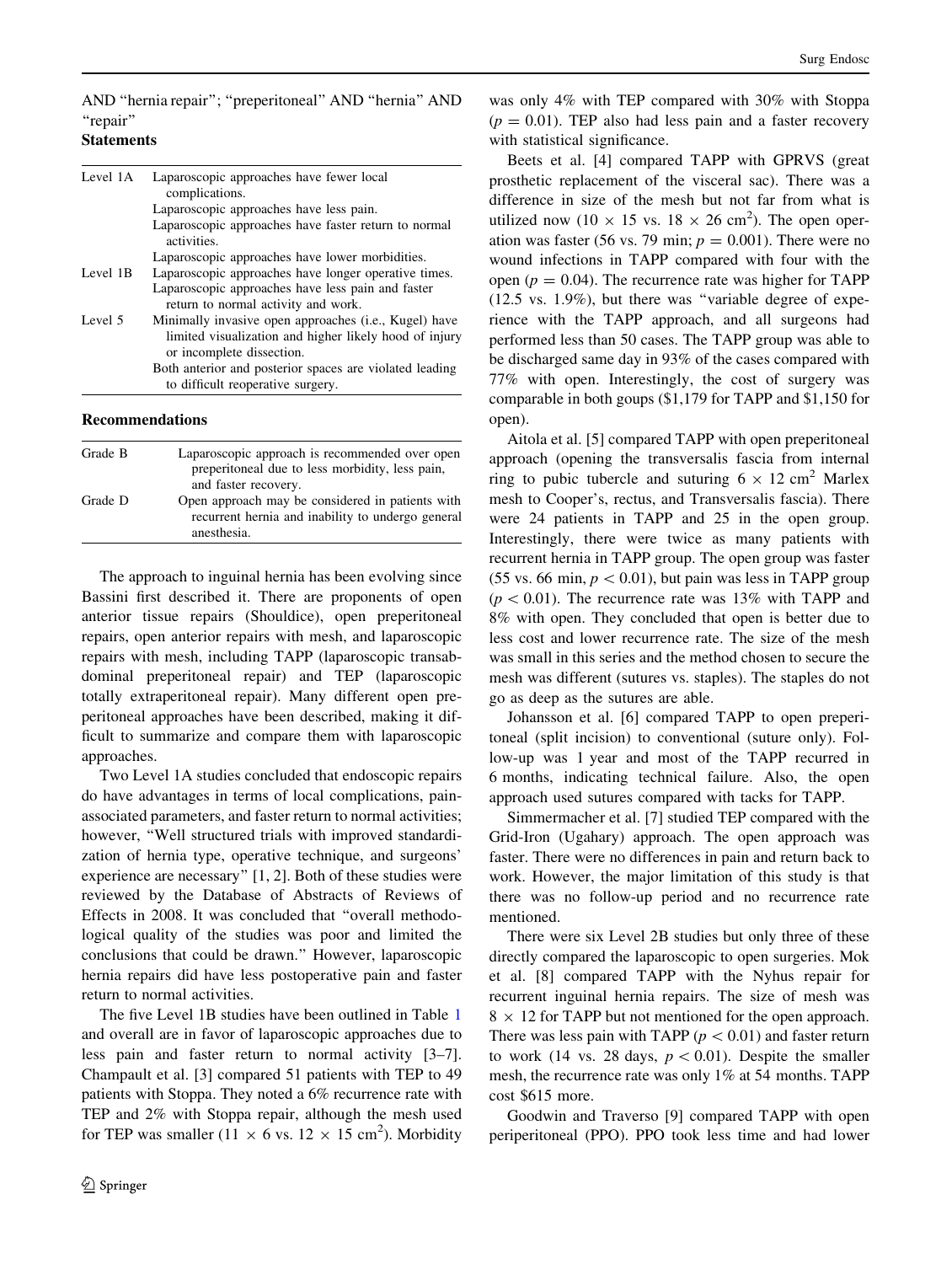AND "hernia repair"; "preperitoneal" AND "hernia" AND "repair"

**Statements**

| | |
|---|---|
| Level 1A | Laparoscopic approaches have fewer local complications. |
| | Laparoscopic approaches have less pain. |
| | Laparoscopic approaches have faster return to normal activities. |
| | Laparoscopic approaches have lower morbidities. |
| Level 1B | Laparoscopic approaches have longer operative times. |
| | Laparoscopic approaches have less pain and faster return to normal activity and work. |
| Level 5 | Minimally invasive open approaches (i.e., Kugel) have limited visualization and higher likely hood of injury or incomplete dissection. |
| | Both anterior and posterior spaces are violated leading to difficult reoperative surgery. |

**Recommendations**

| | |
|---|---|
| Grade B | Laparoscopic approach is recommended over open preperitoneal due to less morbidity, less pain, and faster recovery. |
| Grade D | Open approach may be considered in patients with recurrent hernia and inability to undergo general anesthesia. |

The approach to inguinal hernia has been evolving since Bassini first described it. There are proponents of open anterior tissue repairs (Shouldice), open preperitoneal repairs, open anterior repairs with mesh, and laparoscopic repairs with mesh, including TAPP (laparoscopic transabdominal preperitoneal repair) and TEP (laparoscopic totally extraperitoneal repair). Many different open preperitoneal approaches have been described, making it difficult to summarize and compare them with laparoscopic approaches.

Two Level 1A studies concluded that endoscopic repairs do have advantages in terms of local complications, pain-associated parameters, and faster return to normal activities; however, "Well structured trials with improved standardization of hernia type, operative technique, and surgeons' experience are necessary" [1, 2]. Both of these studies were reviewed by the Database of Abstracts of Reviews of Effects in 2008. It was concluded that "overall methodological quality of the studies was poor and limited the conclusions that could be drawn." However, laparoscopic hernia repairs did have less postoperative pain and faster return to normal activities.

The five Level 1B studies have been outlined in Table 1 and overall are in favor of laparoscopic approaches due to less pain and faster return to normal activity [3–7]. Champault et al. [3] compared 51 patients with TEP to 49 patients with Stoppa. They noted a 6% recurrence rate with TEP and 2% with Stoppa repair, although the mesh used for TEP was smaller ($11 \times 6$ vs. $12 \times 15$ cm$^2$). Morbidity was only 4% with TEP compared with 30% with Stoppa ($p = 0.01$). TEP also had less pain and a faster recovery with statistical significance.

Beets et al. [4] compared TAPP with GPRVS (great prosthetic replacement of the visceral sac). There was a difference in size of the mesh but not far from what is utilized now ($10 \times 15$ vs. $18 \times 26$ cm$^2$). The open operation was faster (56 vs. 79 min; $p = 0.001$). There were no wound infections in TAPP compared with four with the open ($p = 0.04$). The recurrence rate was higher for TAPP (12.5 vs. 1.9%), but there was "variable degree of experience with the TAPP approach, and all surgeons had performed less than 50 cases. The TAPP group was able to be discharged same day in 93% of the cases compared with 77% with open. Interestingly, the cost of surgery was comparable in both goups ($1,179 for TAPP and $1,150 for open).

Aitola et al. [5] compared TAPP with open preperitoneal approach (opening the transversalis fascia from internal ring to pubic tubercle and suturing $6 \times 12$ cm$^2$ Marlex mesh to Cooper's, rectus, and Transversalis fascia). There were 24 patients in TAPP and 25 in the open group. Interestingly, there were twice as many patients with recurrent hernia in TAPP group. The open group was faster (55 vs. 66 min, $p < 0.01$), but pain was less in TAPP group ($p < 0.01$). The recurrence rate was 13% with TAPP and 8% with open. They concluded that open is better due to less cost and lower recurrence rate. The size of the mesh was small in this series and the method chosen to secure the mesh was different (sutures vs. staples). The staples do not go as deep as the sutures are able.

Johansson et al. [6] compared TAPP to open preperitoneal (split incision) to conventional (suture only). Follow-up was 1 year and most of the TAPP recurred in 6 months, indicating technical failure. Also, the open approach used sutures compared with tacks for TAPP.

Simmermacher et al. [7] studied TEP compared with the Grid-Iron (Ugahary) approach. The open approach was faster. There were no differences in pain and return back to work. However, the major limitation of this study is that there was no follow-up period and no recurrence rate mentioned.

There were six Level 2B studies but only three of these directly compared the laparoscopic to open surgeries. Mok et al. [8] compared TAPP with the Nyhus repair for recurrent inguinal hernia repairs. The size of mesh was $8 \times 12$ for TAPP but not mentioned for the open approach. There was less pain with TAPP ($p < 0.01$) and faster return to work (14 vs. 28 days, $p < 0.01$). Despite the smaller mesh, the recurrence rate was only 1% at 54 months. TAPP cost $615 more.

Goodwin and Traverso [9] compared TAPP with open periperitoneal (PPO). PPO took less time and had lower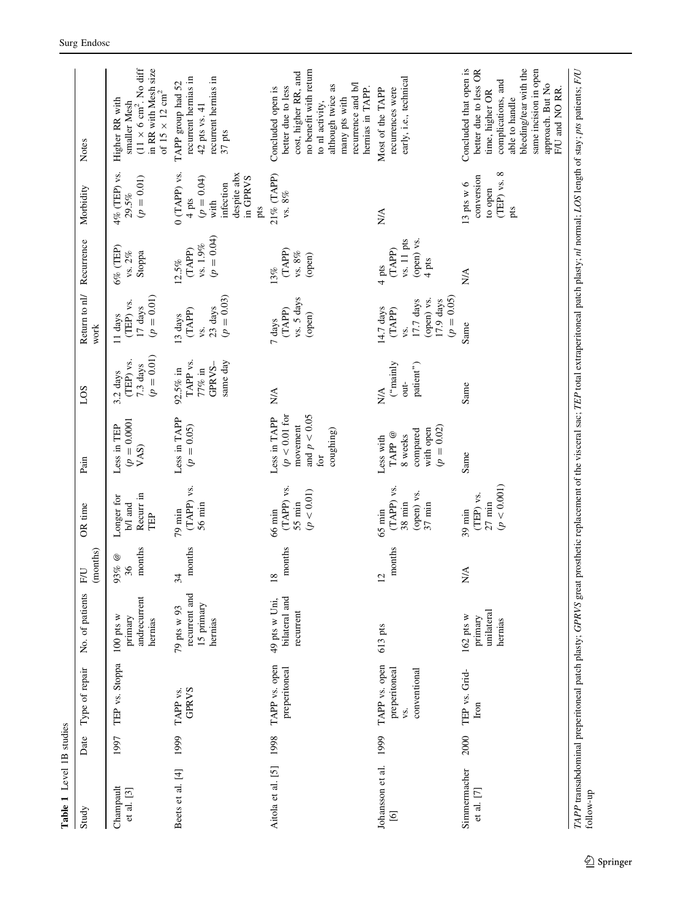**Table 1** Level 1B studies

| Study | Date | Type of repair | No. of patients | F/U (months) | OR time | Pain | LOS | Return to nl/work | Recurrence | Morbidity | Notes |
|---|---|---|---|---|---|---|---|---|---|---|---|
| Champault et al. [3] | 1997 | TEP vs. Stoppa | 100 pts w primary andrecurrent hernias | 93% @ 36 months | Longer for b/l and Recurr in TEP | Less in TEP ($p = 0.0001$ VAS) | 3.2 days (TEP) vs. 7.3 days ($p = 0.01$) | 11 days (TEP) vs. 17 days ($p = 0.01$) | 6% (TEP) vs. 2% Stoppa | 4% (TEP) vs. 29.5% ($p = 0.01$) | Higher RR with smaller Mesh ($11 \times 6$ cm$^2$. No diff in RR with Mesh size of $15 \times 12$ cm$^2$ |
| Beets et al. [4] | 1999 | TAPP vs. GPRVS | 79 pts w 93 recurrent and 15 primary hernias | 34 months | 79 min (TAPP) vs. 56 min | Less in TAPP ($p = 0.05$) | 92.5% in TAPP vs. 77% in GPRVS–same day | 13 days (TAPP) vs. 23 days ($p = 0.03$) | 12.5% (TAPP) vs. 1.9% ($p = 0.04$) | 0 (TAPP) vs. 4 pts ($p = 0.04$) with infection despite abx in GPRVS pts | TAPP group had 52 recurrent hernias in 42 pts vs. 41 recurrent hernias in 37 pts |
| Aitola et al. [5] | 1998 | TAPP vs. open preperitoneal | 49 pts w Uni, bilateral and recurrent | 18 months | 66 min (TAPP) vs. 55 min ($p < 0.01$) | Less in TAPP ($p < 0.01$ for movement and $p < 0.05$ for coughing) | N/A | 7 days (TAPP) vs. 5 days (open) | 13% (TAPP) vs. 8% (open) | 21% (TAPP) vs. 8% | Concluded open is better due to less cost, higher RR, and no benefit with return to nl activity, although twice as many pts with recurrence and b/l hernias in TAPP. |
| Johansson et al. [6] | 1999 | TAPP vs. open preperitoneal vs. conventional | 613 pts | 12 months | 65 min (TAPP) vs. 38 min (open) vs. 37 min | Less with TAPP @ 8 weeks compared with open ($p = 0.02$) | N/A ("mainly out-patient") | 14.7 days (TAPP) vs. 17.7 days (open) vs. 17.9 days ($p = 0.05$) | 4 pts (TAPP) vs. 11 pts (open) vs. 4 pts | N/A | Most of the TAPP recurrences were early, i.e., technical |
| Simmermacher et al. [7] | 2000 | TEP vs. Grid-Iron | 162 pts w primary unilateral hernias | N/A | 39 min (TEP) vs. 27 min ($p < 0.001$) | Same | Same | Same | N/A | 13 pts w 6 conversion to open (TEP) vs. 8 pts | Concluded that open is better due to less OR time, higher OR complications, and able to handle bleeding/tear with the same incision in open approach. But No F/U and NO RR. |

*TAPP* transabdominal preperitoneal patch plasty; *GPRVS* great prosthetic replacement of the visceral sac; *TEP* total extraperitoneal patch plasty; *nl* normal; *LOS* length of stay; *pts* patients; *F/U* follow-up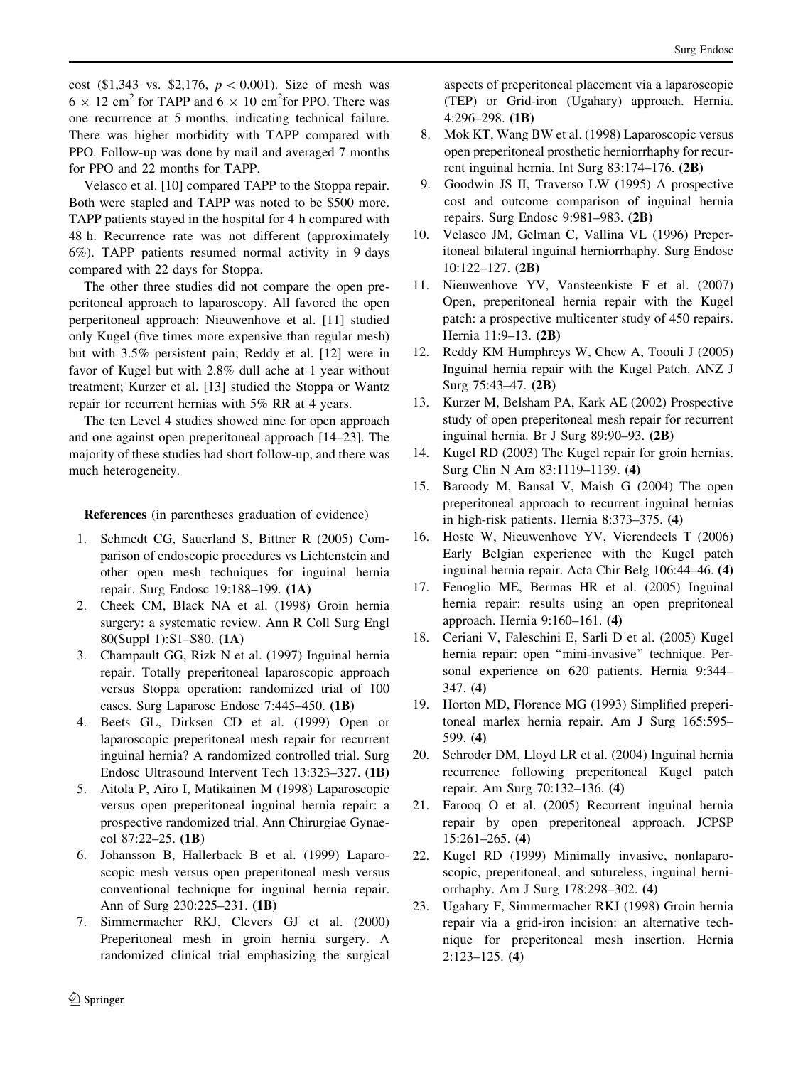cost ($1,343 vs. $2,176, $p < 0.001$). Size of mesh was $6 \times 12$ cm$^2$ for TAPP and $6 \times 10$ cm$^2$for PPO. There was one recurrence at 5 months, indicating technical failure. There was higher morbidity with TAPP compared with PPO. Follow-up was done by mail and averaged 7 months for PPO and 22 months for TAPP.

Velasco et al. [10] compared TAPP to the Stoppa repair. Both were stapled and TAPP was noted to be $500 more. TAPP patients stayed in the hospital for 4 h compared with 48 h. Recurrence rate was not different (approximately 6%). TAPP patients resumed normal activity in 9 days compared with 22 days for Stoppa.

The other three studies did not compare the open preperitoneal approach to laparoscopy. All favored the open perperitoneal approach: Nieuwenhove et al. [11] studied only Kugel (five times more expensive than regular mesh) but with 3.5% persistent pain; Reddy et al. [12] were in favor of Kugel but with 2.8% dull ache at 1 year without treatment; Kurzer et al. [13] studied the Stoppa or Wantz repair for recurrent hernias with 5% RR at 4 years.

The ten Level 4 studies showed nine for open approach and one against open preperitoneal approach [14–23]. The majority of these studies had short follow-up, and there was much heterogeneity.

**References** (in parentheses graduation of evidence)

1. Schmedt CG, Sauerland S, Bittner R (2005) Comparison of endoscopic procedures vs Lichtenstein and other open mesh techniques for inguinal hernia repair. Surg Endosc 19:188–199. **(1A)**
2. Cheek CM, Black NA et al. (1998) Groin hernia surgery: a systematic review. Ann R Coll Surg Engl 80(Suppl 1):S1–S80. **(1A)**
3. Champault GG, Rizk N et al. (1997) Inguinal hernia repair. Totally preperitoneal laparoscopic approach versus Stoppa operation: randomized trial of 100 cases. Surg Laparosc Endosc 7:445–450. **(1B)**
4. Beets GL, Dirksen CD et al. (1999) Open or laparoscopic preperitoneal mesh repair for recurrent inguinal hernia? A randomized controlled trial. Surg Endosc Ultrasound Intervent Tech 13:323–327. **(1B)**
5. Aitola P, Airo I, Matikainen M (1998) Laparoscopic versus open preperitoneal inguinal hernia repair: a prospective randomized trial. Ann Chirurgiae Gynaecol 87:22–25. **(1B)**
6. Johansson B, Hallerback B et al. (1999) Laparoscopic mesh versus open preperitoneal mesh versus conventional technique for inguinal hernia repair. Ann of Surg 230:225–231. **(1B)**
7. Simmermacher RKJ, Clevers GJ et al. (2000) Preperitoneal mesh in groin hernia surgery. A randomized clinical trial emphasizing the surgical aspects of preperitoneal placement via a laparoscopic (TEP) or Grid-iron (Ugahary) approach. Hernia. 4:296–298. **(1B)**
8. Mok KT, Wang BW et al. (1998) Laparoscopic versus open preperitoneal prosthetic herniorrhaphy for recurrent inguinal hernia. Int Surg 83:174–176. **(2B)**
9. Goodwin JS II, Traverso LW (1995) A prospective cost and outcome comparison of inguinal hernia repairs. Surg Endosc 9:981–983. **(2B)**
10. Velasco JM, Gelman C, Vallina VL (1996) Preperitoneal bilateral inguinal herniorrhaphy. Surg Endosc 10:122–127. **(2B)**
11. Nieuwenhove YV, Vansteenkiste F et al. (2007) Open, preperitoneal hernia repair with the Kugel patch: a prospective multicenter study of 450 repairs. Hernia 11:9–13. **(2B)**
12. Reddy KM Humphreys W, Chew A, Toouli J (2005) Inguinal hernia repair with the Kugel Patch. ANZ J Surg 75:43–47. **(2B)**
13. Kurzer M, Belsham PA, Kark AE (2002) Prospective study of open preperitoneal mesh repair for recurrent inguinal hernia. Br J Surg 89:90–93. **(2B)**
14. Kugel RD (2003) The Kugel repair for groin hernias. Surg Clin N Am 83:1119–1139. **(4)**
15. Baroody M, Bansal V, Maish G (2004) The open preperitoneal approach to recurrent inguinal hernias in high-risk patients. Hernia 8:373–375. **(4)**
16. Hoste W, Nieuwenhove YV, Vierendeels T (2006) Early Belgian experience with the Kugel patch inguinal hernia repair. Acta Chir Belg 106:44–46. **(4)**
17. Fenoglio ME, Bermas HR et al. (2005) Inguinal hernia repair: results using an open prepritoneal approach. Hernia 9:160–161. **(4)**
18. Ceriani V, Faleschini E, Sarli D et al. (2005) Kugel hernia repair: open "mini-invasive" technique. Personal experience on 620 patients. Hernia 9:344–347. **(4)**
19. Horton MD, Florence MG (1993) Simplified preperitoneal marlex hernia repair. Am J Surg 165:595–599. **(4)**
20. Schroder DM, Lloyd LR et al. (2004) Inguinal hernia recurrence following preperitoneal Kugel patch repair. Am Surg 70:132–136. **(4)**
21. Farooq O et al. (2005) Recurrent inguinal hernia repair by open preperitoneal approach. JCPSP 15:261–265. **(4)**
22. Kugel RD (1999) Minimally invasive, nonlaparoscopic, preperitoneal, and sutureless, inguinal herniorrhaphy. Am J Surg 178:298–302. **(4)**
23. Ugahary F, Simmermacher RKJ (1998) Groin hernia repair via a grid-iron incision: an alternative technique for preperitoneal mesh insertion. Hernia 2:123–125. **(4)**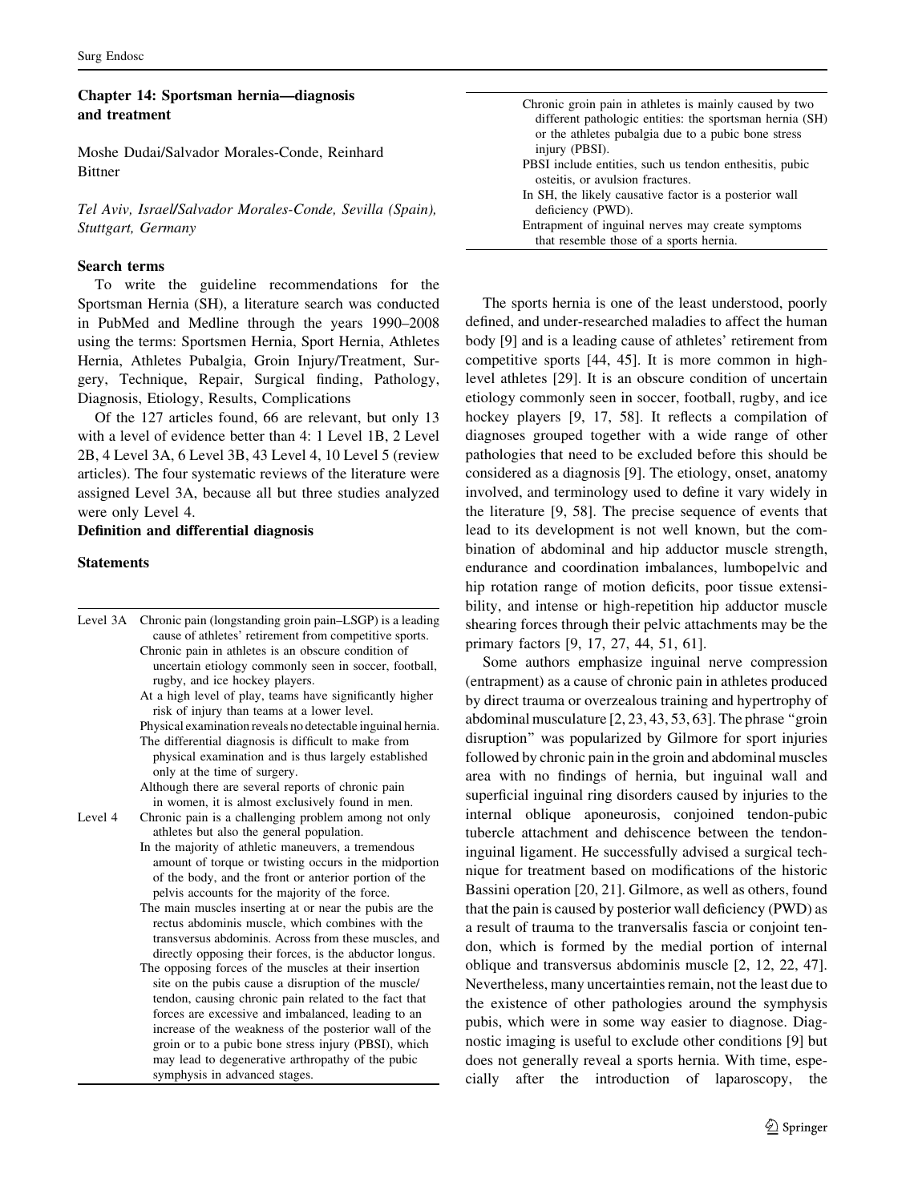## Chapter 14: Sportsman hernia—diagnosis and treatment

Moshe Dudai/Salvador Morales-Conde, Reinhard Bittner

*Tel Aviv, Israel/Salvador Morales-Conde, Sevilla (Spain), Stuttgart, Germany*

### Search terms

To write the guideline recommendations for the Sportsman Hernia (SH), a literature search was conducted in PubMed and Medline through the years 1990–2008 using the terms: Sportsmen Hernia, Sport Hernia, Athletes Hernia, Athletes Pubalgia, Groin Injury/Treatment, Surgery, Technique, Repair, Surgical finding, Pathology, Diagnosis, Etiology, Results, Complications

Of the 127 articles found, 66 are relevant, but only 13 with a level of evidence better than 4: 1 Level 1B, 2 Level 2B, 4 Level 3A, 6 Level 3B, 43 Level 4, 10 Level 5 (review articles). The four systematic reviews of the literature were assigned Level 3A, because all but three studies analyzed were only Level 4.

### Definition and differential diagnosis

#### Statements

| | |
|---|---|
| Level 3A | Chronic pain (longstanding groin pain–LSGP) is a leading cause of athletes' retirement from competitive sports. |
| | Chronic pain in athletes is an obscure condition of uncertain etiology commonly seen in soccer, football, rugby, and ice hockey players. |
| | At a high level of play, teams have significantly higher risk of injury than teams at a lower level. |
| | Physical examination reveals no detectable inguinal hernia. |
| | The differential diagnosis is difficult to make from physical examination and is thus largely established only at the time of surgery. |
| | Although there are several reports of chronic pain in women, it is almost exclusively found in men. |
| Level 4 | Chronic pain is a challenging problem among not only athletes but also the general population. |
| | In the majority of athletic maneuvers, a tremendous amount of torque or twisting occurs in the midportion of the body, and the front or anterior portion of the pelvis accounts for the majority of the force. |
| | The main muscles inserting at or near the pubis are the rectus abdominis muscle, which combines with the transversus abdominis. Across from these muscles, and directly opposing their forces, is the abductor longus. |
| | The opposing forces of the muscles at their insertion site on the pubis cause a disruption of the muscle/tendon, causing chronic pain related to the fact that forces are excessive and imbalanced, leading to an increase of the weakness of the posterior wall of the groin or to a pubic bone stress injury (PBSI), which may lead to degenerative arthropathy of the pubic symphysis in advanced stages. |

| |
|---|
| Chronic groin pain in athletes is mainly caused by two different pathologic entities: the sportsman hernia (SH) or the athletes pubalgia due to a pubic bone stress injury (PBSI). |
| PBSI include entities, such us tendon enthesitis, pubic osteitis, or avulsion fractures. |
| In SH, the likely causative factor is a posterior wall deficiency (PWD). |
| Entrapment of inguinal nerves may create symptoms that resemble those of a sports hernia. |

The sports hernia is one of the least understood, poorly defined, and under-researched maladies to affect the human body [9] and is a leading cause of athletes' retirement from competitive sports [44, 45]. It is more common in high-level athletes [29]. It is an obscure condition of uncertain etiology commonly seen in soccer, football, rugby, and ice hockey players [9, 17, 58]. It reflects a compilation of diagnoses grouped together with a wide range of other pathologies that need to be excluded before this should be considered as a diagnosis [9]. The etiology, onset, anatomy involved, and terminology used to define it vary widely in the literature [9, 58]. The precise sequence of events that lead to its development is not well known, but the combination of abdominal and hip adductor muscle strength, endurance and coordination imbalances, lumbopelvic and hip rotation range of motion deficits, poor tissue extensibility, and intense or high-repetition hip adductor muscle shearing forces through their pelvic attachments may be the primary factors [9, 17, 27, 44, 51, 61].

Some authors emphasize inguinal nerve compression (entrapment) as a cause of chronic pain in athletes produced by direct trauma or overzealous training and hypertrophy of abdominal musculature [2, 23, 43, 53, 63]. The phrase "groin disruption" was popularized by Gilmore for sport injuries followed by chronic pain in the groin and abdominal muscles area with no findings of hernia, but inguinal wall and superficial inguinal ring disorders caused by injuries to the internal oblique aponeurosis, conjoined tendon-pubic tubercle attachment and dehiscence between the tendon-inguinal ligament. He successfully advised a surgical technique for treatment based on modifications of the historic Bassini operation [20, 21]. Gilmore, as well as others, found that the pain is caused by posterior wall deficiency (PWD) as a result of trauma to the tranversalis fascia or conjoint tendon, which is formed by the medial portion of internal oblique and transversus abdominis muscle [2, 12, 22, 47]. Nevertheless, many uncertainties remain, not the least due to the existence of other pathologies around the symphysis pubis, which were in some way easier to diagnose. Diagnostic imaging is useful to exclude other conditions [9] but does not generally reveal a sports hernia. With time, especially after the introduction of laparoscopy, the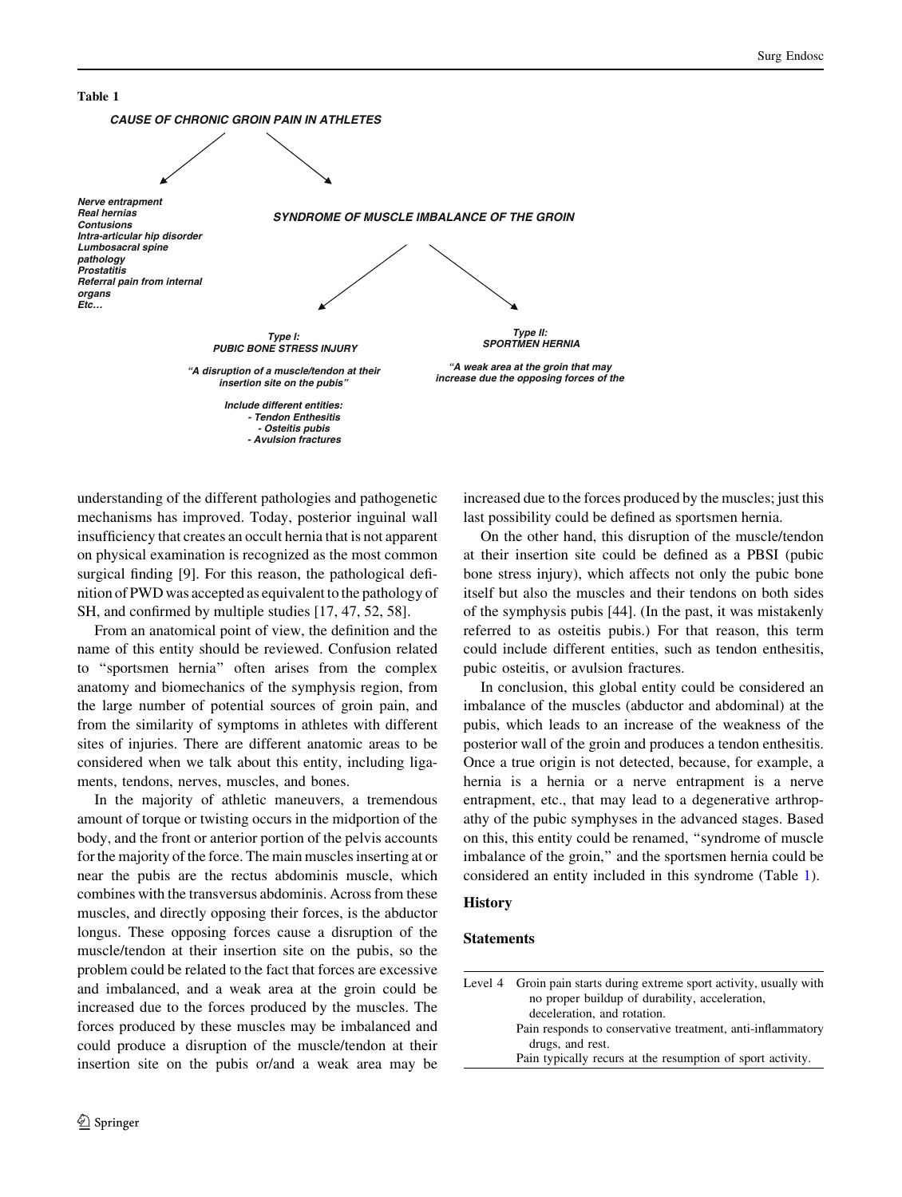**Table 1**

***CAUSE OF CHRONIC GROIN PAIN IN ATHLETES***

***Nerve entrapment***
***Real hernias***
***Contusions***
***Intra-articular hip disorder***
***Lumbosacral spine pathology***
***Prostatitis***
***Referral pain from internal organs***
***Etc…***

***SYNDROME OF MUSCLE IMBALANCE OF THE GROIN***

***Type I:***
***PUBIC BONE STRESS INJURY***

***"A disruption of a muscle/tendon at their insertion site on the pubis"***

***Include different entities:***
***- Tendon Enthesitis***
***- Osteitis pubis***
***- Avulsion fractures***

***Type II:***
***SPORTMEN HERNIA***

***"A weak area at the groin that may increase due the opposing forces of the***

understanding of the different pathologies and pathogenetic mechanisms has improved. Today, posterior inguinal wall insufficiency that creates an occult hernia that is not apparent on physical examination is recognized as the most common surgical finding [9]. For this reason, the pathological definition of PWD was accepted as equivalent to the pathology of SH, and confirmed by multiple studies [17, 47, 52, 58].

From an anatomical point of view, the definition and the name of this entity should be reviewed. Confusion related to "sportsmen hernia" often arises from the complex anatomy and biomechanics of the symphysis region, from the large number of potential sources of groin pain, and from the similarity of symptoms in athletes with different sites of injuries. There are different anatomic areas to be considered when we talk about this entity, including ligaments, tendons, nerves, muscles, and bones.

In the majority of athletic maneuvers, a tremendous amount of torque or twisting occurs in the midportion of the body, and the front or anterior portion of the pelvis accounts for the majority of the force. The main muscles inserting at or near the pubis are the rectus abdominis muscle, which combines with the transversus abdominis. Across from these muscles, and directly opposing their forces, is the abductor longus. These opposing forces cause a disruption of the muscle/tendon at their insertion site on the pubis, so the problem could be related to the fact that forces are excessive and imbalanced, and a weak area at the groin could be increased due to the forces produced by the muscles. The forces produced by these muscles may be imbalanced and could produce a disruption of the muscle/tendon at their insertion site on the pubis or/and a weak area may be increased due to the forces produced by the muscles; just this last possibility could be defined as sportsmen hernia.

On the other hand, this disruption of the muscle/tendon at their insertion site could be defined as a PBSI (pubic bone stress injury), which affects not only the pubic bone itself but also the muscles and their tendons on both sides of the symphysis pubis [44]. (In the past, it was mistakenly referred to as osteitis pubis.) For that reason, this term could include different entities, such as tendon enthesitis, pubic osteitis, or avulsion fractures.

In conclusion, this global entity could be considered an imbalance of the muscles (abductor and abdominal) at the pubis, which leads to an increase of the weakness of the posterior wall of the groin and produces a tendon enthesitis. Once a true origin is not detected, because, for example, a hernia is a hernia or a nerve entrapment is a nerve entrapment, etc., that may lead to a degenerative arthropathy of the pubic symphyses in the advanced stages. Based on this, this entity could be renamed, "syndrome of muscle imbalance of the groin," and the sportsmen hernia could be considered an entity included in this syndrome (Table 1).

## History

### Statements

| | |
|---|---|
| Level 4 | Groin pain starts during extreme sport activity, usually with no proper buildup of durability, acceleration, deceleration, and rotation. |
| | Pain responds to conservative treatment, anti-inflammatory drugs, and rest. |
| | Pain typically recurs at the resumption of sport activity. |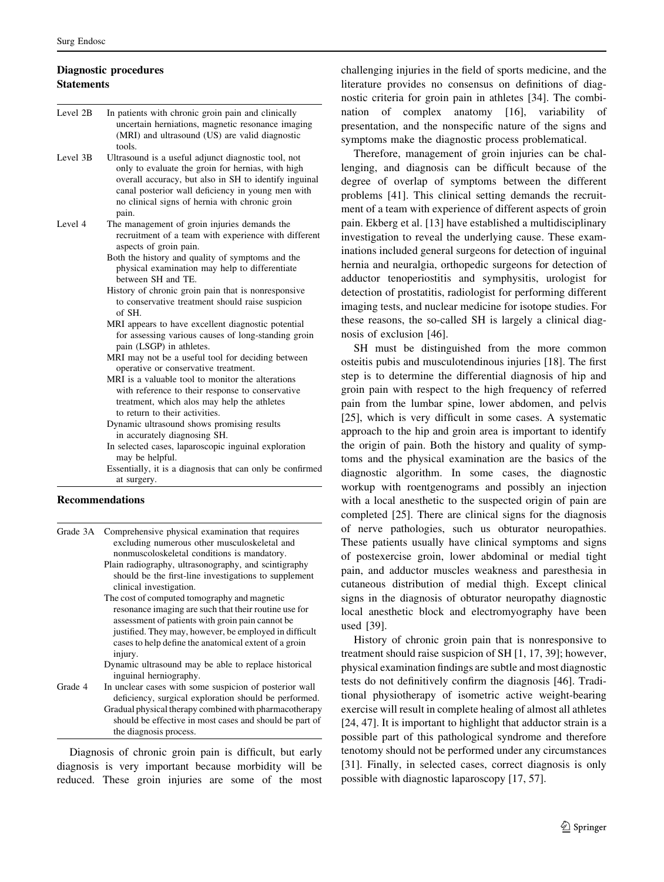## Diagnostic procedures

### Statements

| Level | Statement |
| --- | --- |
| Level 2B | In patients with chronic groin pain and clinically uncertain herniations, magnetic resonance imaging (MRI) and ultrasound (US) are valid diagnostic tools. |
| Level 3B | Ultrasound is a useful adjunct diagnostic tool, not only to evaluate the groin for hernias, with high overall accuracy, but also in SH to identify inguinal canal posterior wall deficiency in young men with no clinical signs of hernia with chronic groin pain. |
| Level 4 | The management of groin injuries demands the recruitment of a team with experience with different aspects of groin pain. |
| | Both the history and quality of symptoms and the physical examination may help to differentiate between SH and TE. |
| | History of chronic groin pain that is nonresponsive to conservative treatment should raise suspicion of SH. |
| | MRI appears to have excellent diagnostic potential for assessing various causes of long-standing groin pain (LSGP) in athletes. |
| | MRI may not be a useful tool for deciding between operative or conservative treatment. |
| | MRI is a valuable tool to monitor the alterations with reference to their response to conservative treatment, which alos may help the athletes to return to their activities. |
| | Dynamic ultrasound shows promising results in accurately diagnosing SH. |
| | In selected cases, laparoscopic inguinal exploration may be helpful. |
| | Essentially, it is a diagnosis that can only be confirmed at surgery. |

### Recommendations

| Grade | Recommendation |
| --- | --- |
| Grade 3A | Comprehensive physical examination that requires excluding numerous other musculoskeletal and nonmuscoloskeletal conditions is mandatory. |
| | Plain radiography, ultrasonography, and scintigraphy should be the first-line investigations to supplement clinical investigation. |
| | The cost of computed tomography and magnetic resonance imaging are such that their routine use for assessment of patients with groin pain cannot be justified. They may, however, be employed in difficult cases to help define the anatomical extent of a groin injury. |
| | Dynamic ultrasound may be able to replace historical inguinal herniography. |
| Grade 4 | In unclear cases with some suspicion of posterior wall deficiency, surgical exploration should be performed. |
| | Gradual physical therapy combined with pharmacotherapy should be effective in most cases and should be part of the diagnosis process. |

Diagnosis of chronic groin pain is difficult, but early diagnosis is very important because morbidity will be reduced. These groin injuries are some of the most challenging injuries in the field of sports medicine, and the literature provides no consensus on definitions of diagnostic criteria for groin pain in athletes [34]. The combination of complex anatomy [16], variability of presentation, and the nonspecific nature of the signs and symptoms make the diagnostic process problematical.

Therefore, management of groin injuries can be challenging, and diagnosis can be difficult because of the degree of overlap of symptoms between the different problems [41]. This clinical setting demands the recruitment of a team with experience of different aspects of groin pain. Ekberg et al. [13] have established a multidisciplinary investigation to reveal the underlying cause. These examinations included general surgeons for detection of inguinal hernia and neuralgia, orthopedic surgeons for detection of adductor tenoperiostitis and symphysitis, urologist for detection of prostatitis, radiologist for performing different imaging tests, and nuclear medicine for isotope studies. For these reasons, the so-called SH is largely a clinical diagnosis of exclusion [46].

SH must be distinguished from the more common osteitis pubis and musculotendinous injuries [18]. The first step is to determine the differential diagnosis of hip and groin pain with respect to the high frequency of referred pain from the lumbar spine, lower abdomen, and pelvis [25], which is very difficult in some cases. A systematic approach to the hip and groin area is important to identify the origin of pain. Both the history and quality of symptoms and the physical examination are the basics of the diagnostic algorithm. In some cases, the diagnostic workup with roentgenograms and possibly an injection with a local anesthetic to the suspected origin of pain are completed [25]. There are clinical signs for the diagnosis of nerve pathologies, such us obturator neuropathies. These patients usually have clinical symptoms and signs of postexercise groin, lower abdominal or medial tight pain, and adductor muscles weakness and paresthesia in cutaneous distribution of medial thigh. Except clinical signs in the diagnosis of obturator neuropathy diagnostic local anesthetic block and electromyography have been used [39].

History of chronic groin pain that is nonresponsive to treatment should raise suspicion of SH [1, 17, 39]; however, physical examination findings are subtle and most diagnostic tests do not definitively confirm the diagnosis [46]. Traditional physiotherapy of isometric active weight-bearing exercise will result in complete healing of almost all athletes [24, 47]. It is important to highlight that adductor strain is a possible part of this pathological syndrome and therefore tenotomy should not be performed under any circumstances [31]. Finally, in selected cases, correct diagnosis is only possible with diagnostic laparoscopy [17, 57].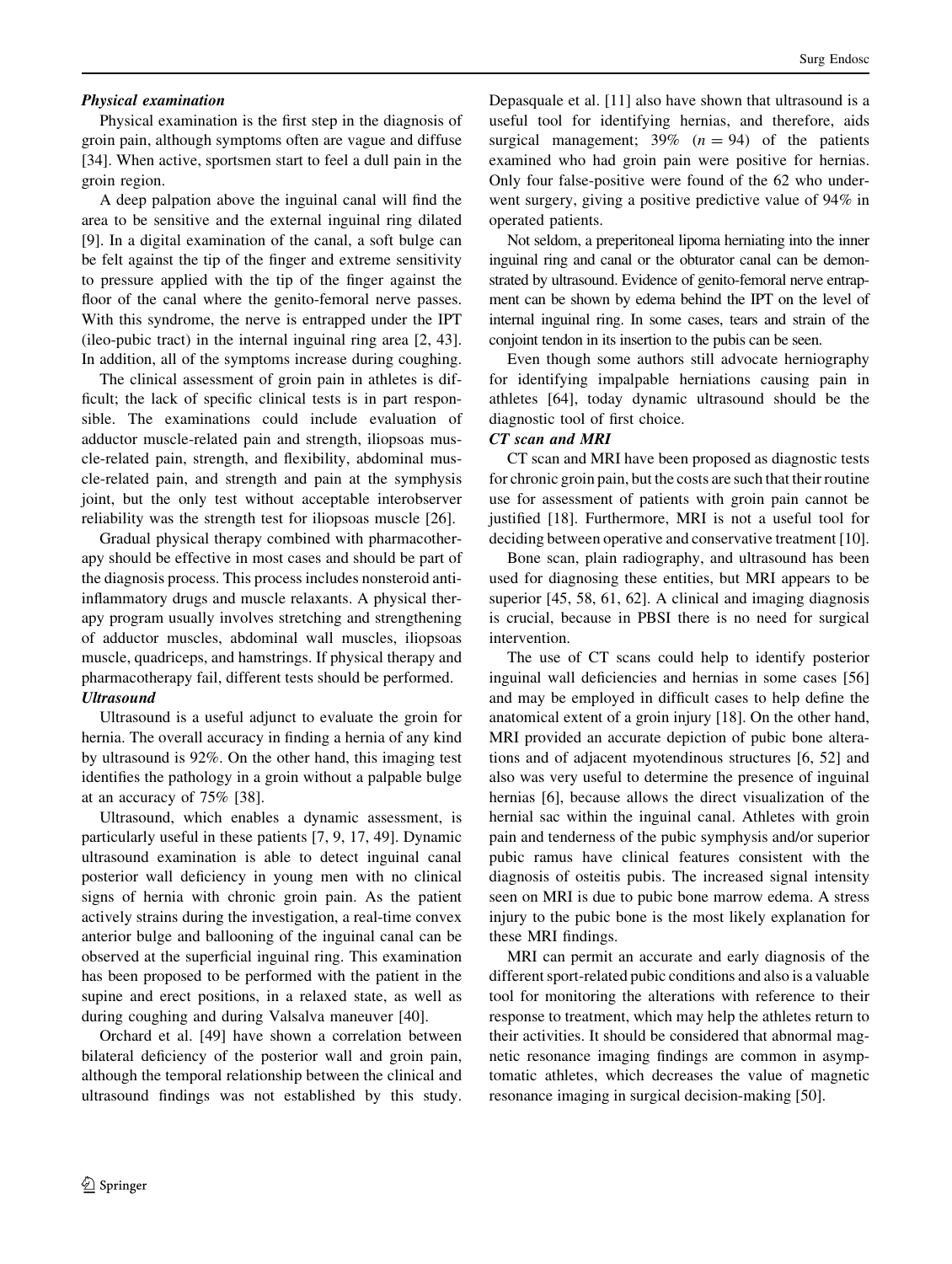***Physical examination***

Physical examination is the first step in the diagnosis of groin pain, although symptoms often are vague and diffuse [34]. When active, sportsmen start to feel a dull pain in the groin region.

A deep palpation above the inguinal canal will find the area to be sensitive and the external inguinal ring dilated [9]. In a digital examination of the canal, a soft bulge can be felt against the tip of the finger and extreme sensitivity to pressure applied with the tip of the finger against the floor of the canal where the genito-femoral nerve passes. With this syndrome, the nerve is entrapped under the IPT (ileo-pubic tract) in the internal inguinal ring area [2, 43]. In addition, all of the symptoms increase during coughing.

The clinical assessment of groin pain in athletes is difficult; the lack of specific clinical tests is in part responsible. The examinations could include evaluation of adductor muscle-related pain and strength, iliopsoas muscle-related pain, strength, and flexibility, abdominal muscle-related pain, and strength and pain at the symphysis joint, but the only test without acceptable interobserver reliability was the strength test for iliopsoas muscle [26].

Gradual physical therapy combined with pharmacotherapy should be effective in most cases and should be part of the diagnosis process. This process includes nonsteroid anti-inflammatory drugs and muscle relaxants. A physical therapy program usually involves stretching and strengthening of adductor muscles, abdominal wall muscles, iliopsoas muscle, quadriceps, and hamstrings. If physical therapy and pharmacotherapy fail, different tests should be performed.

***Ultrasound***

Ultrasound is a useful adjunct to evaluate the groin for hernia. The overall accuracy in finding a hernia of any kind by ultrasound is 92%. On the other hand, this imaging test identifies the pathology in a groin without a palpable bulge at an accuracy of 75% [38].

Ultrasound, which enables a dynamic assessment, is particularly useful in these patients [7, 9, 17, 49]. Dynamic ultrasound examination is able to detect inguinal canal posterior wall deficiency in young men with no clinical signs of hernia with chronic groin pain. As the patient actively strains during the investigation, a real-time convex anterior bulge and ballooning of the inguinal canal can be observed at the superficial inguinal ring. This examination has been proposed to be performed with the patient in the supine and erect positions, in a relaxed state, as well as during coughing and during Valsalva maneuver [40].

Orchard et al. [49] have shown a correlation between bilateral deficiency of the posterior wall and groin pain, although the temporal relationship between the clinical and ultrasound findings was not established by this study. Depasquale et al. [11] also have shown that ultrasound is a useful tool for identifying hernias, and therefore, aids surgical management; 39% ($n = 94$) of the patients examined who had groin pain were positive for hernias. Only four false-positive were found of the 62 who underwent surgery, giving a positive predictive value of 94% in operated patients.

Not seldom, a preperitoneal lipoma herniating into the inner inguinal ring and canal or the obturator canal can be demonstrated by ultrasound. Evidence of genito-femoral nerve entrapment can be shown by edema behind the IPT on the level of internal inguinal ring. In some cases, tears and strain of the conjoint tendon in its insertion to the pubis can be seen.

Even though some authors still advocate herniography for identifying impalpable herniations causing pain in athletes [64], today dynamic ultrasound should be the diagnostic tool of first choice.

***CT scan and MRI***

CT scan and MRI have been proposed as diagnostic tests for chronic groin pain, but the costs are such that their routine use for assessment of patients with groin pain cannot be justified [18]. Furthermore, MRI is not a useful tool for deciding between operative and conservative treatment [10].

Bone scan, plain radiography, and ultrasound has been used for diagnosing these entities, but MRI appears to be superior [45, 58, 61, 62]. A clinical and imaging diagnosis is crucial, because in PBSI there is no need for surgical intervention.

The use of CT scans could help to identify posterior inguinal wall deficiencies and hernias in some cases [56] and may be employed in difficult cases to help define the anatomical extent of a groin injury [18]. On the other hand, MRI provided an accurate depiction of pubic bone alterations and of adjacent myotendinous structures [6, 52] and also was very useful to determine the presence of inguinal hernias [6], because allows the direct visualization of the hernial sac within the inguinal canal. Athletes with groin pain and tenderness of the pubic symphysis and/or superior pubic ramus have clinical features consistent with the diagnosis of osteitis pubis. The increased signal intensity seen on MRI is due to pubic bone marrow edema. A stress injury to the pubic bone is the most likely explanation for these MRI findings.

MRI can permit an accurate and early diagnosis of the different sport-related pubic conditions and also is a valuable tool for monitoring the alterations with reference to their response to treatment, which may help the athletes return to their activities. It should be considered that abnormal magnetic resonance imaging findings are common in asymptomatic athletes, which decreases the value of magnetic resonance imaging in surgical decision-making [50].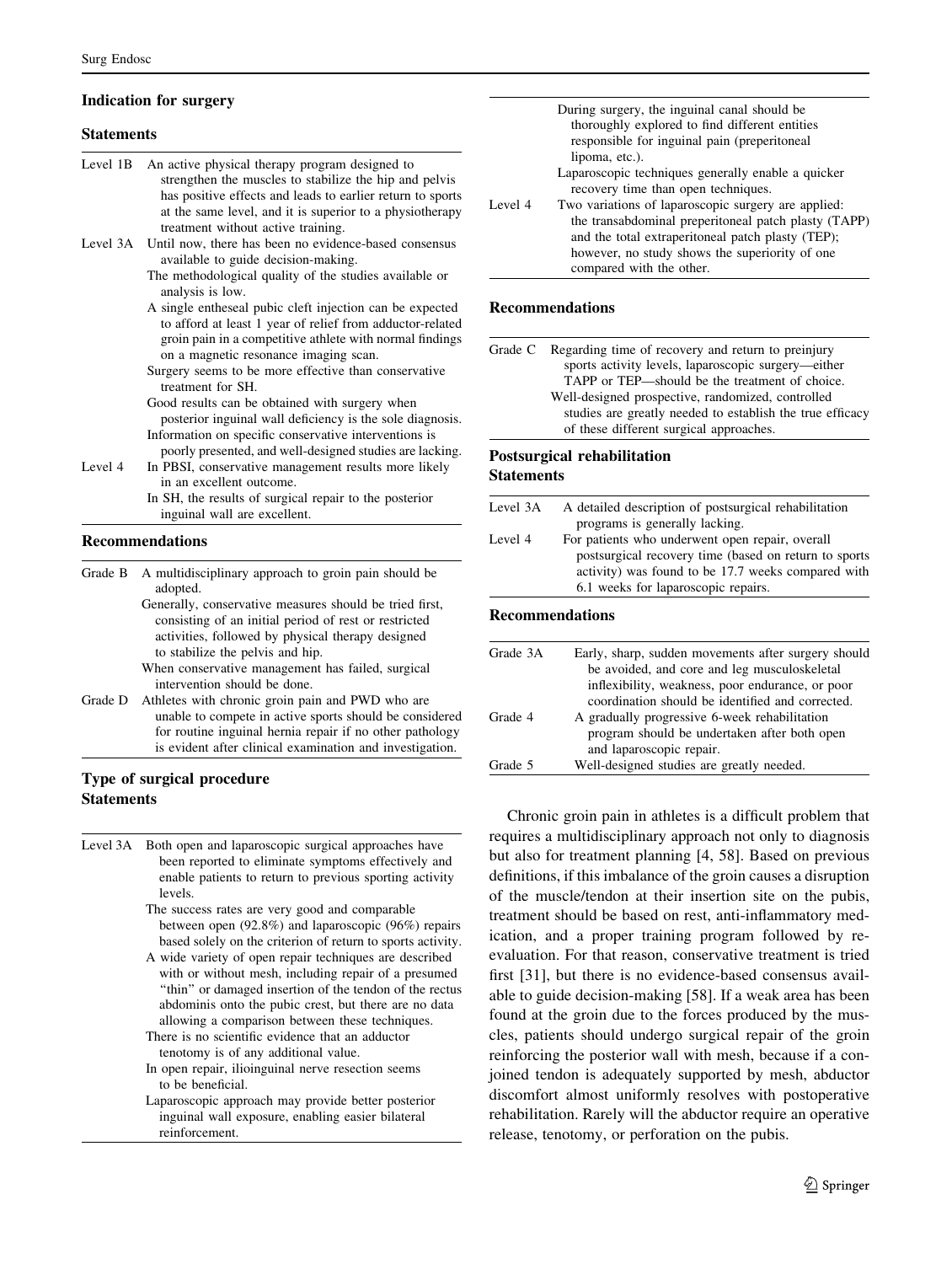### Indication for surgery

#### Statements

| | |
|---|---|
| Level 1B | An active physical therapy program designed to strengthen the muscles to stabilize the hip and pelvis has positive effects and leads to earlier return to sports at the same level, and it is superior to a physiotherapy treatment without active training. |
| Level 3A | Until now, there has been no evidence-based consensus available to guide decision-making. |
| | The methodological quality of the studies available or analysis is low. |
| | A single entheseal pubic cleft injection can be expected to afford at least 1 year of relief from adductor-related groin pain in a competitive athlete with normal findings on a magnetic resonance imaging scan. |
| | Surgery seems to be more effective than conservative treatment for SH. |
| | Good results can be obtained with surgery when posterior inguinal wall deficiency is the sole diagnosis. |
| | Information on specific conservative interventions is poorly presented, and well-designed studies are lacking. |
| Level 4 | In PBSI, conservative management results more likely in an excellent outcome. |
| | In SH, the results of surgical repair to the posterior inguinal wall are excellent. |

#### Recommendations

| | |
|---|---|
| Grade B | A multidisciplinary approach to groin pain should be adopted. |
| | Generally, conservative measures should be tried first, consisting of an initial period of rest or restricted activities, followed by physical therapy designed to stabilize the pelvis and hip. |
| | When conservative management has failed, surgical intervention should be done. |
| Grade D | Athletes with chronic groin pain and PWD who are unable to compete in active sports should be considered for routine inguinal hernia repair if no other pathology is evident after clinical examination and investigation. |

### Type of surgical procedure

#### Statements

| | |
|---|---|
| Level 3A | Both open and laparoscopic surgical approaches have been reported to eliminate symptoms effectively and enable patients to return to previous sporting activity levels. |
| | The success rates are very good and comparable between open (92.8%) and laparoscopic (96%) repairs based solely on the criterion of return to sports activity. |
| | A wide variety of open repair techniques are described with or without mesh, including repair of a presumed "thin" or damaged insertion of the tendon of the rectus abdominis onto the pubic crest, but there are no data allowing a comparison between these techniques. |
| | There is no scientific evidence that an adductor tenotomy is of any additional value. |
| | In open repair, ilioinguinal nerve resection seems to be beneficial. |
| | Laparoscopic approach may provide better posterior inguinal wall exposure, enabling easier bilateral reinforcement. |
| | During surgery, the inguinal canal should be thoroughly explored to find different entities responsible for inguinal pain (preperitoneal lipoma, etc.). |
| | Laparoscopic techniques generally enable a quicker recovery time than open techniques. |
| Level 4 | Two variations of laparoscopic surgery are applied: the transabdominal preperitoneal patch plasty (TAPP) and the total extraperitoneal patch plasty (TEP); however, no study shows the superiority of one compared with the other. |

#### Recommendations

| | |
|---|---|
| Grade C | Regarding time of recovery and return to preinjury sports activity levels, laparoscopic surgery—either TAPP or TEP—should be the treatment of choice. |
| | Well-designed prospective, randomized, controlled studies are greatly needed to establish the true efficacy of these different surgical approaches. |

### Postsurgical rehabilitation

#### Statements

| | |
|---|---|
| Level 3A | A detailed description of postsurgical rehabilitation programs is generally lacking. |
| Level 4 | For patients who underwent open repair, overall postsurgical recovery time (based on return to sports activity) was found to be 17.7 weeks compared with 6.1 weeks for laparoscopic repairs. |

#### Recommendations

| | |
|---|---|
| Grade 3A | Early, sharp, sudden movements after surgery should be avoided, and core and leg musculoskeletal inflexibility, weakness, poor endurance, or poor coordination should be identified and corrected. |
| Grade 4 | A gradually progressive 6-week rehabilitation program should be undertaken after both open and laparoscopic repair. |
| Grade 5 | Well-designed studies are greatly needed. |

Chronic groin pain in athletes is a difficult problem that requires a multidisciplinary approach not only to diagnosis but also for treatment planning [4, 58]. Based on previous definitions, if this imbalance of the groin causes a disruption of the muscle/tendon at their insertion site on the pubis, treatment should be based on rest, anti-inflammatory medication, and a proper training program followed by reevaluation. For that reason, conservative treatment is tried first [31], but there is no evidence-based consensus available to guide decision-making [58]. If a weak area has been found at the groin due to the forces produced by the muscles, patients should undergo surgical repair of the groin reinforcing the posterior wall with mesh, because if a conjoined tendon is adequately supported by mesh, abductor discomfort almost uniformly resolves with postoperative rehabilitation. Rarely will the abductor require an operative release, tenotomy, or perforation on the pubis.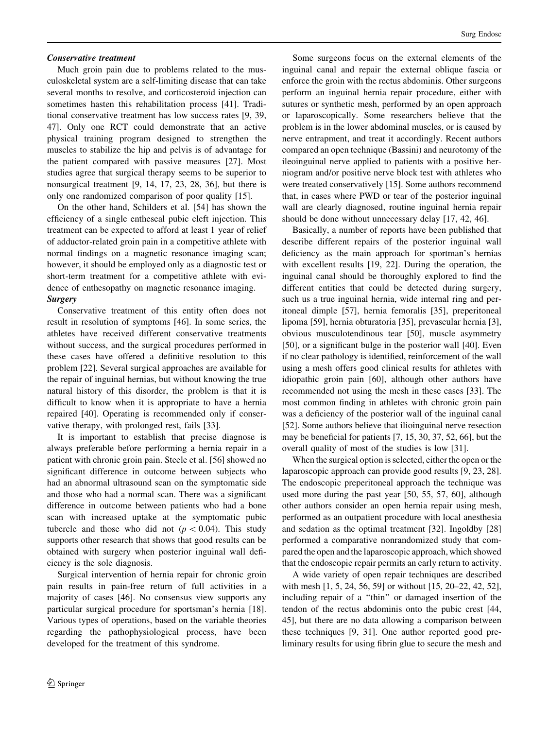***Conservative treatment***

Much groin pain due to problems related to the musculoskeletal system are a self-limiting disease that can take several months to resolve, and corticosteroid injection can sometimes hasten this rehabilitation process [41]. Traditional conservative treatment has low success rates [9, 39, 47]. Only one RCT could demonstrate that an active physical training program designed to strengthen the muscles to stabilize the hip and pelvis is of advantage for the patient compared with passive measures [27]. Most studies agree that surgical therapy seems to be superior to nonsurgical treatment [9, 14, 17, 23, 28, 36], but there is only one randomized comparison of poor quality [15].

On the other hand, Schilders et al. [54] has shown the efficiency of a single entheseal pubic cleft injection. This treatment can be expected to afford at least 1 year of relief of adductor-related groin pain in a competitive athlete with normal findings on a magnetic resonance imaging scan; however, it should be employed only as a diagnostic test or short-term treatment for a competitive athlete with evidence of enthesopathy on magnetic resonance imaging.

***Surgery***

Conservative treatment of this entity often does not result in resolution of symptoms [46]. In some series, the athletes have received different conservative treatments without success, and the surgical procedures performed in these cases have offered a definitive resolution to this problem [22]. Several surgical approaches are available for the repair of inguinal hernias, but without knowing the true natural history of this disorder, the problem is that it is difficult to know when it is appropriate to have a hernia repaired [40]. Operating is recommended only if conservative therapy, with prolonged rest, fails [33].

It is important to establish that precise diagnose is always preferable before performing a hernia repair in a patient with chronic groin pain. Steele et al. [56] showed no significant difference in outcome between subjects who had an abnormal ultrasound scan on the symptomatic side and those who had a normal scan. There was a significant difference in outcome between patients who had a bone scan with increased uptake at the symptomatic pubic tubercle and those who did not ($p < 0.04$). This study supports other research that shows that good results can be obtained with surgery when posterior inguinal wall deficiency is the sole diagnosis.

Surgical intervention of hernia repair for chronic groin pain results in pain-free return of full activities in a majority of cases [46]. No consensus view supports any particular surgical procedure for sportsman's hernia [18]. Various types of operations, based on the variable theories regarding the pathophysiological process, have been developed for the treatment of this syndrome.

Some surgeons focus on the external elements of the inguinal canal and repair the external oblique fascia or enforce the groin with the rectus abdominis. Other surgeons perform an inguinal hernia repair procedure, either with sutures or synthetic mesh, performed by an open approach or laparoscopically. Some researchers believe that the problem is in the lower abdominal muscles, or is caused by nerve entrapment, and treat it accordingly. Recent authors compared an open technique (Bassini) and neurotomy of the ileoinguinal nerve applied to patients with a positive herniogram and/or positive nerve block test with athletes who were treated conservatively [15]. Some authors recommend that, in cases where PWD or tear of the posterior inguinal wall are clearly diagnosed, routine inguinal hernia repair should be done without unnecessary delay [17, 42, 46].

Basically, a number of reports have been published that describe different repairs of the posterior inguinal wall deficiency as the main approach for sportman's hernias with excellent results [19, 22]. During the operation, the inguinal canal should be thoroughly explored to find the different entities that could be detected during surgery, such us a true inguinal hernia, wide internal ring and peritoneal dimple [57], hernia femoralis [35], preperitoneal lipoma [59], hernia obturatoria [35], prevascular hernia [3], obvious musculotendinous tear [50], muscle asymmetry [50], or a significant bulge in the posterior wall [40]. Even if no clear pathology is identified, reinforcement of the wall using a mesh offers good clinical results for athletes with idiopathic groin pain [60], although other authors have recommended not using the mesh in these cases [33]. The most common finding in athletes with chronic groin pain was a deficiency of the posterior wall of the inguinal canal [52]. Some authors believe that ilioinguinal nerve resection may be beneficial for patients [7, 15, 30, 37, 52, 66], but the overall quality of most of the studies is low [31].

When the surgical option is selected, either the open or the laparoscopic approach can provide good results [9, 23, 28]. The endoscopic preperitoneal approach the technique was used more during the past year [50, 55, 57, 60], although other authors consider an open hernia repair using mesh, performed as an outpatient procedure with local anesthesia and sedation as the optimal treatment [32]. Ingoldby [28] performed a comparative nonrandomized study that compared the open and the laparoscopic approach, which showed that the endoscopic repair permits an early return to activity.

A wide variety of open repair techniques are described with mesh [1, 5, 24, 56, 59] or without [15, 20–22, 42, 52], including repair of a "thin" or damaged insertion of the tendon of the rectus abdominis onto the pubic crest [44, 45], but there are no data allowing a comparison between these techniques [9, 31]. One author reported good preliminary results for using fibrin glue to secure the mesh and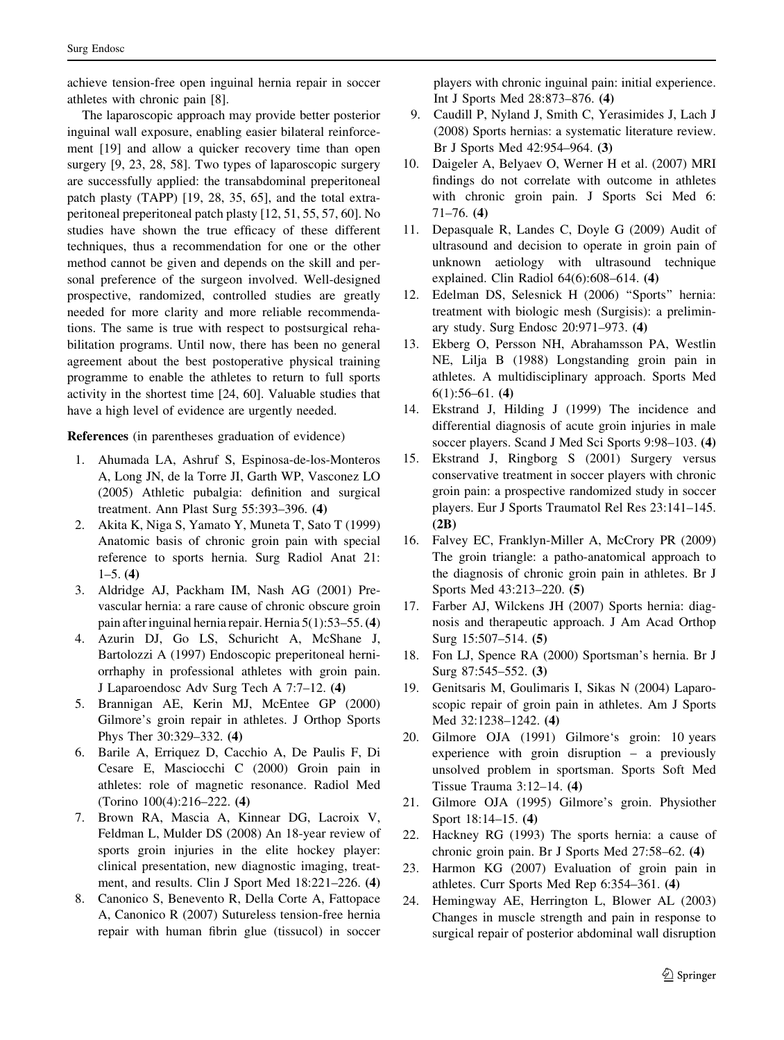achieve tension-free open inguinal hernia repair in soccer athletes with chronic pain [8].

The laparoscopic approach may provide better posterior inguinal wall exposure, enabling easier bilateral reinforcement [19] and allow a quicker recovery time than open surgery [9, 23, 28, 58]. Two types of laparoscopic surgery are successfully applied: the transabdominal preperitoneal patch plasty (TAPP) [19, 28, 35, 65], and the total extraperitoneal preperitoneal patch plasty [12, 51, 55, 57, 60]. No studies have shown the true efficacy of these different techniques, thus a recommendation for one or the other method cannot be given and depends on the skill and personal preference of the surgeon involved. Well-designed prospective, randomized, controlled studies are greatly needed for more clarity and more reliable recommendations. The same is true with respect to postsurgical rehabilitation programs. Until now, there has been no general agreement about the best postoperative physical training programme to enable the athletes to return to full sports activity in the shortest time [24, 60]. Valuable studies that have a high level of evidence are urgently needed.

**References** (in parentheses graduation of evidence)

1. Ahumada LA, Ashruf S, Espinosa-de-los-Monteros A, Long JN, de la Torre JI, Garth WP, Vasconez LO (2005) Athletic pubalgia: definition and surgical treatment. Ann Plast Surg 55:393–396. **(4)**
2. Akita K, Niga S, Yamato Y, Muneta T, Sato T (1999) Anatomic basis of chronic groin pain with special reference to sports hernia. Surg Radiol Anat 21: 1–5. **(4)**
3. Aldridge AJ, Packham IM, Nash AG (2001) Prevascular hernia: a rare cause of chronic obscure groin pain after inguinal hernia repair. Hernia 5(1):53–55. **(4)**
4. Azurin DJ, Go LS, Schuricht A, McShane J, Bartolozzi A (1997) Endoscopic preperitoneal herniorrhaphy in professional athletes with groin pain. J Laparoendosc Adv Surg Tech A 7:7–12. **(4)**
5. Brannigan AE, Kerin MJ, McEntee GP (2000) Gilmore's groin repair in athletes. J Orthop Sports Phys Ther 30:329–332. **(4)**
6. Barile A, Erriquez D, Cacchio A, De Paulis F, Di Cesare E, Masciocchi C (2000) Groin pain in athletes: role of magnetic resonance. Radiol Med (Torino 100(4):216–222. **(4)**
7. Brown RA, Mascia A, Kinnear DG, Lacroix V, Feldman L, Mulder DS (2008) An 18-year review of sports groin injuries in the elite hockey player: clinical presentation, new diagnostic imaging, treatment, and results. Clin J Sport Med 18:221–226. **(4)**
8. Canonico S, Benevento R, Della Corte A, Fattopace A, Canonico R (2007) Sutureless tension-free hernia repair with human fibrin glue (tissucol) in soccer players with chronic inguinal pain: initial experience. Int J Sports Med 28:873–876. **(4)**
9. Caudill P, Nyland J, Smith C, Yerasimides J, Lach J (2008) Sports hernias: a systematic literature review. Br J Sports Med 42:954–964. **(3)**
10. Daigeler A, Belyaev O, Werner H et al. (2007) MRI findings do not correlate with outcome in athletes with chronic groin pain. J Sports Sci Med 6: 71–76. **(4)**
11. Depasquale R, Landes C, Doyle G (2009) Audit of ultrasound and decision to operate in groin pain of unknown aetiology with ultrasound technique explained. Clin Radiol 64(6):608–614. **(4)**
12. Edelman DS, Selesnick H (2006) "Sports" hernia: treatment with biologic mesh (Surgisis): a preliminary study. Surg Endosc 20:971–973. **(4)**
13. Ekberg O, Persson NH, Abrahamsson PA, Westlin NE, Lilja B (1988) Longstanding groin pain in athletes. A multidisciplinary approach. Sports Med 6(1):56–61. **(4)**
14. Ekstrand J, Hilding J (1999) The incidence and differential diagnosis of acute groin injuries in male soccer players. Scand J Med Sci Sports 9:98–103. **(4)**
15. Ekstrand J, Ringborg S (2001) Surgery versus conservative treatment in soccer players with chronic groin pain: a prospective randomized study in soccer players. Eur J Sports Traumatol Rel Res 23:141–145. **(2B)**
16. Falvey EC, Franklyn-Miller A, McCrory PR (2009) The groin triangle: a patho-anatomical approach to the diagnosis of chronic groin pain in athletes. Br J Sports Med 43:213–220. **(5)**
17. Farber AJ, Wilckens JH (2007) Sports hernia: diagnosis and therapeutic approach. J Am Acad Orthop Surg 15:507–514. **(5)**
18. Fon LJ, Spence RA (2000) Sportsman's hernia. Br J Surg 87:545–552. **(3)**
19. Genitsaris M, Goulimaris I, Sikas N (2004) Laparoscopic repair of groin pain in athletes. Am J Sports Med 32:1238–1242. **(4)**
20. Gilmore OJA (1991) Gilmore's groin: 10 years experience with groin disruption – a previously unsolved problem in sportsman. Sports Soft Med Tissue Trauma 3:12–14. **(4)**
21. Gilmore OJA (1995) Gilmore's groin. Physiother Sport 18:14–15. **(4)**
22. Hackney RG (1993) The sports hernia: a cause of chronic groin pain. Br J Sports Med 27:58–62. **(4)**
23. Harmon KG (2007) Evaluation of groin pain in athletes. Curr Sports Med Rep 6:354–361. **(4)**
24. Hemingway AE, Herrington L, Blower AL (2003) Changes in muscle strength and pain in response to surgical repair of posterior abdominal wall disruption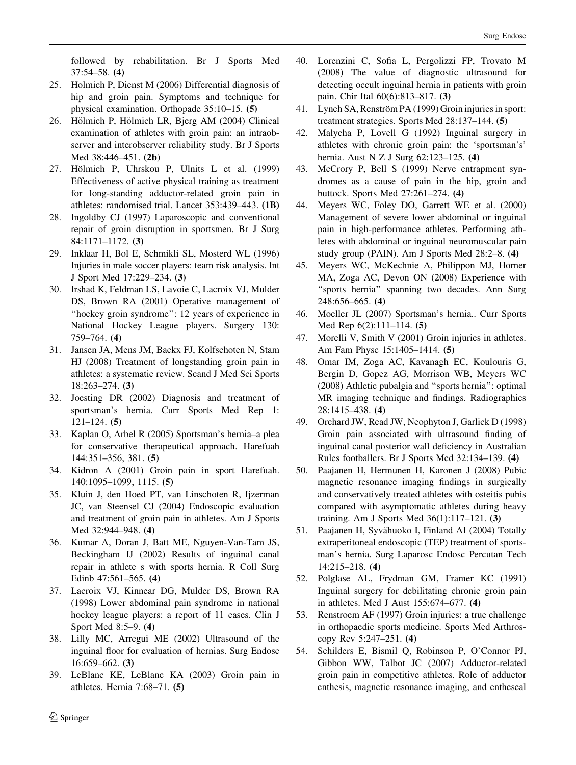followed by rehabilitation. Br J Sports Med 37:54–58. **(4)**

25. Holmich P, Dienst M (2006) Differential diagnosis of hip and groin pain. Symptoms and technique for physical examination. Orthopade 35:10–15. **(5)**
26. Hölmich P, Hölmich LR, Bjerg AM (2004) Clinical examination of athletes with groin pain: an intraobserver and interobserver reliability study. Br J Sports Med 38:446–451. **(2b)**
27. Hölmich P, Uhrskou P, Ulnits L et al. (1999) Effectiveness of active physical training as treatment for long-standing adductor-related groin pain in athletes: randomised trial. Lancet 353:439–443. **(1B)**
28. Ingoldby CJ (1997) Laparoscopic and conventional repair of groin disruption in sportsmen. Br J Surg 84:1171–1172. **(3)**
29. Inklaar H, Bol E, Schmikli SL, Mosterd WL (1996) Injuries in male soccer players: team risk analysis. Int J Sport Med 17:229–234. **(3)**
30. Irshad K, Feldman LS, Lavoie C, Lacroix VJ, Mulder DS, Brown RA (2001) Operative management of "hockey groin syndrome": 12 years of experience in National Hockey League players. Surgery 130: 759–764. **(4)**
31. Jansen JA, Mens JM, Backx FJ, Kolfschoten N, Stam HJ (2008) Treatment of longstanding groin pain in athletes: a systematic review. Scand J Med Sci Sports 18:263–274. **(3)**
32. Joesting DR (2002) Diagnosis and treatment of sportsman's hernia. Curr Sports Med Rep 1: 121–124. **(5)**
33. Kaplan O, Arbel R (2005) Sportsman's hernia–a plea for conservative therapeutical approach. Harefuah 144:351–356, 381. **(5)**
34. Kidron A (2001) Groin pain in sport Harefuah. 140:1095–1099, 1115. **(5)**
35. Kluin J, den Hoed PT, van Linschoten R, Ijzerman JC, van Steensel CJ (2004) Endoscopic evaluation and treatment of groin pain in athletes. Am J Sports Med 32:944–948. **(4)**
36. Kumar A, Doran J, Batt ME, Nguyen-Van-Tam JS, Beckingham IJ (2002) Results of inguinal canal repair in athlete s with sports hernia. R Coll Surg Edinb 47:561–565. **(4)**
37. Lacroix VJ, Kinnear DG, Mulder DS, Brown RA (1998) Lower abdominal pain syndrome in national hockey league players: a report of 11 cases. Clin J Sport Med 8:5–9. **(4)**
38. Lilly MC, Arregui ME (2002) Ultrasound of the inguinal floor for evaluation of hernias. Surg Endosc 16:659–662. **(3)**
39. LeBlanc KE, LeBlanc KA (2003) Groin pain in athletes. Hernia 7:68–71. **(5)**
40. Lorenzini C, Sofia L, Pergolizzi FP, Trovato M (2008) The value of diagnostic ultrasound for detecting occult inguinal hernia in patients with groin pain. Chir Ital 60(6):813–817. **(3)**
41. Lynch SA, Renström PA (1999) Groin injuries in sport: treatment strategies. Sports Med 28:137–144. **(5)**
42. Malycha P, Lovell G (1992) Inguinal surgery in athletes with chronic groin pain: the 'sportsman's' hernia. Aust N Z J Surg 62:123–125. **(4)**
43. McCrory P, Bell S (1999) Nerve entrapment syndromes as a cause of pain in the hip, groin and buttock. Sports Med 27:261–274. **(4)**
44. Meyers WC, Foley DO, Garrett WE et al. (2000) Management of severe lower abdominal or inguinal pain in high-performance athletes. Performing athletes with abdominal or inguinal neuromuscular pain study group (PAIN). Am J Sports Med 28:2–8. **(4)**
45. Meyers WC, McKechnie A, Philippon MJ, Horner MA, Zoga AC, Devon ON (2008) Experience with "sports hernia" spanning two decades. Ann Surg 248:656–665. **(4)**
46. Moeller JL (2007) Sportsman's hernia.. Curr Sports Med Rep 6(2):111–114. **(5)**
47. Morelli V, Smith V (2001) Groin injuries in athletes. Am Fam Physc 15:1405–1414. **(5)**
48. Omar IM, Zoga AC, Kavanagh EC, Koulouris G, Bergin D, Gopez AG, Morrison WB, Meyers WC (2008) Athletic pubalgia and "sports hernia": optimal MR imaging technique and findings. Radiographics 28:1415–438. **(4)**
49. Orchard JW, Read JW, Neophyton J, Garlick D (1998) Groin pain associated with ultrasound finding of inguinal canal posterior wall deficiency in Australian Rules footballers. Br J Sports Med 32:134–139. **(4)**
50. Paajanen H, Hermunen H, Karonen J (2008) Pubic magnetic resonance imaging findings in surgically and conservatively treated athletes with osteitis pubis compared with asymptomatic athletes during heavy training. Am J Sports Med 36(1):117–121. **(3)**
51. Paajanen H, Syvähuoko I, Finland AI (2004) Totally extraperitoneal endoscopic (TEP) treatment of sportsman's hernia. Surg Laparosc Endosc Percutan Tech 14:215–218. **(4)**
52. Polglase AL, Frydman GM, Framer KC (1991) Inguinal surgery for debilitating chronic groin pain in athletes. Med J Aust 155:674–677. **(4)**
53. Renstroem AF (1997) Groin injuries: a true challenge in orthopaedic sports medicine. Sports Med Arthroscopy Rev 5:247–251. **(4)**
54. Schilders E, Bismil Q, Robinson P, O'Connor PJ, Gibbon WW, Talbot JC (2007) Adductor-related groin pain in competitive athletes. Role of adductor enthesis, magnetic resonance imaging, and entheseal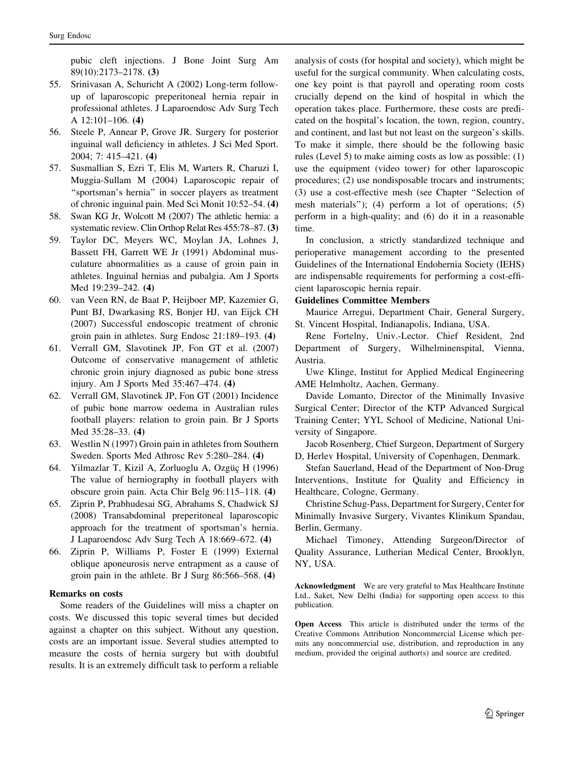pubic cleft injections. J Bone Joint Surg Am 89(10):2173–2178. **(3)**

55. Srinivasan A, Schuricht A (2002) Long-term follow-up of laparoscopic preperitoneal hernia repair in professional athletes. J Laparoendosc Adv Surg Tech A 12:101–106. **(4)**
56. Steele P, Annear P, Grove JR. Surgery for posterior inguinal wall deficiency in athletes. J Sci Med Sport. 2004; 7: 415–421. **(4)**
57. Susmallian S, Ezri T, Elis M, Warters R, Charuzi I, Muggia-Sullam M (2004) Laparoscopic repair of "sportsman's hernia" in soccer players as treatment of chronic inguinal pain. Med Sci Monit 10:52–54. **(4)**
58. Swan KG Jr, Wolcott M (2007) The athletic hernia: a systematic review. Clin Orthop Relat Res 455:78–87. **(3)**
59. Taylor DC, Meyers WC, Moylan JA, Lohnes J, Bassett FH, Garrett WE Jr (1991) Abdominal musculature abnormalities as a cause of groin pain in athletes. Inguinal hernias and pubalgia. Am J Sports Med 19:239–242. **(4)**
60. van Veen RN, de Baat P, Heijboer MP, Kazemier G, Punt BJ, Dwarkasing RS, Bonjer HJ, van Eijck CH (2007) Successful endoscopic treatment of chronic groin pain in athletes. Surg Endosc 21:189–193. **(4)**
61. Verrall GM, Slavotinek JP, Fon GT et al. (2007) Outcome of conservative management of athletic chronic groin injury diagnosed as pubic bone stress injury. Am J Sports Med 35:467–474. **(4)**
62. Verrall GM, Slavotinek JP, Fon GT (2001) Incidence of pubic bone marrow oedema in Australian rules football players: relation to groin pain. Br J Sports Med 35:28–33. **(4)**
63. Westlin N (1997) Groin pain in athletes from Southern Sweden. Sports Med Athrosc Rev 5:280–284. **(4)**
64. Yilmazlar T, Kizil A, Zorluoglu A, Ozgüç H (1996) The value of herniography in football players with obscure groin pain. Acta Chir Belg 96:115–118. **(4)**
65. Ziprin P, Prabhudesai SG, Abrahams S, Chadwick SJ (2008) Transabdominal preperitoneal laparoscopic approach for the treatment of sportsman's hernia. J Laparoendosc Adv Surg Tech A 18:669–672. **(4)**
66. Ziprin P, Williams P, Foster E (1999) External oblique aponeurosis nerve entrapment as a cause of groin pain in the athlete. Br J Surg 86:566–568. **(4)**

### Remarks on costs

Some readers of the Guidelines will miss a chapter on costs. We discussed this topic several times but decided against a chapter on this subject. Without any question, costs are an important issue. Several studies attempted to measure the costs of hernia surgery but with doubtful results. It is an extremely difficult task to perform a reliable analysis of costs (for hospital and society), which might be useful for the surgical community. When calculating costs, one key point is that payroll and operating room costs crucially depend on the kind of hospital in which the operation takes place. Furthermore, these costs are predicated on the hospital's location, the town, region, country, and continent, and last but not least on the surgeon's skills. To make it simple, there should be the following basic rules (Level 5) to make aiming costs as low as possible: (1) use the equipment (video tower) for other laparoscopic procedures; (2) use nondisposable trocars and instruments; (3) use a cost-effective mesh (see Chapter "Selection of mesh materials"); (4) perform a lot of operations; (5) perform in a high-quality; and (6) do it in a reasonable time.

In conclusion, a strictly standardized technique and perioperative management according to the presented Guidelines of the International Endohernia Society (IEHS) are indispensable requirements for performing a cost-efficient laparoscopic hernia repair.

### Guidelines Committee Members

Maurice Arregui, Department Chair, General Surgery, St. Vincent Hospital, Indianapolis, Indiana, USA.

Rene Fortelny, Univ.-Lector. Chief Resident, 2nd Department of Surgery, Wilhelminenspital, Vienna, Austria.

Uwe Klinge, Institut for Applied Medical Engineering AME Helmholtz, Aachen, Germany.

Davide Lomanto, Director of the Minimally Invasive Surgical Center; Director of the KTP Advanced Surgical Training Center; YYL School of Medicine, National University of Singapore.

Jacob Rosenberg, Chief Surgeon, Department of Surgery D, Herlev Hospital, University of Copenhagen, Denmark.

Stefan Sauerland, Head of the Department of Non-Drug Interventions, Institute for Quality and Efficiency in Healthcare, Cologne, Germany.

Christine Schug-Pass, Department for Surgery, Center for Minimally Invasive Surgery, Vivantes Klinikum Spandau, Berlin, Germany.

Michael Timoney, Attending Surgeon/Director of Quality Assurance, Lutherian Medical Center, Brooklyn, NY, USA.

**Acknowledgment** We are very grateful to Max Healthcare Institute Ltd., Saket, New Delhi (India) for supporting open access to this publication.

**Open Access** This article is distributed under the terms of the Creative Commons Attribution Noncommercial License which permits any noncommercial use, distribution, and reproduction in any medium, provided the original author(s) and source are credited.